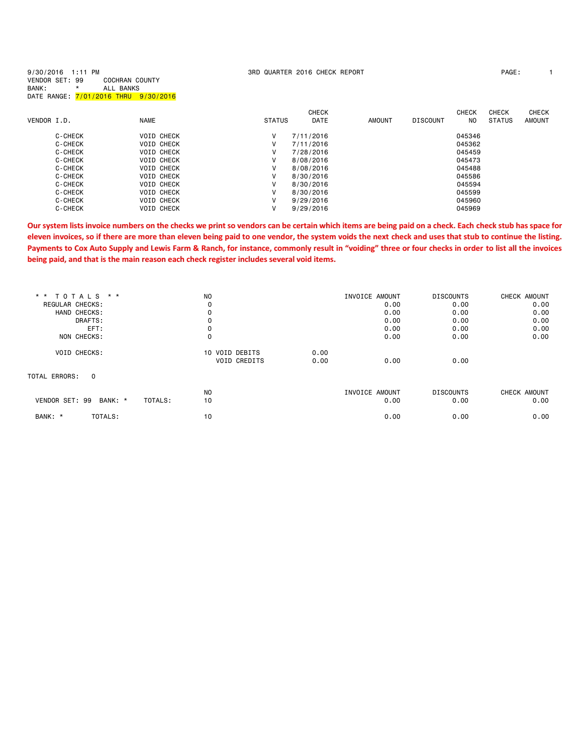9/30/2016 1:11 PM

3RD QUARTER 2016 CHECK REPORT

VENDOR SET: 99 COCHRAN COUNTY
BANK: * ALL BANKS
DATE RANGE: 7/01/2016 THRU 9/30/2016

| VENDOR I.D. | NAME | STATUS | CHECK DATE | AMOUNT | DISCOUNT | CHECK NO | CHECK STATUS | CHECK AMOUNT |
|---|---|---|---|---|---|---|---|---|
| C-CHECK | VOID CHECK | V | 7/11/2016 | | | 045346 | | |
| C-CHECK | VOID CHECK | V | 7/11/2016 | | | 045362 | | |
| C-CHECK | VOID CHECK | V | 7/28/2016 | | | 045459 | | |
| C-CHECK | VOID CHECK | V | 8/08/2016 | | | 045473 | | |
| C-CHECK | VOID CHECK | V | 8/08/2016 | | | 045488 | | |
| C-CHECK | VOID CHECK | V | 8/30/2016 | | | 045586 | | |
| C-CHECK | VOID CHECK | V | 8/30/2016 | | | 045594 | | |
| C-CHECK | VOID CHECK | V | 8/30/2016 | | | 045599 | | |
| C-CHECK | VOID CHECK | V | 9/29/2016 | | | 045960 | | |
| C-CHECK | VOID CHECK | V | 9/29/2016 | | | 045969 | | |

**Our system lists invoice numbers on the checks we print so vendors can be certain which items are being paid on a check. Each check stub has space for eleven invoices, so if there are more than eleven being paid to one vendor, the system voids the next check and uses that stub to continue the listing. Payments to Cox Auto Supply and Lewis Farm & Ranch, for instance, commonly result in "voiding" three or four checks in order to list all the invoices being paid, and that is the main reason each check register includes several void items.**

| * * T O T A L S * * | NO | | | INVOICE AMOUNT | DISCOUNTS | CHECK AMOUNT |
|---|---|---|---|---|---|---|
| REGULAR CHECKS: | 0 | | | 0.00 | 0.00 | 0.00 |
| HAND CHECKS: | 0 | | | 0.00 | 0.00 | 0.00 |
| DRAFTS: | 0 | | | 0.00 | 0.00 | 0.00 |
| EFT: | 0 | | | 0.00 | 0.00 | 0.00 |
| NON CHECKS: | 0 | | | 0.00 | 0.00 | 0.00 |
| VOID CHECKS: | 10 | VOID DEBITS | 0.00 | | | |
| | | VOID CREDITS | 0.00 | 0.00 | 0.00 | |

TOTAL ERRORS: 0

| | NO | INVOICE AMOUNT | DISCOUNTS | CHECK AMOUNT |
|---|---|---|---|---|
| VENDOR SET: 99 BANK: * TOTALS: | 10 | 0.00 | 0.00 | 0.00 |
| BANK: * TOTALS: | 10 | 0.00 | 0.00 | 0.00 |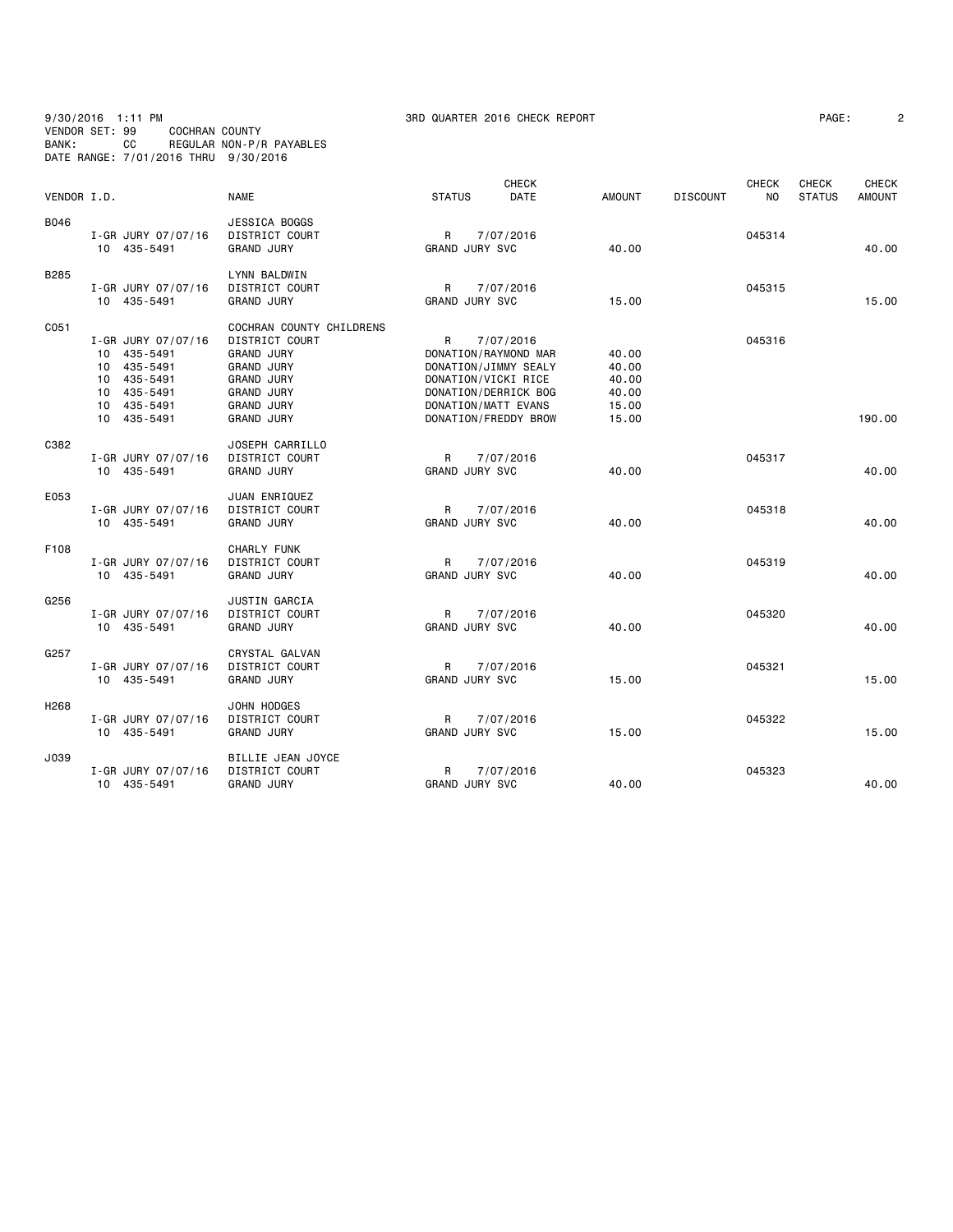9/30/2016 1:11 PM
VENDOR SET: 99 COCHRAN COUNTY
BANK: CC REGULAR NON-P/R PAYABLES
DATE RANGE: 7/01/2016 THRU 9/30/2016

3RD QUARTER 2016 CHECK REPORT

| VENDOR I.D. | | NAME | STATUS | CHECK DATE | AMOUNT | DISCOUNT | CHECK NO | CHECK STATUS | CHECK AMOUNT |
|---|---|---|---|---|---|---|---|---|---|
| B046 | | JESSICA BOGGS | | | | | | | |
| | I-GR JURY 07/07/16 | DISTRICT COURT | R | 7/07/2016 | | | 045314 | | |
| | 10 435-5491 | GRAND JURY | GRAND JURY SVC | | 40.00 | | | | 40.00 |
| B285 | | LYNN BALDWIN | | | | | | | |
| | I-GR JURY 07/07/16 | DISTRICT COURT | R | 7/07/2016 | | | 045315 | | |
| | 10 435-5491 | GRAND JURY | GRAND JURY SVC | | 15.00 | | | | 15.00 |
| C051 | | COCHRAN COUNTY CHILDRENS | | | | | | | |
| | I-GR JURY 07/07/16 | DISTRICT COURT | R | 7/07/2016 | | | 045316 | | |
| | 10 435-5491 | GRAND JURY | DONATION/RAYMOND MAR | | 40.00 | | | | |
| | 10 435-5491 | GRAND JURY | DONATION/JIMMY SEALY | | 40.00 | | | | |
| | 10 435-5491 | GRAND JURY | DONATION/VICKI RICE | | 40.00 | | | | |
| | 10 435-5491 | GRAND JURY | DONATION/DERRICK BOG | | 40.00 | | | | |
| | 10 435-5491 | GRAND JURY | DONATION/MATT EVANS | | 15.00 | | | | |
| | 10 435-5491 | GRAND JURY | DONATION/FREDDY BROW | | 15.00 | | | | 190.00 |
| C382 | | JOSEPH CARRILLO | | | | | | | |
| | I-GR JURY 07/07/16 | DISTRICT COURT | R | 7/07/2016 | | | 045317 | | |
| | 10 435-5491 | GRAND JURY | GRAND JURY SVC | | 40.00 | | | | 40.00 |
| E053 | | JUAN ENRIQUEZ | | | | | | | |
| | I-GR JURY 07/07/16 | DISTRICT COURT | R | 7/07/2016 | | | 045318 | | |
| | 10 435-5491 | GRAND JURY | GRAND JURY SVC | | 40.00 | | | | 40.00 |
| F108 | | CHARLY FUNK | | | | | | | |
| | I-GR JURY 07/07/16 | DISTRICT COURT | R | 7/07/2016 | | | 045319 | | |
| | 10 435-5491 | GRAND JURY | GRAND JURY SVC | | 40.00 | | | | 40.00 |
| G256 | | JUSTIN GARCIA | | | | | | | |
| | I-GR JURY 07/07/16 | DISTRICT COURT | R | 7/07/2016 | | | 045320 | | |
| | 10 435-5491 | GRAND JURY | GRAND JURY SVC | | 40.00 | | | | 40.00 |
| G257 | | CRYSTAL GALVAN | | | | | | | |
| | I-GR JURY 07/07/16 | DISTRICT COURT | R | 7/07/2016 | | | 045321 | | |
| | 10 435-5491 | GRAND JURY | GRAND JURY SVC | | 15.00 | | | | 15.00 |
| H268 | | JOHN HODGES | | | | | | | |
| | I-GR JURY 07/07/16 | DISTRICT COURT | R | 7/07/2016 | | | 045322 | | |
| | 10 435-5491 | GRAND JURY | GRAND JURY SVC | | 15.00 | | | | 15.00 |
| J039 | | BILLIE JEAN JOYCE | | | | | | | |
| | I-GR JURY 07/07/16 | DISTRICT COURT | R | 7/07/2016 | | | 045323 | | |
| | 10 435-5491 | GRAND JURY | GRAND JURY SVC | | 40.00 | | | | 40.00 |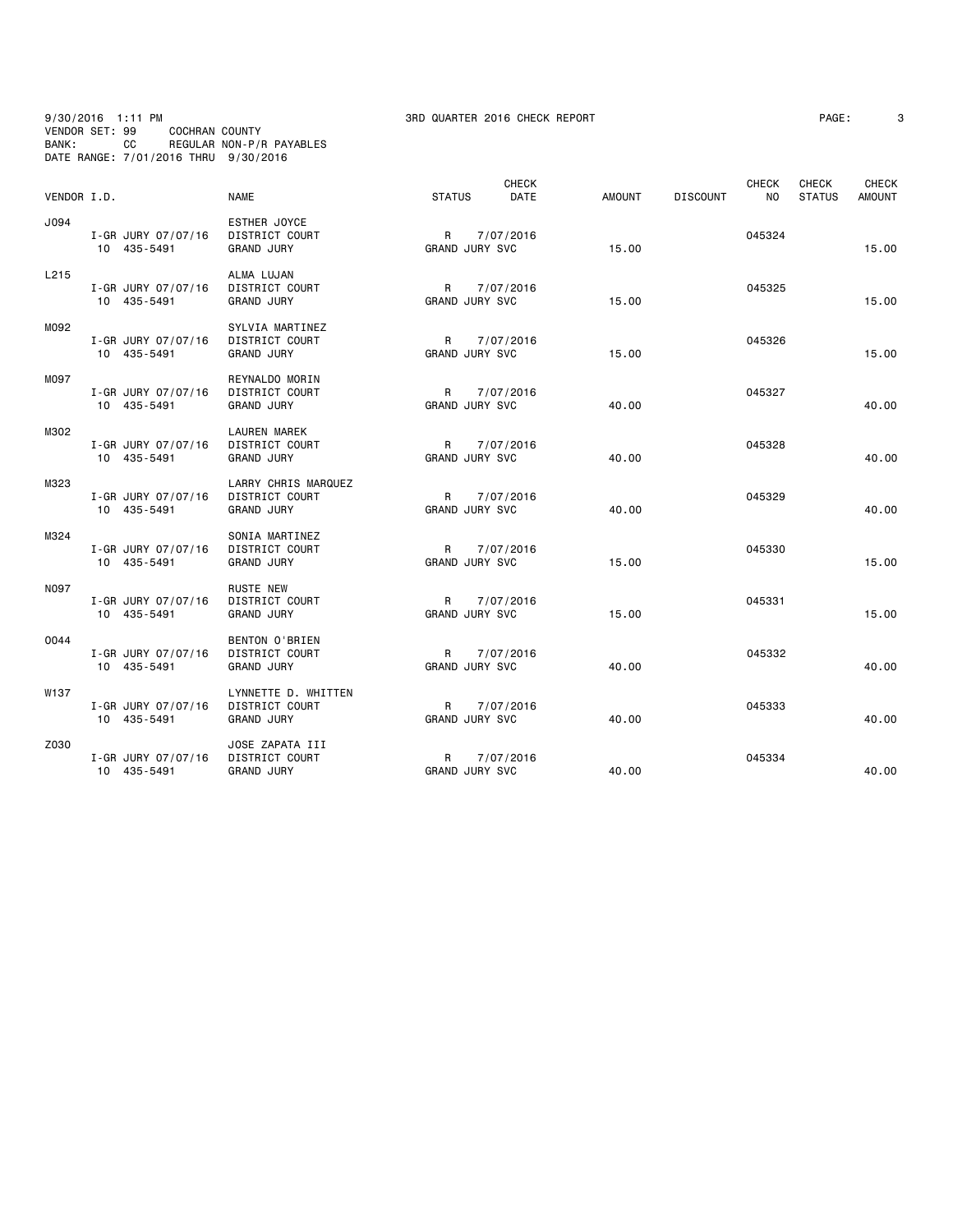9/30/2016 1:11 PM 3RD QUARTER 2016 CHECK REPORT

VENDOR SET: 99 COCHRAN COUNTY
BANK: CC REGULAR NON-P/R PAYABLES
DATE RANGE: 7/01/2016 THRU 9/30/2016

| VENDOR I.D. | | NAME | STATUS | CHECK DATE | AMOUNT | DISCOUNT | CHECK NO | CHECK STATUS | CHECK AMOUNT |
|---|---|---|---|---|---|---|---|---|---|
| J094 | | ESTHER JOYCE | | | | | | | |
| | I-GR JURY 07/07/16 | DISTRICT COURT | R | 7/07/2016 | | | 045324 | | 15.00 |
| | 10 435-5491 | GRAND JURY | GRAND JURY SVC | | 15.00 | | | | |
| L215 | | ALMA LUJAN | | | | | | | |
| | I-GR JURY 07/07/16 | DISTRICT COURT | R | 7/07/2016 | | | 045325 | | 15.00 |
| | 10 435-5491 | GRAND JURY | GRAND JURY SVC | | 15.00 | | | | |
| M092 | | SYLVIA MARTINEZ | | | | | | | |
| | I-GR JURY 07/07/16 | DISTRICT COURT | R | 7/07/2016 | | | 045326 | | 15.00 |
| | 10 435-5491 | GRAND JURY | GRAND JURY SVC | | 15.00 | | | | |
| M097 | | REYNALDO MORIN | | | | | | | |
| | I-GR JURY 07/07/16 | DISTRICT COURT | R | 7/07/2016 | | | 045327 | | 40.00 |
| | 10 435-5491 | GRAND JURY | GRAND JURY SVC | | 40.00 | | | | |
| M302 | | LAUREN MAREK | | | | | | | |
| | I-GR JURY 07/07/16 | DISTRICT COURT | R | 7/07/2016 | | | 045328 | | 40.00 |
| | 10 435-5491 | GRAND JURY | GRAND JURY SVC | | 40.00 | | | | |
| M323 | | LARRY CHRIS MARQUEZ | | | | | | | |
| | I-GR JURY 07/07/16 | DISTRICT COURT | R | 7/07/2016 | | | 045329 | | 40.00 |
| | 10 435-5491 | GRAND JURY | GRAND JURY SVC | | 40.00 | | | | |
| M324 | | SONIA MARTINEZ | | | | | | | |
| | I-GR JURY 07/07/16 | DISTRICT COURT | R | 7/07/2016 | | | 045330 | | 15.00 |
| | 10 435-5491 | GRAND JURY | GRAND JURY SVC | | 15.00 | | | | |
| N097 | | RUSTE NEW | | | | | | | |
| | I-GR JURY 07/07/16 | DISTRICT COURT | R | 7/07/2016 | | | 045331 | | 15.00 |
| | 10 435-5491 | GRAND JURY | GRAND JURY SVC | | 15.00 | | | | |
| O044 | | BENTON O'BRIEN | | | | | | | |
| | I-GR JURY 07/07/16 | DISTRICT COURT | R | 7/07/2016 | | | 045332 | | 40.00 |
| | 10 435-5491 | GRAND JURY | GRAND JURY SVC | | 40.00 | | | | |
| W137 | | LYNNETTE D. WHITTEN | | | | | | | |
| | I-GR JURY 07/07/16 | DISTRICT COURT | R | 7/07/2016 | | | 045333 | | 40.00 |
| | 10 435-5491 | GRAND JURY | GRAND JURY SVC | | 40.00 | | | | |
| Z030 | | JOSE ZAPATA III | | | | | | | |
| | I-GR JURY 07/07/16 | DISTRICT COURT | R | 7/07/2016 | | | 045334 | | 40.00 |
| | 10 435-5491 | GRAND JURY | GRAND JURY SVC | | 40.00 | | | | |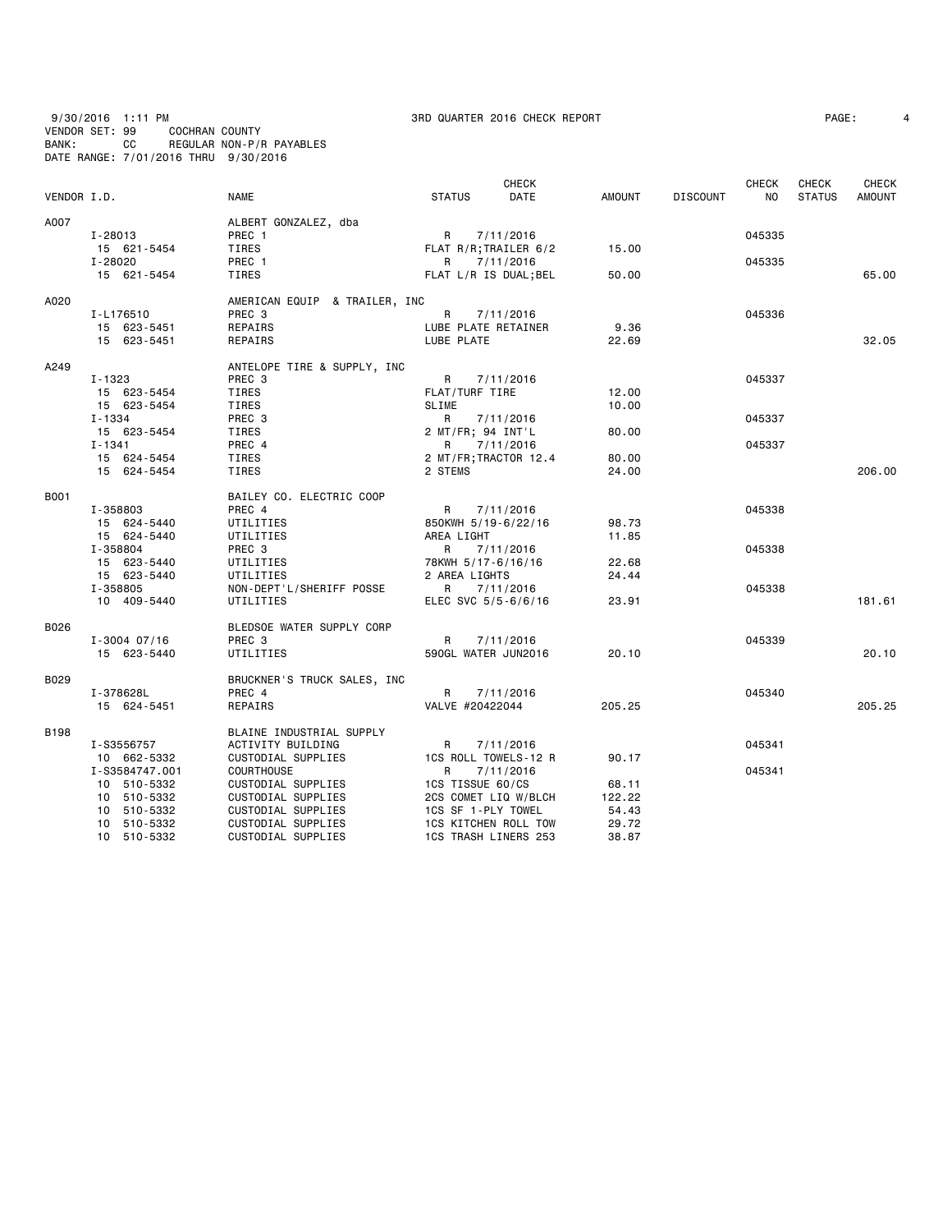9/30/2016 1:11 PM 3RD QUARTER 2016 CHECK REPORT
VENDOR SET: 99 COCHRAN COUNTY
BANK: CC REGULAR NON-P/R PAYABLES
DATE RANGE: 7/01/2016 THRU 9/30/2016

| VENDOR I.D. | NAME | STATUS | CHECK DATE | AMOUNT | DISCOUNT | CHECK NO | CHECK STATUS | CHECK AMOUNT |
|---|---|---|---|---|---|---|---|---|
| A007 | ALBERT GONZALEZ, dba | | | | | | | |
| I-28013 | PREC 1 | R | 7/11/2016 | | | 045335 | | |
| 15 621-5454 | TIRES | FLAT R/R;TRAILER 6/2 | | 15.00 | | | | |
| I-28020 | PREC 1 | R | 7/11/2016 | | | 045335 | | |
| 15 621-5454 | TIRES | FLAT L/R IS DUAL;BEL | | 50.00 | | | | 65.00 |
| A020 | AMERICAN EQUIP & TRAILER, INC | | | | | | | |
| I-L176510 | PREC 3 | R | 7/11/2016 | | | 045336 | | |
| 15 623-5451 | REPAIRS | LUBE PLATE RETAINER | | 9.36 | | | | |
| 15 623-5451 | REPAIRS | LUBE PLATE | | 22.69 | | | | 32.05 |
| A249 | ANTELOPE TIRE & SUPPLY, INC | | | | | | | |
| I-1323 | PREC 3 | R | 7/11/2016 | | | 045337 | | |
| 15 623-5454 | TIRES | FLAT/TURF TIRE | | 12.00 | | | | |
| 15 623-5454 | TIRES | SLIME | | 10.00 | | | | |
| I-1334 | PREC 3 | R | 7/11/2016 | | | 045337 | | |
| 15 623-5454 | TIRES | 2 MT/FR; 94 INT'L | | 80.00 | | | | |
| I-1341 | PREC 4 | R | 7/11/2016 | | | 045337 | | |
| 15 624-5454 | TIRES | 2 MT/FR;TRACTOR 12.4 | | 80.00 | | | | |
| 15 624-5454 | TIRES | 2 STEMS | | 24.00 | | | | 206.00 |
| B001 | BAILEY CO. ELECTRIC COOP | | | | | | | |
| I-358803 | PREC 4 | R | 7/11/2016 | | | 045338 | | |
| 15 624-5440 | UTILITIES | 850KWH 5/19-6/22/16 | | 98.73 | | | | |
| 15 624-5440 | UTILITIES | AREA LIGHT | | 11.85 | | | | |
| I-358804 | PREC 3 | R | 7/11/2016 | | | 045338 | | |
| 15 623-5440 | UTILITIES | 78KWH 5/17-6/16/16 | | 22.68 | | | | |
| 15 623-5440 | UTILITIES | 2 AREA LIGHTS | | 24.44 | | | | |
| I-358805 | NON-DEPT'L/SHERIFF POSSE | R | 7/11/2016 | | | 045338 | | |
| 10 409-5440 | UTILITIES | ELEC SVC 5/5-6/6/16 | | 23.91 | | | | 181.61 |
| B026 | BLEDSOE WATER SUPPLY CORP | | | | | | | |
| I-3004 07/16 | PREC 3 | R | 7/11/2016 | | | 045339 | | |
| 15 623-5440 | UTILITIES | 590GL WATER JUN2016 | | 20.10 | | | | 20.10 |
| B029 | BRUCKNER'S TRUCK SALES, INC | | | | | | | |
| I-378628L | PREC 4 | R | 7/11/2016 | | | 045340 | | |
| 15 624-5451 | REPAIRS | VALVE #20422044 | | 205.25 | | | | 205.25 |
| B198 | BLAINE INDUSTRIAL SUPPLY | | | | | | | |
| I-S3556757 | ACTIVITY BUILDING | R | 7/11/2016 | | | 045341 | | |
| 10 662-5332 | CUSTODIAL SUPPLIES | 1CS ROLL TOWELS-12 R | | 90.17 | | | | |
| I-S3584747.001 | COURTHOUSE | R | 7/11/2016 | | | 045341 | | |
| 10 510-5332 | CUSTODIAL SUPPLIES | 1CS TISSUE 60/CS | | 68.11 | | | | |
| 10 510-5332 | CUSTODIAL SUPPLIES | 2CS COMET LIQ W/BLCH | | 122.22 | | | | |
| 10 510-5332 | CUSTODIAL SUPPLIES | 1CS SF 1-PLY TOWEL | | 54.43 | | | | |
| 10 510-5332 | CUSTODIAL SUPPLIES | 1CS KITCHEN ROLL TOW | | 29.72 | | | | |
| 10 510-5332 | CUSTODIAL SUPPLIES | 1CS TRASH LINERS 253 | | 38.87 | | | | |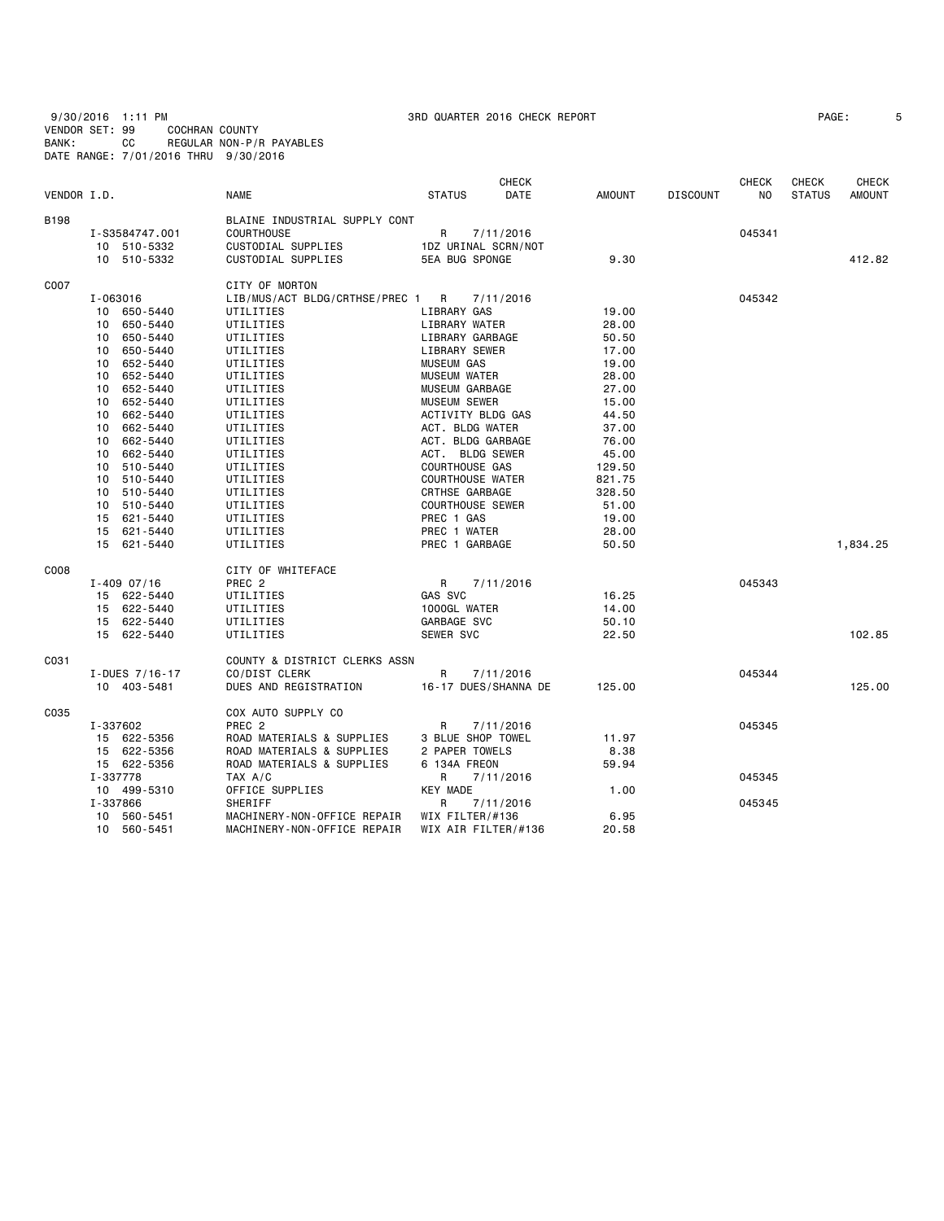9/30/2016 1:11 PM 3RD QUARTER 2016 CHECK REPORT
VENDOR SET: 99 COCHRAN COUNTY
BANK: CC REGULAR NON-P/R PAYABLES
DATE RANGE: 7/01/2016 THRU 9/30/2016

| VENDOR I.D. | NAME | STATUS | CHECK DATE | AMOUNT | DISCOUNT | CHECK NO | CHECK STATUS | CHECK AMOUNT |
|---|---|---|---|---|---|---|---|---|
| B198 | BLAINE INDUSTRIAL SUPPLY CONT | | | | | | | |
| I-S3584747.001 | COURTHOUSE | R | 7/11/2016 | | | 045341 | | |
| 10 510-5332 | CUSTODIAL SUPPLIES | 1DZ URINAL SCRN/NOT | | | | | | |
| 10 510-5332 | CUSTODIAL SUPPLIES | 5EA BUG SPONGE | | 9.30 | | | | 412.82 |
| C007 | CITY OF MORTON | | | | | | | |
| I-063016 | LIB/MUS/ACT BLDG/CRTHSE/PREC 1 | R | 7/11/2016 | | | 045342 | | |
| 10 650-5440 | UTILITIES | LIBRARY GAS | | 19.00 | | | | |
| 10 650-5440 | UTILITIES | LIBRARY WATER | | 28.00 | | | | |
| 10 650-5440 | UTILITIES | LIBRARY GARBAGE | | 50.50 | | | | |
| 10 650-5440 | UTILITIES | LIBRARY SEWER | | 17.00 | | | | |
| 10 652-5440 | UTILITIES | MUSEUM GAS | | 19.00 | | | | |
| 10 652-5440 | UTILITIES | MUSEUM WATER | | 28.00 | | | | |
| 10 652-5440 | UTILITIES | MUSEUM GARBAGE | | 27.00 | | | | |
| 10 652-5440 | UTILITIES | MUSEUM SEWER | | 15.00 | | | | |
| 10 662-5440 | UTILITIES | ACTIVITY BLDG GAS | | 44.50 | | | | |
| 10 662-5440 | UTILITIES | ACT. BLDG WATER | | 37.00 | | | | |
| 10 662-5440 | UTILITIES | ACT. BLDG GARBAGE | | 76.00 | | | | |
| 10 662-5440 | UTILITIES | ACT. BLDG SEWER | | 45.00 | | | | |
| 10 510-5440 | UTILITIES | COURTHOUSE GAS | | 129.50 | | | | |
| 10 510-5440 | UTILITIES | COURTHOUSE WATER | | 821.75 | | | | |
| 10 510-5440 | UTILITIES | CRTHSE GARBAGE | | 328.50 | | | | |
| 10 510-5440 | UTILITIES | COURTHOUSE SEWER | | 51.00 | | | | |
| 15 621-5440 | UTILITIES | PREC 1 GAS | | 19.00 | | | | |
| 15 621-5440 | UTILITIES | PREC 1 WATER | | 28.00 | | | | |
| 15 621-5440 | UTILITIES | PREC 1 GARBAGE | | 50.50 | | | | 1,834.25 |
| C008 | CITY OF WHITEFACE | | | | | | | |
| I-409 07/16 | PREC 2 | R | 7/11/2016 | | | 045343 | | |
| 15 622-5440 | UTILITIES | GAS SVC | | 16.25 | | | | |
| 15 622-5440 | UTILITIES | 1000GL WATER | | 14.00 | | | | |
| 15 622-5440 | UTILITIES | GARBAGE SVC | | 50.10 | | | | |
| 15 622-5440 | UTILITIES | SEWER SVC | | 22.50 | | | | 102.85 |
| C031 | COUNTY & DISTRICT CLERKS ASSN | | | | | | | |
| I-DUES 7/16-17 | CO/DIST CLERK | R | 7/11/2016 | | | 045344 | | |
| 10 403-5481 | DUES AND REGISTRATION | 16-17 DUES/SHANNA DE | | 125.00 | | | | 125.00 |
| C035 | COX AUTO SUPPLY CO | | | | | | | |
| I-337602 | PREC 2 | R | 7/11/2016 | | | 045345 | | |
| 15 622-5356 | ROAD MATERIALS & SUPPLIES | 3 BLUE SHOP TOWEL | | 11.97 | | | | |
| 15 622-5356 | ROAD MATERIALS & SUPPLIES | 2 PAPER TOWELS | | 8.38 | | | | |
| 15 622-5356 | ROAD MATERIALS & SUPPLIES | 6 134A FREON | | 59.94 | | | | |
| I-337778 | TAX A/C | R | 7/11/2016 | | | 045345 | | |
| 10 499-5310 | OFFICE SUPPLIES | KEY MADE | | 1.00 | | | | |
| I-337866 | SHERIFF | R | 7/11/2016 | | | 045345 | | |
| 10 560-5451 | MACHINERY-NON-OFFICE REPAIR | WIX FILTER/#136 | | 6.95 | | | | |
| 10 560-5451 | MACHINERY-NON-OFFICE REPAIR | WIX AIR FILTER/#136 | | 20.58 | | | | |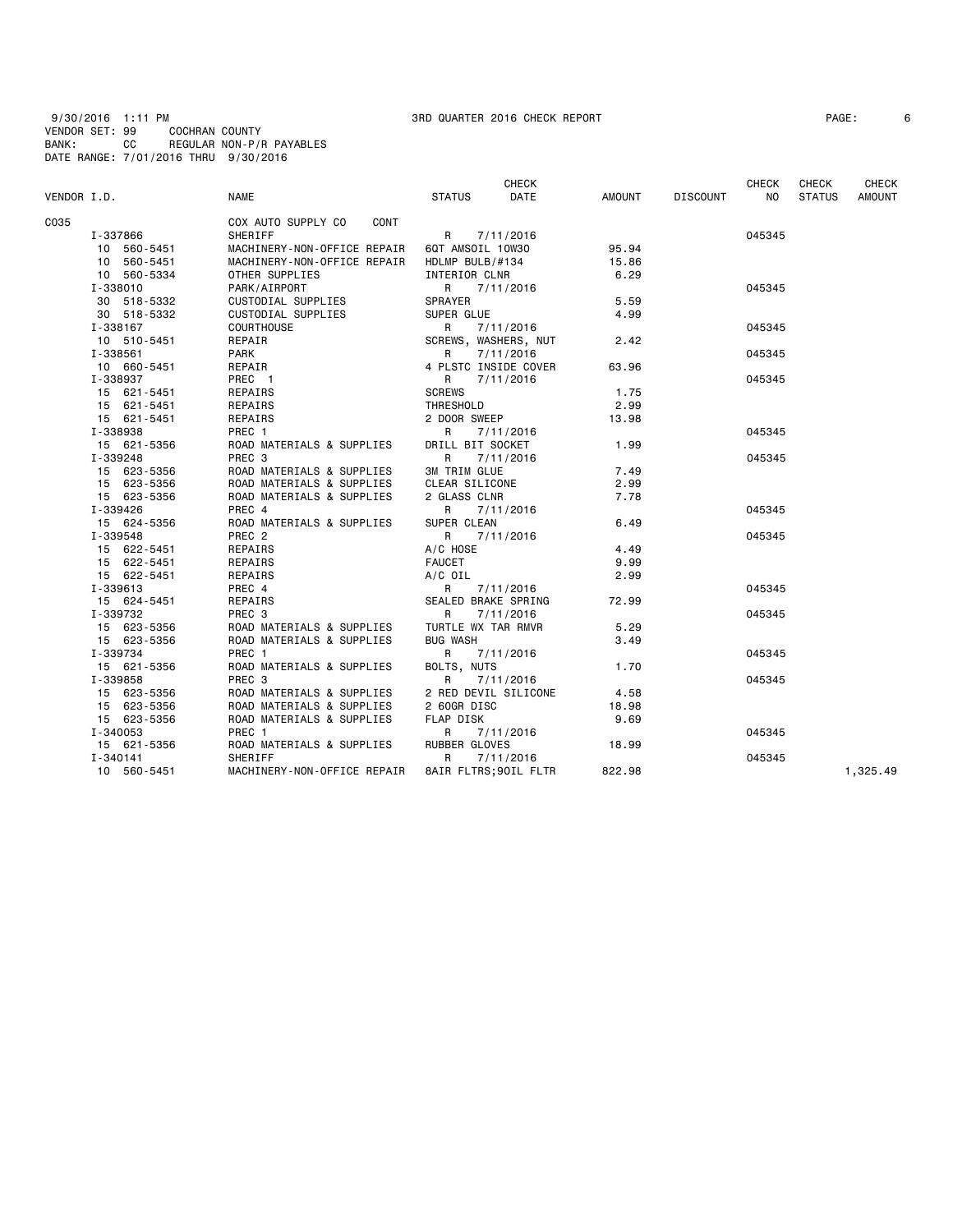9/30/2016 1:11 PM　　　　3RD QUARTER 2016 CHECK REPORT

VENDOR SET: 99　　COCHRAN COUNTY
BANK: CC　　REGULAR NON-P/R PAYABLES
DATE RANGE: 7/01/2016 THRU 9/30/2016

| VENDOR I.D. | NAME | STATUS | CHECK DATE | AMOUNT | DISCOUNT | CHECK NO | CHECK STATUS | CHECK AMOUNT |
|---|---|---|---|---|---|---|---|---|
| C035 | COX AUTO SUPPLY CO CONT | | | | | | | |
| I-337866 | SHERIFF | R | 7/11/2016 | | | 045345 | | |
| 10 560-5451 | MACHINERY-NON-OFFICE REPAIR | 6QT AMSOIL 10W30 | | 95.94 | | | | |
| 10 560-5451 | MACHINERY-NON-OFFICE REPAIR | HDLMP BULB/#134 | | 15.86 | | | | |
| 10 560-5334 | OTHER SUPPLIES | INTERIOR CLNR | | 6.29 | | | | |
| I-338010 | PARK/AIRPORT | R | 7/11/2016 | | | 045345 | | |
| 30 518-5332 | CUSTODIAL SUPPLIES | SPRAYER | | 5.59 | | | | |
| 30 518-5332 | CUSTODIAL SUPPLIES | SUPER GLUE | | 4.99 | | | | |
| I-338167 | COURTHOUSE | R | 7/11/2016 | | | 045345 | | |
| 10 510-5451 | REPAIR | SCREWS, WASHERS, NUT | | 2.42 | | | | |
| I-338561 | PARK | R | 7/11/2016 | | | 045345 | | |
| 10 660-5451 | REPAIR | 4 PLSTC INSIDE COVER | | 63.96 | | | | |
| I-338937 | PREC 1 | R | 7/11/2016 | | | 045345 | | |
| 15 621-5451 | REPAIRS | SCREWS | | 1.75 | | | | |
| 15 621-5451 | REPAIRS | THRESHOLD | | 2.99 | | | | |
| 15 621-5451 | REPAIRS | 2 DOOR SWEEP | | 13.98 | | | | |
| I-338938 | PREC 1 | R | 7/11/2016 | | | 045345 | | |
| 15 621-5356 | ROAD MATERIALS & SUPPLIES | DRILL BIT SOCKET | | 1.99 | | | | |
| I-339248 | PREC 3 | R | 7/11/2016 | | | 045345 | | |
| 15 623-5356 | ROAD MATERIALS & SUPPLIES | 3M TRIM GLUE | | 7.49 | | | | |
| 15 623-5356 | ROAD MATERIALS & SUPPLIES | CLEAR SILICONE | | 2.99 | | | | |
| 15 623-5356 | ROAD MATERIALS & SUPPLIES | 2 GLASS CLNR | | 7.78 | | | | |
| I-339426 | PREC 4 | R | 7/11/2016 | | | 045345 | | |
| 15 624-5356 | ROAD MATERIALS & SUPPLIES | SUPER CLEAN | | 6.49 | | | | |
| I-339548 | PREC 2 | R | 7/11/2016 | | | 045345 | | |
| 15 622-5451 | REPAIRS | A/C HOSE | | 4.49 | | | | |
| 15 622-5451 | REPAIRS | FAUCET | | 9.99 | | | | |
| 15 622-5451 | REPAIRS | A/C OIL | | 2.99 | | | | |
| I-339613 | PREC 4 | R | 7/11/2016 | | | 045345 | | |
| 15 624-5451 | REPAIRS | SEALED BRAKE SPRING | | 72.99 | | | | |
| I-339732 | PREC 3 | R | 7/11/2016 | | | 045345 | | |
| 15 623-5356 | ROAD MATERIALS & SUPPLIES | TURTLE WX TAR RMVR | | 5.29 | | | | |
| 15 623-5356 | ROAD MATERIALS & SUPPLIES | BUG WASH | | 3.49 | | | | |
| I-339734 | PREC 1 | R | 7/11/2016 | | | 045345 | | |
| 15 621-5356 | ROAD MATERIALS & SUPPLIES | BOLTS, NUTS | | 1.70 | | | | |
| I-339858 | PREC 3 | R | 7/11/2016 | | | 045345 | | |
| 15 623-5356 | ROAD MATERIALS & SUPPLIES | 2 RED DEVIL SILICONE | | 4.58 | | | | |
| 15 623-5356 | ROAD MATERIALS & SUPPLIES | 2 60GR DISC | | 18.98 | | | | |
| 15 623-5356 | ROAD MATERIALS & SUPPLIES | FLAP DISK | | 9.69 | | | | |
| I-340053 | PREC 1 | R | 7/11/2016 | | | 045345 | | |
| 15 621-5356 | ROAD MATERIALS & SUPPLIES | RUBBER GLOVES | | 18.99 | | | | |
| I-340141 | SHERIFF | R | 7/11/2016 | | | 045345 | | |
| 10 560-5451 | MACHINERY-NON-OFFICE REPAIR | 8AIR FLTRS;9OIL FLTR | | 822.98 | | | | 1,325.49 |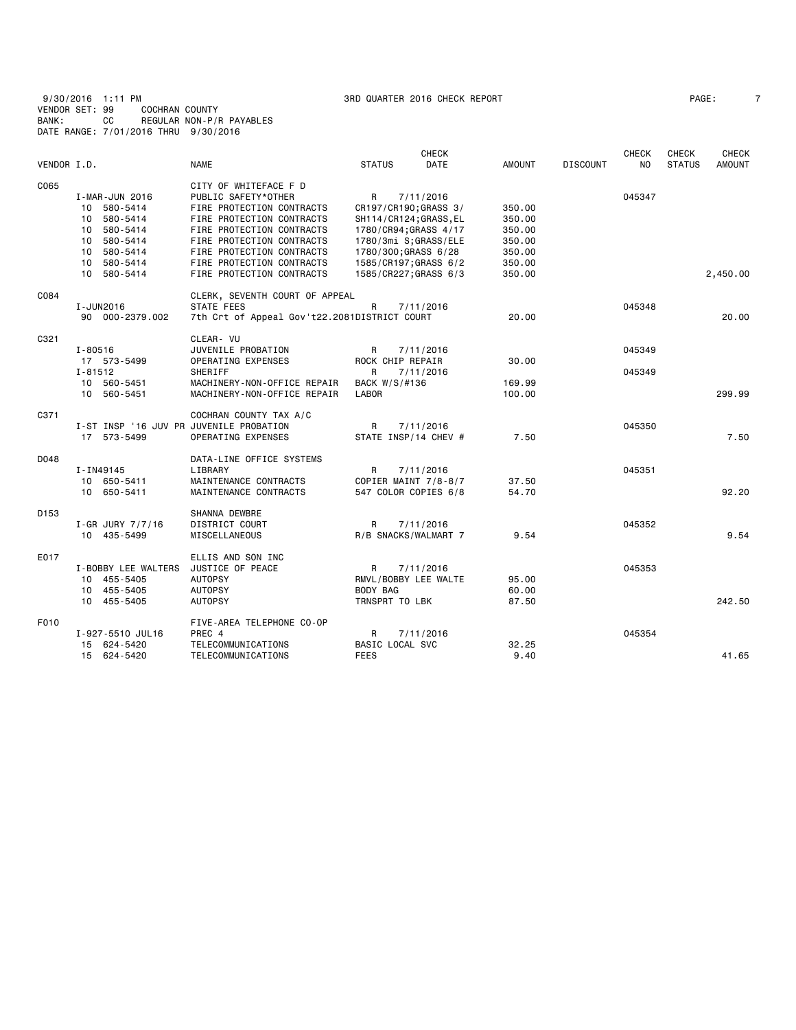9/30/2016 1:11 PM — 3RD QUARTER 2016 CHECK REPORT
VENDOR SET: 99 COCHRAN COUNTY
BANK: CC REGULAR NON-P/R PAYABLES
DATE RANGE: 7/01/2016 THRU 9/30/2016

| VENDOR I.D. | NAME | STATUS | CHECK DATE | AMOUNT | DISCOUNT | CHECK NO | CHECK STATUS | CHECK AMOUNT |
|---|---|---|---|---|---|---|---|---|
| C065 | CITY OF WHITEFACE F D | | | | | | | |
| I-MAR-JUN 2016 | PUBLIC SAFETY*OTHER | R | 7/11/2016 | | | 045347 | | |
| 10 580-5414 | FIRE PROTECTION CONTRACTS | CR197/CR190;GRASS 3/ | | 350.00 | | | | |
| 10 580-5414 | FIRE PROTECTION CONTRACTS | SH114/CR124;GRASS,EL | | 350.00 | | | | |
| 10 580-5414 | FIRE PROTECTION CONTRACTS | 1780/CR94;GRASS 4/17 | | 350.00 | | | | |
| 10 580-5414 | FIRE PROTECTION CONTRACTS | 1780/3mi S;GRASS/ELE | | 350.00 | | | | |
| 10 580-5414 | FIRE PROTECTION CONTRACTS | 1780/300;GRASS 6/28 | | 350.00 | | | | |
| 10 580-5414 | FIRE PROTECTION CONTRACTS | 1585/CR197;GRASS 6/2 | | 350.00 | | | | |
| 10 580-5414 | FIRE PROTECTION CONTRACTS | 1585/CR227;GRASS 6/3 | | 350.00 | | | | 2,450.00 |
| C084 | CLERK, SEVENTH COURT OF APPEAL | | | | | | | |
| I-JUN2016 | STATE FEES | R | 7/11/2016 | | | 045348 | | |
| 90 000-2379.002 | 7th Crt of Appeal Gov't22.2081 | DISTRICT COURT | | 20.00 | | | | 20.00 |
| C321 | CLEAR- VU | | | | | | | |
| I-80516 | JUVENILE PROBATION | R | 7/11/2016 | | | 045349 | | |
| 17 573-5499 | OPERATING EXPENSES | ROCK CHIP REPAIR | | 30.00 | | | | |
| I-81512 | SHERIFF | R | 7/11/2016 | | | 045349 | | |
| 10 560-5451 | MACHINERY-NON-OFFICE REPAIR | BACK W/S/#136 | | 169.99 | | | | |
| 10 560-5451 | MACHINERY-NON-OFFICE REPAIR | LABOR | | 100.00 | | | | 299.99 |
| C371 | COCHRAN COUNTY TAX A/C | | | | | | | |
| I-ST INSP '16 JUV PR | JUVENILE PROBATION | R | 7/11/2016 | | | 045350 | | |
| 17 573-5499 | OPERATING EXPENSES | STATE INSP/14 CHEV # | | 7.50 | | | | 7.50 |
| D048 | DATA-LINE OFFICE SYSTEMS | | | | | | | |
| I-IN49145 | LIBRARY | R | 7/11/2016 | | | 045351 | | |
| 10 650-5411 | MAINTENANCE CONTRACTS | COPIER MAINT 7/8-8/7 | | 37.50 | | | | |
| 10 650-5411 | MAINTENANCE CONTRACTS | 547 COLOR COPIES 6/8 | | 54.70 | | | | 92.20 |
| D153 | SHANNA DEWBRE | | | | | | | |
| I-GR JURY 7/7/16 | DISTRICT COURT | R | 7/11/2016 | | | 045352 | | |
| 10 435-5499 | MISCELLANEOUS | R/B SNACKS/WALMART 7 | | 9.54 | | | | 9.54 |
| E017 | ELLIS AND SON INC | | | | | | | |
| I-BOBBY LEE WALTERS | JUSTICE OF PEACE | R | 7/11/2016 | | | 045353 | | |
| 10 455-5405 | AUTOPSY | RMVL/BOBBY LEE WALTE | | 95.00 | | | | |
| 10 455-5405 | AUTOPSY | BODY BAG | | 60.00 | | | | |
| 10 455-5405 | AUTOPSY | TRNSPRT TO LBK | | 87.50 | | | | 242.50 |
| F010 | FIVE-AREA TELEPHONE CO-OP | | | | | | | |
| I-927-5510 JUL16 | PREC 4 | R | 7/11/2016 | | | 045354 | | |
| 15 624-5420 | TELECOMMUNICATIONS | BASIC LOCAL SVC | | 32.25 | | | | |
| 15 624-5420 | TELECOMMUNICATIONS | FEES | | 9.40 | | | | 41.65 |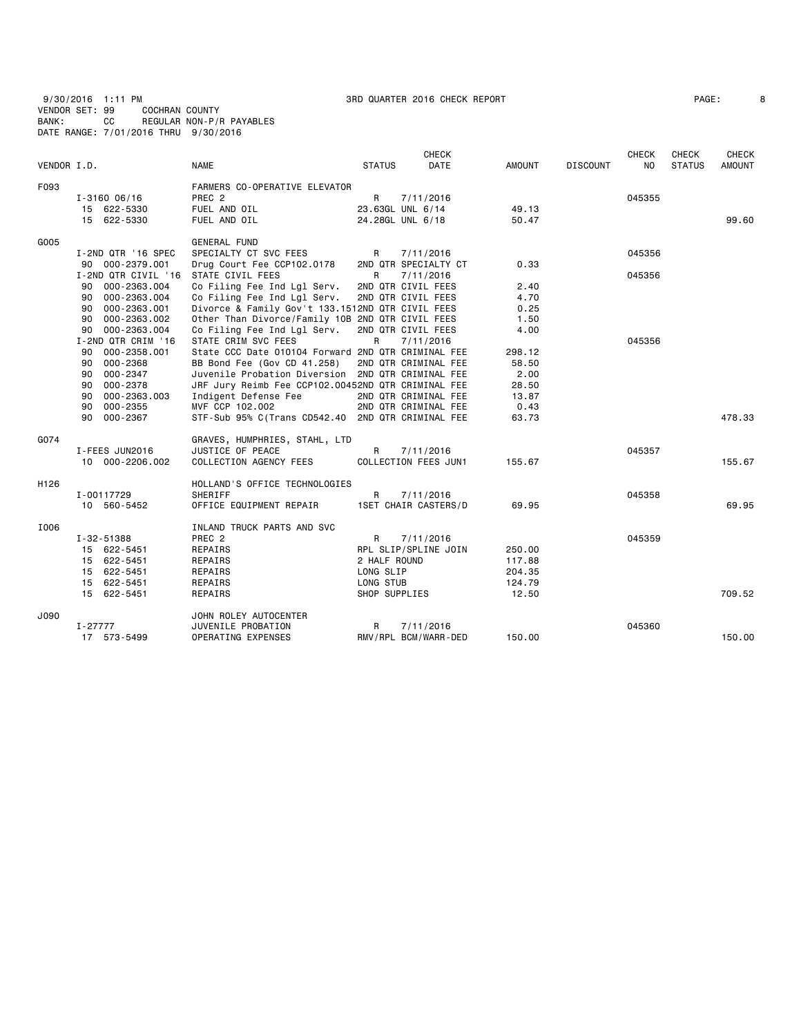9/30/2016 1:11 PM — 3RD QUARTER 2016 CHECK REPORT

VENDOR SET: 99 COCHRAN COUNTY
BANK: CC REGULAR NON-P/R PAYABLES
DATE RANGE: 7/01/2016 THRU 9/30/2016

| VENDOR I.D. | | NAME | STATUS | CHECK DATE | AMOUNT | DISCOUNT | CHECK NO | CHECK STATUS | CHECK AMOUNT |
|---|---|---|---|---|---|---|---|---|---|
| F093 | | FARMERS CO-OPERATIVE ELEVATOR | | | | | | | |
| | I-3160 06/16 | PREC 2 | R | 7/11/2016 | | | 045355 | | |
| | 15 622-5330 | FUEL AND OIL | 23.63GL UNL 6/14 | | 49.13 | | | | |
| | 15 622-5330 | FUEL AND OIL | 24.28GL UNL 6/18 | | 50.47 | | | | 99.60 |
| G005 | | GENERAL FUND | | | | | | | |
| | I-2ND QTR '16 SPEC | SPECIALTY CT SVC FEES | R | 7/11/2016 | | | 045356 | | |
| | 90 000-2379.001 | Drug Court Fee CCP102.0178 | 2ND QTR SPECIALTY CT | | 0.33 | | | | |
| | I-2ND QTR CIVIL '16 | STATE CIVIL FEES | R | 7/11/2016 | | | 045356 | | |
| | 90 000-2363.004 | Co Filing Fee Ind Lgl Serv. | 2ND QTR CIVIL FEES | | 2.40 | | | | |
| | 90 000-2363.004 | Co Filing Fee Ind Lgl Serv. | 2ND QTR CIVIL FEES | | 4.70 | | | | |
| | 90 000-2363.001 | Divorce & Family Gov't 133.151 | 2ND QTR CIVIL FEES | | 0.25 | | | | |
| | 90 000-2363.002 | Other Than Divorce/Family 10B | 2ND QTR CIVIL FEES | | 1.50 | | | | |
| | 90 000-2363.004 | Co Filing Fee Ind Lgl Serv. | 2ND QTR CIVIL FEES | | 4.00 | | | | |
| | I-2ND QTR CRIM '16 | STATE CRIM SVC FEES | R | 7/11/2016 | | | 045356 | | |
| | 90 000-2358.001 | State CCC Date 010104 Forward | 2ND QTR CRIMINAL FEE | | 298.12 | | | | |
| | 90 000-2368 | BB Bond Fee (Gov CD 41.258) | 2ND QTR CRIMINAL FEE | | 58.50 | | | | |
| | 90 000-2347 | Juvenile Probation Diversion | 2ND QTR CRIMINAL FEE | | 2.00 | | | | |
| | 90 000-2378 | JRF Jury Reimb Fee CCP102.0045 | 2ND QTR CRIMINAL FEE | | 28.50 | | | | |
| | 90 000-2363.003 | Indigent Defense Fee | 2ND QTR CRIMINAL FEE | | 13.87 | | | | |
| | 90 000-2355 | MVF CCP 102.002 | 2ND QTR CRIMINAL FEE | | 0.43 | | | | |
| | 90 000-2367 | STF-Sub 95% C(Trans CD542.40 | 2ND QTR CRIMINAL FEE | | 63.73 | | | | 478.33 |
| G074 | | GRAVES, HUMPHRIES, STAHL, LTD | | | | | | | |
| | I-FEES JUN2016 | JUSTICE OF PEACE | R | 7/11/2016 | | | 045357 | | |
| | 10 000-2206.002 | COLLECTION AGENCY FEES | COLLECTION FEES JUN1 | | 155.67 | | | | 155.67 |
| H126 | | HOLLAND'S OFFICE TECHNOLOGIES | | | | | | | |
| | I-00117729 | SHERIFF | R | 7/11/2016 | | | 045358 | | |
| | 10 560-5452 | OFFICE EQUIPMENT REPAIR | 1SET CHAIR CASTERS/D | | 69.95 | | | | 69.95 |
| I006 | | INLAND TRUCK PARTS AND SVC | | | | | | | |
| | I-32-51388 | PREC 2 | R | 7/11/2016 | | | 045359 | | |
| | 15 622-5451 | REPAIRS | RPL SLIP/SPLINE JOIN | | 250.00 | | | | |
| | 15 622-5451 | REPAIRS | 2 HALF ROUND | | 117.88 | | | | |
| | 15 622-5451 | REPAIRS | LONG SLIP | | 204.35 | | | | |
| | 15 622-5451 | REPAIRS | LONG STUB | | 124.79 | | | | |
| | 15 622-5451 | REPAIRS | SHOP SUPPLIES | | 12.50 | | | | 709.52 |
| J090 | | JOHN ROLEY AUTOCENTER | | | | | | | |
| | I-27777 | JUVENILE PROBATION | R | 7/11/2016 | | | 045360 | | |
| | 17 573-5499 | OPERATING EXPENSES | RMV/RPL BCM/WARR-DED | | 150.00 | | | | 150.00 |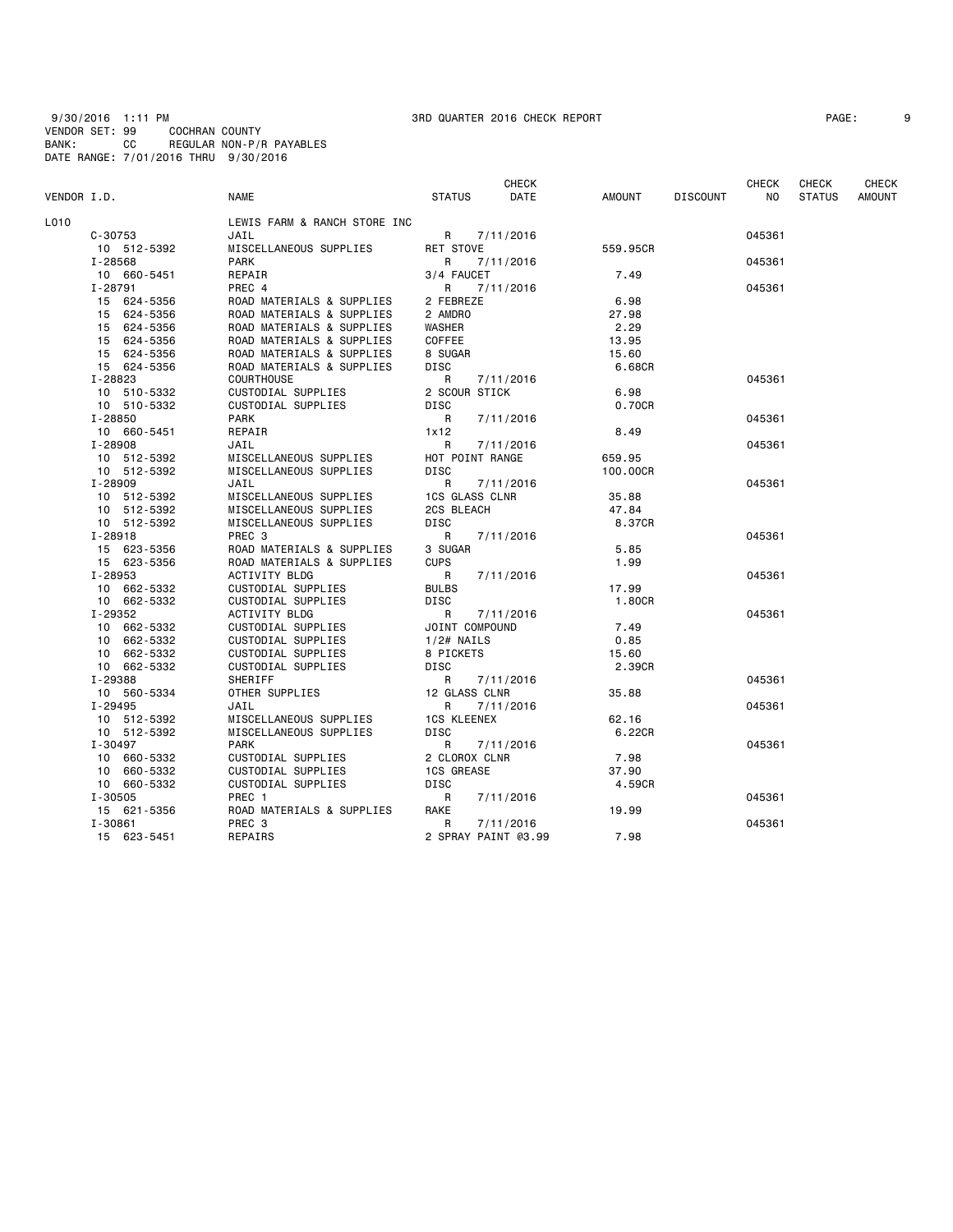9/30/2016 1:11 PM 3RD QUARTER 2016 CHECK REPORT
VENDOR SET: 99 COCHRAN COUNTY
BANK: CC REGULAR NON-P/R PAYABLES
DATE RANGE: 7/01/2016 THRU 9/30/2016

| VENDOR I.D. | NAME | STATUS | CHECK DATE | AMOUNT | DISCOUNT | CHECK NO | CHECK STATUS | CHECK AMOUNT |
|---|---|---|---|---|---|---|---|---|
| L010 | LEWIS FARM & RANCH STORE INC | | | | | | | |
| C-30753 | JAIL | R | 7/11/2016 | | | 045361 | | |
| 10 512-5392 | MISCELLANEOUS SUPPLIES | RET STOVE | | 559.95CR | | | | |
| I-28568 | PARK | R | 7/11/2016 | | | 045361 | | |
| 10 660-5451 | REPAIR | 3/4 FAUCET | | 7.49 | | | | |
| I-28791 | PREC 4 | R | 7/11/2016 | | | 045361 | | |
| 15 624-5356 | ROAD MATERIALS & SUPPLIES | 2 FEBREZE | | 6.98 | | | | |
| 15 624-5356 | ROAD MATERIALS & SUPPLIES | 2 AMDRO | | 27.98 | | | | |
| 15 624-5356 | ROAD MATERIALS & SUPPLIES | WASHER | | 2.29 | | | | |
| 15 624-5356 | ROAD MATERIALS & SUPPLIES | COFFEE | | 13.95 | | | | |
| 15 624-5356 | ROAD MATERIALS & SUPPLIES | 8 SUGAR | | 15.60 | | | | |
| 15 624-5356 | ROAD MATERIALS & SUPPLIES | DISC | | 6.68CR | | | | |
| I-28823 | COURTHOUSE | R | 7/11/2016 | | | 045361 | | |
| 10 510-5332 | CUSTODIAL SUPPLIES | 2 SCOUR STICK | | 6.98 | | | | |
| 10 510-5332 | CUSTODIAL SUPPLIES | DISC | | 0.70CR | | | | |
| I-28850 | PARK | R | 7/11/2016 | | | 045361 | | |
| 10 660-5451 | REPAIR | 1x12 | | 8.49 | | | | |
| I-28908 | JAIL | R | 7/11/2016 | | | 045361 | | |
| 10 512-5392 | MISCELLANEOUS SUPPLIES | HOT POINT RANGE | | 659.95 | | | | |
| 10 512-5392 | MISCELLANEOUS SUPPLIES | DISC | | 100.00CR | | | | |
| I-28909 | JAIL | R | 7/11/2016 | | | 045361 | | |
| 10 512-5392 | MISCELLANEOUS SUPPLIES | 1CS GLASS CLNR | | 35.88 | | | | |
| 10 512-5392 | MISCELLANEOUS SUPPLIES | 2CS BLEACH | | 47.84 | | | | |
| 10 512-5392 | MISCELLANEOUS SUPPLIES | DISC | | 8.37CR | | | | |
| I-28918 | PREC 3 | R | 7/11/2016 | | | 045361 | | |
| 15 623-5356 | ROAD MATERIALS & SUPPLIES | 3 SUGAR | | 5.85 | | | | |
| 15 623-5356 | ROAD MATERIALS & SUPPLIES | CUPS | | 1.99 | | | | |
| I-28953 | ACTIVITY BLDG | R | 7/11/2016 | | | 045361 | | |
| 10 662-5332 | CUSTODIAL SUPPLIES | BULBS | | 17.99 | | | | |
| 10 662-5332 | CUSTODIAL SUPPLIES | DISC | | 1.80CR | | | | |
| I-29352 | ACTIVITY BLDG | R | 7/11/2016 | | | 045361 | | |
| 10 662-5332 | CUSTODIAL SUPPLIES | JOINT COMPOUND | | 7.49 | | | | |
| 10 662-5332 | CUSTODIAL SUPPLIES | 1/2# NAILS | | 0.85 | | | | |
| 10 662-5332 | CUSTODIAL SUPPLIES | 8 PICKETS | | 15.60 | | | | |
| 10 662-5332 | CUSTODIAL SUPPLIES | DISC | | 2.39CR | | | | |
| I-29388 | SHERIFF | R | 7/11/2016 | | | 045361 | | |
| 10 560-5334 | OTHER SUPPLIES | 12 GLASS CLNR | | 35.88 | | | | |
| I-29495 | JAIL | R | 7/11/2016 | | | 045361 | | |
| 10 512-5392 | MISCELLANEOUS SUPPLIES | 1CS KLEENEX | | 62.16 | | | | |
| 10 512-5392 | MISCELLANEOUS SUPPLIES | DISC | | 6.22CR | | | | |
| I-30497 | PARK | R | 7/11/2016 | | | 045361 | | |
| 10 660-5332 | CUSTODIAL SUPPLIES | 2 CLOROX CLNR | | 7.98 | | | | |
| 10 660-5332 | CUSTODIAL SUPPLIES | 1CS GREASE | | 37.90 | | | | |
| 10 660-5332 | CUSTODIAL SUPPLIES | DISC | | 4.59CR | | | | |
| I-30505 | PREC 1 | R | 7/11/2016 | | | 045361 | | |
| 15 621-5356 | ROAD MATERIALS & SUPPLIES | RAKE | | 19.99 | | | | |
| I-30861 | PREC 3 | R | 7/11/2016 | | | 045361 | | |
| 15 623-5451 | REPAIRS | 2 SPRAY PAINT @3.99 | | 7.98 | | | | |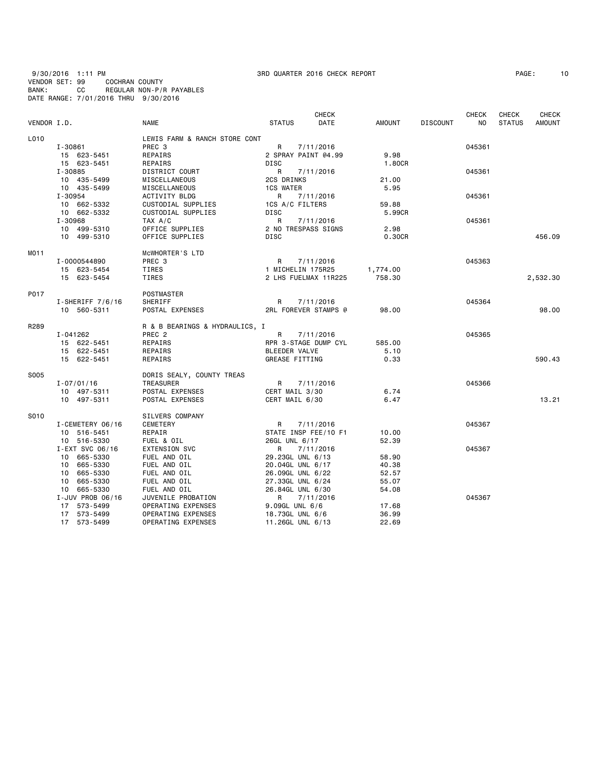9/30/2016 1:11 PM 3RD QUARTER 2016 CHECK REPORT
VENDOR SET: 99 COCHRAN COUNTY
BANK: CC REGULAR NON-P/R PAYABLES
DATE RANGE: 7/01/2016 THRU 9/30/2016

| VENDOR I.D. | NAME | STATUS | CHECK DATE | AMOUNT | DISCOUNT | CHECK NO | CHECK STATUS | CHECK AMOUNT |
|---|---|---|---|---|---|---|---|---|
| L010 | LEWIS FARM & RANCH STORE CONT | | | | | | | |
| I-30861 | PREC 3 | R | 7/11/2016 | | | 045361 | | |
| 15 623-5451 | REPAIRS | 2 SPRAY PAINT @4.99 | | 9.98 | | | | |
| 15 623-5451 | REPAIRS | DISC | | 1.80CR | | | | |
| I-30885 | DISTRICT COURT | R | 7/11/2016 | | | 045361 | | |
| 10 435-5499 | MISCELLANEOUS | 2CS DRINKS | | 21.00 | | | | |
| 10 435-5499 | MISCELLANEOUS | 1CS WATER | | 5.95 | | | | |
| I-30954 | ACTIVITY BLDG | R | 7/11/2016 | | | 045361 | | |
| 10 662-5332 | CUSTODIAL SUPPLIES | 1CS A/C FILTERS | | 59.88 | | | | |
| 10 662-5332 | CUSTODIAL SUPPLIES | DISC | | 5.99CR | | | | |
| I-30968 | TAX A/C | R | 7/11/2016 | | | 045361 | | |
| 10 499-5310 | OFFICE SUPPLIES | 2 NO TRESPASS SIGNS | | 2.98 | | | | |
| 10 499-5310 | OFFICE SUPPLIES | DISC | | 0.30CR | | | | 456.09 |
| M011 | McWHORTER'S LTD | | | | | | | |
| I-0000544890 | PREC 3 | R | 7/11/2016 | | | 045363 | | |
| 15 623-5454 | TIRES | 1 MICHELIN 175R25 | | 1,774.00 | | | | |
| 15 623-5454 | TIRES | 2 LHS FUELMAX 11R225 | | 758.30 | | | | 2,532.30 |
| P017 | POSTMASTER | | | | | | | |
| I-SHERIFF 7/6/16 | SHERIFF | R | 7/11/2016 | | | 045364 | | |
| 10 560-5311 | POSTAL EXPENSES | 2RL FOREVER STAMPS @ | | 98.00 | | | | 98.00 |
| R289 | R & B BEARINGS & HYDRAULICS, I | | | | | | | |
| I-041262 | PREC 2 | R | 7/11/2016 | | | 045365 | | |
| 15 622-5451 | REPAIRS | RPR 3-STAGE DUMP CYL | | 585.00 | | | | |
| 15 622-5451 | REPAIRS | BLEEDER VALVE | | 5.10 | | | | |
| 15 622-5451 | REPAIRS | GREASE FITTING | | 0.33 | | | | 590.43 |
| S005 | DORIS SEALY, COUNTY TREAS | | | | | | | |
| I-07/01/16 | TREASURER | R | 7/11/2016 | | | 045366 | | |
| 10 497-5311 | POSTAL EXPENSES | CERT MAIL 3/30 | | 6.74 | | | | |
| 10 497-5311 | POSTAL EXPENSES | CERT MAIL 6/30 | | 6.47 | | | | 13.21 |
| S010 | SILVERS COMPANY | | | | | | | |
| I-CEMETERY 06/16 | CEMETERY | R | 7/11/2016 | | | 045367 | | |
| 10 516-5451 | REPAIR | STATE INSP FEE/10 F1 | | 10.00 | | | | |
| 10 516-5330 | FUEL & OIL | 26GL UNL 6/17 | | 52.39 | | | | |
| I-EXT SVC 06/16 | EXTENSION SVC | R | 7/11/2016 | | | 045367 | | |
| 10 665-5330 | FUEL AND OIL | 29.23GL UNL 6/13 | | 58.90 | | | | |
| 10 665-5330 | FUEL AND OIL | 20.04GL UNL 6/17 | | 40.38 | | | | |
| 10 665-5330 | FUEL AND OIL | 26.09GL UNL 6/22 | | 52.57 | | | | |
| 10 665-5330 | FUEL AND OIL | 27.33GL UNL 6/24 | | 55.07 | | | | |
| 10 665-5330 | FUEL AND OIL | 26.84GL UNL 6/30 | | 54.08 | | | | |
| I-JUV PROB 06/16 | JUVENILE PROBATION | R | 7/11/2016 | | | 045367 | | |
| 17 573-5499 | OPERATING EXPENSES | 9.09GL UNL 6/6 | | 17.68 | | | | |
| 17 573-5499 | OPERATING EXPENSES | 18.73GL UNL 6/6 | | 36.99 | | | | |
| 17 573-5499 | OPERATING EXPENSES | 11.26GL UNL 6/13 | | 22.69 | | | | |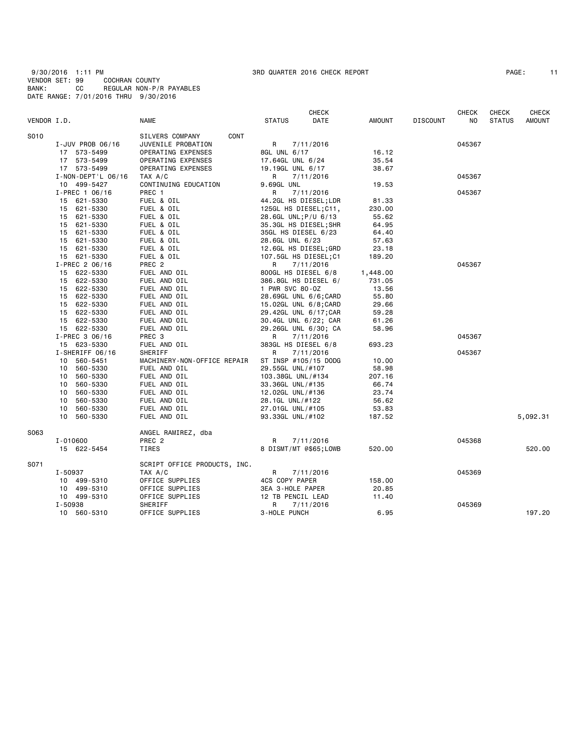9/30/2016 1:11 PM 3RD QUARTER 2016 CHECK REPORT
VENDOR SET: 99 COCHRAN COUNTY
BANK: CC REGULAR NON-P/R PAYABLES
DATE RANGE: 7/01/2016 THRU 9/30/2016

| VENDOR I.D. | NAME | STATUS | CHECK DATE | AMOUNT | DISCOUNT | CHECK NO | CHECK STATUS | CHECK AMOUNT |
|---|---|---|---|---|---|---|---|---|
| S010 | SILVERS COMPANY CONT | | | | | | | |
| I-JUV PROB 06/16 | JUVENILE PROBATION | R | 7/11/2016 | | | 045367 | | |
| 17 573-5499 | OPERATING EXPENSES | 8GL UNL 6/17 | | 16.12 | | | | |
| 17 573-5499 | OPERATING EXPENSES | 17.64GL UNL 6/24 | | 35.54 | | | | |
| 17 573-5499 | OPERATING EXPENSES | 19.19GL UNL 6/17 | | 38.67 | | | | |
| I-NON-DEPT'L 06/16 | TAX A/C | R | 7/11/2016 | | | 045367 | | |
| 10 499-5427 | CONTINUING EDUCATION | 9.69GL UNL | | 19.53 | | | | |
| I-PREC 1 06/16 | PREC 1 | R | 7/11/2016 | | | 045367 | | |
| 15 621-5330 | FUEL & OIL | 44.2GL HS DIESEL;LDR | | 81.33 | | | | |
| 15 621-5330 | FUEL & OIL | 125GL HS DIESEL;C11, | | 230.00 | | | | |
| 15 621-5330 | FUEL & OIL | 28.6GL UNL;P/U 6/13 | | 55.62 | | | | |
| 15 621-5330 | FUEL & OIL | 35.3GL HS DIESEL;SHR | | 64.95 | | | | |
| 15 621-5330 | FUEL & OIL | 35GL HS DIESEL 6/23 | | 64.40 | | | | |
| 15 621-5330 | FUEL & OIL | 28.6GL UNL 6/23 | | 57.63 | | | | |
| 15 621-5330 | FUEL & OIL | 12.6GL HS DIESEL;GRD | | 23.18 | | | | |
| 15 621-5330 | FUEL & OIL | 107.5GL HS DIESEL;C1 | | 189.20 | | | | |
| I-PREC 2 06/16 | PREC 2 | R | 7/11/2016 | | | 045367 | | |
| 15 622-5330 | FUEL AND OIL | 800GL HS DIESEL 6/8 | | 1,448.00 | | | | |
| 15 622-5330 | FUEL AND OIL | 386.8GL HS DIESEL 6/ | | 731.05 | | | | |
| 15 622-5330 | FUEL AND OIL | 1 PWR SVC 80-OZ | | 13.56 | | | | |
| 15 622-5330 | FUEL AND OIL | 28.69GL UNL 6/6;CARD | | 55.80 | | | | |
| 15 622-5330 | FUEL AND OIL | 15.02GL UNL 6/8;CARD | | 29.66 | | | | |
| 15 622-5330 | FUEL AND OIL | 29.42GL UNL 6/17;CAR | | 59.28 | | | | |
| 15 622-5330 | FUEL AND OIL | 30.4GL UNL 6/22; CAR | | 61.26 | | | | |
| 15 622-5330 | FUEL AND OIL | 29.26GL UNL 6/30; CA | | 58.96 | | | | |
| I-PREC 3 06/16 | PREC 3 | R | 7/11/2016 | | | 045367 | | |
| 15 623-5330 | FUEL AND OIL | 383GL HS DIESEL 6/8 | | 693.23 | | | | |
| I-SHERIFF 06/16 | SHERIFF | R | 7/11/2016 | | | 045367 | | |
| 10 560-5451 | MACHINERY-NON-OFFICE REPAIR | ST INSP #105/15 DODG | | 10.00 | | | | |
| 10 560-5330 | FUEL AND OIL | 29.55GL UNL/#107 | | 58.98 | | | | |
| 10 560-5330 | FUEL AND OIL | 103.38GL UNL/#134 | | 207.16 | | | | |
| 10 560-5330 | FUEL AND OIL | 33.36GL UNL/#135 | | 66.74 | | | | |
| 10 560-5330 | FUEL AND OIL | 12.02GL UNL/#136 | | 23.74 | | | | |
| 10 560-5330 | FUEL AND OIL | 28.1GL UNL/#122 | | 56.62 | | | | |
| 10 560-5330 | FUEL AND OIL | 27.01GL UNL/#105 | | 53.83 | | | | |
| 10 560-5330 | FUEL AND OIL | 93.33GL UNL/#102 | | 187.52 | | | | 5,092.31 |
| S063 | ANGEL RAMIREZ, dba | | | | | | | |
| I-010600 | PREC 2 | R | 7/11/2016 | | | 045368 | | |
| 15 622-5454 | TIRES | 8 DISMT/MT @$65;LOWB | | 520.00 | | | | 520.00 |
| S071 | SCRIPT OFFICE PRODUCTS, INC. | | | | | | | |
| I-50937 | TAX A/C | R | 7/11/2016 | | | 045369 | | |
| 10 499-5310 | OFFICE SUPPLIES | 4CS COPY PAPER | | 158.00 | | | | |
| 10 499-5310 | OFFICE SUPPLIES | 3EA 3-HOLE PAPER | | 20.85 | | | | |
| 10 499-5310 | OFFICE SUPPLIES | 12 TB PENCIL LEAD | | 11.40 | | | | |
| I-50938 | SHERIFF | R | 7/11/2016 | | | 045369 | | |
| 10 560-5310 | OFFICE SUPPLIES | 3-HOLE PUNCH | | 6.95 | | | | 197.20 |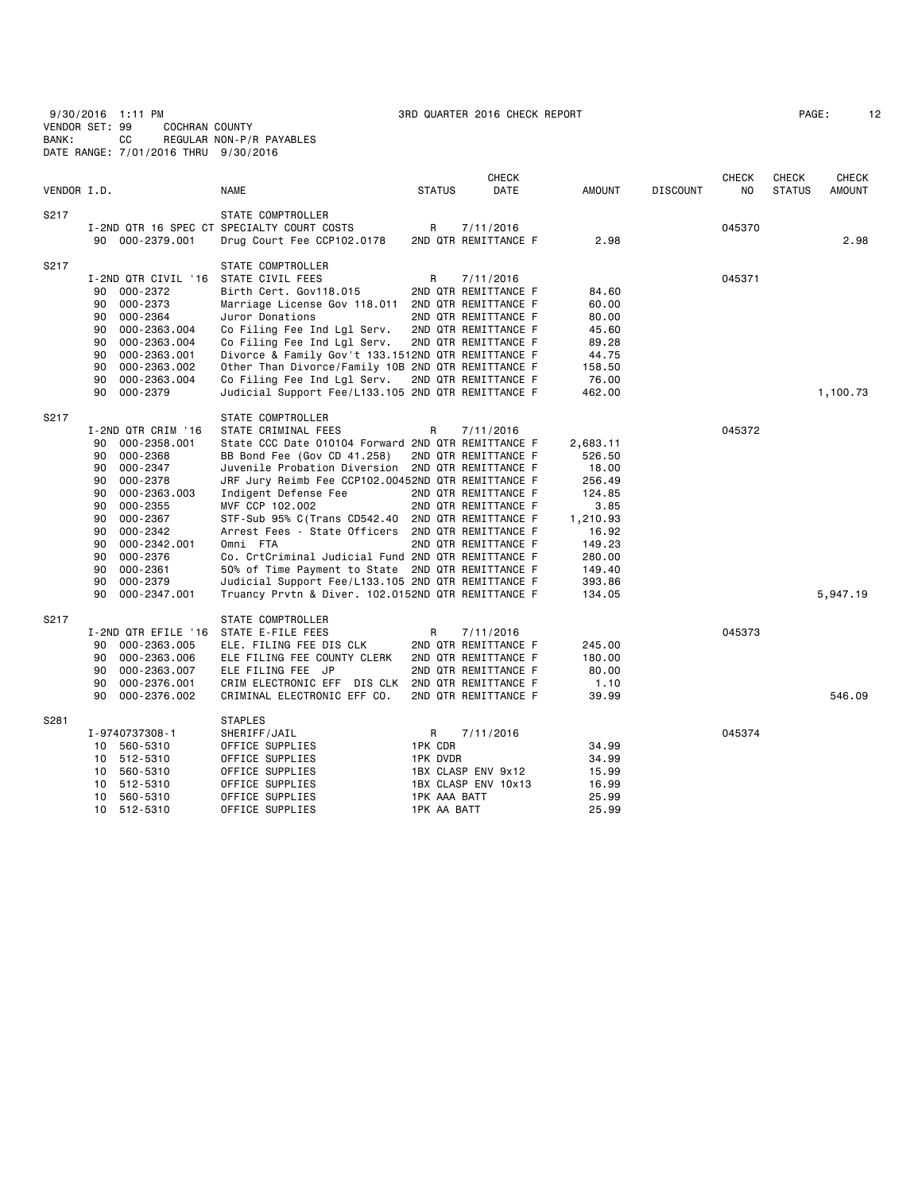9/30/2016 1:11 PM 3RD QUARTER 2016 CHECK REPORT
VENDOR SET: 99 COCHRAN COUNTY
BANK: CC REGULAR NON-P/R PAYABLES
DATE RANGE: 7/01/2016 THRU 9/30/2016

| VENDOR I.D. | | NAME | STATUS | CHECK DATE | AMOUNT | DISCOUNT | CHECK NO | CHECK STATUS | CHECK AMOUNT |
|---|---|---|---|---|---|---|---|---|---|
| S217 | | STATE COMPTROLLER | | | | | | | |
| | I-2ND QTR 16 SPEC CT | SPECIALTY COURT COSTS | R | 7/11/2016 | | | 045370 | | |
| | 90 000-2379.001 | Drug Court Fee CCP102.0178 | 2ND QTR REMITTANCE F | | 2.98 | | | | 2.98 |
| S217 | | STATE COMPTROLLER | | | | | | | |
| | I-2ND QTR CIVIL '16 | STATE CIVIL FEES | R | 7/11/2016 | | | 045371 | | |
| | 90 000-2372 | Birth Cert. Gov118.015 | 2ND QTR REMITTANCE F | | 84.60 | | | | |
| | 90 000-2373 | Marriage License Gov 118.011 | 2ND QTR REMITTANCE F | | 60.00 | | | | |
| | 90 000-2364 | Juror Donations | 2ND QTR REMITTANCE F | | 80.00 | | | | |
| | 90 000-2363.004 | Co Filing Fee Ind Lgl Serv. | 2ND QTR REMITTANCE F | | 45.60 | | | | |
| | 90 000-2363.004 | Co Filing Fee Ind Lgl Serv. | 2ND QTR REMITTANCE F | | 89.28 | | | | |
| | 90 000-2363.001 | Divorce & Family Gov't 133.151 | 2ND QTR REMITTANCE F | | 44.75 | | | | |
| | 90 000-2363.002 | Other Than Divorce/Family 10B | 2ND QTR REMITTANCE F | | 158.50 | | | | |
| | 90 000-2363.004 | Co Filing Fee Ind Lgl Serv. | 2ND QTR REMITTANCE F | | 76.00 | | | | |
| | 90 000-2379 | Judicial Support Fee/L133.105 | 2ND QTR REMITTANCE F | | 462.00 | | | | 1,100.73 |
| S217 | | STATE COMPTROLLER | | | | | | | |
| | I-2ND QTR CRIM '16 | STATE CRIMINAL FEES | R | 7/11/2016 | | | 045372 | | |
| | 90 000-2358.001 | State CCC Date 010104 Forward | 2ND QTR REMITTANCE F | | 2,683.11 | | | | |
| | 90 000-2368 | BB Bond Fee (Gov CD 41.258) | 2ND QTR REMITTANCE F | | 526.50 | | | | |
| | 90 000-2347 | Juvenile Probation Diversion | 2ND QTR REMITTANCE F | | 18.00 | | | | |
| | 90 000-2378 | JRF Jury Reimb Fee CCP102.0045 | 2ND QTR REMITTANCE F | | 256.49 | | | | |
| | 90 000-2363.003 | Indigent Defense Fee | 2ND QTR REMITTANCE F | | 124.85 | | | | |
| | 90 000-2355 | MVF CCP 102.002 | 2ND QTR REMITTANCE F | | 3.85 | | | | |
| | 90 000-2367 | STF-Sub 95% C(Trans CD542.40 | 2ND QTR REMITTANCE F | | 1,210.93 | | | | |
| | 90 000-2342 | Arrest Fees - State Officers | 2ND QTR REMITTANCE F | | 16.92 | | | | |
| | 90 000-2342.001 | Omni FTA | 2ND QTR REMITTANCE F | | 149.23 | | | | |
| | 90 000-2376 | Co. CrtCriminal Judicial Fund | 2ND QTR REMITTANCE F | | 280.00 | | | | |
| | 90 000-2361 | 50% of Time Payment to State | 2ND QTR REMITTANCE F | | 149.40 | | | | |
| | 90 000-2379 | Judicial Support Fee/L133.105 | 2ND QTR REMITTANCE F | | 393.86 | | | | |
| | 90 000-2347.001 | Truancy Prvtn & Diver. 102.0152 | 2ND QTR REMITTANCE F | | 134.05 | | | | 5,947.19 |
| S217 | | STATE COMPTROLLER | | | | | | | |
| | I-2ND QTR EFILE '16 | STATE E-FILE FEES | R | 7/11/2016 | | | 045373 | | |
| | 90 000-2363.005 | ELE. FILING FEE DIS CLK | 2ND QTR REMITTANCE F | | 245.00 | | | | |
| | 90 000-2363.006 | ELE FILING FEE COUNTY CLERK | 2ND QTR REMITTANCE F | | 180.00 | | | | |
| | 90 000-2363.007 | ELE FILING FEE JP | 2ND QTR REMITTANCE F | | 80.00 | | | | |
| | 90 000-2376.001 | CRIM ELECTRONIC EFF DIS CLK | 2ND QTR REMITTANCE F | | 1.10 | | | | |
| | 90 000-2376.002 | CRIMINAL ELECTRONIC EFF CO. | 2ND QTR REMITTANCE F | | 39.99 | | | | 546.09 |
| S281 | | STAPLES | | | | | | | |
| | I-9740737308-1 | SHERIFF/JAIL | R | 7/11/2016 | | | 045374 | | |
| | 10 560-5310 | OFFICE SUPPLIES | 1PK CDR | | 34.99 | | | | |
| | 10 512-5310 | OFFICE SUPPLIES | 1PK DVDR | | 34.99 | | | | |
| | 10 560-5310 | OFFICE SUPPLIES | 1BX CLASP ENV 9x12 | | 15.99 | | | | |
| | 10 512-5310 | OFFICE SUPPLIES | 1BX CLASP ENV 10x13 | | 16.99 | | | | |
| | 10 560-5310 | OFFICE SUPPLIES | 1PK AAA BATT | | 25.99 | | | | |
| | 10 512-5310 | OFFICE SUPPLIES | 1PK AA BATT | | 25.99 | | | | |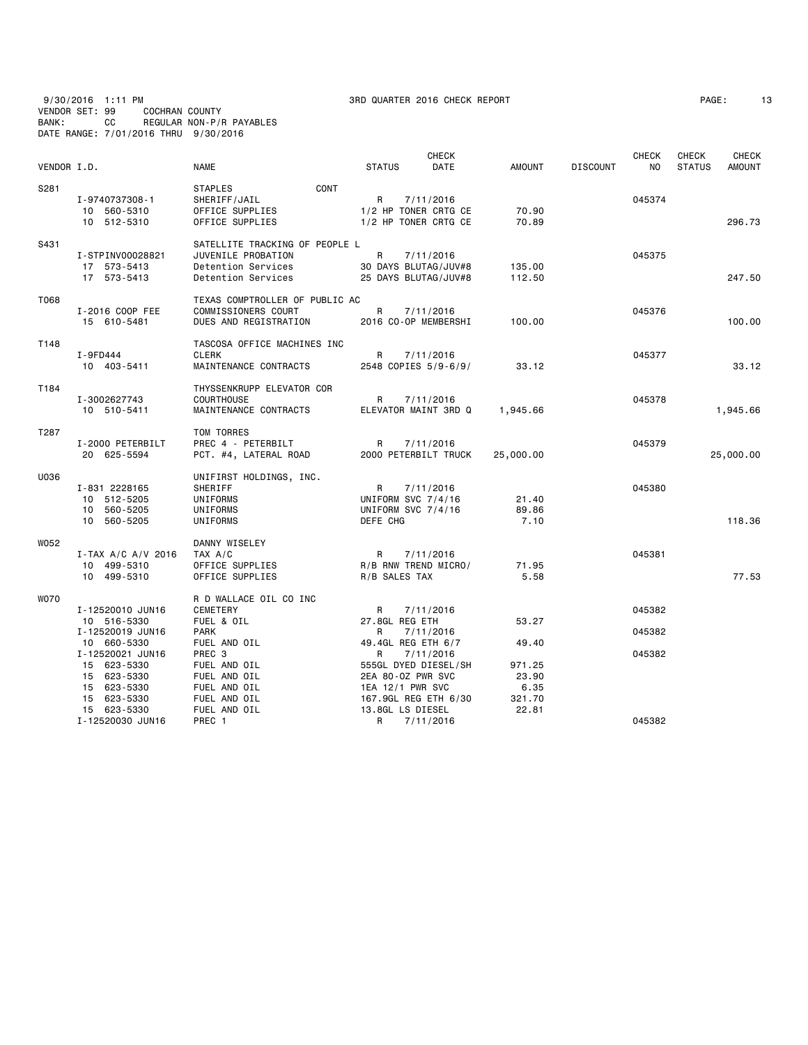9/30/2016 1:11 PM 3RD QUARTER 2016 CHECK REPORT
VENDOR SET: 99 COCHRAN COUNTY
BANK: CC REGULAR NON-P/R PAYABLES
DATE RANGE: 7/01/2016 THRU 9/30/2016

| VENDOR I.D. | | NAME | STATUS | CHECK DATE | AMOUNT | DISCOUNT | CHECK NO | CHECK STATUS | CHECK AMOUNT |
|---|---|---|---|---|---|---|---|---|---|
| S281 | | STAPLES CONT | | | | | | | |
| | I-9740737308-1 | SHERIFF/JAIL | R | 7/11/2016 | | | 045374 | | |
| | 10 560-5310 | OFFICE SUPPLIES | 1/2 HP TONER CRTG CE | | 70.90 | | | | |
| | 10 512-5310 | OFFICE SUPPLIES | 1/2 HP TONER CRTG CE | | 70.89 | | | | 296.73 |
| S431 | | SATELLITE TRACKING OF PEOPLE L | | | | | | | |
| | I-STPINV00028821 | JUVENILE PROBATION | R | 7/11/2016 | | | 045375 | | |
| | 17 573-5413 | Detention Services | 30 DAYS BLUTAG/JUV#8 | | 135.00 | | | | |
| | 17 573-5413 | Detention Services | 25 DAYS BLUTAG/JUV#8 | | 112.50 | | | | 247.50 |
| T068 | | TEXAS COMPTROLLER OF PUBLIC AC | | | | | | | |
| | I-2016 COOP FEE | COMMISSIONERS COURT | R | 7/11/2016 | | | 045376 | | |
| | 15 610-5481 | DUES AND REGISTRATION | 2016 CO-OP MEMBERSHI | | 100.00 | | | | 100.00 |
| T148 | | TASCOSA OFFICE MACHINES INC | | | | | | | |
| | I-9FD444 | CLERK | R | 7/11/2016 | | | 045377 | | |
| | 10 403-5411 | MAINTENANCE CONTRACTS | 2548 COPIES 5/9-6/9/ | | 33.12 | | | | 33.12 |
| T184 | | THYSSENKRUPP ELEVATOR COR | | | | | | | |
| | I-3002627743 | COURTHOUSE | R | 7/11/2016 | | | 045378 | | |
| | 10 510-5411 | MAINTENANCE CONTRACTS | ELEVATOR MAINT 3RD Q | | 1,945.66 | | | | 1,945.66 |
| T287 | | TOM TORRES | | | | | | | |
| | I-2000 PETERBILT | PREC 4 - PETERBILT | R | 7/11/2016 | | | 045379 | | |
| | 20 625-5594 | PCT. #4, LATERAL ROAD | 2000 PETERBILT TRUCK | | 25,000.00 | | | | 25,000.00 |
| U036 | | UNIFIRST HOLDINGS, INC. | | | | | | | |
| | I-831 2228165 | SHERIFF | R | 7/11/2016 | | | 045380 | | |
| | 10 512-5205 | UNIFORMS | UNIFORM SVC 7/4/16 | | 21.40 | | | | |
| | 10 560-5205 | UNIFORMS | UNIFORM SVC 7/4/16 | | 89.86 | | | | |
| | 10 560-5205 | UNIFORMS | DEFE CHG | | 7.10 | | | | 118.36 |
| W052 | | DANNY WISELEY | | | | | | | |
| | I-TAX A/C A/V 2016 | TAX A/C | R | 7/11/2016 | | | 045381 | | |
| | 10 499-5310 | OFFICE SUPPLIES | R/B RNW TREND MICRO/ | | 71.95 | | | | |
| | 10 499-5310 | OFFICE SUPPLIES | R/B SALES TAX | | 5.58 | | | | 77.53 |
| W070 | | R D WALLACE OIL CO INC | | | | | | | |
| | I-12520010 JUN16 | CEMETERY | R | 7/11/2016 | | | 045382 | | |
| | 10 516-5330 | FUEL & OIL | 27.8GL REG ETH | | 53.27 | | | | |
| | I-12520019 JUN16 | PARK | R | 7/11/2016 | | | 045382 | | |
| | 10 660-5330 | FUEL AND OIL | 49.4GL REG ETH 6/7 | | 49.40 | | | | |
| | I-12520021 JUN16 | PREC 3 | R | 7/11/2016 | | | 045382 | | |
| | 15 623-5330 | FUEL AND OIL | 555GL DYED DIESEL/SH | | 971.25 | | | | |
| | 15 623-5330 | FUEL AND OIL | 2EA 80-OZ PWR SVC | | 23.90 | | | | |
| | 15 623-5330 | FUEL AND OIL | 1EA 12/1 PWR SVC | | 6.35 | | | | |
| | 15 623-5330 | FUEL AND OIL | 167.9GL REG ETH 6/30 | | 321.70 | | | | |
| | 15 623-5330 | FUEL AND OIL | 13.8GL LS DIESEL | | 22.81 | | | | |
| | I-12520030 JUN16 | PREC 1 | R | 7/11/2016 | | | 045382 | | |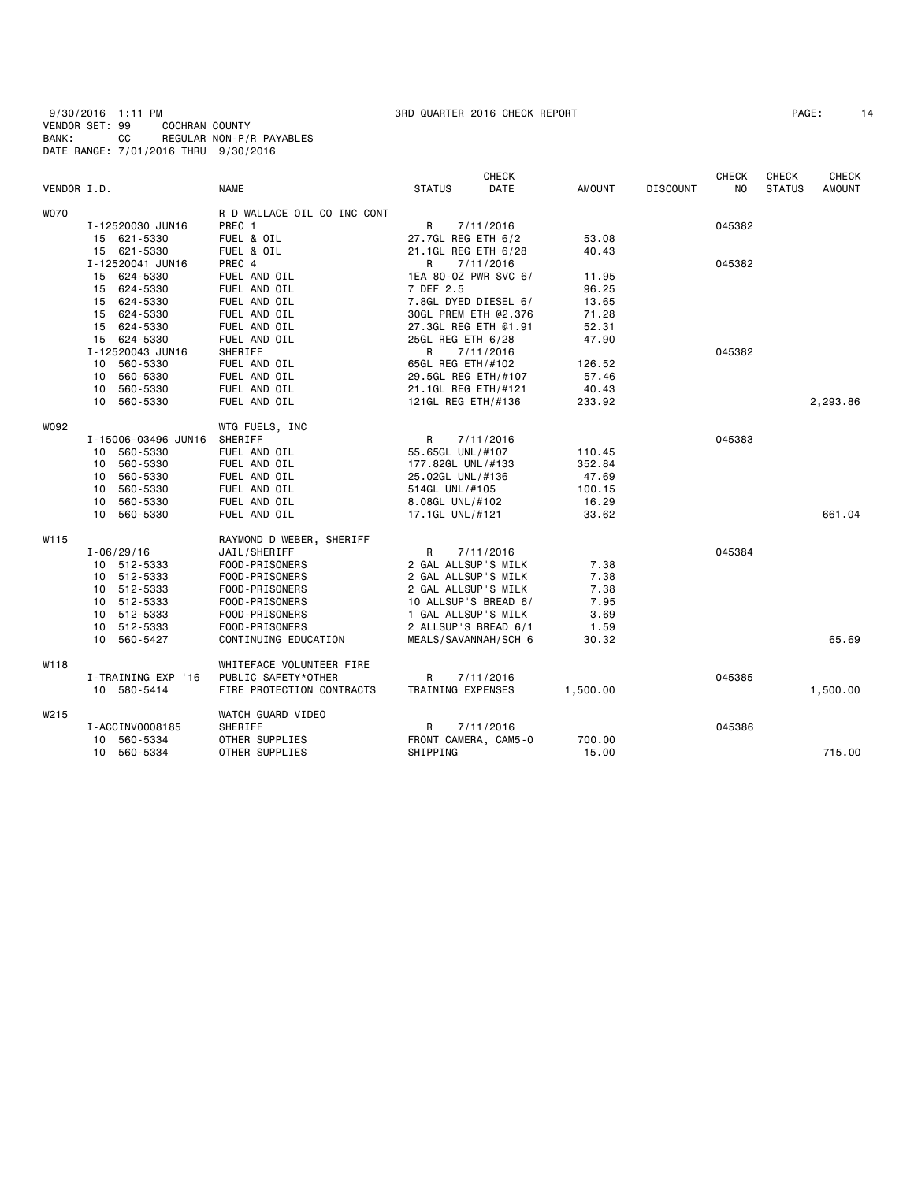9/30/2016 1:11 PM 3RD QUARTER 2016 CHECK REPORT
VENDOR SET: 99 COCHRAN COUNTY
BANK: CC REGULAR NON-P/R PAYABLES
DATE RANGE: 7/01/2016 THRU 9/30/2016

| VENDOR I.D. | NAME | STATUS | CHECK DATE | AMOUNT | DISCOUNT | CHECK NO | CHECK STATUS | CHECK AMOUNT |
|---|---|---|---|---|---|---|---|---|
| W070 | R D WALLACE OIL CO INC CONT | | | | | | | |
| I-12520030 JUN16 | PREC 1 | R | 7/11/2016 | | | 045382 | | |
| 15 621-5330 | FUEL & OIL | 27.7GL REG ETH 6/2 | | 53.08 | | | | |
| 15 621-5330 | FUEL & OIL | 21.1GL REG ETH 6/28 | | 40.43 | | | | |
| I-12520041 JUN16 | PREC 4 | R | 7/11/2016 | | | 045382 | | |
| 15 624-5330 | FUEL AND OIL | 1EA 80-OZ PWR SVC 6/ | | 11.95 | | | | |
| 15 624-5330 | FUEL AND OIL | 7 DEF 2.5 | | 96.25 | | | | |
| 15 624-5330 | FUEL AND OIL | 7.8GL DYED DIESEL 6/ | | 13.65 | | | | |
| 15 624-5330 | FUEL AND OIL | 30GL PREM ETH @2.376 | | 71.28 | | | | |
| 15 624-5330 | FUEL AND OIL | 27.3GL REG ETH @1.91 | | 52.31 | | | | |
| 15 624-5330 | FUEL AND OIL | 25GL REG ETH 6/28 | | 47.90 | | | | |
| I-12520043 JUN16 | SHERIFF | R | 7/11/2016 | | | 045382 | | |
| 10 560-5330 | FUEL AND OIL | 65GL REG ETH/#102 | | 126.52 | | | | |
| 10 560-5330 | FUEL AND OIL | 29.5GL REG ETH/#107 | | 57.46 | | | | |
| 10 560-5330 | FUEL AND OIL | 21.1GL REG ETH/#121 | | 40.43 | | | | |
| 10 560-5330 | FUEL AND OIL | 121GL REG ETH/#136 | | 233.92 | | | | 2,293.86 |
| W092 | WTG FUELS, INC | | | | | | | |
| I-15006-03496 JUN16 | SHERIFF | R | 7/11/2016 | | | 045383 | | |
| 10 560-5330 | FUEL AND OIL | 55.65GL UNL/#107 | | 110.45 | | | | |
| 10 560-5330 | FUEL AND OIL | 177.82GL UNL/#133 | | 352.84 | | | | |
| 10 560-5330 | FUEL AND OIL | 25.02GL UNL/#136 | | 47.69 | | | | |
| 10 560-5330 | FUEL AND OIL | 514GL UNL/#105 | | 100.15 | | | | |
| 10 560-5330 | FUEL AND OIL | 8.08GL UNL/#102 | | 16.29 | | | | |
| 10 560-5330 | FUEL AND OIL | 17.1GL UNL/#121 | | 33.62 | | | | 661.04 |
| W115 | RAYMOND D WEBER, SHERIFF | | | | | | | |
| I-06/29/16 | JAIL/SHERIFF | R | 7/11/2016 | | | 045384 | | |
| 10 512-5333 | FOOD-PRISONERS | 2 GAL ALLSUP'S MILK | | 7.38 | | | | |
| 10 512-5333 | FOOD-PRISONERS | 2 GAL ALLSUP'S MILK | | 7.38 | | | | |
| 10 512-5333 | FOOD-PRISONERS | 2 GAL ALLSUP'S MILK | | 7.38 | | | | |
| 10 512-5333 | FOOD-PRISONERS | 10 ALLSUP'S BREAD 6/ | | 7.95 | | | | |
| 10 512-5333 | FOOD-PRISONERS | 1 GAL ALLSUP'S MILK | | 3.69 | | | | |
| 10 512-5333 | FOOD-PRISONERS | 2 ALLSUP'S BREAD 6/1 | | 1.59 | | | | |
| 10 560-5427 | CONTINUING EDUCATION | MEALS/SAVANNAH/SCH 6 | | 30.32 | | | | 65.69 |
| W118 | WHITEFACE VOLUNTEER FIRE | | | | | | | |
| I-TRAINING EXP '16 | PUBLIC SAFETY*OTHER | R | 7/11/2016 | | | 045385 | | |
| 10 580-5414 | FIRE PROTECTION CONTRACTS | TRAINING EXPENSES | | 1,500.00 | | | | 1,500.00 |
| W215 | WATCH GUARD VIDEO | | | | | | | |
| I-ACCINV0008185 | SHERIFF | R | 7/11/2016 | | | 045386 | | |
| 10 560-5334 | OTHER SUPPLIES | FRONT CAMERA, CAM5-O | | 700.00 | | | | |
| 10 560-5334 | OTHER SUPPLIES | SHIPPING | | 15.00 | | | | 715.00 |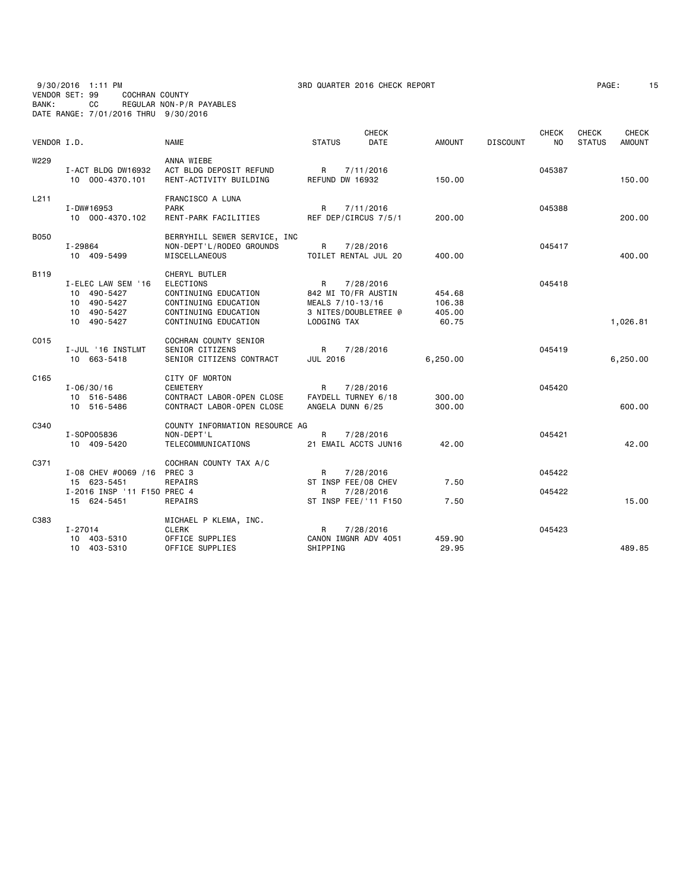9/30/2016 1:11 PM — 3RD QUARTER 2016 CHECK REPORT

VENDOR SET: 99 COCHRAN COUNTY
BANK: CC REGULAR NON-P/R PAYABLES
DATE RANGE: 7/01/2016 THRU 9/30/2016

| VENDOR I.D. | | NAME | STATUS | CHECK DATE | AMOUNT | DISCOUNT | CHECK NO | CHECK STATUS | CHECK AMOUNT |
|---|---|---|---|---|---|---|---|---|---|
| W229 | | ANNA WIEBE | | | | | | | |
| | I-ACT BLDG DW16932 | ACT BLDG DEPOSIT REFUND | R | 7/11/2016 | | | 045387 | | |
| | 10 000-4370.101 | RENT-ACTIVITY BUILDING | REFUND DW 16932 | | 150.00 | | | | 150.00 |
| L211 | | FRANCISCO A LUNA | | | | | | | |
| | I-DW#16953 | PARK | R | 7/11/2016 | | | 045388 | | |
| | 10 000-4370.102 | RENT-PARK FACILITIES | REF DEP/CIRCUS 7/5/1 | | 200.00 | | | | 200.00 |
| B050 | | BERRYHILL SEWER SERVICE, INC | | | | | | | |
| | I-29864 | NON-DEPT'L/RODEO GROUNDS | R | 7/28/2016 | | | 045417 | | |
| | 10 409-5499 | MISCELLANEOUS | TOILET RENTAL JUL 20 | | 400.00 | | | | 400.00 |
| B119 | | CHERYL BUTLER | | | | | | | |
| | I-ELEC LAW SEM '16 | ELECTIONS | R | 7/28/2016 | | | 045418 | | |
| | 10 490-5427 | CONTINUING EDUCATION | 842 MI TO/FR AUSTIN | | 454.68 | | | | |
| | 10 490-5427 | CONTINUING EDUCATION | MEALS 7/10-13/16 | | 106.38 | | | | |
| | 10 490-5427 | CONTINUING EDUCATION | 3 NITES/DOUBLETREE @ | | 405.00 | | | | |
| | 10 490-5427 | CONTINUING EDUCATION | LODGING TAX | | 60.75 | | | | 1,026.81 |
| C015 | | COCHRAN COUNTY SENIOR | | | | | | | |
| | I-JUL '16 INSTLMT | SENIOR CITIZENS | R | 7/28/2016 | | | 045419 | | |
| | 10 663-5418 | SENIOR CITIZENS CONTRACT | JUL 2016 | | 6,250.00 | | | | 6,250.00 |
| C165 | | CITY OF MORTON | | | | | | | |
| | I-06/30/16 | CEMETERY | R | 7/28/2016 | | | 045420 | | |
| | 10 516-5486 | CONTRACT LABOR-OPEN CLOSE | FAYDELL TURNEY 6/18 | | 300.00 | | | | |
| | 10 516-5486 | CONTRACT LABOR-OPEN CLOSE | ANGELA DUNN 6/25 | | 300.00 | | | | 600.00 |
| C340 | | COUNTY INFORMATION RESOURCE AG | | | | | | | |
| | I-SOP005836 | NON-DEPT'L | R | 7/28/2016 | | | 045421 | | |
| | 10 409-5420 | TELECOMMUNICATIONS | 21 EMAIL ACCTS JUN16 | | 42.00 | | | | 42.00 |
| C371 | | COCHRAN COUNTY TAX A/C | | | | | | | |
| | I-08 CHEV #0069 /16 | PREC 3 | R | 7/28/2016 | | | 045422 | | |
| | 15 623-5451 | REPAIRS | ST INSP FEE/08 CHEV | | 7.50 | | | | |
| | I-2016 INSP '11 F150 | PREC 4 | R | 7/28/2016 | | | 045422 | | |
| | 15 624-5451 | REPAIRS | ST INSP FEE/'11 F150 | | 7.50 | | | | 15.00 |
| C383 | | MICHAEL P KLEMA, INC. | | | | | | | |
| | I-27014 | CLERK | R | 7/28/2016 | | | 045423 | | |
| | 10 403-5310 | OFFICE SUPPLIES | CANON IMGNR ADV 4051 | | 459.90 | | | | |
| | 10 403-5310 | OFFICE SUPPLIES | SHIPPING | | 29.95 | | | | 489.85 |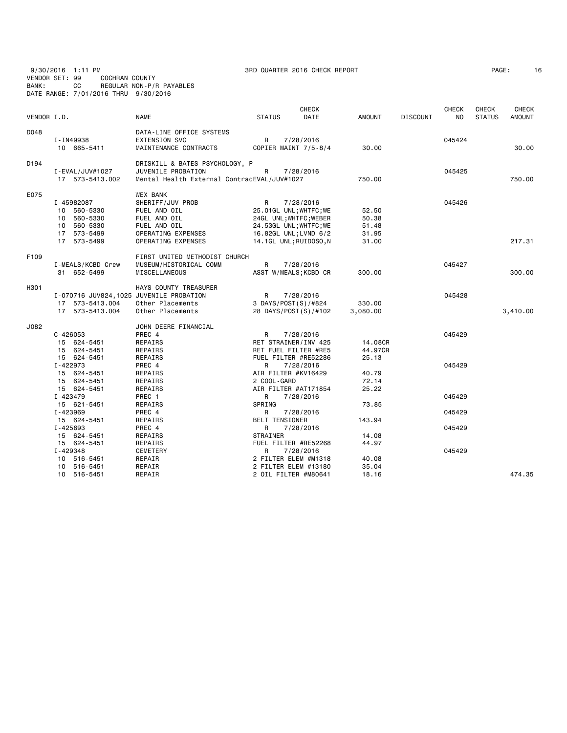9/30/2016 1:11 PM 3RD QUARTER 2016 CHECK REPORT
VENDOR SET: 99 COCHRAN COUNTY
BANK: CC REGULAR NON-P/R PAYABLES
DATE RANGE: 7/01/2016 THRU 9/30/2016

| VENDOR I.D. | NAME | STATUS | CHECK DATE | AMOUNT | DISCOUNT | CHECK NO | CHECK STATUS | CHECK AMOUNT |
|---|---|---|---|---|---|---|---|---|
| D048 | DATA-LINE OFFICE SYSTEMS | | | | | | | |
| I-IN49938 | EXTENSION SVC | R | 7/28/2016 | | | 045424 | | |
| 10 665-5411 | MAINTENANCE CONTRACTS | COPIER MAINT 7/5-8/4 | | 30.00 | | | | 30.00 |
| D194 | DRISKILL & BATES PSYCHOLOGY, P | | | | | | | |
| I-EVAL/JUV#1027 | JUVENILE PROBATION | R | 7/28/2016 | | | 045425 | | |
| 17 573-5413.002 | Mental Health External ContracEVAL/JUV#1027 | | | 750.00 | | | | 750.00 |
| E075 | WEX BANK | | | | | | | |
| I-45982087 | SHERIFF/JUV PROB | R | 7/28/2016 | | | 045426 | | |
| 10 560-5330 | FUEL AND OIL | 25.01GL UNL;WHTFC;WE | | 52.50 | | | | |
| 10 560-5330 | FUEL AND OIL | 24GL UNL;WHTFC;WEBER | | 50.38 | | | | |
| 10 560-5330 | FUEL AND OIL | 24.53GL UNL;WHTFC;WE | | 51.48 | | | | |
| 17 573-5499 | OPERATING EXPENSES | 16.82GL UNL;LVND 6/2 | | 31.95 | | | | |
| 17 573-5499 | OPERATING EXPENSES | 14.1GL UNL;RUIDOSO,N | | 31.00 | | | | 217.31 |
| F109 | FIRST UNITED METHODIST CHURCH | | | | | | | |
| I-MEALS/KCBD Crew | MUSEUM/HISTORICAL COMM | R | 7/28/2016 | | | 045427 | | |
| 31 652-5499 | MISCELLANEOUS | ASST W/MEALS;KCBD CR | | 300.00 | | | | 300.00 |
| H301 | HAYS COUNTY TREASURER | | | | | | | |
| I-070716 JUV824,1025 | JUVENILE PROBATION | R | 7/28/2016 | | | 045428 | | |
| 17 573-5413.004 | Other Placements | 3 DAYS/POST(S)/#824 | | 330.00 | | | | |
| 17 573-5413.004 | Other Placements | 28 DAYS/POST(S)/#102 | | 3,080.00 | | | | 3,410.00 |
| J082 | JOHN DEERE FINANCIAL | | | | | | | |
| C-426053 | PREC 4 | R | 7/28/2016 | | | 045429 | | |
| 15 624-5451 | REPAIRS | RET STRAINER/INV 425 | | 14.08CR | | | | |
| 15 624-5451 | REPAIRS | RET FUEL FILTER #RE5 | | 44.97CR | | | | |
| 15 624-5451 | REPAIRS | FUEL FILTER #RE52286 | | 25.13 | | | | |
| I-422973 | PREC 4 | R | 7/28/2016 | | | 045429 | | |
| 15 624-5451 | REPAIRS | AIR FILTER #KV16429 | | 40.79 | | | | |
| 15 624-5451 | REPAIRS | 2 COOL-GARD | | 72.14 | | | | |
| 15 624-5451 | REPAIRS | AIR FILTER #AT171854 | | 25.22 | | | | |
| I-423479 | PREC 1 | R | 7/28/2016 | | | 045429 | | |
| 15 621-5451 | REPAIRS | SPRING | | 73.85 | | | | |
| I-423969 | PREC 4 | R | 7/28/2016 | | | 045429 | | |
| 15 624-5451 | REPAIRS | BELT TENSIONER | | 143.94 | | | | |
| I-425693 | PREC 4 | R | 7/28/2016 | | | 045429 | | |
| 15 624-5451 | REPAIRS | STRAINER | | 14.08 | | | | |
| 15 624-5451 | REPAIRS | FUEL FILTER #RE52268 | | 44.97 | | | | |
| I-429348 | CEMETERY | R | 7/28/2016 | | | 045429 | | |
| 10 516-5451 | REPAIR | 2 FILTER ELEM #M1318 | | 40.08 | | | | |
| 10 516-5451 | REPAIR | 2 FILTER ELEM #13180 | | 35.04 | | | | |
| 10 516-5451 | REPAIR | 2 OIL FILTER #M80641 | | 18.16 | | | | 474.35 |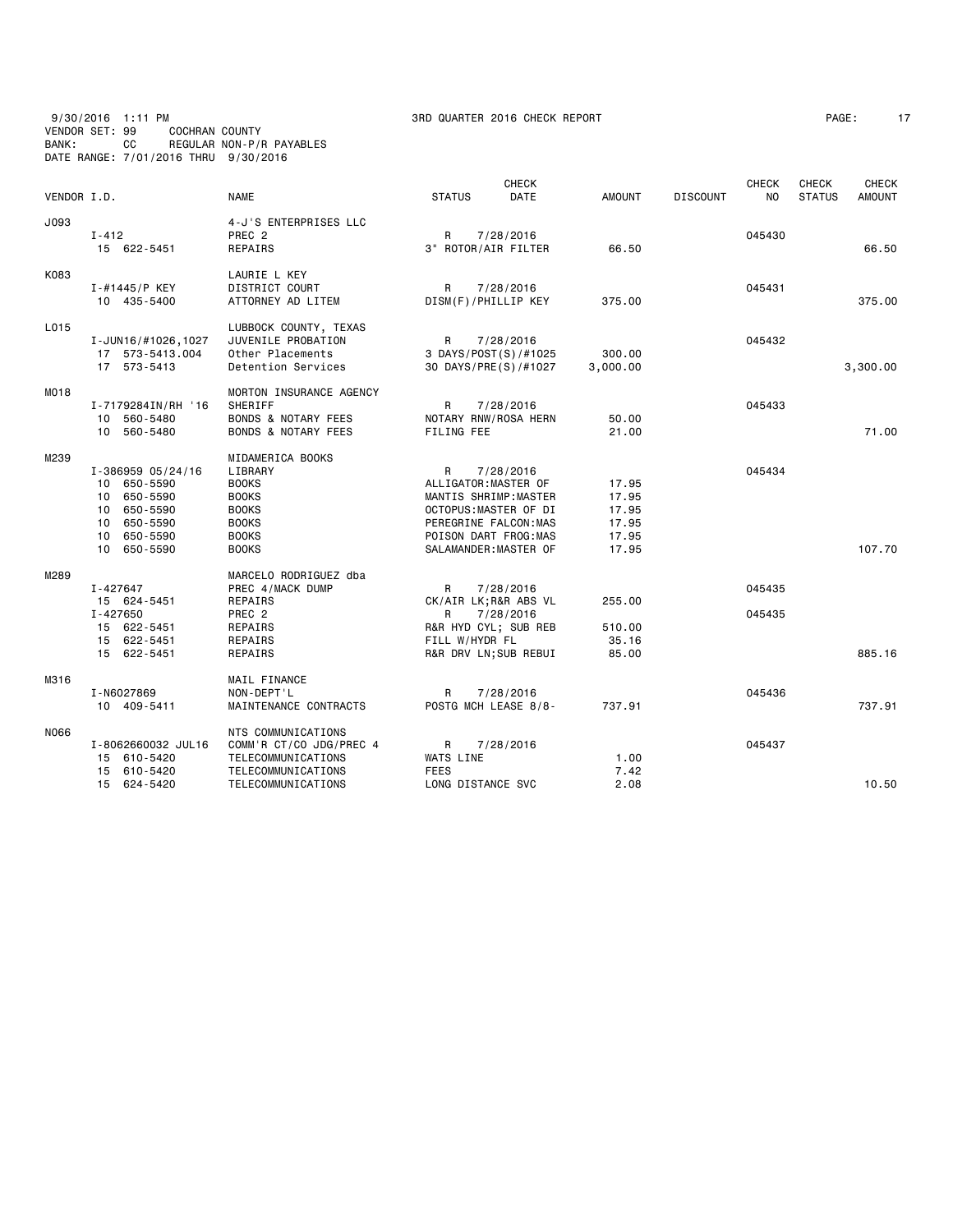9/30/2016 1:11 PM 3RD QUARTER 2016 CHECK REPORT
VENDOR SET: 99 COCHRAN COUNTY
BANK: CC REGULAR NON-P/R PAYABLES
DATE RANGE: 7/01/2016 THRU 9/30/2016

| VENDOR I.D. | | NAME | STATUS | CHECK DATE | AMOUNT | DISCOUNT | CHECK NO | CHECK STATUS | CHECK AMOUNT |
|---|---|---|---|---|---|---|---|---|---|
| J093 | | 4-J'S ENTERPRISES LLC | | | | | | | |
| | I-412 | PREC 2 | R | 7/28/2016 | | | 045430 | | |
| | 15 622-5451 | REPAIRS | 3" ROTOR/AIR FILTER | | 66.50 | | | | 66.50 |
| K083 | | LAURIE L KEY | | | | | | | |
| | I-#1445/P KEY | DISTRICT COURT | R | 7/28/2016 | | | 045431 | | |
| | 10 435-5400 | ATTORNEY AD LITEM | DISM(F)/PHILLIP KEY | | 375.00 | | | | 375.00 |
| L015 | | LUBBOCK COUNTY, TEXAS | | | | | | | |
| | I-JUN16/#1026,1027 | JUVENILE PROBATION | R | 7/28/2016 | | | 045432 | | |
| | 17 573-5413.004 | Other Placements | 3 DAYS/POST(S)/#1025 | | 300.00 | | | | |
| | 17 573-5413 | Detention Services | 30 DAYS/PRE(S)/#1027 | | 3,000.00 | | | | 3,300.00 |
| M018 | | MORTON INSURANCE AGENCY | | | | | | | |
| | I-7179284IN/RH '16 | SHERIFF | R | 7/28/2016 | | | 045433 | | |
| | 10 560-5480 | BONDS & NOTARY FEES | NOTARY RNW/ROSA HERN | | 50.00 | | | | |
| | 10 560-5480 | BONDS & NOTARY FEES | FILING FEE | | 21.00 | | | | 71.00 |
| M239 | | MIDAMERICA BOOKS | | | | | | | |
| | I-386959 05/24/16 | LIBRARY | R | 7/28/2016 | | | 045434 | | |
| | 10 650-5590 | BOOKS | ALLIGATOR:MASTER OF | | 17.95 | | | | |
| | 10 650-5590 | BOOKS | MANTIS SHRIMP:MASTER | | 17.95 | | | | |
| | 10 650-5590 | BOOKS | OCTOPUS:MASTER OF DI | | 17.95 | | | | |
| | 10 650-5590 | BOOKS | PEREGRINE FALCON:MAS | | 17.95 | | | | |
| | 10 650-5590 | BOOKS | POISON DART FROG:MAS | | 17.95 | | | | |
| | 10 650-5590 | BOOKS | SALAMANDER:MASTER OF | | 17.95 | | | | 107.70 |
| M289 | | MARCELO RODRIGUEZ dba | | | | | | | |
| | I-427647 | PREC 4/MACK DUMP | R | 7/28/2016 | | | 045435 | | |
| | 15 624-5451 | REPAIRS | CK/AIR LK;R&R ABS VL | | 255.00 | | | | |
| | I-427650 | PREC 2 | R | 7/28/2016 | | | 045435 | | |
| | 15 622-5451 | REPAIRS | R&R HYD CYL; SUB REB | | 510.00 | | | | |
| | 15 622-5451 | REPAIRS | FILL W/HYDR FL | | 35.16 | | | | |
| | 15 622-5451 | REPAIRS | R&R DRV LN;SUB REBUI | | 85.00 | | | | 885.16 |
| M316 | | MAIL FINANCE | | | | | | | |
| | I-N6027869 | NON-DEPT'L | R | 7/28/2016 | | | 045436 | | |
| | 10 409-5411 | MAINTENANCE CONTRACTS | POSTG MCH LEASE 8/8- | | 737.91 | | | | 737.91 |
| N066 | | NTS COMMUNICATIONS | | | | | | | |
| | I-8062660032 JUL16 | COMM'R CT/CO JDG/PREC 4 | R | 7/28/2016 | | | 045437 | | |
| | 15 610-5420 | TELECOMMUNICATIONS | WATS LINE | | 1.00 | | | | |
| | 15 610-5420 | TELECOMMUNICATIONS | FEES | | 7.42 | | | | |
| | 15 624-5420 | TELECOMMUNICATIONS | LONG DISTANCE SVC | | 2.08 | | | | 10.50 |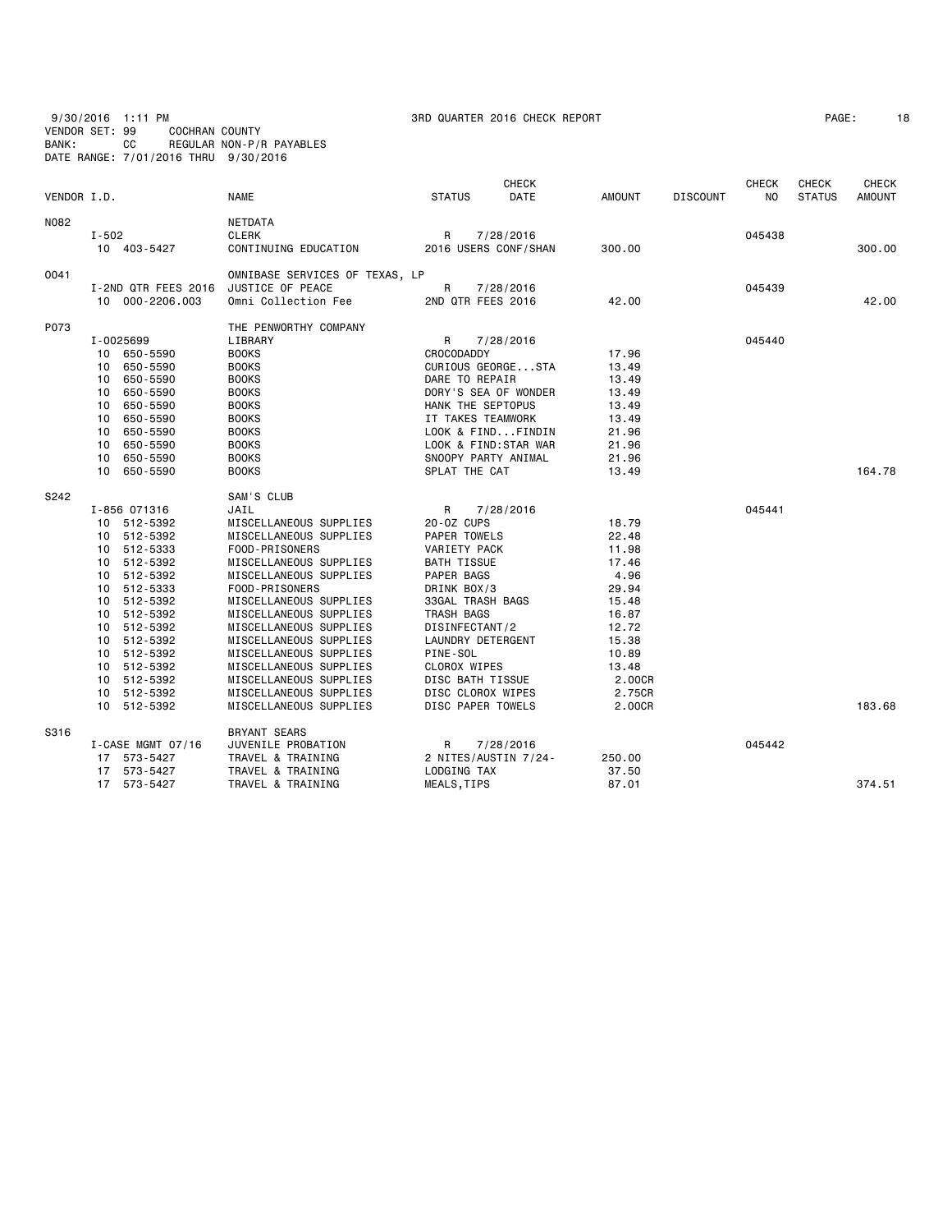9/30/2016 1:11 PM 3RD QUARTER 2016 CHECK REPORT PAGE: 18
VENDOR SET: 99 COCHRAN COUNTY
BANK: CC REGULAR NON-P/R PAYABLES
DATE RANGE: 7/01/2016 THRU 9/30/2016

| VENDOR I.D. | | NAME | STATUS | CHECK DATE | AMOUNT | DISCOUNT | CHECK NO | CHECK STATUS | CHECK AMOUNT |
|---|---|---|---|---|---|---|---|---|---|
| N082 | | NETDATA | | | | | | | |
| | I-502 | CLERK | R | 7/28/2016 | | | 045438 | | |
| | 10 403-5427 | CONTINUING EDUCATION | 2016 USERS CONF/SHAN | | 300.00 | | | | 300.00 |
| O041 | | OMNIBASE SERVICES OF TEXAS, LP | | | | | | | |
| | I-2ND QTR FEES 2016 | JUSTICE OF PEACE | R | 7/28/2016 | | | 045439 | | |
| | 10 000-2206.003 | Omni Collection Fee | 2ND QTR FEES 2016 | | 42.00 | | | | 42.00 |
| P073 | | THE PENWORTHY COMPANY | | | | | | | |
| | I-0025699 | LIBRARY | R | 7/28/2016 | | | 045440 | | |
| | 10 650-5590 | BOOKS | CROCODADDY | | 17.96 | | | | |
| | 10 650-5590 | BOOKS | CURIOUS GEORGE...STA | | 13.49 | | | | |
| | 10 650-5590 | BOOKS | DARE TO REPAIR | | 13.49 | | | | |
| | 10 650-5590 | BOOKS | DORY'S SEA OF WONDER | | 13.49 | | | | |
| | 10 650-5590 | BOOKS | HANK THE SEPTOPUS | | 13.49 | | | | |
| | 10 650-5590 | BOOKS | IT TAKES TEAMWORK | | 13.49 | | | | |
| | 10 650-5590 | BOOKS | LOOK & FIND...FINDIN | | 21.96 | | | | |
| | 10 650-5590 | BOOKS | LOOK & FIND:STAR WAR | | 21.96 | | | | |
| | 10 650-5590 | BOOKS | SNOOPY PARTY ANIMAL | | 21.96 | | | | |
| | 10 650-5590 | BOOKS | SPLAT THE CAT | | 13.49 | | | | 164.78 |
| S242 | | SAM'S CLUB | | | | | | | |
| | I-856 071316 | JAIL | R | 7/28/2016 | | | 045441 | | |
| | 10 512-5392 | MISCELLANEOUS SUPPLIES | 20-OZ CUPS | | 18.79 | | | | |
| | 10 512-5392 | MISCELLANEOUS SUPPLIES | PAPER TOWELS | | 22.48 | | | | |
| | 10 512-5333 | FOOD-PRISONERS | VARIETY PACK | | 11.98 | | | | |
| | 10 512-5392 | MISCELLANEOUS SUPPLIES | BATH TISSUE | | 17.46 | | | | |
| | 10 512-5392 | MISCELLANEOUS SUPPLIES | PAPER BAGS | | 4.96 | | | | |
| | 10 512-5333 | FOOD-PRISONERS | DRINK BOX/3 | | 29.94 | | | | |
| | 10 512-5392 | MISCELLANEOUS SUPPLIES | 33GAL TRASH BAGS | | 15.48 | | | | |
| | 10 512-5392 | MISCELLANEOUS SUPPLIES | TRASH BAGS | | 16.87 | | | | |
| | 10 512-5392 | MISCELLANEOUS SUPPLIES | DISINFECTANT/2 | | 12.72 | | | | |
| | 10 512-5392 | MISCELLANEOUS SUPPLIES | LAUNDRY DETERGENT | | 15.38 | | | | |
| | 10 512-5392 | MISCELLANEOUS SUPPLIES | PINE-SOL | | 10.89 | | | | |
| | 10 512-5392 | MISCELLANEOUS SUPPLIES | CLOROX WIPES | | 13.48 | | | | |
| | 10 512-5392 | MISCELLANEOUS SUPPLIES | DISC BATH TISSUE | | 2.00CR | | | | |
| | 10 512-5392 | MISCELLANEOUS SUPPLIES | DISC CLOROX WIPES | | 2.75CR | | | | |
| | 10 512-5392 | MISCELLANEOUS SUPPLIES | DISC PAPER TOWELS | | 2.00CR | | | | 183.68 |
| S316 | | BRYANT SEARS | | | | | | | |
| | I-CASE MGMT 07/16 | JUVENILE PROBATION | R | 7/28/2016 | | | 045442 | | |
| | 17 573-5427 | TRAVEL & TRAINING | 2 NITES/AUSTIN 7/24- | | 250.00 | | | | |
| | 17 573-5427 | TRAVEL & TRAINING | LODGING TAX | | 37.50 | | | | |
| | 17 573-5427 | TRAVEL & TRAINING | MEALS,TIPS | | 87.01 | | | | 374.51 |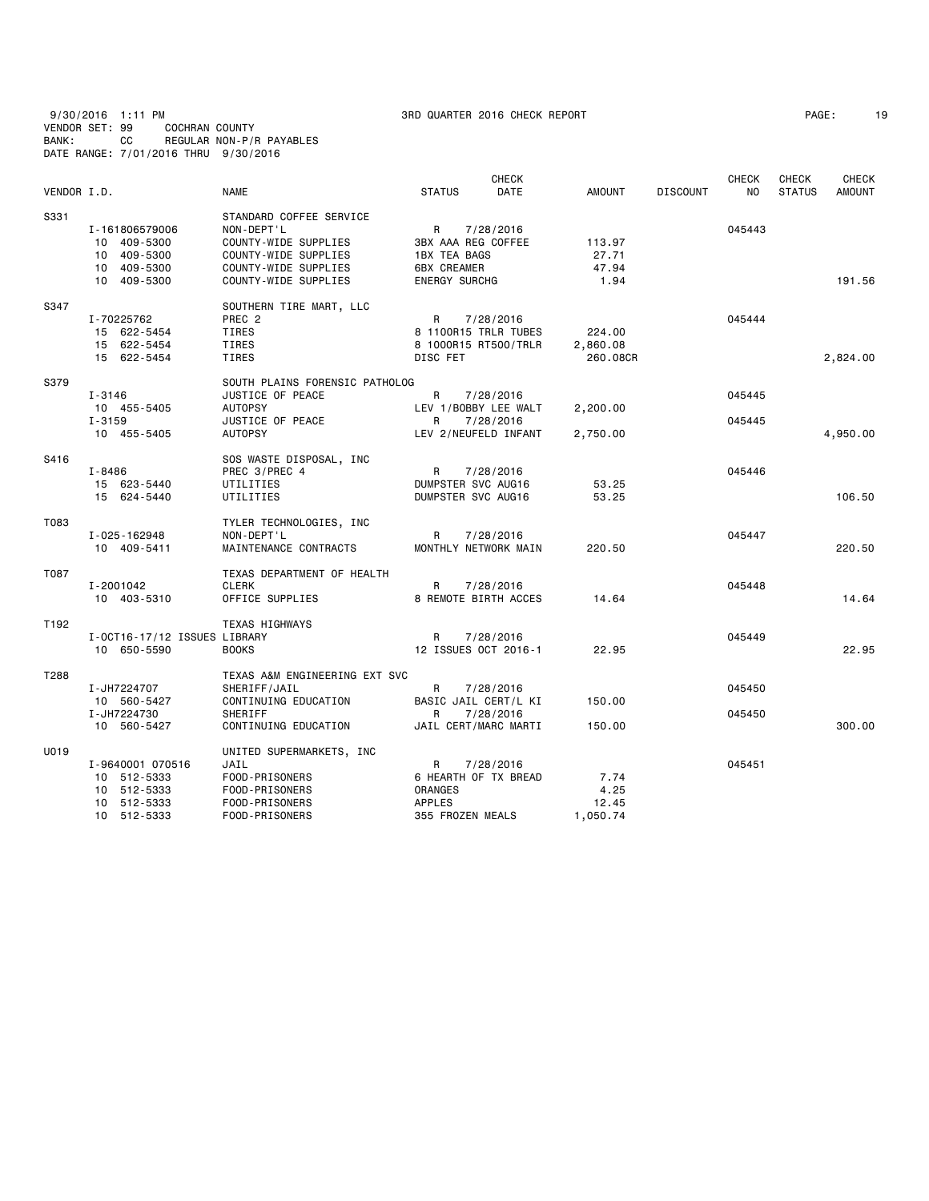9/30/2016 1:11 PM 3RD QUARTER 2016 CHECK REPORT
VENDOR SET: 99 COCHRAN COUNTY
BANK: CC REGULAR NON-P/R PAYABLES
DATE RANGE: 7/01/2016 THRU 9/30/2016

| VENDOR I.D. | NAME | STATUS | CHECK DATE | AMOUNT | DISCOUNT | CHECK NO | CHECK STATUS | CHECK AMOUNT |
|---|---|---|---|---|---|---|---|---|
| S331 | STANDARD COFFEE SERVICE | | | | | | | |
| I-161806579006 | NON-DEPT'L | R | 7/28/2016 | | | 045443 | | |
| 10 409-5300 | COUNTY-WIDE SUPPLIES | 3BX AAA REG COFFEE | | 113.97 | | | | |
| 10 409-5300 | COUNTY-WIDE SUPPLIES | 1BX TEA BAGS | | 27.71 | | | | |
| 10 409-5300 | COUNTY-WIDE SUPPLIES | 6BX CREAMER | | 47.94 | | | | |
| 10 409-5300 | COUNTY-WIDE SUPPLIES | ENERGY SURCHG | | 1.94 | | | | 191.56 |
| S347 | SOUTHERN TIRE MART, LLC | | | | | | | |
| I-70225762 | PREC 2 | R | 7/28/2016 | | | 045444 | | |
| 15 622-5454 | TIRES | 8 1100R15 TRLR TUBES | | 224.00 | | | | |
| 15 622-5454 | TIRES | 8 1000R15 RT500/TRLR | | 2,860.08 | | | | |
| 15 622-5454 | TIRES | DISC FET | | 260.08CR | | | | 2,824.00 |
| S379 | SOUTH PLAINS FORENSIC PATHOLOG | | | | | | | |
| I-3146 | JUSTICE OF PEACE | R | 7/28/2016 | | | 045445 | | |
| 10 455-5405 | AUTOPSY | LEV 1/BOBBY LEE WALT | | 2,200.00 | | | | |
| I-3159 | JUSTICE OF PEACE | R | 7/28/2016 | | | 045445 | | |
| 10 455-5405 | AUTOPSY | LEV 2/NEUFELD INFANT | | 2,750.00 | | | | 4,950.00 |
| S416 | SOS WASTE DISPOSAL, INC | | | | | | | |
| I-8486 | PREC 3/PREC 4 | R | 7/28/2016 | | | 045446 | | |
| 15 623-5440 | UTILITIES | DUMPSTER SVC AUG16 | | 53.25 | | | | |
| 15 624-5440 | UTILITIES | DUMPSTER SVC AUG16 | | 53.25 | | | | 106.50 |
| T083 | TYLER TECHNOLOGIES, INC | | | | | | | |
| I-025-162948 | NON-DEPT'L | R | 7/28/2016 | | | 045447 | | |
| 10 409-5411 | MAINTENANCE CONTRACTS | MONTHLY NETWORK MAIN | | 220.50 | | | | 220.50 |
| T087 | TEXAS DEPARTMENT OF HEALTH | | | | | | | |
| I-2001042 | CLERK | R | 7/28/2016 | | | 045448 | | |
| 10 403-5310 | OFFICE SUPPLIES | 8 REMOTE BIRTH ACCES | | 14.64 | | | | 14.64 |
| T192 | TEXAS HIGHWAYS | | | | | | | |
| I-OCT16-17/12 ISSUES | LIBRARY | R | 7/28/2016 | | | 045449 | | |
| 10 650-5590 | BOOKS | 12 ISSUES OCT 2016-1 | | 22.95 | | | | 22.95 |
| T288 | TEXAS A&M ENGINEERING EXT SVC | | | | | | | |
| I-JH7224707 | SHERIFF/JAIL | R | 7/28/2016 | | | 045450 | | |
| 10 560-5427 | CONTINUING EDUCATION | BASIC JAIL CERT/L KI | | 150.00 | | | | |
| I-JH7224730 | SHERIFF | R | 7/28/2016 | | | 045450 | | |
| 10 560-5427 | CONTINUING EDUCATION | JAIL CERT/MARC MARTI | | 150.00 | | | | 300.00 |
| U019 | UNITED SUPERMARKETS, INC | | | | | | | |
| I-9640001 070516 | JAIL | R | 7/28/2016 | | | 045451 | | |
| 10 512-5333 | FOOD-PRISONERS | 6 HEARTH OF TX BREAD | | 7.74 | | | | |
| 10 512-5333 | FOOD-PRISONERS | ORANGES | | 4.25 | | | | |
| 10 512-5333 | FOOD-PRISONERS | APPLES | | 12.45 | | | | |
| 10 512-5333 | FOOD-PRISONERS | 355 FROZEN MEALS | | 1,050.74 | | | | |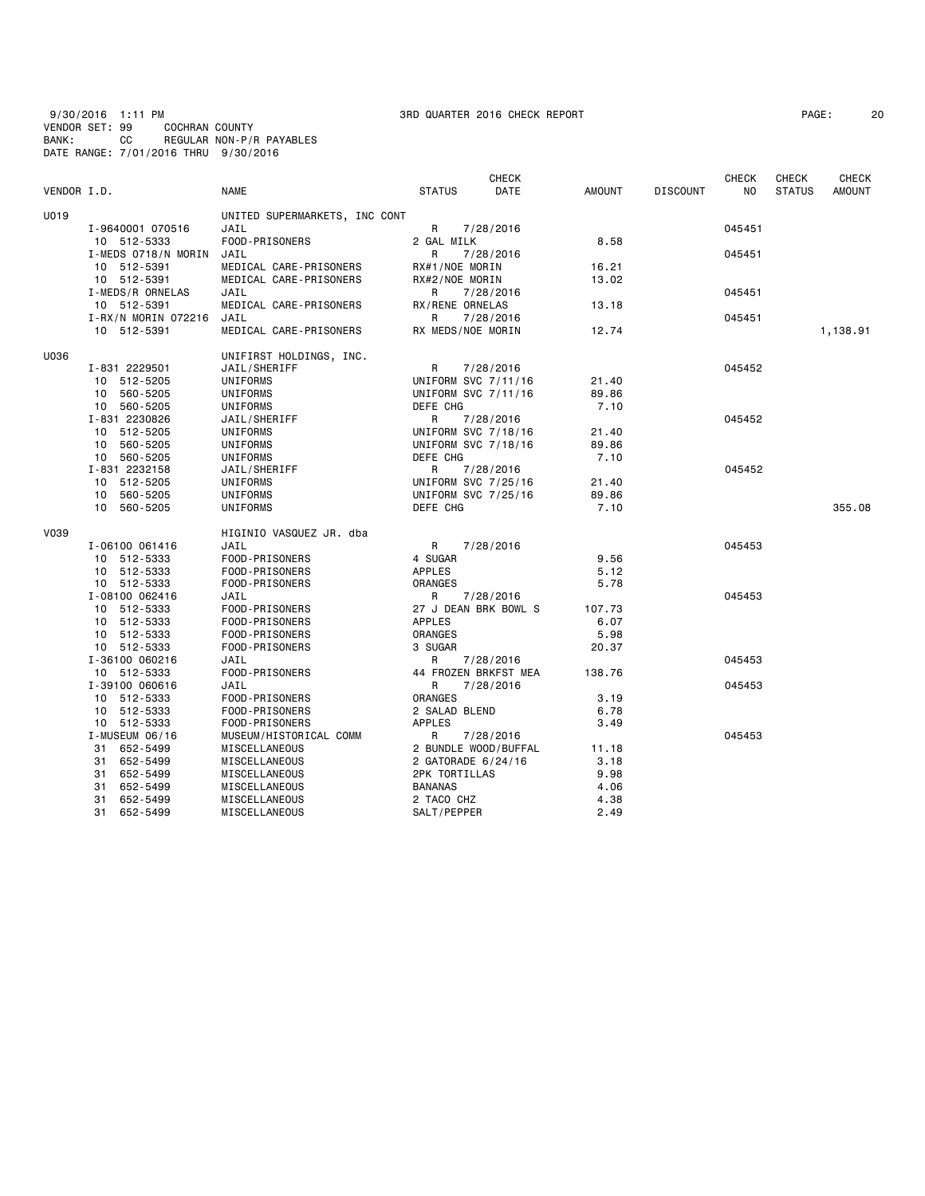9/30/2016 1:11 PM 3RD QUARTER 2016 CHECK REPORT
VENDOR SET: 99 COCHRAN COUNTY
BANK: CC REGULAR NON-P/R PAYABLES
DATE RANGE: 7/01/2016 THRU 9/30/2016

| VENDOR I.D. | NAME | STATUS | CHECK DATE | AMOUNT | DISCOUNT | CHECK NO | CHECK STATUS | CHECK AMOUNT |
|---|---|---|---|---|---|---|---|---|
| U019 | UNITED SUPERMARKETS, INC CONT | | | | | | | |
| I-9640001 070516 | JAIL | R | 7/28/2016 | | | 045451 | | |
| 10 512-5333 | FOOD-PRISONERS | 2 GAL MILK | | 8.58 | | | | |
| I-MEDS 0718/N MORIN | JAIL | R | 7/28/2016 | | | 045451 | | |
| 10 512-5391 | MEDICAL CARE-PRISONERS | RX#1/NOE MORIN | | 16.21 | | | | |
| 10 512-5391 | MEDICAL CARE-PRISONERS | RX#2/NOE MORIN | | 13.02 | | | | |
| I-MEDS/R ORNELAS | JAIL | R | 7/28/2016 | | | 045451 | | |
| 10 512-5391 | MEDICAL CARE-PRISONERS | RX/RENE ORNELAS | | 13.18 | | | | |
| I-RX/N MORIN 072216 | JAIL | R | 7/28/2016 | | | 045451 | | |
| 10 512-5391 | MEDICAL CARE-PRISONERS | RX MEDS/NOE MORIN | | 12.74 | | | | 1,138.91 |
| U036 | UNIFIRST HOLDINGS, INC. | | | | | | | |
| I-831 2229501 | JAIL/SHERIFF | R | 7/28/2016 | | | 045452 | | |
| 10 512-5205 | UNIFORMS | UNIFORM SVC 7/11/16 | | 21.40 | | | | |
| 10 560-5205 | UNIFORMS | UNIFORM SVC 7/11/16 | | 89.86 | | | | |
| 10 560-5205 | UNIFORMS | DEFE CHG | | 7.10 | | | | |
| I-831 2230826 | JAIL/SHERIFF | R | 7/28/2016 | | | 045452 | | |
| 10 512-5205 | UNIFORMS | UNIFORM SVC 7/18/16 | | 21.40 | | | | |
| 10 560-5205 | UNIFORMS | UNIFORM SVC 7/18/16 | | 89.86 | | | | |
| 10 560-5205 | UNIFORMS | DEFE CHG | | 7.10 | | | | |
| I-831 2232158 | JAIL/SHERIFF | R | 7/28/2016 | | | 045452 | | |
| 10 512-5205 | UNIFORMS | UNIFORM SVC 7/25/16 | | 21.40 | | | | |
| 10 560-5205 | UNIFORMS | UNIFORM SVC 7/25/16 | | 89.86 | | | | |
| 10 560-5205 | UNIFORMS | DEFE CHG | | 7.10 | | | | 355.08 |
| V039 | HIGINIO VASQUEZ JR. dba | | | | | | | |
| I-06100 061416 | JAIL | R | 7/28/2016 | | | 045453 | | |
| 10 512-5333 | FOOD-PRISONERS | 4 SUGAR | | 9.56 | | | | |
| 10 512-5333 | FOOD-PRISONERS | APPLES | | 5.12 | | | | |
| 10 512-5333 | FOOD-PRISONERS | ORANGES | | 5.78 | | | | |
| I-08100 062416 | JAIL | R | 7/28/2016 | | | 045453 | | |
| 10 512-5333 | FOOD-PRISONERS | 27 J DEAN BRK BOWL S | | 107.73 | | | | |
| 10 512-5333 | FOOD-PRISONERS | APPLES | | 6.07 | | | | |
| 10 512-5333 | FOOD-PRISONERS | ORANGES | | 5.98 | | | | |
| 10 512-5333 | FOOD-PRISONERS | 3 SUGAR | | 20.37 | | | | |
| I-36100 060216 | JAIL | R | 7/28/2016 | | | 045453 | | |
| 10 512-5333 | FOOD-PRISONERS | 44 FROZEN BRKFST MEA | | 138.76 | | | | |
| I-39100 060616 | JAIL | R | 7/28/2016 | | | 045453 | | |
| 10 512-5333 | FOOD-PRISONERS | ORANGES | | 3.19 | | | | |
| 10 512-5333 | FOOD-PRISONERS | 2 SALAD BLEND | | 6.78 | | | | |
| 10 512-5333 | FOOD-PRISONERS | APPLES | | 3.49 | | | | |
| I-MUSEUM 06/16 | MUSEUM/HISTORICAL COMM | R | 7/28/2016 | | | 045453 | | |
| 31 652-5499 | MISCELLANEOUS | 2 BUNDLE WOOD/BUFFAL | | 11.18 | | | | |
| 31 652-5499 | MISCELLANEOUS | 2 GATORADE 6/24/16 | | 3.18 | | | | |
| 31 652-5499 | MISCELLANEOUS | 2PK TORTILLAS | | 9.98 | | | | |
| 31 652-5499 | MISCELLANEOUS | BANANAS | | 4.06 | | | | |
| 31 652-5499 | MISCELLANEOUS | 2 TACO CHZ | | 4.38 | | | | |
| 31 652-5499 | MISCELLANEOUS | SALT/PEPPER | | 2.49 | | | | |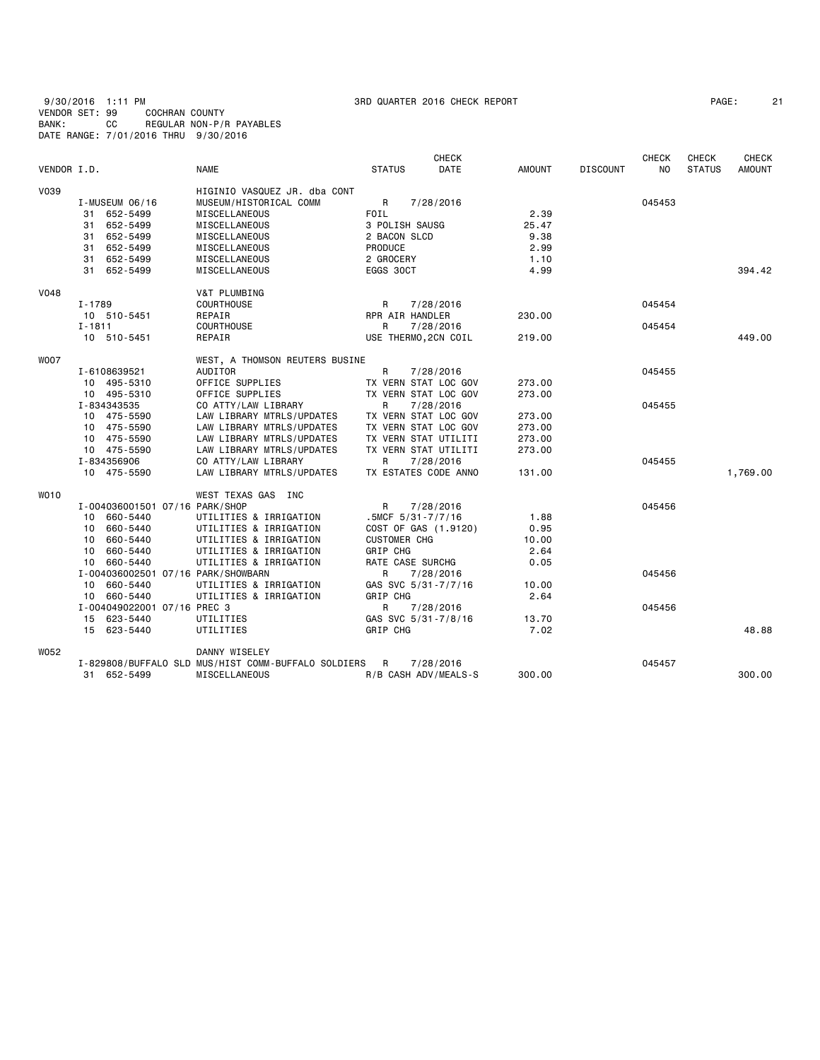9/30/2016 1:11 PM 3RD QUARTER 2016 CHECK REPORT

VENDOR SET: 99 COCHRAN COUNTY
BANK: CC REGULAR NON-P/R PAYABLES
DATE RANGE: 7/01/2016 THRU 9/30/2016

| VENDOR I.D. | NAME | STATUS | CHECK DATE | AMOUNT | DISCOUNT | CHECK NO | CHECK STATUS | CHECK AMOUNT |
|---|---|---|---|---|---|---|---|---|
| V039 | HIGINIO VASQUEZ JR. dba CONT | | | | | | | |
| I-MUSEUM 06/16 | MUSEUM/HISTORICAL COMM | R | 7/28/2016 | | | 045453 | | |
| 31 652-5499 | MISCELLANEOUS | FOIL | | 2.39 | | | | |
| 31 652-5499 | MISCELLANEOUS | 3 POLISH SAUSG | | 25.47 | | | | |
| 31 652-5499 | MISCELLANEOUS | 2 BACON SLCD | | 9.38 | | | | |
| 31 652-5499 | MISCELLANEOUS | PRODUCE | | 2.99 | | | | |
| 31 652-5499 | MISCELLANEOUS | 2 GROCERY | | 1.10 | | | | |
| 31 652-5499 | MISCELLANEOUS | EGGS 30CT | | 4.99 | | | | 394.42 |
| V048 | V&T PLUMBING | | | | | | | |
| I-1789 | COURTHOUSE | R | 7/28/2016 | | | 045454 | | |
| 10 510-5451 | REPAIR | RPR AIR HANDLER | | 230.00 | | | | |
| I-1811 | COURTHOUSE | R | 7/28/2016 | | | 045454 | | |
| 10 510-5451 | REPAIR | USE THERMO,2CN COIL | | 219.00 | | | | 449.00 |
| W007 | WEST, A THOMSON REUTERS BUSINE | | | | | | | |
| I-6108639521 | AUDITOR | R | 7/28/2016 | | | 045455 | | |
| 10 495-5310 | OFFICE SUPPLIES | TX VERN STAT LOC GOV | | 273.00 | | | | |
| 10 495-5310 | OFFICE SUPPLIES | TX VERN STAT LOC GOV | | 273.00 | | | | |
| I-834343535 | CO ATTY/LAW LIBRARY | R | 7/28/2016 | | | 045455 | | |
| 10 475-5590 | LAW LIBRARY MTRLS/UPDATES | TX VERN STAT LOC GOV | | 273.00 | | | | |
| 10 475-5590 | LAW LIBRARY MTRLS/UPDATES | TX VERN STAT LOC GOV | | 273.00 | | | | |
| 10 475-5590 | LAW LIBRARY MTRLS/UPDATES | TX VERN STAT UTILITI | | 273.00 | | | | |
| 10 475-5590 | LAW LIBRARY MTRLS/UPDATES | TX VERN STAT UTILITI | | 273.00 | | | | |
| I-834356906 | CO ATTY/LAW LIBRARY | R | 7/28/2016 | | | 045455 | | |
| 10 475-5590 | LAW LIBRARY MTRLS/UPDATES | TX ESTATES CODE ANNO | | 131.00 | | | | 1,769.00 |
| W010 | WEST TEXAS GAS INC | | | | | | | |
| I-004036001501 07/16 PARK/SHOP | | R | 7/28/2016 | | | 045456 | | |
| 10 660-5440 | UTILITIES & IRRIGATION | .5MCF 5/31-7/7/16 | | 1.88 | | | | |
| 10 660-5440 | UTILITIES & IRRIGATION | COST OF GAS (1.9120) | | 0.95 | | | | |
| 10 660-5440 | UTILITIES & IRRIGATION | CUSTOMER CHG | | 10.00 | | | | |
| 10 660-5440 | UTILITIES & IRRIGATION | GRIP CHG | | 2.64 | | | | |
| 10 660-5440 | UTILITIES & IRRIGATION | RATE CASE SURCHG | | 0.05 | | | | |
| I-004036002501 07/16 PARK/SHOWBARN | | R | 7/28/2016 | | | 045456 | | |
| 10 660-5440 | UTILITIES & IRRIGATION | GAS SVC 5/31-7/7/16 | | 10.00 | | | | |
| 10 660-5440 | UTILITIES & IRRIGATION | GRIP CHG | | 2.64 | | | | |
| I-004049022001 07/16 PREC 3 | | R | 7/28/2016 | | | 045456 | | |
| 15 623-5440 | UTILITIES | GAS SVC 5/31-7/8/16 | | 13.70 | | | | |
| 15 623-5440 | UTILITIES | GRIP CHG | | 7.02 | | | | 48.88 |
| W052 | DANNY WISELEY | | | | | | | |
| I-829808/BUFFALO SLD | MUS/HIST COMM-BUFFALO SOLDIERS | R | 7/28/2016 | | | 045457 | | |
| 31 652-5499 | MISCELLANEOUS | R/B CASH ADV/MEALS-S | | 300.00 | | | | 300.00 |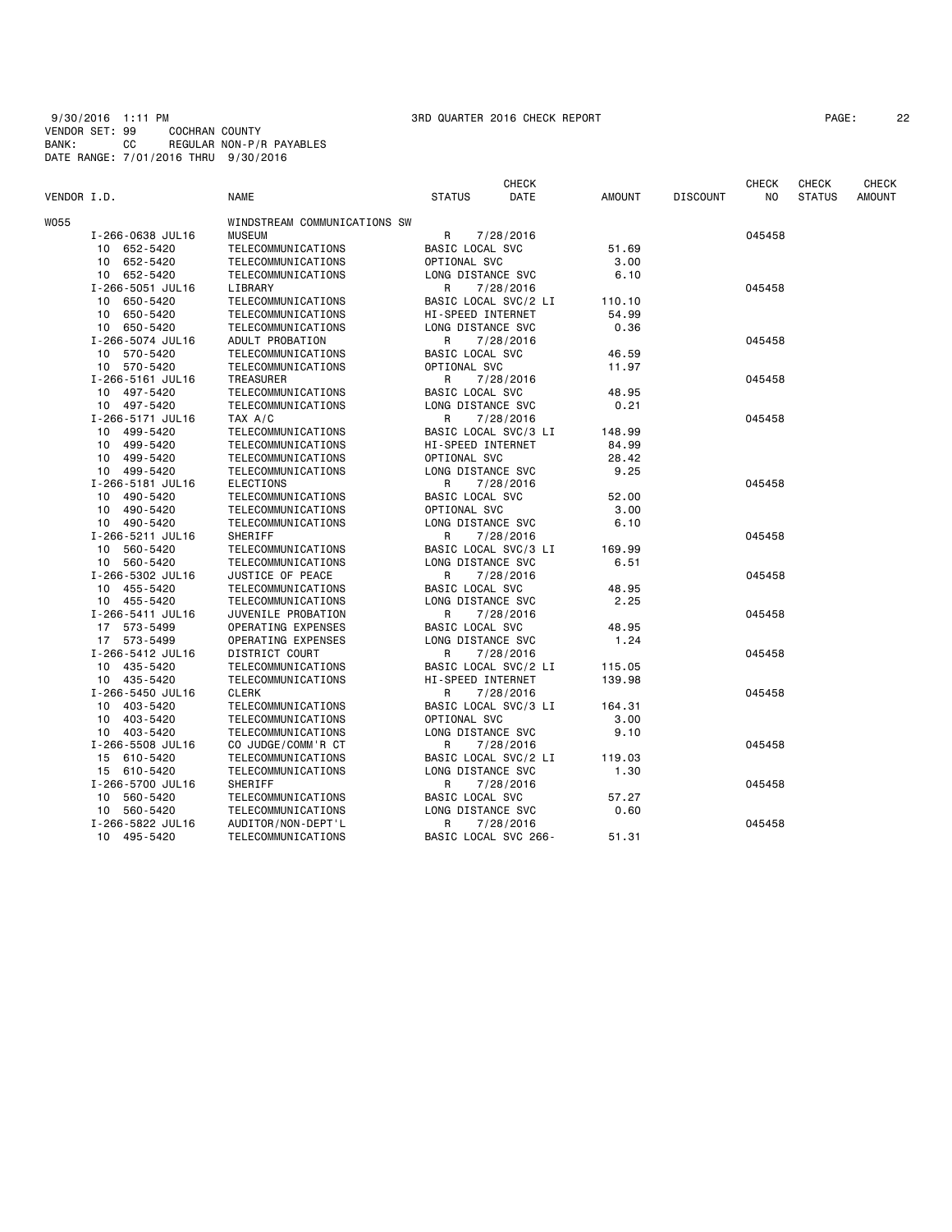9/30/2016 1:11 PM 3RD QUARTER 2016 CHECK REPORT
VENDOR SET: 99 COCHRAN COUNTY
BANK: CC REGULAR NON-P/R PAYABLES
DATE RANGE: 7/01/2016 THRU 9/30/2016

| VENDOR I.D. | NAME | STATUS | CHECK DATE | AMOUNT | DISCOUNT | CHECK NO | CHECK STATUS | CHECK AMOUNT |
|---|---|---|---|---|---|---|---|---|
| W055 | WINDSTREAM COMMUNICATIONS SW | | | | | | | |
| I-266-0638 JUL16 | MUSEUM | R | 7/28/2016 | | | 045458 | | |
| 10 652-5420 | TELECOMMUNICATIONS | BASIC LOCAL SVC | | 51.69 | | | | |
| 10 652-5420 | TELECOMMUNICATIONS | OPTIONAL SVC | | 3.00 | | | | |
| 10 652-5420 | TELECOMMUNICATIONS | LONG DISTANCE SVC | | 6.10 | | | | |
| I-266-5051 JUL16 | LIBRARY | R | 7/28/2016 | | | 045458 | | |
| 10 650-5420 | TELECOMMUNICATIONS | BASIC LOCAL SVC/2 LI | | 110.10 | | | | |
| 10 650-5420 | TELECOMMUNICATIONS | HI-SPEED INTERNET | | 54.99 | | | | |
| 10 650-5420 | TELECOMMUNICATIONS | LONG DISTANCE SVC | | 0.36 | | | | |
| I-266-5074 JUL16 | ADULT PROBATION | R | 7/28/2016 | | | 045458 | | |
| 10 570-5420 | TELECOMMUNICATIONS | BASIC LOCAL SVC | | 46.59 | | | | |
| 10 570-5420 | TELECOMMUNICATIONS | OPTIONAL SVC | | 11.97 | | | | |
| I-266-5161 JUL16 | TREASURER | R | 7/28/2016 | | | 045458 | | |
| 10 497-5420 | TELECOMMUNICATIONS | BASIC LOCAL SVC | | 48.95 | | | | |
| 10 497-5420 | TELECOMMUNICATIONS | LONG DISTANCE SVC | | 0.21 | | | | |
| I-266-5171 JUL16 | TAX A/C | R | 7/28/2016 | | | 045458 | | |
| 10 499-5420 | TELECOMMUNICATIONS | BASIC LOCAL SVC/3 LI | | 148.99 | | | | |
| 10 499-5420 | TELECOMMUNICATIONS | HI-SPEED INTERNET | | 84.99 | | | | |
| 10 499-5420 | TELECOMMUNICATIONS | OPTIONAL SVC | | 28.42 | | | | |
| 10 499-5420 | TELECOMMUNICATIONS | LONG DISTANCE SVC | | 9.25 | | | | |
| I-266-5181 JUL16 | ELECTIONS | R | 7/28/2016 | | | 045458 | | |
| 10 490-5420 | TELECOMMUNICATIONS | BASIC LOCAL SVC | | 52.00 | | | | |
| 10 490-5420 | TELECOMMUNICATIONS | OPTIONAL SVC | | 3.00 | | | | |
| 10 490-5420 | TELECOMMUNICATIONS | LONG DISTANCE SVC | | 6.10 | | | | |
| I-266-5211 JUL16 | SHERIFF | R | 7/28/2016 | | | 045458 | | |
| 10 560-5420 | TELECOMMUNICATIONS | BASIC LOCAL SVC/3 LI | | 169.99 | | | | |
| 10 560-5420 | TELECOMMUNICATIONS | LONG DISTANCE SVC | | 6.51 | | | | |
| I-266-5302 JUL16 | JUSTICE OF PEACE | R | 7/28/2016 | | | 045458 | | |
| 10 455-5420 | TELECOMMUNICATIONS | BASIC LOCAL SVC | | 48.95 | | | | |
| 10 455-5420 | TELECOMMUNICATIONS | LONG DISTANCE SVC | | 2.25 | | | | |
| I-266-5411 JUL16 | JUVENILE PROBATION | R | 7/28/2016 | | | 045458 | | |
| 17 573-5499 | OPERATING EXPENSES | BASIC LOCAL SVC | | 48.95 | | | | |
| 17 573-5499 | OPERATING EXPENSES | LONG DISTANCE SVC | | 1.24 | | | | |
| I-266-5412 JUL16 | DISTRICT COURT | R | 7/28/2016 | | | 045458 | | |
| 10 435-5420 | TELECOMMUNICATIONS | BASIC LOCAL SVC/2 LI | | 115.05 | | | | |
| 10 435-5420 | TELECOMMUNICATIONS | HI-SPEED INTERNET | | 139.98 | | | | |
| I-266-5450 JUL16 | CLERK | R | 7/28/2016 | | | 045458 | | |
| 10 403-5420 | TELECOMMUNICATIONS | BASIC LOCAL SVC/3 LI | | 164.31 | | | | |
| 10 403-5420 | TELECOMMUNICATIONS | OPTIONAL SVC | | 3.00 | | | | |
| 10 403-5420 | TELECOMMUNICATIONS | LONG DISTANCE SVC | | 9.10 | | | | |
| I-266-5508 JUL16 | CO JUDGE/COMM'R CT | R | 7/28/2016 | | | 045458 | | |
| 15 610-5420 | TELECOMMUNICATIONS | BASIC LOCAL SVC/2 LI | | 119.03 | | | | |
| 15 610-5420 | TELECOMMUNICATIONS | LONG DISTANCE SVC | | 1.30 | | | | |
| I-266-5700 JUL16 | SHERIFF | R | 7/28/2016 | | | 045458 | | |
| 10 560-5420 | TELECOMMUNICATIONS | BASIC LOCAL SVC | | 57.27 | | | | |
| 10 560-5420 | TELECOMMUNICATIONS | LONG DISTANCE SVC | | 0.60 | | | | |
| I-266-5822 JUL16 | AUDITOR/NON-DEPT'L | R | 7/28/2016 | | | 045458 | | |
| 10 495-5420 | TELECOMMUNICATIONS | BASIC LOCAL SVC 266- | | 51.31 | | | | |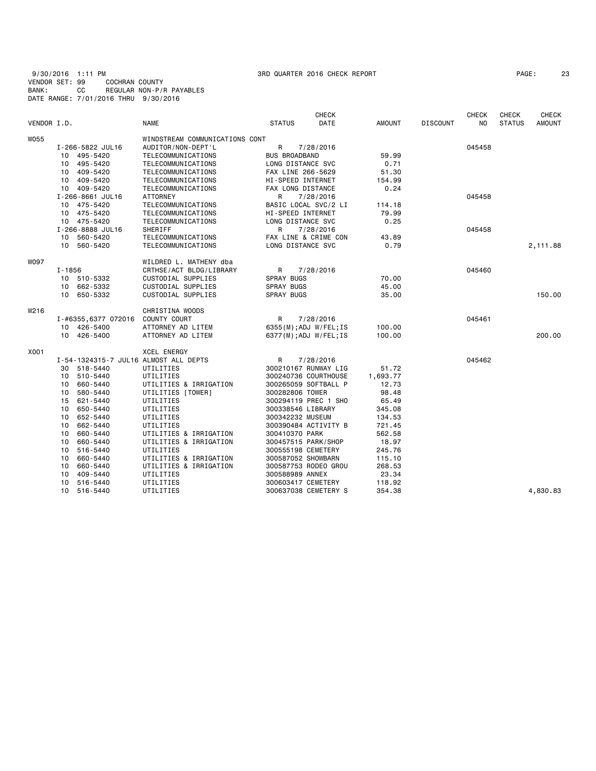9/30/2016 1:11 PM 3RD QUARTER 2016 CHECK REPORT
VENDOR SET: 99 COCHRAN COUNTY
BANK: CC REGULAR NON-P/R PAYABLES
DATE RANGE: 7/01/2016 THRU 9/30/2016

| VENDOR I.D. | NAME | STATUS | CHECK DATE | AMOUNT | DISCOUNT | CHECK NO | CHECK STATUS | CHECK AMOUNT |
|---|---|---|---|---|---|---|---|---|
| W055 | WINDSTREAM COMMUNICATIONS CONT | | | | | | | |
| I-266-5822 JUL16 | AUDITOR/NON-DEPT'L | R | 7/28/2016 | | | 045458 | | |
| 10 495-5420 | TELECOMMUNICATIONS | BUS BROADBAND | | 59.99 | | | | |
| 10 495-5420 | TELECOMMUNICATIONS | LONG DISTANCE SVC | | 0.71 | | | | |
| 10 409-5420 | TELECOMMUNICATIONS | FAX LINE 266-5629 | | 51.30 | | | | |
| 10 409-5420 | TELECOMMUNICATIONS | HI-SPEED INTERNET | | 154.99 | | | | |
| 10 409-5420 | TELECOMMUNICATIONS | FAX LONG DISTANCE | | 0.24 | | | | |
| I-266-8661 JUL16 | ATTORNEY | R | 7/28/2016 | | | 045458 | | |
| 10 475-5420 | TELECOMMUNICATIONS | BASIC LOCAL SVC/2 LI | | 114.18 | | | | |
| 10 475-5420 | TELECOMMUNICATIONS | HI-SPEED INTERNET | | 79.99 | | | | |
| 10 475-5420 | TELECOMMUNICATIONS | LONG DISTANCE SVC | | 0.25 | | | | |
| I-266-8888 JUL16 | SHERIFF | R | 7/28/2016 | | | 045458 | | |
| 10 560-5420 | TELECOMMUNICATIONS | FAX LINE & CRIME CON | | 43.89 | | | | |
| 10 560-5420 | TELECOMMUNICATIONS | LONG DISTANCE SVC | | 0.79 | | | | 2,111.88 |
| W097 | WILDRED L. MATHENY dba | | | | | | | |
| I-1856 | CRTHSE/ACT BLDG/LIBRARY | R | 7/28/2016 | | | 045460 | | |
| 10 510-5332 | CUSTODIAL SUPPLIES | SPRAY BUGS | | 70.00 | | | | |
| 10 662-5332 | CUSTODIAL SUPPLIES | SPRAY BUGS | | 45.00 | | | | |
| 10 650-5332 | CUSTODIAL SUPPLIES | SPRAY BUGS | | 35.00 | | | | 150.00 |
| W216 | CHRISTINA WOODS | | | | | | | |
| I-#6355,6377 072016 | COUNTY COURT | R | 7/28/2016 | | | 045461 | | |
| 10 426-5400 | ATTORNEY AD LITEM | 6355(M);ADJ W/FEL;IS | | 100.00 | | | | |
| 10 426-5400 | ATTORNEY AD LITEM | 6377(M);ADJ W/FEL;IS | | 100.00 | | | | 200.00 |
| X001 | XCEL ENERGY | | | | | | | |
| I-54-1324315-7 JUL16 | ALMOST ALL DEPTS | R | 7/28/2016 | | | 045462 | | |
| 30 518-5440 | UTILITIES | 300210167 RUNWAY LIG | | 51.72 | | | | |
| 10 510-5440 | UTILITIES | 300240736 COURTHOUSE | | 1,693.77 | | | | |
| 10 660-5440 | UTILITIES & IRRIGATION | 300265059 SOFTBALL P | | 12.73 | | | | |
| 10 580-5440 | UTILITIES [TOWER] | 300282806 TOWER | | 98.48 | | | | |
| 15 621-5440 | UTILITIES | 300294119 PREC 1 SHO | | 65.49 | | | | |
| 10 650-5440 | UTILITIES | 300338546 LIBRARY | | 345.08 | | | | |
| 10 652-5440 | UTILITIES | 300342232 MUSEUM | | 134.53 | | | | |
| 10 662-5440 | UTILITIES | 300390484 ACTIVITY B | | 721.45 | | | | |
| 10 660-5440 | UTILITIES & IRRIGATION | 300410370 PARK | | 562.58 | | | | |
| 10 660-5440 | UTILITIES & IRRIGATION | 300457515 PARK/SHOP | | 18.97 | | | | |
| 10 516-5440 | UTILITIES | 300555198 CEMETERY | | 245.76 | | | | |
| 10 660-5440 | UTILITIES & IRRIGATION | 300587052 SHOWBARN | | 115.10 | | | | |
| 10 660-5440 | UTILITIES & IRRIGATION | 300587753 RODEO GROU | | 268.53 | | | | |
| 10 409-5440 | UTILITIES | 300588989 ANNEX | | 23.34 | | | | |
| 10 516-5440 | UTILITIES | 300603417 CEMETERY | | 118.92 | | | | |
| 10 516-5440 | UTILITIES | 300637038 CEMETERY S | | 354.38 | | | | 4,830.83 |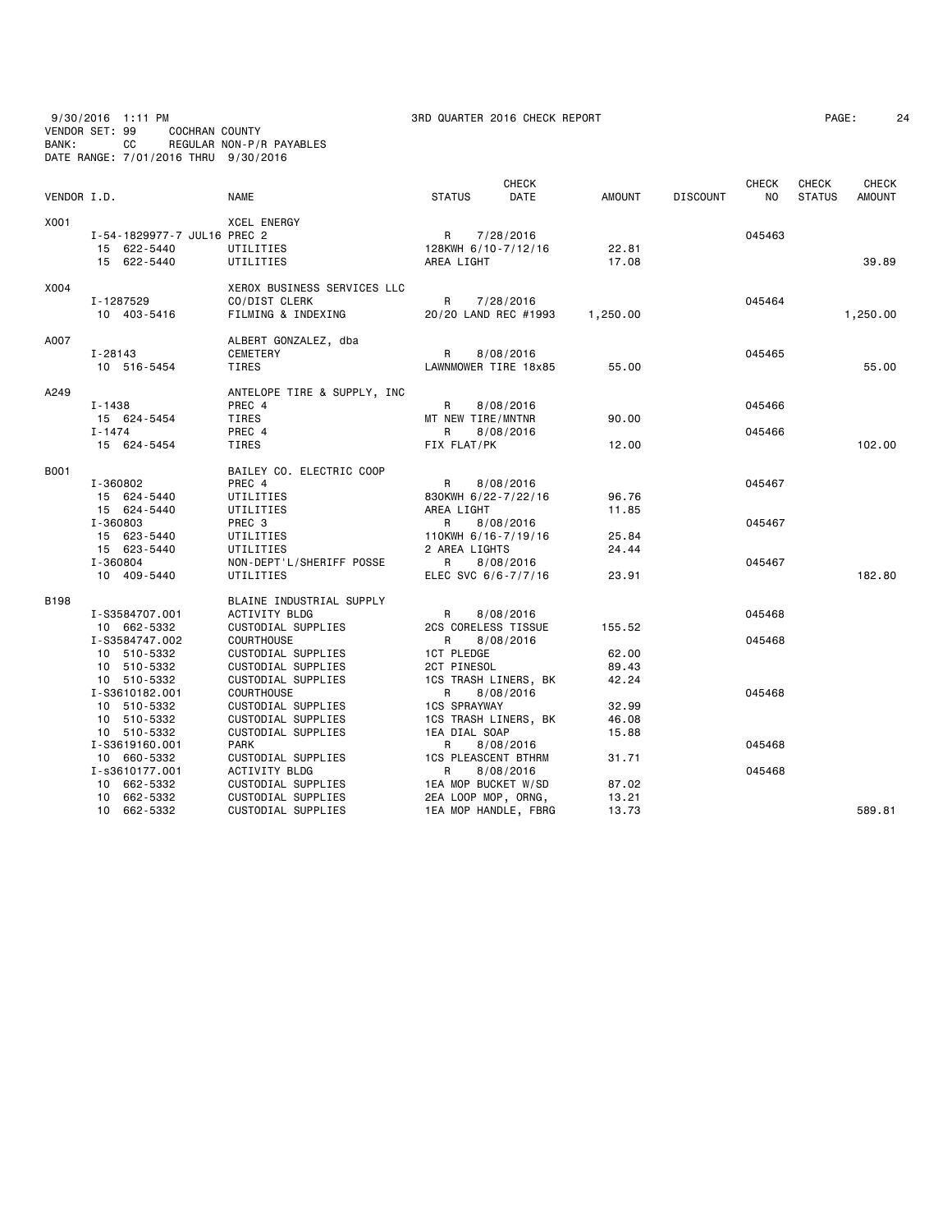9/30/2016 1:11 PM — 3RD QUARTER 2016 CHECK REPORT

VENDOR SET: 99 COCHRAN COUNTY
BANK: CC REGULAR NON-P/R PAYABLES
DATE RANGE: 7/01/2016 THRU 9/30/2016

| VENDOR I.D. | NAME | STATUS | CHECK DATE | AMOUNT | DISCOUNT | CHECK NO | CHECK STATUS | CHECK AMOUNT |
|---|---|---|---|---|---|---|---|---|
| X001 | XCEL ENERGY | | | | | | | |
| I-54-1829977-7 JUL16 | PREC 2 | R | 7/28/2016 | | | 045463 | | |
| 15 622-5440 | UTILITIES | 128KWH 6/10-7/12/16 | | 22.81 | | | | |
| 15 622-5440 | UTILITIES | AREA LIGHT | | 17.08 | | | | 39.89 |
| X004 | XEROX BUSINESS SERVICES LLC | | | | | | | |
| I-1287529 | CO/DIST CLERK | R | 7/28/2016 | | | 045464 | | |
| 10 403-5416 | FILMING & INDEXING | 20/20 LAND REC #1993 | | 1,250.00 | | | | 1,250.00 |
| A007 | ALBERT GONZALEZ, dba | | | | | | | |
| I-28143 | CEMETERY | R | 8/08/2016 | | | 045465 | | |
| 10 516-5454 | TIRES | LAWNMOWER TIRE 18x85 | | 55.00 | | | | 55.00 |
| A249 | ANTELOPE TIRE & SUPPLY, INC | | | | | | | |
| I-1438 | PREC 4 | R | 8/08/2016 | | | 045466 | | |
| 15 624-5454 | TIRES | MT NEW TIRE/MNTNR | | 90.00 | | | | |
| I-1474 | PREC 4 | R | 8/08/2016 | | | 045466 | | |
| 15 624-5454 | TIRES | FIX FLAT/PK | | 12.00 | | | | 102.00 |
| B001 | BAILEY CO. ELECTRIC COOP | | | | | | | |
| I-360802 | PREC 4 | R | 8/08/2016 | | | 045467 | | |
| 15 624-5440 | UTILITIES | 830KWH 6/22-7/22/16 | | 96.76 | | | | |
| 15 624-5440 | UTILITIES | AREA LIGHT | | 11.85 | | | | |
| I-360803 | PREC 3 | R | 8/08/2016 | | | 045467 | | |
| 15 623-5440 | UTILITIES | 110KWH 6/16-7/19/16 | | 25.84 | | | | |
| 15 623-5440 | UTILITIES | 2 AREA LIGHTS | | 24.44 | | | | |
| I-360804 | NON-DEPT'L/SHERIFF POSSE | R | 8/08/2016 | | | 045467 | | |
| 10 409-5440 | UTILITIES | ELEC SVC 6/6-7/7/16 | | 23.91 | | | | 182.80 |
| B198 | BLAINE INDUSTRIAL SUPPLY | | | | | | | |
| I-S3584707.001 | ACTIVITY BLDG | R | 8/08/2016 | | | 045468 | | |
| 10 662-5332 | CUSTODIAL SUPPLIES | 2CS CORELESS TISSUE | | 155.52 | | | | |
| I-S3584747.002 | COURTHOUSE | R | 8/08/2016 | | | 045468 | | |
| 10 510-5332 | CUSTODIAL SUPPLIES | 1CT PLEDGE | | 62.00 | | | | |
| 10 510-5332 | CUSTODIAL SUPPLIES | 2CT PINESOL | | 89.43 | | | | |
| 10 510-5332 | CUSTODIAL SUPPLIES | 1CS TRASH LINERS, BK | | 42.24 | | | | |
| I-S3610182.001 | COURTHOUSE | R | 8/08/2016 | | | 045468 | | |
| 10 510-5332 | CUSTODIAL SUPPLIES | 1CS SPRAYWAY | | 32.99 | | | | |
| 10 510-5332 | CUSTODIAL SUPPLIES | 1CS TRASH LINERS, BK | | 46.08 | | | | |
| 10 510-5332 | CUSTODIAL SUPPLIES | 1EA DIAL SOAP | | 15.88 | | | | |
| I-S3619160.001 | PARK | R | 8/08/2016 | | | 045468 | | |
| 10 660-5332 | CUSTODIAL SUPPLIES | 1CS PLEASCENT BTHRM | | 31.71 | | | | |
| I-s3610177.001 | ACTIVITY BLDG | R | 8/08/2016 | | | 045468 | | |
| 10 662-5332 | CUSTODIAL SUPPLIES | 1EA MOP BUCKET W/SD | | 87.02 | | | | |
| 10 662-5332 | CUSTODIAL SUPPLIES | 2EA LOOP MOP, ORNG, | | 13.21 | | | | |
| 10 662-5332 | CUSTODIAL SUPPLIES | 1EA MOP HANDLE, FBRG | | 13.73 | | | | 589.81 |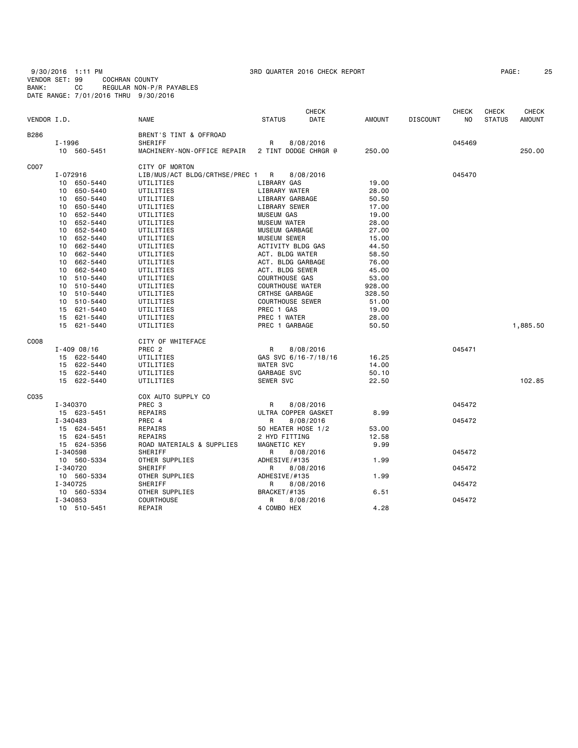9/30/2016 1:11 PM 3RD QUARTER 2016 CHECK REPORT
VENDOR SET: 99 COCHRAN COUNTY
BANK: CC REGULAR NON-P/R PAYABLES
DATE RANGE: 7/01/2016 THRU 9/30/2016

| VENDOR I.D. | NAME | STATUS | CHECK DATE | AMOUNT | DISCOUNT | CHECK NO | CHECK STATUS | CHECK AMOUNT |
|---|---|---|---|---|---|---|---|---|
| B286 | BRENT'S TINT & OFFROAD | | | | | | | |
| I-1996 | SHERIFF | R | 8/08/2016 | | | 045469 | | |
| 10 560-5451 | MACHINERY-NON-OFFICE REPAIR | 2 TINT DODGE CHRGR @ | | 250.00 | | | | 250.00 |
| C007 | CITY OF MORTON | | | | | | | |
| I-072916 | LIB/MUS/ACT BLDG/CRTHSE/PREC 1 | R | 8/08/2016 | | | 045470 | | |
| 10 650-5440 | UTILITIES | LIBRARY GAS | | 19.00 | | | | |
| 10 650-5440 | UTILITIES | LIBRARY WATER | | 28.00 | | | | |
| 10 650-5440 | UTILITIES | LIBRARY GARBAGE | | 50.50 | | | | |
| 10 650-5440 | UTILITIES | LIBRARY SEWER | | 17.00 | | | | |
| 10 652-5440 | UTILITIES | MUSEUM GAS | | 19.00 | | | | |
| 10 652-5440 | UTILITIES | MUSEUM WATER | | 28.00 | | | | |
| 10 652-5440 | UTILITIES | MUSEUM GARBAGE | | 27.00 | | | | |
| 10 652-5440 | UTILITIES | MUSEUM SEWER | | 15.00 | | | | |
| 10 662-5440 | UTILITIES | ACTIVITY BLDG GAS | | 44.50 | | | | |
| 10 662-5440 | UTILITIES | ACT. BLDG WATER | | 58.50 | | | | |
| 10 662-5440 | UTILITIES | ACT. BLDG GARBAGE | | 76.00 | | | | |
| 10 662-5440 | UTILITIES | ACT. BLDG SEWER | | 45.00 | | | | |
| 10 510-5440 | UTILITIES | COURTHOUSE GAS | | 53.00 | | | | |
| 10 510-5440 | UTILITIES | COURTHOUSE WATER | | 928.00 | | | | |
| 10 510-5440 | UTILITIES | CRTHSE GARBAGE | | 328.50 | | | | |
| 10 510-5440 | UTILITIES | COURTHOUSE SEWER | | 51.00 | | | | |
| 15 621-5440 | UTILITIES | PREC 1 GAS | | 19.00 | | | | |
| 15 621-5440 | UTILITIES | PREC 1 WATER | | 28.00 | | | | |
| 15 621-5440 | UTILITIES | PREC 1 GARBAGE | | 50.50 | | | | 1,885.50 |
| C008 | CITY OF WHITEFACE | | | | | | | |
| I-409 08/16 | PREC 2 | R | 8/08/2016 | | | 045471 | | |
| 15 622-5440 | UTILITIES | GAS SVC 6/16-7/18/16 | | 16.25 | | | | |
| 15 622-5440 | UTILITIES | WATER SVC | | 14.00 | | | | |
| 15 622-5440 | UTILITIES | GARBAGE SVC | | 50.10 | | | | |
| 15 622-5440 | UTILITIES | SEWER SVC | | 22.50 | | | | 102.85 |
| C035 | COX AUTO SUPPLY CO | | | | | | | |
| I-340370 | PREC 3 | R | 8/08/2016 | | | 045472 | | |
| 15 623-5451 | REPAIRS | ULTRA COPPER GASKET | | 8.99 | | | | |
| I-340483 | PREC 4 | R | 8/08/2016 | | | 045472 | | |
| 15 624-5451 | REPAIRS | 50 HEATER HOSE 1/2 | | 53.00 | | | | |
| 15 624-5451 | REPAIRS | 2 HYD FITTING | | 12.58 | | | | |
| 15 624-5356 | ROAD MATERIALS & SUPPLIES | MAGNETIC KEY | | 9.99 | | | | |
| I-340598 | SHERIFF | R | 8/08/2016 | | | 045472 | | |
| 10 560-5334 | OTHER SUPPLIES | ADHESIVE/#135 | | 1.99 | | | | |
| I-340720 | SHERIFF | R | 8/08/2016 | | | 045472 | | |
| 10 560-5334 | OTHER SUPPLIES | ADHESIVE/#135 | | 1.99 | | | | |
| I-340725 | SHERIFF | R | 8/08/2016 | | | 045472 | | |
| 10 560-5334 | OTHER SUPPLIES | BRACKET/#135 | | 6.51 | | | | |
| I-340853 | COURTHOUSE | R | 8/08/2016 | | | 045472 | | |
| 10 510-5451 | REPAIR | 4 COMBO HEX | | 4.28 | | | | |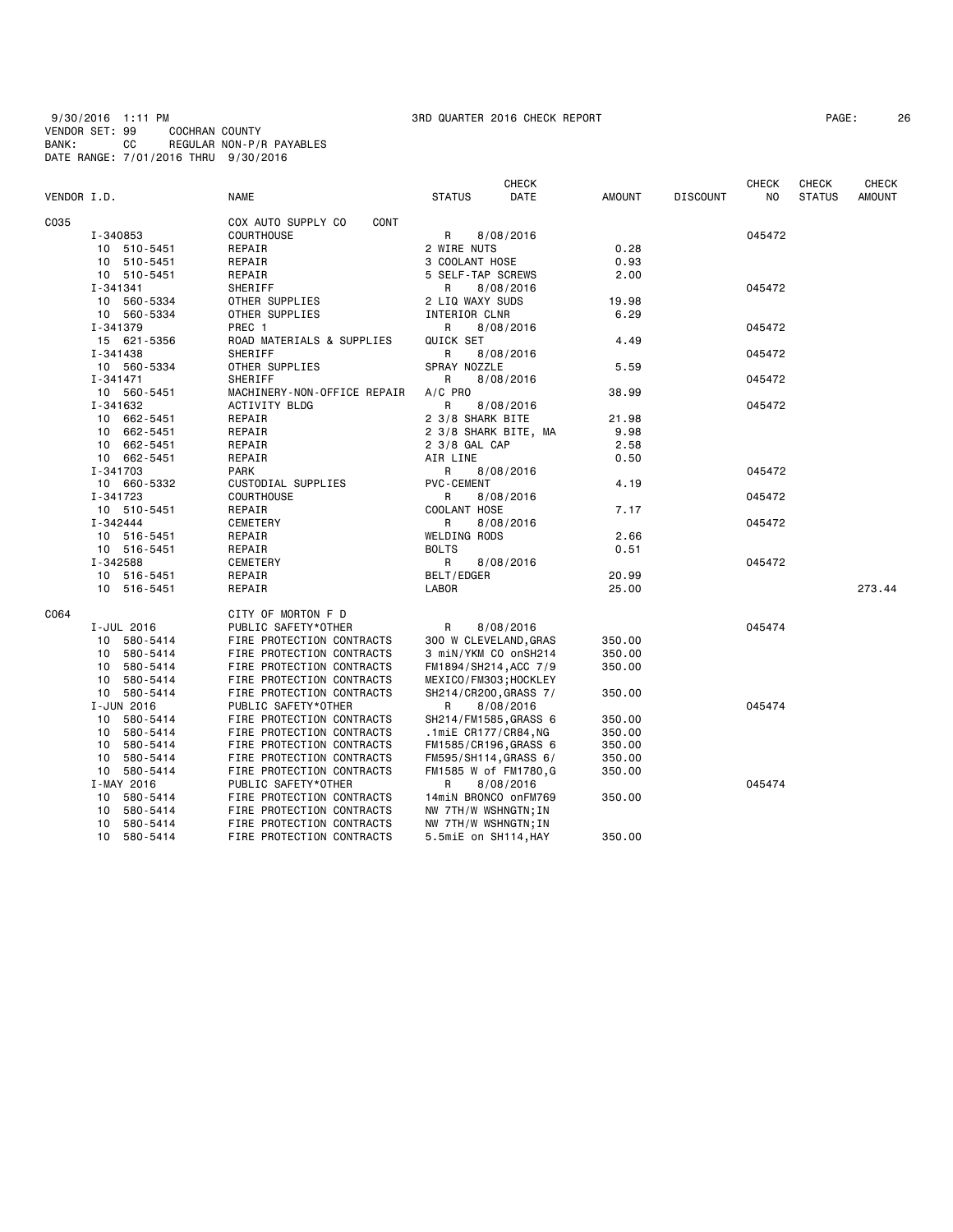9/30/2016 1:11 PM 3RD QUARTER 2016 CHECK REPORT
VENDOR SET: 99 COCHRAN COUNTY
BANK: CC REGULAR NON-P/R PAYABLES
DATE RANGE: 7/01/2016 THRU 9/30/2016

| VENDOR I.D. | NAME | STATUS | CHECK DATE | AMOUNT | DISCOUNT | CHECK NO | CHECK STATUS | CHECK AMOUNT |
|---|---|---|---|---|---|---|---|---|
| C035 | COX AUTO SUPPLY CO CONT | | | | | | | |
| I-340853 | COURTHOUSE | R | 8/08/2016 | | | 045472 | | |
| 10 510-5451 | REPAIR | 2 WIRE NUTS | | 0.28 | | | | |
| 10 510-5451 | REPAIR | 3 COOLANT HOSE | | 0.93 | | | | |
| 10 510-5451 | REPAIR | 5 SELF-TAP SCREWS | | 2.00 | | | | |
| I-341341 | SHERIFF | R | 8/08/2016 | | | 045472 | | |
| 10 560-5334 | OTHER SUPPLIES | 2 LIQ WAXY SUDS | | 19.98 | | | | |
| 10 560-5334 | OTHER SUPPLIES | INTERIOR CLNR | | 6.29 | | | | |
| I-341379 | PREC 1 | R | 8/08/2016 | | | 045472 | | |
| 15 621-5356 | ROAD MATERIALS & SUPPLIES | QUICK SET | | 4.49 | | | | |
| I-341438 | SHERIFF | R | 8/08/2016 | | | 045472 | | |
| 10 560-5334 | OTHER SUPPLIES | SPRAY NOZZLE | | 5.59 | | | | |
| I-341471 | SHERIFF | R | 8/08/2016 | | | 045472 | | |
| 10 560-5451 | MACHINERY-NON-OFFICE REPAIR | A/C PRO | | 38.99 | | | | |
| I-341632 | ACTIVITY BLDG | R | 8/08/2016 | | | 045472 | | |
| 10 662-5451 | REPAIR | 2 3/8 SHARK BITE | | 21.98 | | | | |
| 10 662-5451 | REPAIR | 2 3/8 SHARK BITE, MA | | 9.98 | | | | |
| 10 662-5451 | REPAIR | 2 3/8 GAL CAP | | 2.58 | | | | |
| 10 662-5451 | REPAIR | AIR LINE | | 0.50 | | | | |
| I-341703 | PARK | R | 8/08/2016 | | | 045472 | | |
| 10 660-5332 | CUSTODIAL SUPPLIES | PVC-CEMENT | | 4.19 | | | | |
| I-341723 | COURTHOUSE | R | 8/08/2016 | | | 045472 | | |
| 10 510-5451 | REPAIR | COOLANT HOSE | | 7.17 | | | | |
| I-342444 | CEMETERY | R | 8/08/2016 | | | 045472 | | |
| 10 516-5451 | REPAIR | WELDING RODS | | 2.66 | | | | |
| 10 516-5451 | REPAIR | BOLTS | | 0.51 | | | | |
| I-342588 | CEMETERY | R | 8/08/2016 | | | 045472 | | |
| 10 516-5451 | REPAIR | BELT/EDGER | | 20.99 | | | | |
| 10 516-5451 | REPAIR | LABOR | | 25.00 | | | | 273.44 |
| C064 | CITY OF MORTON F D | | | | | | | |
| I-JUL 2016 | PUBLIC SAFETY*OTHER | R | 8/08/2016 | | | 045474 | | |
| 10 580-5414 | FIRE PROTECTION CONTRACTS | 300 W CLEVELAND,GRAS | | 350.00 | | | | |
| 10 580-5414 | FIRE PROTECTION CONTRACTS | 3 miN/YKM CO onSH214 | | 350.00 | | | | |
| 10 580-5414 | FIRE PROTECTION CONTRACTS | FM1894/SH214,ACC 7/9 | | 350.00 | | | | |
| 10 580-5414 | FIRE PROTECTION CONTRACTS | MEXICO/FM303;HOCKLEY | | | | | | |
| 10 580-5414 | FIRE PROTECTION CONTRACTS | SH214/CR200,GRASS 7/ | | 350.00 | | | | |
| I-JUN 2016 | PUBLIC SAFETY*OTHER | R | 8/08/2016 | | | 045474 | | |
| 10 580-5414 | FIRE PROTECTION CONTRACTS | SH214/FM1585,GRASS 6 | | 350.00 | | | | |
| 10 580-5414 | FIRE PROTECTION CONTRACTS | .1miE CR177/CR84,NG | | 350.00 | | | | |
| 10 580-5414 | FIRE PROTECTION CONTRACTS | FM1585/CR196,GRASS 6 | | 350.00 | | | | |
| 10 580-5414 | FIRE PROTECTION CONTRACTS | FM595/SH114,GRASS 6/ | | 350.00 | | | | |
| 10 580-5414 | FIRE PROTECTION CONTRACTS | FM1585 W of FM1780,G | | 350.00 | | | | |
| I-MAY 2016 | PUBLIC SAFETY*OTHER | R | 8/08/2016 | | | 045474 | | |
| 10 580-5414 | FIRE PROTECTION CONTRACTS | 14miN BRONCO onFM769 | | 350.00 | | | | |
| 10 580-5414 | FIRE PROTECTION CONTRACTS | NW 7TH/W WSHNGTN;IN | | | | | | |
| 10 580-5414 | FIRE PROTECTION CONTRACTS | NW 7TH/W WSHNGTN;IN | | | | | | |
| 10 580-5414 | FIRE PROTECTION CONTRACTS | 5.5miE on SH114,HAY | | 350.00 | | | | |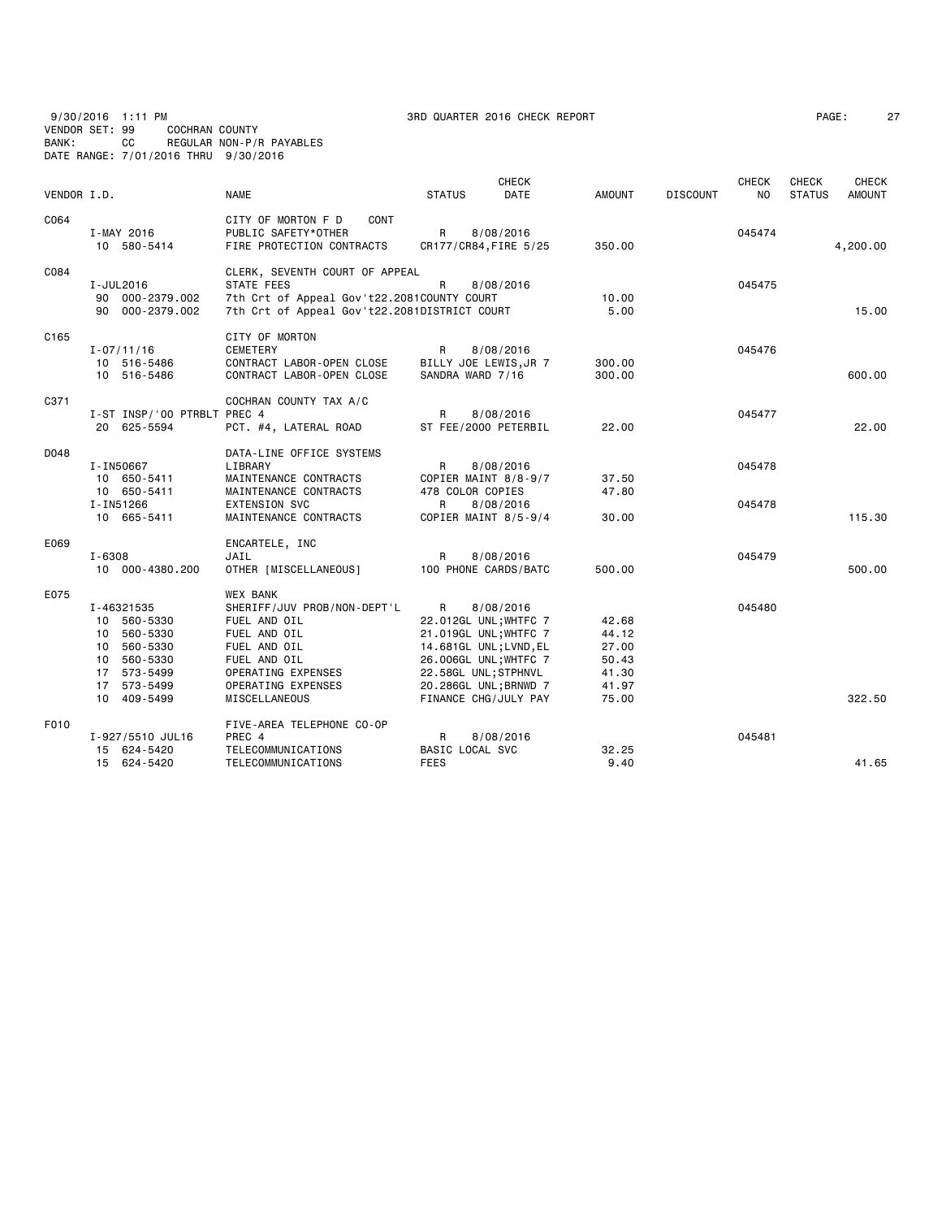9/30/2016 1:11 PM 3RD QUARTER 2016 CHECK REPORT
VENDOR SET: 99 COCHRAN COUNTY
BANK: CC REGULAR NON-P/R PAYABLES
DATE RANGE: 7/01/2016 THRU 9/30/2016

| VENDOR I.D. | NAME | STATUS | CHECK DATE | AMOUNT | DISCOUNT | CHECK NO | CHECK STATUS | CHECK AMOUNT |
|---|---|---|---|---|---|---|---|---|
| C064 | CITY OF MORTON F D CONT | | | | | | | |
| I-MAY 2016 | PUBLIC SAFETY*OTHER | R | 8/08/2016 | | | 045474 | | |
| 10 580-5414 | FIRE PROTECTION CONTRACTS | CR177/CR84,FIRE 5/25 | | 350.00 | | | | 4,200.00 |
| C084 | CLERK, SEVENTH COURT OF APPEAL | | | | | | | |
| I-JUL2016 | STATE FEES | R | 8/08/2016 | | | 045475 | | |
| 90 000-2379.002 | 7th Crt of Appeal Gov't22.2081COUNTY COURT | | | 10.00 | | | | |
| 90 000-2379.002 | 7th Crt of Appeal Gov't22.2081DISTRICT COURT | | | 5.00 | | | | 15.00 |
| C165 | CITY OF MORTON | | | | | | | |
| I-07/11/16 | CEMETERY | R | 8/08/2016 | | | 045476 | | |
| 10 516-5486 | CONTRACT LABOR-OPEN CLOSE | BILLY JOE LEWIS,JR 7 | | 300.00 | | | | |
| 10 516-5486 | CONTRACT LABOR-OPEN CLOSE | SANDRA WARD 7/16 | | 300.00 | | | | 600.00 |
| C371 | COCHRAN COUNTY TAX A/C | | | | | | | |
| I-ST INSP/'00 PTRBLT PREC 4 | | R | 8/08/2016 | | | 045477 | | |
| 20 625-5594 | PCT. #4, LATERAL ROAD | ST FEE/2000 PETERBIL | | 22.00 | | | | 22.00 |
| D048 | DATA-LINE OFFICE SYSTEMS | | | | | | | |
| I-IN50667 | LIBRARY | R | 8/08/2016 | | | 045478 | | |
| 10 650-5411 | MAINTENANCE CONTRACTS | COPIER MAINT 8/8-9/7 | | 37.50 | | | | |
| 10 650-5411 | MAINTENANCE CONTRACTS | 478 COLOR COPIES | | 47.80 | | | | |
| I-IN51266 | EXTENSION SVC | R | 8/08/2016 | | | 045478 | | |
| 10 665-5411 | MAINTENANCE CONTRACTS | COPIER MAINT 8/5-9/4 | | 30.00 | | | | 115.30 |
| E069 | ENCARTELE, INC | | | | | | | |
| I-6308 | JAIL | R | 8/08/2016 | | | 045479 | | |
| 10 000-4380.200 | OTHER [MISCELLANEOUS] | 100 PHONE CARDS/BATC | | 500.00 | | | | 500.00 |
| E075 | WEX BANK | | | | | | | |
| I-46321535 | SHERIFF/JUV PROB/NON-DEPT'L | R | 8/08/2016 | | | 045480 | | |
| 10 560-5330 | FUEL AND OIL | 22.012GL UNL;WHTFC 7 | | 42.68 | | | | |
| 10 560-5330 | FUEL AND OIL | 21.019GL UNL;WHTFC 7 | | 44.12 | | | | |
| 10 560-5330 | FUEL AND OIL | 14.681GL UNL;LVND,EL | | 27.00 | | | | |
| 10 560-5330 | FUEL AND OIL | 26.006GL UNL;WHTFC 7 | | 50.43 | | | | |
| 17 573-5499 | OPERATING EXPENSES | 22.58GL UNL;STPHNVL | | 41.30 | | | | |
| 17 573-5499 | OPERATING EXPENSES | 20.286GL UNL;BRNWD 7 | | 41.97 | | | | |
| 10 409-5499 | MISCELLANEOUS | FINANCE CHG/JULY PAY | | 75.00 | | | | 322.50 |
| F010 | FIVE-AREA TELEPHONE CO-OP | | | | | | | |
| I-927/5510 JUL16 | PREC 4 | R | 8/08/2016 | | | 045481 | | |
| 15 624-5420 | TELECOMMUNICATIONS | BASIC LOCAL SVC | | 32.25 | | | | |
| 15 624-5420 | TELECOMMUNICATIONS | FEES | | 9.40 | | | | 41.65 |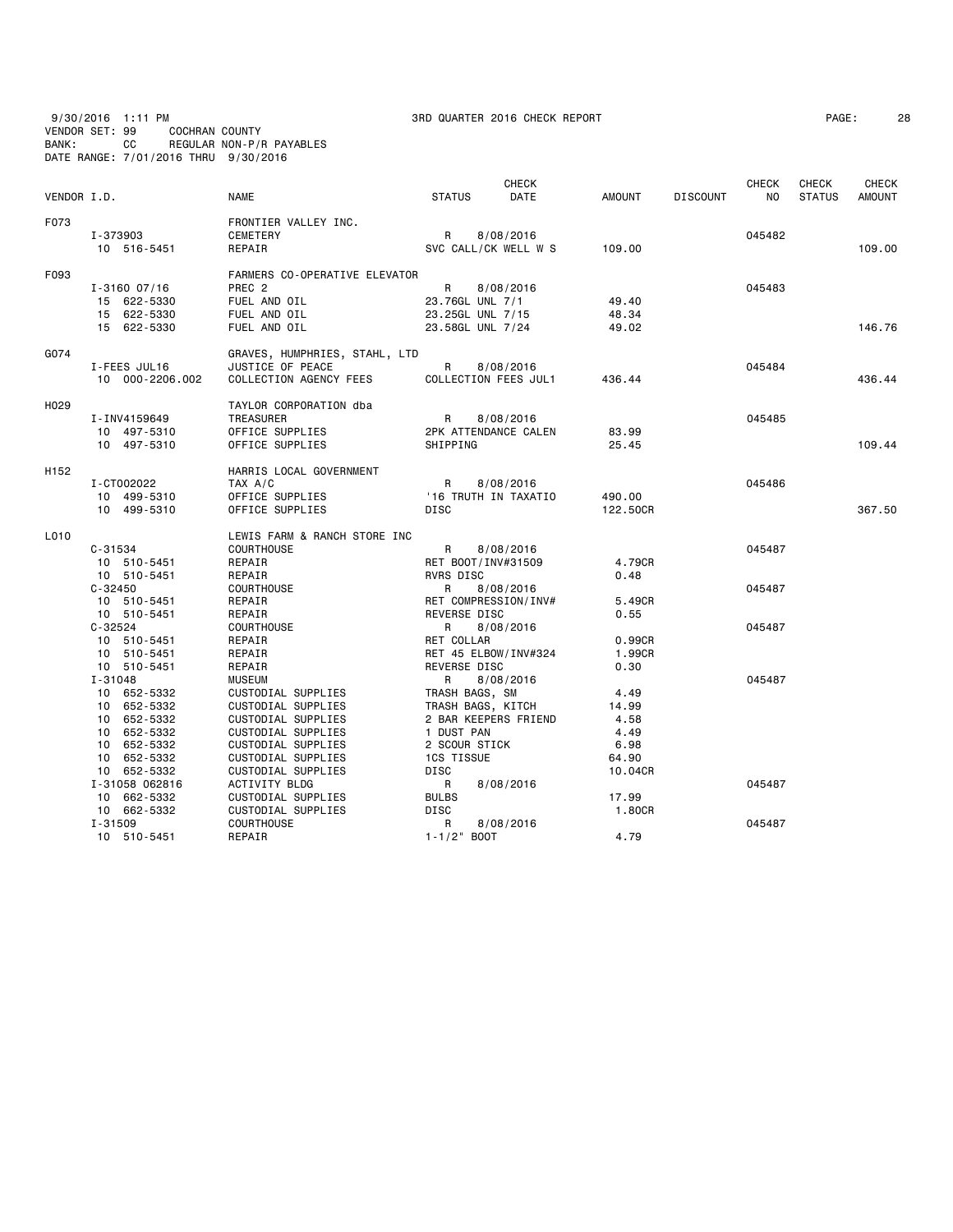9/30/2016 1:11 PM — 3RD QUARTER 2016 CHECK REPORT

VENDOR SET: 99 COCHRAN COUNTY
BANK: CC REGULAR NON-P/R PAYABLES
DATE RANGE: 7/01/2016 THRU 9/30/2016

| VENDOR I.D. | NAME | STATUS | CHECK DATE | AMOUNT | DISCOUNT | CHECK NO | CHECK STATUS | CHECK AMOUNT |
|---|---|---|---|---|---|---|---|---|
| F073 | FRONTIER VALLEY INC. | | | | | | | |
| I-373903 | CEMETERY | R | 8/08/2016 | | | 045482 | | |
| 10 516-5451 | REPAIR | SVC CALL/CK WELL W S | | 109.00 | | | | 109.00 |
| F093 | FARMERS CO-OPERATIVE ELEVATOR | | | | | | | |
| I-3160 07/16 | PREC 2 | R | 8/08/2016 | | | 045483 | | |
| 15 622-5330 | FUEL AND OIL | 23.76GL UNL 7/1 | | 49.40 | | | | |
| 15 622-5330 | FUEL AND OIL | 23.25GL UNL 7/15 | | 48.34 | | | | |
| 15 622-5330 | FUEL AND OIL | 23.58GL UNL 7/24 | | 49.02 | | | | 146.76 |
| G074 | GRAVES, HUMPHRIES, STAHL, LTD | | | | | | | |
| I-FEES JUL16 | JUSTICE OF PEACE | R | 8/08/2016 | | | 045484 | | |
| 10 000-2206.002 | COLLECTION AGENCY FEES | COLLECTION FEES JUL1 | | 436.44 | | | | 436.44 |
| H029 | TAYLOR CORPORATION dba | | | | | | | |
| I-INV4159649 | TREASURER | R | 8/08/2016 | | | 045485 | | |
| 10 497-5310 | OFFICE SUPPLIES | 2PK ATTENDANCE CALEN | | 83.99 | | | | |
| 10 497-5310 | OFFICE SUPPLIES | SHIPPING | | 25.45 | | | | 109.44 |
| H152 | HARRIS LOCAL GOVERNMENT | | | | | | | |
| I-CT002022 | TAX A/C | R | 8/08/2016 | | | 045486 | | |
| 10 499-5310 | OFFICE SUPPLIES | '16 TRUTH IN TAXATIO | | 490.00 | | | | |
| 10 499-5310 | OFFICE SUPPLIES | DISC | | 122.50CR | | | | 367.50 |
| L010 | LEWIS FARM & RANCH STORE INC | | | | | | | |
| C-31534 | COURTHOUSE | R | 8/08/2016 | | | 045487 | | |
| 10 510-5451 | REPAIR | RET BOOT/INV#31509 | | 4.79CR | | | | |
| 10 510-5451 | REPAIR | RVRS DISC | | 0.48 | | | | |
| C-32450 | COURTHOUSE | R | 8/08/2016 | | | 045487 | | |
| 10 510-5451 | REPAIR | RET COMPRESSION/INV# | | 5.49CR | | | | |
| 10 510-5451 | REPAIR | REVERSE DISC | | 0.55 | | | | |
| C-32524 | COURTHOUSE | R | 8/08/2016 | | | 045487 | | |
| 10 510-5451 | REPAIR | RET COLLAR | | 0.99CR | | | | |
| 10 510-5451 | REPAIR | RET 45 ELBOW/INV#324 | | 1.99CR | | | | |
| 10 510-5451 | REPAIR | REVERSE DISC | | 0.30 | | | | |
| I-31048 | MUSEUM | R | 8/08/2016 | | | 045487 | | |
| 10 652-5332 | CUSTODIAL SUPPLIES | TRASH BAGS, SM | | 4.49 | | | | |
| 10 652-5332 | CUSTODIAL SUPPLIES | TRASH BAGS, KITCH | | 14.99 | | | | |
| 10 652-5332 | CUSTODIAL SUPPLIES | 2 BAR KEEPERS FRIEND | | 4.58 | | | | |
| 10 652-5332 | CUSTODIAL SUPPLIES | 1 DUST PAN | | 4.49 | | | | |
| 10 652-5332 | CUSTODIAL SUPPLIES | 2 SCOUR STICK | | 6.98 | | | | |
| 10 652-5332 | CUSTODIAL SUPPLIES | 1CS TISSUE | | 64.90 | | | | |
| 10 652-5332 | CUSTODIAL SUPPLIES | DISC | | 10.04CR | | | | |
| I-31058 062816 | ACTIVITY BLDG | R | 8/08/2016 | | | 045487 | | |
| 10 662-5332 | CUSTODIAL SUPPLIES | BULBS | | 17.99 | | | | |
| 10 662-5332 | CUSTODIAL SUPPLIES | DISC | | 1.80CR | | | | |
| I-31509 | COURTHOUSE | R | 8/08/2016 | | | 045487 | | |
| 10 510-5451 | REPAIR | 1-1/2" BOOT | | 4.79 | | | | |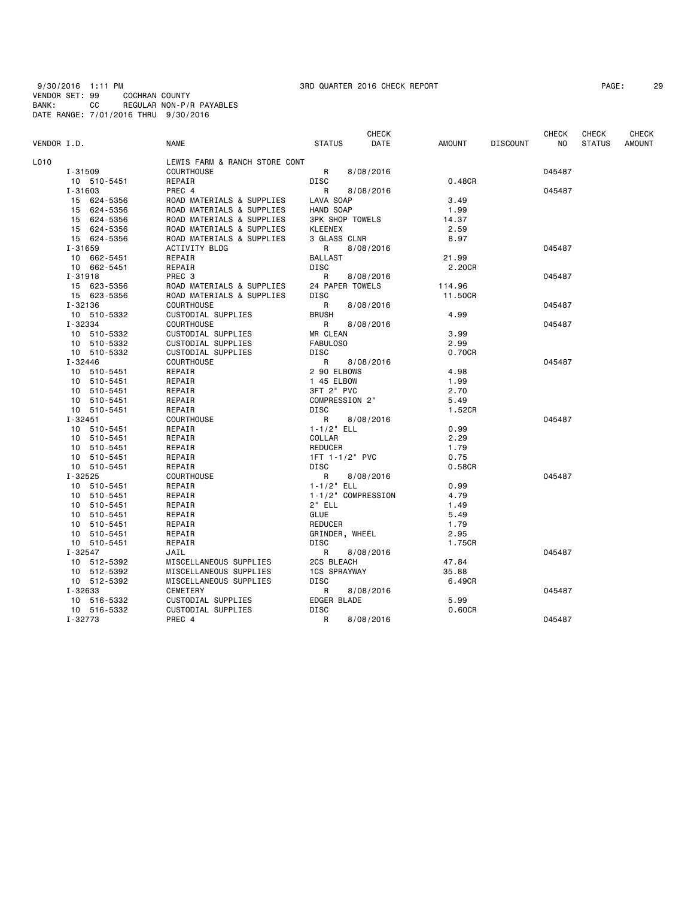9/30/2016 1:11 PM　　　3RD QUARTER 2016 CHECK REPORT
VENDOR SET: 99　　COCHRAN COUNTY
BANK: CC　　REGULAR NON-P/R PAYABLES
DATE RANGE: 7/01/2016 THRU 9/30/2016

| VENDOR I.D. | NAME | STATUS | CHECK DATE | AMOUNT | DISCOUNT | CHECK NO | CHECK STATUS | CHECK AMOUNT |
|---|---|---|---|---|---|---|---|---|
| L010 | LEWIS FARM & RANCH STORE CONT | | | | | | | |
| I-31509 | COURTHOUSE | R | 8/08/2016 | | | 045487 | | |
| 10 510-5451 | REPAIR | DISC | | 0.48CR | | | | |
| I-31603 | PREC 4 | R | 8/08/2016 | | | 045487 | | |
| 15 624-5356 | ROAD MATERIALS & SUPPLIES | LAVA SOAP | | 3.49 | | | | |
| 15 624-5356 | ROAD MATERIALS & SUPPLIES | HAND SOAP | | 1.99 | | | | |
| 15 624-5356 | ROAD MATERIALS & SUPPLIES | 3PK SHOP TOWELS | | 14.37 | | | | |
| 15 624-5356 | ROAD MATERIALS & SUPPLIES | KLEENEX | | 2.59 | | | | |
| 15 624-5356 | ROAD MATERIALS & SUPPLIES | 3 GLASS CLNR | | 8.97 | | | | |
| I-31659 | ACTIVITY BLDG | R | 8/08/2016 | | | 045487 | | |
| 10 662-5451 | REPAIR | BALLAST | | 21.99 | | | | |
| 10 662-5451 | REPAIR | DISC | | 2.20CR | | | | |
| I-31918 | PREC 3 | R | 8/08/2016 | | | 045487 | | |
| 15 623-5356 | ROAD MATERIALS & SUPPLIES | 24 PAPER TOWELS | | 114.96 | | | | |
| 15 623-5356 | ROAD MATERIALS & SUPPLIES | DISC | | 11.50CR | | | | |
| I-32136 | COURTHOUSE | R | 8/08/2016 | | | 045487 | | |
| 10 510-5332 | CUSTODIAL SUPPLIES | BRUSH | | 4.99 | | | | |
| I-32334 | COURTHOUSE | R | 8/08/2016 | | | 045487 | | |
| 10 510-5332 | CUSTODIAL SUPPLIES | MR CLEAN | | 3.99 | | | | |
| 10 510-5332 | CUSTODIAL SUPPLIES | FABULOSO | | 2.99 | | | | |
| 10 510-5332 | CUSTODIAL SUPPLIES | DISC | | 0.70CR | | | | |
| I-32446 | COURTHOUSE | R | 8/08/2016 | | | 045487 | | |
| 10 510-5451 | REPAIR | 2 90 ELBOWS | | 4.98 | | | | |
| 10 510-5451 | REPAIR | 1 45 ELBOW | | 1.99 | | | | |
| 10 510-5451 | REPAIR | 3FT 2" PVC | | 2.70 | | | | |
| 10 510-5451 | REPAIR | COMPRESSION 2" | | 5.49 | | | | |
| 10 510-5451 | REPAIR | DISC | | 1.52CR | | | | |
| I-32451 | COURTHOUSE | R | 8/08/2016 | | | 045487 | | |
| 10 510-5451 | REPAIR | 1-1/2" ELL | | 0.99 | | | | |
| 10 510-5451 | REPAIR | COLLAR | | 2.29 | | | | |
| 10 510-5451 | REPAIR | REDUCER | | 1.79 | | | | |
| 10 510-5451 | REPAIR | 1FT 1-1/2" PVC | | 0.75 | | | | |
| 10 510-5451 | REPAIR | DISC | | 0.58CR | | | | |
| I-32525 | COURTHOUSE | R | 8/08/2016 | | | 045487 | | |
| 10 510-5451 | REPAIR | 1-1/2" ELL | | 0.99 | | | | |
| 10 510-5451 | REPAIR | 1-1/2" COMPRESSION | | 4.79 | | | | |
| 10 510-5451 | REPAIR | 2" ELL | | 1.49 | | | | |
| 10 510-5451 | REPAIR | GLUE | | 5.49 | | | | |
| 10 510-5451 | REPAIR | REDUCER | | 1.79 | | | | |
| 10 510-5451 | REPAIR | GRINDER, WHEEL | | 2.95 | | | | |
| 10 510-5451 | REPAIR | DISC | | 1.75CR | | | | |
| I-32547 | JAIL | R | 8/08/2016 | | | 045487 | | |
| 10 512-5392 | MISCELLANEOUS SUPPLIES | 2CS BLEACH | | 47.84 | | | | |
| 10 512-5392 | MISCELLANEOUS SUPPLIES | 1CS SPRAYWAY | | 35.88 | | | | |
| 10 512-5392 | MISCELLANEOUS SUPPLIES | DISC | | 6.49CR | | | | |
| I-32633 | CEMETERY | R | 8/08/2016 | | | 045487 | | |
| 10 516-5332 | CUSTODIAL SUPPLIES | EDGER BLADE | | 5.99 | | | | |
| 10 516-5332 | CUSTODIAL SUPPLIES | DISC | | 0.60CR | | | | |
| I-32773 | PREC 4 | R | 8/08/2016 | | | 045487 | | |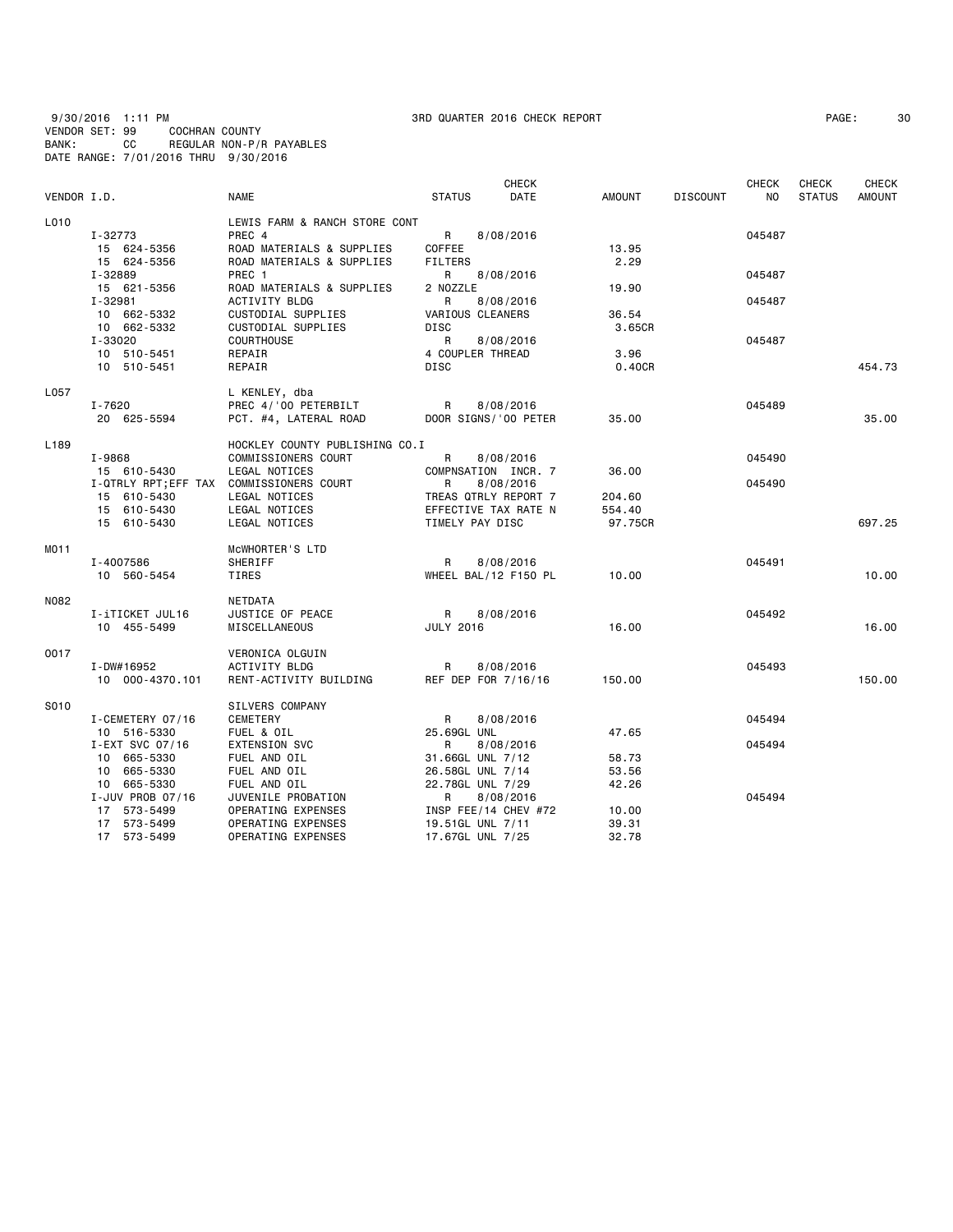9/30/2016 1:11 PM 3RD QUARTER 2016 CHECK REPORT
VENDOR SET: 99 COCHRAN COUNTY
BANK: CC REGULAR NON-P/R PAYABLES
DATE RANGE: 7/01/2016 THRU 9/30/2016

| VENDOR I.D. | NAME | STATUS | CHECK DATE | AMOUNT | DISCOUNT | CHECK NO | CHECK STATUS | CHECK AMOUNT |
|---|---|---|---|---|---|---|---|---|
| L010 | LEWIS FARM & RANCH STORE CONT | | | | | | | |
| I-32773 | PREC 4 | R | 8/08/2016 | | | 045487 | | |
| 15 624-5356 | ROAD MATERIALS & SUPPLIES | COFFEE | | 13.95 | | | | |
| 15 624-5356 | ROAD MATERIALS & SUPPLIES | FILTERS | | 2.29 | | | | |
| I-32889 | PREC 1 | R | 8/08/2016 | | | 045487 | | |
| 15 621-5356 | ROAD MATERIALS & SUPPLIES | 2 NOZZLE | | 19.90 | | | | |
| I-32981 | ACTIVITY BLDG | R | 8/08/2016 | | | 045487 | | |
| 10 662-5332 | CUSTODIAL SUPPLIES | VARIOUS CLEANERS | | 36.54 | | | | |
| 10 662-5332 | CUSTODIAL SUPPLIES | DISC | | 3.65CR | | | | |
| I-33020 | COURTHOUSE | R | 8/08/2016 | | | 045487 | | |
| 10 510-5451 | REPAIR | 4 COUPLER THREAD | | 3.96 | | | | |
| 10 510-5451 | REPAIR | DISC | | 0.40CR | | | | 454.73 |
| L057 | L KENLEY, dba | | | | | | | |
| I-7620 | PREC 4/'00 PETERBILT | R | 8/08/2016 | | | 045489 | | |
| 20 625-5594 | PCT. #4, LATERAL ROAD | DOOR SIGNS/'00 PETER | | 35.00 | | | | 35.00 |
| L189 | HOCKLEY COUNTY PUBLISHING CO.I | | | | | | | |
| I-9868 | COMMISSIONERS COURT | R | 8/08/2016 | | | 045490 | | |
| 15 610-5430 | LEGAL NOTICES | COMPNSATION INCR. 7 | | 36.00 | | | | |
| I-QTRLY RPT;EFF TAX | COMMISSIONERS COURT | R | 8/08/2016 | | | 045490 | | |
| 15 610-5430 | LEGAL NOTICES | TREAS QTRLY REPORT 7 | | 204.60 | | | | |
| 15 610-5430 | LEGAL NOTICES | EFFECTIVE TAX RATE N | | 554.40 | | | | |
| 15 610-5430 | LEGAL NOTICES | TIMELY PAY DISC | | 97.75CR | | | | 697.25 |
| M011 | McWHORTER'S LTD | | | | | | | |
| I-4007586 | SHERIFF | R | 8/08/2016 | | | 045491 | | |
| 10 560-5454 | TIRES | WHEEL BAL/12 F150 PL | | 10.00 | | | | 10.00 |
| N082 | NETDATA | | | | | | | |
| I-iTICKET JUL16 | JUSTICE OF PEACE | R | 8/08/2016 | | | 045492 | | |
| 10 455-5499 | MISCELLANEOUS | JULY 2016 | | 16.00 | | | | 16.00 |
| O017 | VERONICA OLGUIN | | | | | | | |
| I-DW#16952 | ACTIVITY BLDG | R | 8/08/2016 | | | 045493 | | |
| 10 000-4370.101 | RENT-ACTIVITY BUILDING | REF DEP FOR 7/16/16 | | 150.00 | | | | 150.00 |
| S010 | SILVERS COMPANY | | | | | | | |
| I-CEMETERY 07/16 | CEMETERY | R | 8/08/2016 | | | 045494 | | |
| 10 516-5330 | FUEL & OIL | 25.69GL UNL | | 47.65 | | | | |
| I-EXT SVC 07/16 | EXTENSION SVC | R | 8/08/2016 | | | 045494 | | |
| 10 665-5330 | FUEL AND OIL | 31.66GL UNL 7/12 | | 58.73 | | | | |
| 10 665-5330 | FUEL AND OIL | 26.58GL UNL 7/14 | | 53.56 | | | | |
| 10 665-5330 | FUEL AND OIL | 22.78GL UNL 7/29 | | 42.26 | | | | |
| I-JUV PROB 07/16 | JUVENILE PROBATION | R | 8/08/2016 | | | 045494 | | |
| 17 573-5499 | OPERATING EXPENSES | INSP FEE/14 CHEV #72 | | 10.00 | | | | |
| 17 573-5499 | OPERATING EXPENSES | 19.51GL UNL 7/11 | | 39.31 | | | | |
| 17 573-5499 | OPERATING EXPENSES | 17.67GL UNL 7/25 | | 32.78 | | | | |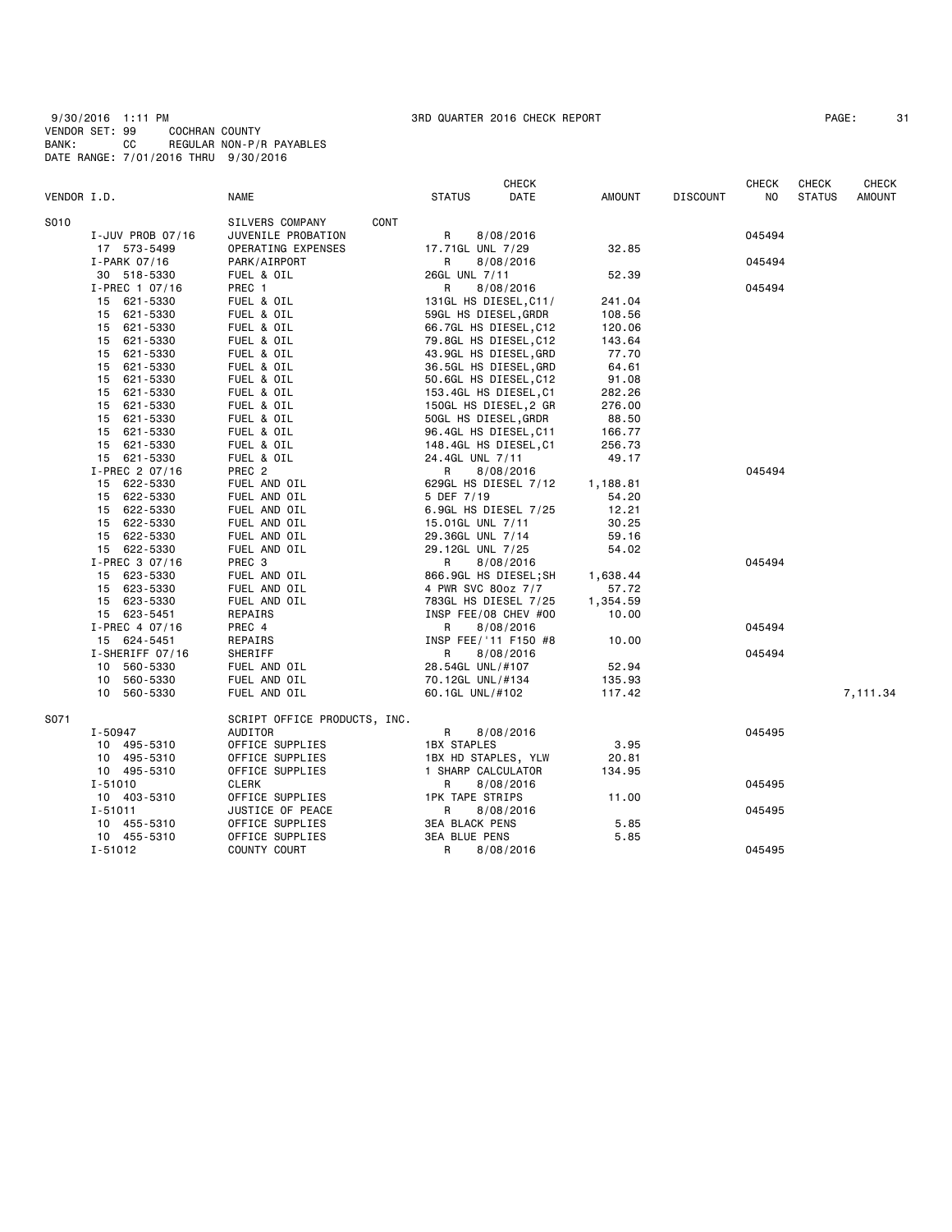9/30/2016 1:11 PM 3RD QUARTER 2016 CHECK REPORT

VENDOR SET: 99 COCHRAN COUNTY
BANK: CC REGULAR NON-P/R PAYABLES
DATE RANGE: 7/01/2016 THRU 9/30/2016

| VENDOR I.D. | NAME | STATUS | CHECK DATE | AMOUNT | DISCOUNT | CHECK NO | CHECK STATUS | CHECK AMOUNT |
|---|---|---|---|---|---|---|---|---|
| S010 | SILVERS COMPANY CONT | | | | | | | |
| I-JUV PROB 07/16 | JUVENILE PROBATION | R | 8/08/2016 | | | 045494 | | |
| 17 573-5499 | OPERATING EXPENSES | 17.71GL UNL 7/29 | | 32.85 | | | | |
| I-PARK 07/16 | PARK/AIRPORT | R | 8/08/2016 | | | 045494 | | |
| 30 518-5330 | FUEL & OIL | 26GL UNL 7/11 | | 52.39 | | | | |
| I-PREC 1 07/16 | PREC 1 | R | 8/08/2016 | | | 045494 | | |
| 15 621-5330 | FUEL & OIL | 131GL HS DIESEL,C11/ | | 241.04 | | | | |
| 15 621-5330 | FUEL & OIL | 59GL HS DIESEL,GRDR | | 108.56 | | | | |
| 15 621-5330 | FUEL & OIL | 66.7GL HS DIESEL,C12 | | 120.06 | | | | |
| 15 621-5330 | FUEL & OIL | 79.8GL HS DIESEL,C12 | | 143.64 | | | | |
| 15 621-5330 | FUEL & OIL | 43.9GL HS DIESEL,GRD | | 77.70 | | | | |
| 15 621-5330 | FUEL & OIL | 36.5GL HS DIESEL,GRD | | 64.61 | | | | |
| 15 621-5330 | FUEL & OIL | 50.6GL HS DIESEL,C12 | | 91.08 | | | | |
| 15 621-5330 | FUEL & OIL | 153.4GL HS DIESEL,C1 | | 282.26 | | | | |
| 15 621-5330 | FUEL & OIL | 150GL HS DIESEL,2 GR | | 276.00 | | | | |
| 15 621-5330 | FUEL & OIL | 50GL HS DIESEL,GRDR | | 88.50 | | | | |
| 15 621-5330 | FUEL & OIL | 96.4GL HS DIESEL,C11 | | 166.77 | | | | |
| 15 621-5330 | FUEL & OIL | 148.4GL HS DIESEL,C1 | | 256.73 | | | | |
| 15 621-5330 | FUEL & OIL | 24.4GL UNL 7/11 | | 49.17 | | | | |
| I-PREC 2 07/16 | PREC 2 | R | 8/08/2016 | | | 045494 | | |
| 15 622-5330 | FUEL AND OIL | 629GL HS DIESEL 7/12 | | 1,188.81 | | | | |
| 15 622-5330 | FUEL AND OIL | 5 DEF 7/19 | | 54.20 | | | | |
| 15 622-5330 | FUEL AND OIL | 6.9GL HS DIESEL 7/25 | | 12.21 | | | | |
| 15 622-5330 | FUEL AND OIL | 15.01GL UNL 7/11 | | 30.25 | | | | |
| 15 622-5330 | FUEL AND OIL | 29.36GL UNL 7/14 | | 59.16 | | | | |
| 15 622-5330 | FUEL AND OIL | 29.12GL UNL 7/25 | | 54.02 | | | | |
| I-PREC 3 07/16 | PREC 3 | R | 8/08/2016 | | | 045494 | | |
| 15 623-5330 | FUEL AND OIL | 866.9GL HS DIESEL;SH | | 1,638.44 | | | | |
| 15 623-5330 | FUEL AND OIL | 4 PWR SVC 80oz 7/7 | | 57.72 | | | | |
| 15 623-5330 | FUEL AND OIL | 783GL HS DIESEL 7/25 | | 1,354.59 | | | | |
| 15 623-5451 | REPAIRS | INSP FEE/08 CHEV #00 | | 10.00 | | | | |
| I-PREC 4 07/16 | PREC 4 | R | 8/08/2016 | | | 045494 | | |
| 15 624-5451 | REPAIRS | INSP FEE/'11 F150 #8 | | 10.00 | | | | |
| I-SHERIFF 07/16 | SHERIFF | R | 8/08/2016 | | | 045494 | | |
| 10 560-5330 | FUEL AND OIL | 28.54GL UNL/#107 | | 52.94 | | | | |
| 10 560-5330 | FUEL AND OIL | 70.12GL UNL/#134 | | 135.93 | | | | |
| 10 560-5330 | FUEL AND OIL | 60.1GL UNL/#102 | | 117.42 | | | | 7,111.34 |
| S071 | SCRIPT OFFICE PRODUCTS, INC. | | | | | | | |
| I-50947 | AUDITOR | R | 8/08/2016 | | | 045495 | | |
| 10 495-5310 | OFFICE SUPPLIES | 1BX STAPLES | | 3.95 | | | | |
| 10 495-5310 | OFFICE SUPPLIES | 1BX HD STAPLES, YLW | | 20.81 | | | | |
| 10 495-5310 | OFFICE SUPPLIES | 1 SHARP CALCULATOR | | 134.95 | | | | |
| I-51010 | CLERK | R | 8/08/2016 | | | 045495 | | |
| 10 403-5310 | OFFICE SUPPLIES | 1PK TAPE STRIPS | | 11.00 | | | | |
| I-51011 | JUSTICE OF PEACE | R | 8/08/2016 | | | 045495 | | |
| 10 455-5310 | OFFICE SUPPLIES | 3EA BLACK PENS | | 5.85 | | | | |
| 10 455-5310 | OFFICE SUPPLIES | 3EA BLUE PENS | | 5.85 | | | | |
| I-51012 | COUNTY COURT | R | 8/08/2016 | | | 045495 | | |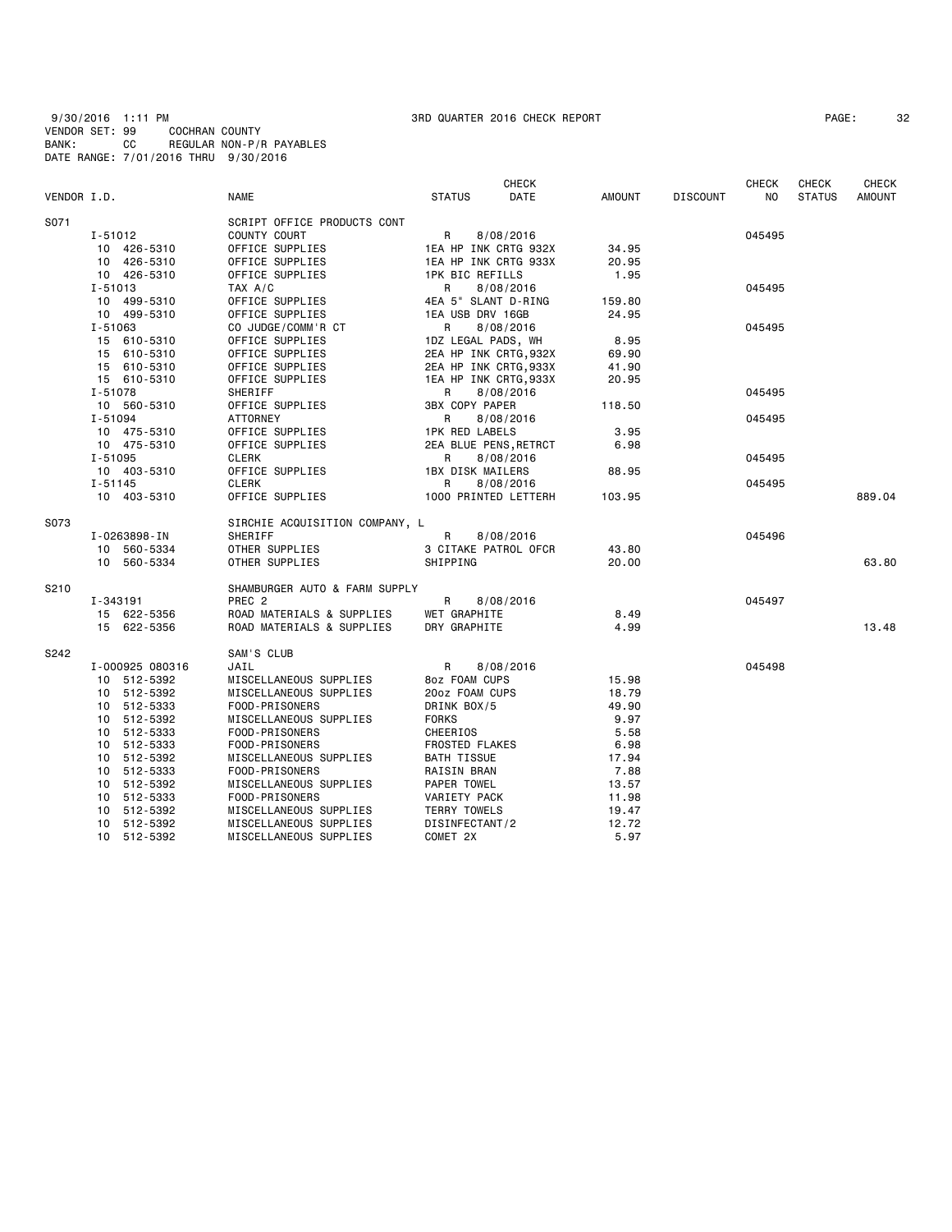9/30/2016 1:11 PM 3RD QUARTER 2016 CHECK REPORT
VENDOR SET: 99 COCHRAN COUNTY
BANK: CC REGULAR NON-P/R PAYABLES
DATE RANGE: 7/01/2016 THRU 9/30/2016

| VENDOR I.D. | NAME | STATUS | CHECK DATE | AMOUNT | DISCOUNT | CHECK NO | CHECK STATUS | CHECK AMOUNT |
|---|---|---|---|---|---|---|---|---|
| S071 | SCRIPT OFFICE PRODUCTS CONT | | | | | | | |
| I-51012 | COUNTY COURT | R | 8/08/2016 | | | 045495 | | |
| 10 426-5310 | OFFICE SUPPLIES | 1EA HP INK CRTG 932X | | 34.95 | | | | |
| 10 426-5310 | OFFICE SUPPLIES | 1EA HP INK CRTG 933X | | 20.95 | | | | |
| 10 426-5310 | OFFICE SUPPLIES | 1PK BIC REFILLS | | 1.95 | | | | |
| I-51013 | TAX A/C | R | 8/08/2016 | | | 045495 | | |
| 10 499-5310 | OFFICE SUPPLIES | 4EA 5" SLANT D-RING | | 159.80 | | | | |
| 10 499-5310 | OFFICE SUPPLIES | 1EA USB DRV 16GB | | 24.95 | | | | |
| I-51063 | CO JUDGE/COMM'R CT | R | 8/08/2016 | | | 045495 | | |
| 15 610-5310 | OFFICE SUPPLIES | 1DZ LEGAL PADS, WH | | 8.95 | | | | |
| 15 610-5310 | OFFICE SUPPLIES | 2EA HP INK CRTG,932X | | 69.90 | | | | |
| 15 610-5310 | OFFICE SUPPLIES | 2EA HP INK CRTG,933X | | 41.90 | | | | |
| 15 610-5310 | OFFICE SUPPLIES | 1EA HP INK CRTG,933X | | 20.95 | | | | |
| I-51078 | SHERIFF | R | 8/08/2016 | | | 045495 | | |
| 10 560-5310 | OFFICE SUPPLIES | 3BX COPY PAPER | | 118.50 | | | | |
| I-51094 | ATTORNEY | R | 8/08/2016 | | | 045495 | | |
| 10 475-5310 | OFFICE SUPPLIES | 1PK RED LABELS | | 3.95 | | | | |
| 10 475-5310 | OFFICE SUPPLIES | 2EA BLUE PENS,RETRCT | | 6.98 | | | | |
| I-51095 | CLERK | R | 8/08/2016 | | | 045495 | | |
| 10 403-5310 | OFFICE SUPPLIES | 1BX DISK MAILERS | | 88.95 | | | | |
| I-51145 | CLERK | R | 8/08/2016 | | | 045495 | | |
| 10 403-5310 | OFFICE SUPPLIES | 1000 PRINTED LETTERH | | 103.95 | | | | 889.04 |
| S073 | SIRCHIE ACQUISITION COMPANY, L | | | | | | | |
| I-0263898-IN | SHERIFF | R | 8/08/2016 | | | 045496 | | |
| 10 560-5334 | OTHER SUPPLIES | 3 CITAKE PATROL OFCR | | 43.80 | | | | |
| 10 560-5334 | OTHER SUPPLIES | SHIPPING | | 20.00 | | | | 63.80 |
| S210 | SHAMBURGER AUTO & FARM SUPPLY | | | | | | | |
| I-343191 | PREC 2 | R | 8/08/2016 | | | 045497 | | |
| 15 622-5356 | ROAD MATERIALS & SUPPLIES | WET GRAPHITE | | 8.49 | | | | |
| 15 622-5356 | ROAD MATERIALS & SUPPLIES | DRY GRAPHITE | | 4.99 | | | | 13.48 |
| S242 | SAM'S CLUB | | | | | | | |
| I-000925 080316 | JAIL | R | 8/08/2016 | | | 045498 | | |
| 10 512-5392 | MISCELLANEOUS SUPPLIES | 8oz FOAM CUPS | | 15.98 | | | | |
| 10 512-5392 | MISCELLANEOUS SUPPLIES | 20oz FOAM CUPS | | 18.79 | | | | |
| 10 512-5333 | FOOD-PRISONERS | DRINK BOX/5 | | 49.90 | | | | |
| 10 512-5392 | MISCELLANEOUS SUPPLIES | FORKS | | 9.97 | | | | |
| 10 512-5333 | FOOD-PRISONERS | CHEERIOS | | 5.58 | | | | |
| 10 512-5333 | FOOD-PRISONERS | FROSTED FLAKES | | 6.98 | | | | |
| 10 512-5392 | MISCELLANEOUS SUPPLIES | BATH TISSUE | | 17.94 | | | | |
| 10 512-5333 | FOOD-PRISONERS | RAISIN BRAN | | 7.88 | | | | |
| 10 512-5392 | MISCELLANEOUS SUPPLIES | PAPER TOWEL | | 13.57 | | | | |
| 10 512-5333 | FOOD-PRISONERS | VARIETY PACK | | 11.98 | | | | |
| 10 512-5392 | MISCELLANEOUS SUPPLIES | TERRY TOWELS | | 19.47 | | | | |
| 10 512-5392 | MISCELLANEOUS SUPPLIES | DISINFECTANT/2 | | 12.72 | | | | |
| 10 512-5392 | MISCELLANEOUS SUPPLIES | COMET 2X | | 5.97 | | | | |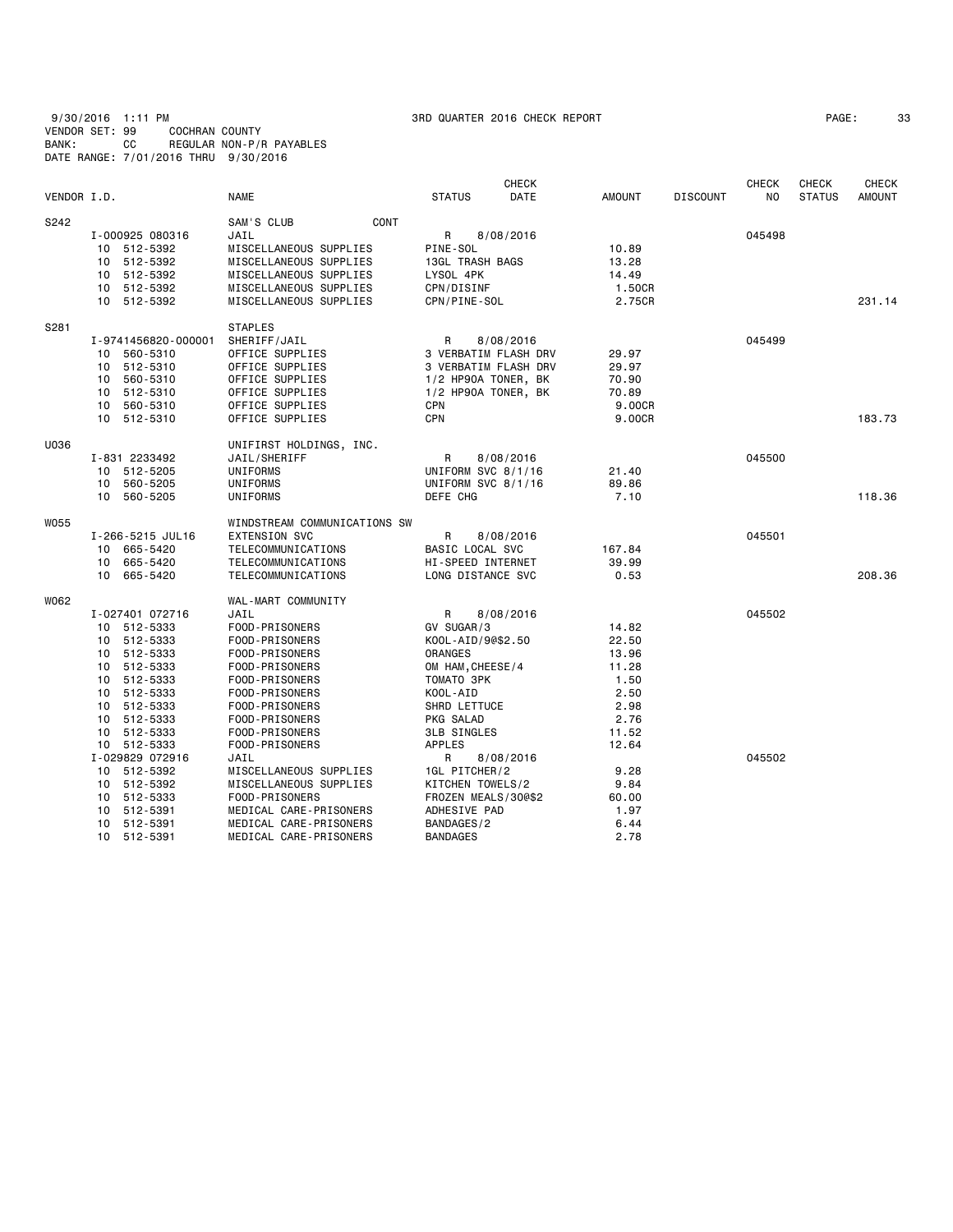9/30/2016 1:11 PM 3RD QUARTER 2016 CHECK REPORT
VENDOR SET: 99 COCHRAN COUNTY
BANK: CC REGULAR NON-P/R PAYABLES
DATE RANGE: 7/01/2016 THRU 9/30/2016

| VENDOR I.D. | NAME | STATUS | CHECK DATE | AMOUNT | DISCOUNT | CHECK NO | CHECK STATUS | CHECK AMOUNT |
|---|---|---|---|---|---|---|---|---|
| S242 | SAM'S CLUB CONT | | | | | | | |
| I-000925 080316 | JAIL | R | 8/08/2016 | | | 045498 | | |
| 10 512-5392 | MISCELLANEOUS SUPPLIES | PINE-SOL | | 10.89 | | | | |
| 10 512-5392 | MISCELLANEOUS SUPPLIES | 13GL TRASH BAGS | | 13.28 | | | | |
| 10 512-5392 | MISCELLANEOUS SUPPLIES | LYSOL 4PK | | 14.49 | | | | |
| 10 512-5392 | MISCELLANEOUS SUPPLIES | CPN/DISINF | | 1.50CR | | | | |
| 10 512-5392 | MISCELLANEOUS SUPPLIES | CPN/PINE-SOL | | 2.75CR | | | | 231.14 |
| S281 | STAPLES | | | | | | | |
| I-9741456820-000001 | SHERIFF/JAIL | R | 8/08/2016 | | | 045499 | | |
| 10 560-5310 | OFFICE SUPPLIES | 3 VERBATIM FLASH DRV | | 29.97 | | | | |
| 10 512-5310 | OFFICE SUPPLIES | 3 VERBATIM FLASH DRV | | 29.97 | | | | |
| 10 560-5310 | OFFICE SUPPLIES | 1/2 HP90A TONER, BK | | 70.90 | | | | |
| 10 512-5310 | OFFICE SUPPLIES | 1/2 HP90A TONER, BK | | 70.89 | | | | |
| 10 560-5310 | OFFICE SUPPLIES | CPN | | 9.00CR | | | | |
| 10 512-5310 | OFFICE SUPPLIES | CPN | | 9.00CR | | | | 183.73 |
| U036 | UNIFIRST HOLDINGS, INC. | | | | | | | |
| I-831 2233492 | JAIL/SHERIFF | R | 8/08/2016 | | | 045500 | | |
| 10 512-5205 | UNIFORMS | UNIFORM SVC 8/1/16 | | 21.40 | | | | |
| 10 560-5205 | UNIFORMS | UNIFORM SVC 8/1/16 | | 89.86 | | | | |
| 10 560-5205 | UNIFORMS | DEFE CHG | | 7.10 | | | | 118.36 |
| W055 | WINDSTREAM COMMUNICATIONS SW | | | | | | | |
| I-266-5215 JUL16 | EXTENSION SVC | R | 8/08/2016 | | | 045501 | | |
| 10 665-5420 | TELECOMMUNICATIONS | BASIC LOCAL SVC | | 167.84 | | | | |
| 10 665-5420 | TELECOMMUNICATIONS | HI-SPEED INTERNET | | 39.99 | | | | |
| 10 665-5420 | TELECOMMUNICATIONS | LONG DISTANCE SVC | | 0.53 | | | | 208.36 |
| W062 | WAL-MART COMMUNITY | | | | | | | |
| I-027401 072716 | JAIL | R | 8/08/2016 | | | 045502 | | |
| 10 512-5333 | FOOD-PRISONERS | GV SUGAR/3 | | 14.82 | | | | |
| 10 512-5333 | FOOD-PRISONERS | KOOL-AID/9@$2.50 | | 22.50 | | | | |
| 10 512-5333 | FOOD-PRISONERS | ORANGES | | 13.96 | | | | |
| 10 512-5333 | FOOD-PRISONERS | OM HAM,CHEESE/4 | | 11.28 | | | | |
| 10 512-5333 | FOOD-PRISONERS | TOMATO 3PK | | 1.50 | | | | |
| 10 512-5333 | FOOD-PRISONERS | KOOL-AID | | 2.50 | | | | |
| 10 512-5333 | FOOD-PRISONERS | SHRD LETTUCE | | 2.98 | | | | |
| 10 512-5333 | FOOD-PRISONERS | PKG SALAD | | 2.76 | | | | |
| 10 512-5333 | FOOD-PRISONERS | 3LB SINGLES | | 11.52 | | | | |
| 10 512-5333 | FOOD-PRISONERS | APPLES | | 12.64 | | | | |
| I-029829 072916 | JAIL | R | 8/08/2016 | | | 045502 | | |
| 10 512-5392 | MISCELLANEOUS SUPPLIES | 1GL PITCHER/2 | | 9.28 | | | | |
| 10 512-5392 | MISCELLANEOUS SUPPLIES | KITCHEN TOWELS/2 | | 9.84 | | | | |
| 10 512-5333 | FOOD-PRISONERS | FROZEN MEALS/30@$2 | | 60.00 | | | | |
| 10 512-5391 | MEDICAL CARE-PRISONERS | ADHESIVE PAD | | 1.97 | | | | |
| 10 512-5391 | MEDICAL CARE-PRISONERS | BANDAGES/2 | | 6.44 | | | | |
| 10 512-5391 | MEDICAL CARE-PRISONERS | BANDAGES | | 2.78 | | | | |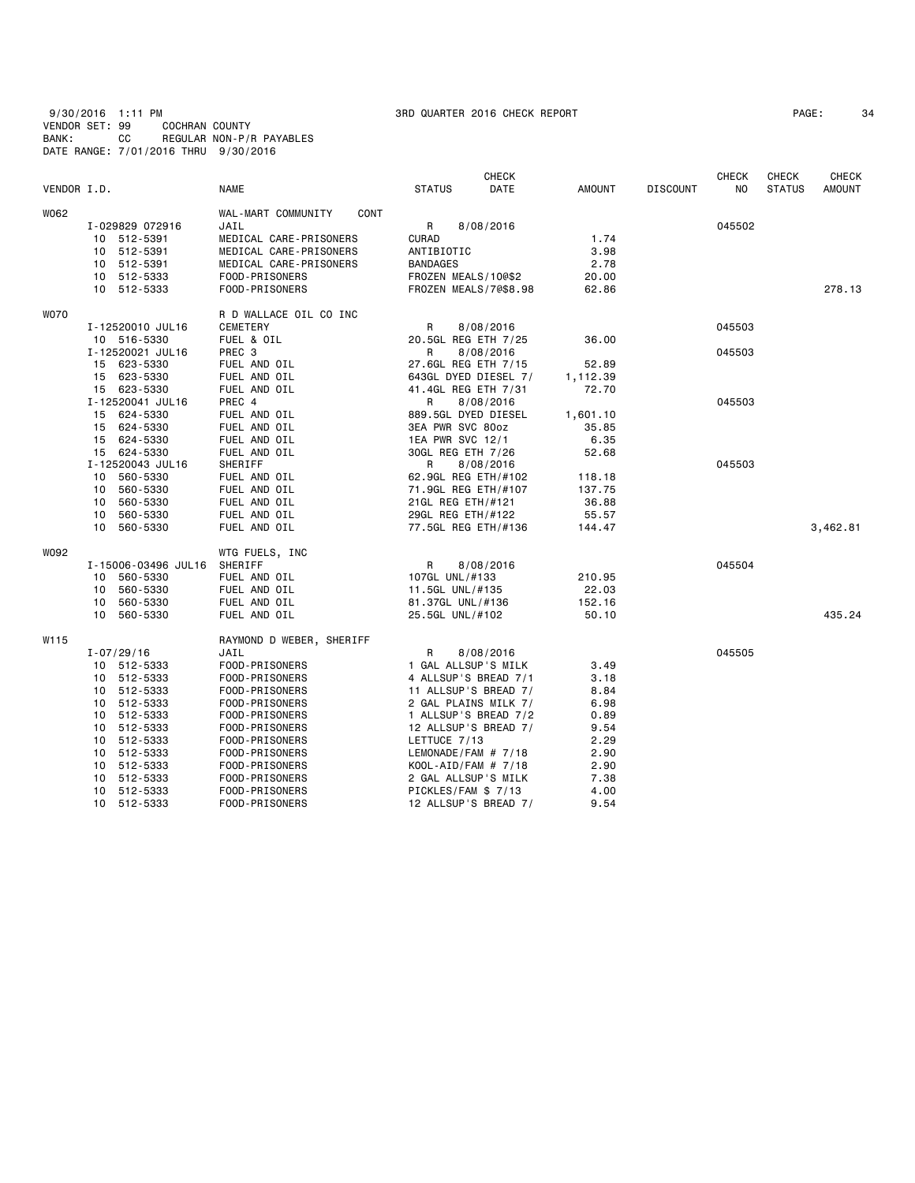9/30/2016 1:11 PM 3RD QUARTER 2016 CHECK REPORT

VENDOR SET: 99 COCHRAN COUNTY
BANK: CC REGULAR NON-P/R PAYABLES
DATE RANGE: 7/01/2016 THRU 9/30/2016

| VENDOR I.D. | | NAME | STATUS | CHECK DATE | AMOUNT | DISCOUNT | CHECK NO | CHECK STATUS | CHECK AMOUNT |
|---|---|---|---|---|---|---|---|---|---|
| W062 | | WAL-MART COMMUNITY CONT | | | | | | | |
| | I-029829 072916 | JAIL | R | 8/08/2016 | | | 045502 | | |
| | 10 512-5391 | MEDICAL CARE-PRISONERS | CURAD | | 1.74 | | | | |
| | 10 512-5391 | MEDICAL CARE-PRISONERS | ANTIBIOTIC | | 3.98 | | | | |
| | 10 512-5391 | MEDICAL CARE-PRISONERS | BANDAGES | | 2.78 | | | | |
| | 10 512-5333 | FOOD-PRISONERS | FROZEN MEALS/10@$2 | | 20.00 | | | | |
| | 10 512-5333 | FOOD-PRISONERS | FROZEN MEALS/7@$8.98 | | 62.86 | | | | 278.13 |
| W070 | | R D WALLACE OIL CO INC | | | | | | | |
| | I-12520010 JUL16 | CEMETERY | R | 8/08/2016 | | | 045503 | | |
| | 10 516-5330 | FUEL & OIL | 20.5GL REG ETH 7/25 | | 36.00 | | | | |
| | I-12520021 JUL16 | PREC 3 | R | 8/08/2016 | | | 045503 | | |
| | 15 623-5330 | FUEL AND OIL | 27.6GL REG ETH 7/15 | | 52.89 | | | | |
| | 15 623-5330 | FUEL AND OIL | 643GL DYED DIESEL 7/ | | 1,112.39 | | | | |
| | 15 623-5330 | FUEL AND OIL | 41.4GL REG ETH 7/31 | | 72.70 | | | | |
| | I-12520041 JUL16 | PREC 4 | R | 8/08/2016 | | | 045503 | | |
| | 15 624-5330 | FUEL AND OIL | 889.5GL DYED DIESEL | | 1,601.10 | | | | |
| | 15 624-5330 | FUEL AND OIL | 3EA PWR SVC 80oz | | 35.85 | | | | |
| | 15 624-5330 | FUEL AND OIL | 1EA PWR SVC 12/1 | | 6.35 | | | | |
| | 15 624-5330 | FUEL AND OIL | 30GL REG ETH 7/26 | | 52.68 | | | | |
| | I-12520043 JUL16 | SHERIFF | R | 8/08/2016 | | | 045503 | | |
| | 10 560-5330 | FUEL AND OIL | 62.9GL REG ETH/#102 | | 118.18 | | | | |
| | 10 560-5330 | FUEL AND OIL | 71.9GL REG ETH/#107 | | 137.75 | | | | |
| | 10 560-5330 | FUEL AND OIL | 21GL REG ETH/#121 | | 36.88 | | | | |
| | 10 560-5330 | FUEL AND OIL | 29GL REG ETH/#122 | | 55.57 | | | | |
| | 10 560-5330 | FUEL AND OIL | 77.5GL REG ETH/#136 | | 144.47 | | | | 3,462.81 |
| W092 | | WTG FUELS, INC | | | | | | | |
| | I-15006-03496 JUL16 | SHERIFF | R | 8/08/2016 | | | 045504 | | |
| | 10 560-5330 | FUEL AND OIL | 107GL UNL/#133 | | 210.95 | | | | |
| | 10 560-5330 | FUEL AND OIL | 11.5GL UNL/#135 | | 22.03 | | | | |
| | 10 560-5330 | FUEL AND OIL | 81.37GL UNL/#136 | | 152.16 | | | | |
| | 10 560-5330 | FUEL AND OIL | 25.5GL UNL/#102 | | 50.10 | | | | 435.24 |
| W115 | | RAYMOND D WEBER, SHERIFF | | | | | | | |
| | I-07/29/16 | JAIL | R | 8/08/2016 | | | 045505 | | |
| | 10 512-5333 | FOOD-PRISONERS | 1 GAL ALLSUP'S MILK | | 3.49 | | | | |
| | 10 512-5333 | FOOD-PRISONERS | 4 ALLSUP'S BREAD 7/1 | | 3.18 | | | | |
| | 10 512-5333 | FOOD-PRISONERS | 11 ALLSUP'S BREAD 7/ | | 8.84 | | | | |
| | 10 512-5333 | FOOD-PRISONERS | 2 GAL PLAINS MILK 7/ | | 6.98 | | | | |
| | 10 512-5333 | FOOD-PRISONERS | 1 ALLSUP'S BREAD 7/2 | | 0.89 | | | | |
| | 10 512-5333 | FOOD-PRISONERS | 12 ALLSUP'S BREAD 7/ | | 9.54 | | | | |
| | 10 512-5333 | FOOD-PRISONERS | LETTUCE 7/13 | | 2.29 | | | | |
| | 10 512-5333 | FOOD-PRISONERS | LEMONADE/FAM # 7/18 | | 2.90 | | | | |
| | 10 512-5333 | FOOD-PRISONERS | KOOL-AID/FAM # 7/18 | | 2.90 | | | | |
| | 10 512-5333 | FOOD-PRISONERS | 2 GAL ALLSUP'S MILK | | 7.38 | | | | |
| | 10 512-5333 | FOOD-PRISONERS | PICKLES/FAM $ 7/13 | | 4.00 | | | | |
| | 10 512-5333 | FOOD-PRISONERS | 12 ALLSUP'S BREAD 7/ | | 9.54 | | | | |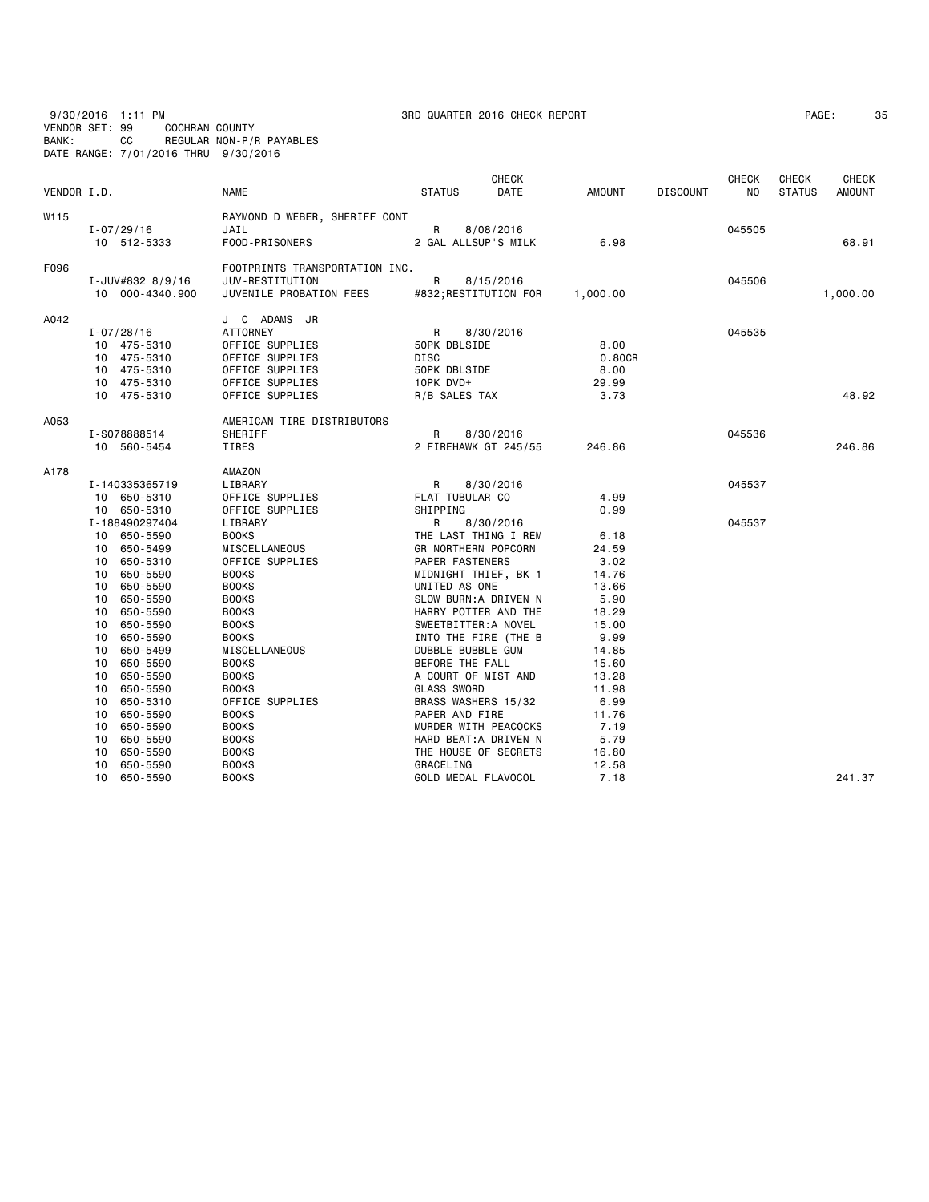9/30/2016 1:11 PM 3RD QUARTER 2016 CHECK REPORT
VENDOR SET: 99 COCHRAN COUNTY
BANK: CC REGULAR NON-P/R PAYABLES
DATE RANGE: 7/01/2016 THRU 9/30/2016

| VENDOR I.D. | | NAME | STATUS | CHECK DATE | AMOUNT | DISCOUNT | CHECK NO | CHECK STATUS | CHECK AMOUNT |
|---|---|---|---|---|---|---|---|---|---|
| W115 | | RAYMOND D WEBER, SHERIFF CONT | | | | | | | |
| | I-07/29/16 | JAIL | R | 8/08/2016 | | | 045505 | | |
| | 10 512-5333 | FOOD-PRISONERS | 2 GAL ALLSUP'S MILK | | 6.98 | | | | 68.91 |
| F096 | | FOOTPRINTS TRANSPORTATION INC. | | | | | | | |
| | I-JUV#832 8/9/16 | JUV-RESTITUTION | R | 8/15/2016 | | | 045506 | | |
| | 10 000-4340.900 | JUVENILE PROBATION FEES | #832;RESTITUTION FOR | | 1,000.00 | | | | 1,000.00 |
| A042 | | J C ADAMS JR | | | | | | | |
| | I-07/28/16 | ATTORNEY | R | 8/30/2016 | | | 045535 | | |
| | 10 475-5310 | OFFICE SUPPLIES | 50PK DBLSIDE | | 8.00 | | | | |
| | 10 475-5310 | OFFICE SUPPLIES | DISC | | 0.80CR | | | | |
| | 10 475-5310 | OFFICE SUPPLIES | 50PK DBLSIDE | | 8.00 | | | | |
| | 10 475-5310 | OFFICE SUPPLIES | 10PK DVD+ | | 29.99 | | | | |
| | 10 475-5310 | OFFICE SUPPLIES | R/B SALES TAX | | 3.73 | | | | 48.92 |
| A053 | | AMERICAN TIRE DISTRIBUTORS | | | | | | | |
| | I-S078888514 | SHERIFF | R | 8/30/2016 | | | 045536 | | |
| | 10 560-5454 | TIRES | 2 FIREHAWK GT 245/55 | | 246.86 | | | | 246.86 |
| A178 | | AMAZON | | | | | | | |
| | I-140335365719 | LIBRARY | R | 8/30/2016 | | | 045537 | | |
| | 10 650-5310 | OFFICE SUPPLIES | FLAT TUBULAR CO | | 4.99 | | | | |
| | 10 650-5310 | OFFICE SUPPLIES | SHIPPING | | 0.99 | | | | |
| | I-188490297404 | LIBRARY | R | 8/30/2016 | | | 045537 | | |
| | 10 650-5590 | BOOKS | THE LAST THING I REM | | 6.18 | | | | |
| | 10 650-5499 | MISCELLANEOUS | GR NORTHERN POPCORN | | 24.59 | | | | |
| | 10 650-5310 | OFFICE SUPPLIES | PAPER FASTENERS | | 3.02 | | | | |
| | 10 650-5590 | BOOKS | MIDNIGHT THIEF, BK 1 | | 14.76 | | | | |
| | 10 650-5590 | BOOKS | UNITED AS ONE | | 13.66 | | | | |
| | 10 650-5590 | BOOKS | SLOW BURN:A DRIVEN N | | 5.90 | | | | |
| | 10 650-5590 | BOOKS | HARRY POTTER AND THE | | 18.29 | | | | |
| | 10 650-5590 | BOOKS | SWEETBITTER:A NOVEL | | 15.00 | | | | |
| | 10 650-5590 | BOOKS | INTO THE FIRE (THE B | | 9.99 | | | | |
| | 10 650-5499 | MISCELLANEOUS | DUBBLE BUBBLE GUM | | 14.85 | | | | |
| | 10 650-5590 | BOOKS | BEFORE THE FALL | | 15.60 | | | | |
| | 10 650-5590 | BOOKS | A COURT OF MIST AND | | 13.28 | | | | |
| | 10 650-5590 | BOOKS | GLASS SWORD | | 11.98 | | | | |
| | 10 650-5310 | OFFICE SUPPLIES | BRASS WASHERS 15/32 | | 6.99 | | | | |
| | 10 650-5590 | BOOKS | PAPER AND FIRE | | 11.76 | | | | |
| | 10 650-5590 | BOOKS | MURDER WITH PEACOCKS | | 7.19 | | | | |
| | 10 650-5590 | BOOKS | HARD BEAT:A DRIVEN N | | 5.79 | | | | |
| | 10 650-5590 | BOOKS | THE HOUSE OF SECRETS | | 16.80 | | | | |
| | 10 650-5590 | BOOKS | GRACELING | | 12.58 | | | | |
| | 10 650-5590 | BOOKS | GOLD MEDAL FLAVOCOL | | 7.18 | | | | 241.37 |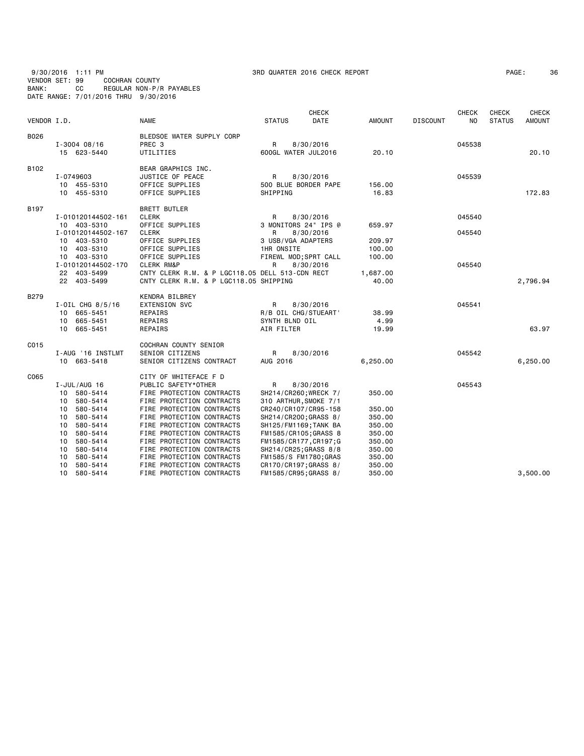9/30/2016 1:11 PM 3RD QUARTER 2016 CHECK REPORT
VENDOR SET: 99 COCHRAN COUNTY
BANK: CC REGULAR NON-P/R PAYABLES
DATE RANGE: 7/01/2016 THRU 9/30/2016

| VENDOR I.D. | NAME | STATUS | CHECK DATE | AMOUNT | DISCOUNT | CHECK NO | CHECK STATUS | CHECK AMOUNT |
|---|---|---|---|---|---|---|---|---|
| B026 | BLEDSOE WATER SUPPLY CORP | | | | | | | |
| I-3004 08/16 | PREC 3 | R | 8/30/2016 | | | 045538 | | |
| 15 623-5440 | UTILITIES | 600GL WATER JUL2016 | | 20.10 | | | | 20.10 |
| B102 | BEAR GRAPHICS INC. | | | | | | | |
| I-0749603 | JUSTICE OF PEACE | R | 8/30/2016 | | | 045539 | | |
| 10 455-5310 | OFFICE SUPPLIES | 500 BLUE BORDER PAPE | | 156.00 | | | | |
| 10 455-5310 | OFFICE SUPPLIES | SHIPPING | | 16.83 | | | | 172.83 |
| B197 | BRETT BUTLER | | | | | | | |
| I-010120144502-161 | CLERK | R | 8/30/2016 | | | 045540 | | |
| 10 403-5310 | OFFICE SUPPLIES | 3 MONITORS 24" IPS @ | | 659.97 | | | | |
| I-010120144502-167 | CLERK | R | 8/30/2016 | | | 045540 | | |
| 10 403-5310 | OFFICE SUPPLIES | 3 USB/VGA ADAPTERS | | 209.97 | | | | |
| 10 403-5310 | OFFICE SUPPLIES | 1HR ONSITE | | 100.00 | | | | |
| 10 403-5310 | OFFICE SUPPLIES | FIREWL MOD;SPRT CALL | | 100.00 | | | | |
| I-010120144502-170 | CLERK RM&P | R | 8/30/2016 | | | 045540 | | |
| 22 403-5499 | CNTY CLERK R.M. & P LGC118.05 | DELL 513-CDN RECT | | 1,687.00 | | | | |
| 22 403-5499 | CNTY CLERK R.M. & P LGC118.05 | SHIPPING | | 40.00 | | | | 2,796.94 |
| B279 | KENDRA BILBREY | | | | | | | |
| I-OIL CHG 8/5/16 | EXTENSION SVC | R | 8/30/2016 | | | 045541 | | |
| 10 665-5451 | REPAIRS | R/B OIL CHG/STUEART' | | 38.99 | | | | |
| 10 665-5451 | REPAIRS | SYNTH BLND OIL | | 4.99 | | | | |
| 10 665-5451 | REPAIRS | AIR FILTER | | 19.99 | | | | 63.97 |
| C015 | COCHRAN COUNTY SENIOR | | | | | | | |
| I-AUG '16 INSTLMT | SENIOR CITIZENS | R | 8/30/2016 | | | 045542 | | |
| 10 663-5418 | SENIOR CITIZENS CONTRACT | AUG 2016 | | 6,250.00 | | | | 6,250.00 |
| C065 | CITY OF WHITEFACE F D | | | | | | | |
| I-JUL/AUG 16 | PUBLIC SAFETY*OTHER | R | 8/30/2016 | | | 045543 | | |
| 10 580-5414 | FIRE PROTECTION CONTRACTS | SH214/CR260;WRECK 7/ | | 350.00 | | | | |
| 10 580-5414 | FIRE PROTECTION CONTRACTS | 310 ARTHUR,SMOKE 7/1 | | | | | | |
| 10 580-5414 | FIRE PROTECTION CONTRACTS | CR240/CR107/CR95-158 | | 350.00 | | | | |
| 10 580-5414 | FIRE PROTECTION CONTRACTS | SH214/CR200;GRASS 8/ | | 350.00 | | | | |
| 10 580-5414 | FIRE PROTECTION CONTRACTS | SH125/FM1169;TANK BA | | 350.00 | | | | |
| 10 580-5414 | FIRE PROTECTION CONTRACTS | FM1585/CR105;GRASS 8 | | 350.00 | | | | |
| 10 580-5414 | FIRE PROTECTION CONTRACTS | FM1585/CR177,CR197;G | | 350.00 | | | | |
| 10 580-5414 | FIRE PROTECTION CONTRACTS | SH214/CR25;GRASS 8/8 | | 350.00 | | | | |
| 10 580-5414 | FIRE PROTECTION CONTRACTS | FM1585/S FM1780;GRAS | | 350.00 | | | | |
| 10 580-5414 | FIRE PROTECTION CONTRACTS | CR170/CR197;GRASS 8/ | | 350.00 | | | | |
| 10 580-5414 | FIRE PROTECTION CONTRACTS | FM1585/CR95;GRASS 8/ | | 350.00 | | | | 3,500.00 |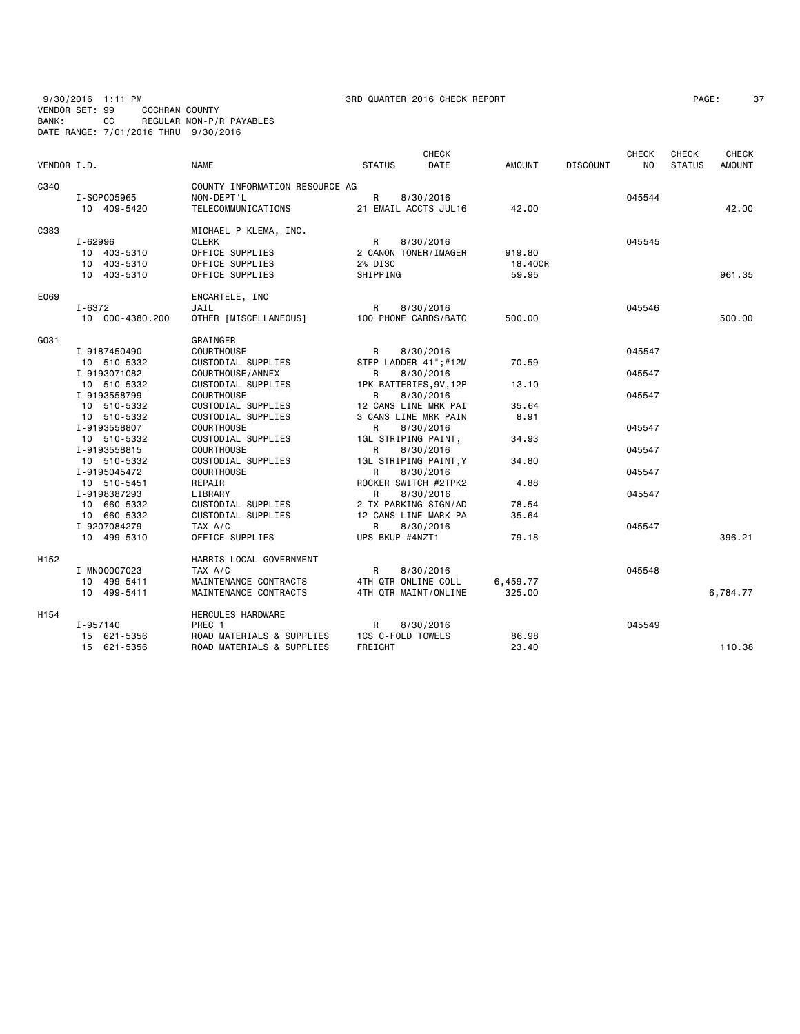9/30/2016 1:11 PM 3RD QUARTER 2016 CHECK REPORT
VENDOR SET: 99 COCHRAN COUNTY
BANK: CC REGULAR NON-P/R PAYABLES
DATE RANGE: 7/01/2016 THRU 9/30/2016

| VENDOR I.D. | NAME | STATUS | CHECK DATE | AMOUNT | DISCOUNT | CHECK NO | CHECK STATUS | CHECK AMOUNT |
|---|---|---|---|---|---|---|---|---|
| C340 | COUNTY INFORMATION RESOURCE AG | | | | | | | |
| I-SOP005965 | NON-DEPT'L | R | 8/30/2016 | | | 045544 | | |
| 10 409-5420 | TELECOMMUNICATIONS | 21 EMAIL ACCTS JUL16 | | 42.00 | | | | 42.00 |
| C383 | MICHAEL P KLEMA, INC. | | | | | | | |
| I-62996 | CLERK | R | 8/30/2016 | | | 045545 | | |
| 10 403-5310 | OFFICE SUPPLIES | 2 CANON TONER/IMAGER | | 919.80 | | | | |
| 10 403-5310 | OFFICE SUPPLIES | 2% DISC | | 18.40CR | | | | |
| 10 403-5310 | OFFICE SUPPLIES | SHIPPING | | 59.95 | | | | 961.35 |
| E069 | ENCARTELE, INC | | | | | | | |
| I-6372 | JAIL | R | 8/30/2016 | | | 045546 | | |
| 10 000-4380.200 | OTHER [MISCELLANEOUS] | 100 PHONE CARDS/BATC | | 500.00 | | | | 500.00 |
| G031 | GRAINGER | | | | | | | |
| I-9187450490 | COURTHOUSE | R | 8/30/2016 | | | 045547 | | |
| 10 510-5332 | CUSTODIAL SUPPLIES | STEP LADDER 41";#12M | | 70.59 | | | | |
| I-9193071082 | COURTHOUSE/ANNEX | R | 8/30/2016 | | | 045547 | | |
| 10 510-5332 | CUSTODIAL SUPPLIES | 1PK BATTERIES,9V,12P | | 13.10 | | | | |
| I-9193558799 | COURTHOUSE | R | 8/30/2016 | | | 045547 | | |
| 10 510-5332 | CUSTODIAL SUPPLIES | 12 CANS LINE MRK PAI | | 35.64 | | | | |
| 10 510-5332 | CUSTODIAL SUPPLIES | 3 CANS LINE MRK PAIN | | 8.91 | | | | |
| I-9193558807 | COURTHOUSE | R | 8/30/2016 | | | 045547 | | |
| 10 510-5332 | CUSTODIAL SUPPLIES | 1GL STRIPING PAINT, | | 34.93 | | | | |
| I-9193558815 | COURTHOUSE | R | 8/30/2016 | | | 045547 | | |
| 10 510-5332 | CUSTODIAL SUPPLIES | 1GL STRIPING PAINT,Y | | 34.80 | | | | |
| I-9195045472 | COURTHOUSE | R | 8/30/2016 | | | 045547 | | |
| 10 510-5451 | REPAIR | ROCKER SWITCH #2TPK2 | | 4.88 | | | | |
| I-9198387293 | LIBRARY | R | 8/30/2016 | | | 045547 | | |
| 10 660-5332 | CUSTODIAL SUPPLIES | 2 TX PARKING SIGN/AD | | 78.54 | | | | |
| 10 660-5332 | CUSTODIAL SUPPLIES | 12 CANS LINE MARK PA | | 35.64 | | | | |
| I-9207084279 | TAX A/C | R | 8/30/2016 | | | 045547 | | |
| 10 499-5310 | OFFICE SUPPLIES | UPS BKUP #4NZT1 | | 79.18 | | | | 396.21 |
| H152 | HARRIS LOCAL GOVERNMENT | | | | | | | |
| I-MN00007023 | TAX A/C | R | 8/30/2016 | | | 045548 | | |
| 10 499-5411 | MAINTENANCE CONTRACTS | 4TH QTR ONLINE COLL | | 6,459.77 | | | | |
| 10 499-5411 | MAINTENANCE CONTRACTS | 4TH QTR MAINT/ONLINE | | 325.00 | | | | 6,784.77 |
| H154 | HERCULES HARDWARE | | | | | | | |
| I-957140 | PREC 1 | R | 8/30/2016 | | | 045549 | | |
| 15 621-5356 | ROAD MATERIALS & SUPPLIES | 1CS C-FOLD TOWELS | | 86.98 | | | | |
| 15 621-5356 | ROAD MATERIALS & SUPPLIES | FREIGHT | | 23.40 | | | | 110.38 |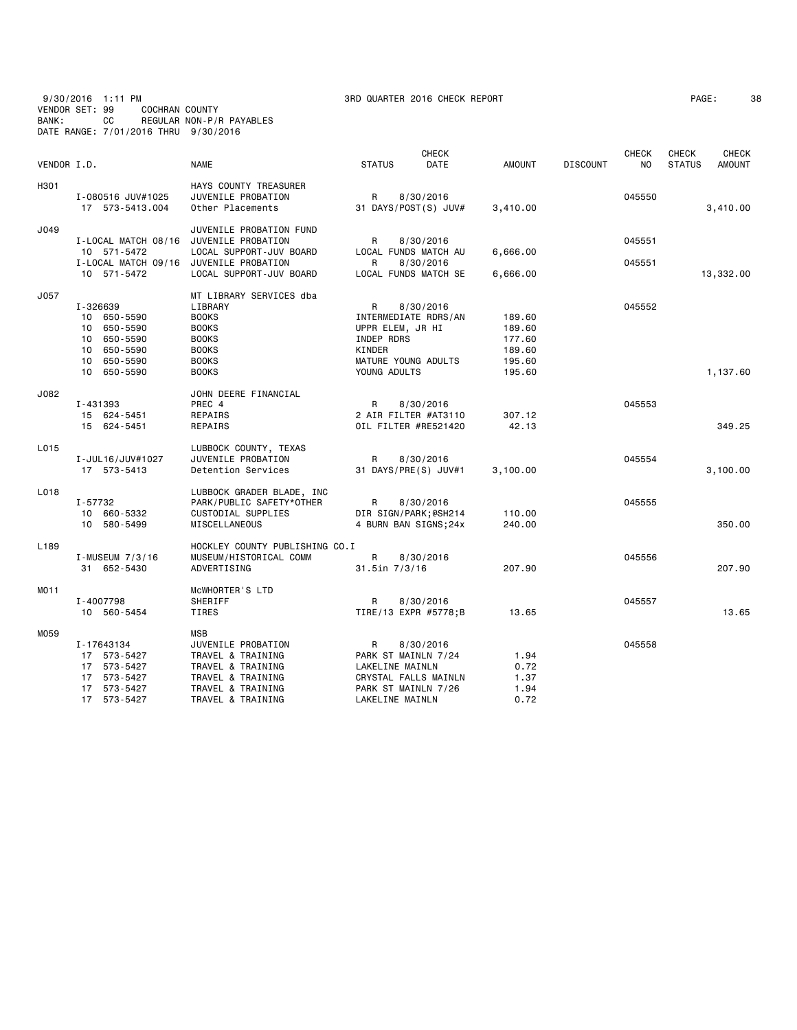9/30/2016 1:11 PM — 3RD QUARTER 2016 CHECK REPORT
VENDOR SET: 99 COCHRAN COUNTY
BANK: CC REGULAR NON-P/R PAYABLES
DATE RANGE: 7/01/2016 THRU 9/30/2016

| VENDOR I.D. | NAME | STATUS | CHECK DATE | AMOUNT | DISCOUNT | CHECK NO | CHECK STATUS | CHECK AMOUNT |
|---|---|---|---|---|---|---|---|---|
| H301 | HAYS COUNTY TREASURER | | | | | | | |
| I-080516 JUV#1025 | JUVENILE PROBATION | R | 8/30/2016 | | | 045550 | | |
| 17 573-5413.004 | Other Placements | 31 DAYS/POST(S) JUV# | | 3,410.00 | | | | 3,410.00 |
| J049 | JUVENILE PROBATION FUND | | | | | | | |
| I-LOCAL MATCH 08/16 | JUVENILE PROBATION | R | 8/30/2016 | | | 045551 | | |
| 10 571-5472 | LOCAL SUPPORT-JUV BOARD | LOCAL FUNDS MATCH AU | | 6,666.00 | | | | |
| I-LOCAL MATCH 09/16 | JUVENILE PROBATION | R | 8/30/2016 | | | 045551 | | |
| 10 571-5472 | LOCAL SUPPORT-JUV BOARD | LOCAL FUNDS MATCH SE | | 6,666.00 | | | | 13,332.00 |
| J057 | MT LIBRARY SERVICES dba | | | | | | | |
| I-326639 | LIBRARY | R | 8/30/2016 | | | 045552 | | |
| 10 650-5590 | BOOKS | INTERMEDIATE RDRS/AN | | 189.60 | | | | |
| 10 650-5590 | BOOKS | UPPR ELEM, JR HI | | 189.60 | | | | |
| 10 650-5590 | BOOKS | INDEP RDRS | | 177.60 | | | | |
| 10 650-5590 | BOOKS | KINDER | | 189.60 | | | | |
| 10 650-5590 | BOOKS | MATURE YOUNG ADULTS | | 195.60 | | | | |
| 10 650-5590 | BOOKS | YOUNG ADULTS | | 195.60 | | | | 1,137.60 |
| J082 | JOHN DEERE FINANCIAL | | | | | | | |
| I-431393 | PREC 4 | R | 8/30/2016 | | | 045553 | | |
| 15 624-5451 | REPAIRS | 2 AIR FILTER #AT3110 | | 307.12 | | | | |
| 15 624-5451 | REPAIRS | OIL FILTER #RE521420 | | 42.13 | | | | 349.25 |
| L015 | LUBBOCK COUNTY, TEXAS | | | | | | | |
| I-JUL16/JUV#1027 | JUVENILE PROBATION | R | 8/30/2016 | | | 045554 | | |
| 17 573-5413 | Detention Services | 31 DAYS/PRE(S) JUV#1 | | 3,100.00 | | | | 3,100.00 |
| L018 | LUBBOCK GRADER BLADE, INC | | | | | | | |
| I-57732 | PARK/PUBLIC SAFETY*OTHER | R | 8/30/2016 | | | 045555 | | |
| 10 660-5332 | CUSTODIAL SUPPLIES | DIR SIGN/PARK;@SH214 | | 110.00 | | | | |
| 10 580-5499 | MISCELLANEOUS | 4 BURN BAN SIGNS;24x | | 240.00 | | | | 350.00 |
| L189 | HOCKLEY COUNTY PUBLISHING CO.I | | | | | | | |
| I-MUSEUM 7/3/16 | MUSEUM/HISTORICAL COMM | R | 8/30/2016 | | | 045556 | | |
| 31 652-5430 | ADVERTISING | 31.5in 7/3/16 | | 207.90 | | | | 207.90 |
| M011 | McWHORTER'S LTD | | | | | | | |
| I-4007798 | SHERIFF | R | 8/30/2016 | | | 045557 | | |
| 10 560-5454 | TIRES | TIRE/13 EXPR #5778;B | | 13.65 | | | | 13.65 |
| M059 | MSB | | | | | | | |
| I-17643134 | JUVENILE PROBATION | R | 8/30/2016 | | | 045558 | | |
| 17 573-5427 | TRAVEL & TRAINING | PARK ST MAINLN 7/24 | | 1.94 | | | | |
| 17 573-5427 | TRAVEL & TRAINING | LAKELINE MAINLN | | 0.72 | | | | |
| 17 573-5427 | TRAVEL & TRAINING | CRYSTAL FALLS MAINLN | | 1.37 | | | | |
| 17 573-5427 | TRAVEL & TRAINING | PARK ST MAINLN 7/26 | | 1.94 | | | | |
| 17 573-5427 | TRAVEL & TRAINING | LAKELINE MAINLN | | 0.72 | | | | |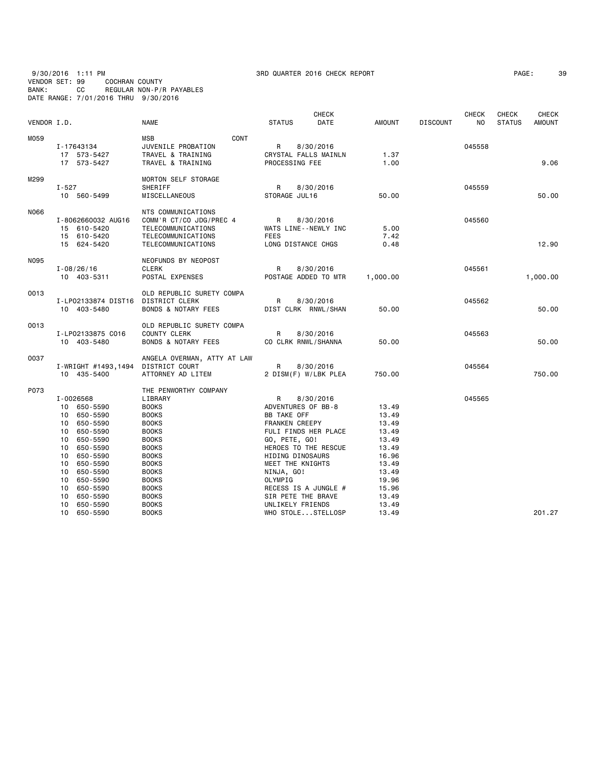9/30/2016 1:11 PM 3RD QUARTER 2016 CHECK REPORT
VENDOR SET: 99 COCHRAN COUNTY
BANK: CC REGULAR NON-P/R PAYABLES
DATE RANGE: 7/01/2016 THRU 9/30/2016

| VENDOR I.D. | | NAME | STATUS | CHECK DATE | AMOUNT | DISCOUNT | CHECK NO | CHECK STATUS | CHECK AMOUNT |
|---|---|---|---|---|---|---|---|---|---|
| M059 | | MSB CONT | | | | | | | |
| | I-17643134 | JUVENILE PROBATION | R | 8/30/2016 | | | 045558 | | |
| | 17 573-5427 | TRAVEL & TRAINING | CRYSTAL FALLS MAINLN | | 1.37 | | | | |
| | 17 573-5427 | TRAVEL & TRAINING | PROCESSING FEE | | 1.00 | | | | 9.06 |
| M299 | | MORTON SELF STORAGE | | | | | | | |
| | I-527 | SHERIFF | R | 8/30/2016 | | | 045559 | | |
| | 10 560-5499 | MISCELLANEOUS | STORAGE JUL16 | | 50.00 | | | | 50.00 |
| N066 | | NTS COMMUNICATIONS | | | | | | | |
| | I-8062660032 AUG16 | COMM'R CT/CO JDG/PREC 4 | R | 8/30/2016 | | | 045560 | | |
| | 15 610-5420 | TELECOMMUNICATIONS | WATS LINE--NEWLY INC | | 5.00 | | | | |
| | 15 610-5420 | TELECOMMUNICATIONS | FEES | | 7.42 | | | | |
| | 15 624-5420 | TELECOMMUNICATIONS | LONG DISTANCE CHGS | | 0.48 | | | | 12.90 |
| N095 | | NEOFUNDS BY NEOPOST | | | | | | | |
| | I-08/26/16 | CLERK | R | 8/30/2016 | | | 045561 | | |
| | 10 403-5311 | POSTAL EXPENSES | POSTAGE ADDED TO MTR | | 1,000.00 | | | | 1,000.00 |
| O013 | | OLD REPUBLIC SURETY COMPA | | | | | | | |
| | I-LPO2133874 DIST16 | DISTRICT CLERK | R | 8/30/2016 | | | 045562 | | |
| | 10 403-5480 | BONDS & NOTARY FEES | DIST CLRK RNWL/SHAN | | 50.00 | | | | 50.00 |
| O013 | | OLD REPUBLIC SURETY COMPA | | | | | | | |
| | I-LPO2133875 CO16 | COUNTY CLERK | R | 8/30/2016 | | | 045563 | | |
| | 10 403-5480 | BONDS & NOTARY FEES | CO CLRK RNWL/SHANNA | | 50.00 | | | | 50.00 |
| O037 | | ANGELA OVERMAN, ATTY AT LAW | | | | | | | |
| | I-WRIGHT #1493,1494 | DISTRICT COURT | R | 8/30/2016 | | | 045564 | | |
| | 10 435-5400 | ATTORNEY AD LITEM | 2 DISM(F) W/LBK PLEA | | 750.00 | | | | 750.00 |
| P073 | | THE PENWORTHY COMPANY | | | | | | | |
| | I-0026568 | LIBRARY | R | 8/30/2016 | | | 045565 | | |
| | 10 650-5590 | BOOKS | ADVENTURES OF BB-8 | | 13.49 | | | | |
| | 10 650-5590 | BOOKS | BB TAKE OFF | | 13.49 | | | | |
| | 10 650-5590 | BOOKS | FRANKEN CREEPY | | 13.49 | | | | |
| | 10 650-5590 | BOOKS | FULI FINDS HER PLACE | | 13.49 | | | | |
| | 10 650-5590 | BOOKS | GO, PETE, GO! | | 13.49 | | | | |
| | 10 650-5590 | BOOKS | HEROES TO THE RESCUE | | 13.49 | | | | |
| | 10 650-5590 | BOOKS | HIDING DINOSAURS | | 16.96 | | | | |
| | 10 650-5590 | BOOKS | MEET THE KNIGHTS | | 13.49 | | | | |
| | 10 650-5590 | BOOKS | NINJA, GO! | | 13.49 | | | | |
| | 10 650-5590 | BOOKS | OLYMPIG | | 19.96 | | | | |
| | 10 650-5590 | BOOKS | RECESS IS A JUNGLE # | | 15.96 | | | | |
| | 10 650-5590 | BOOKS | SIR PETE THE BRAVE | | 13.49 | | | | |
| | 10 650-5590 | BOOKS | UNLIKELY FRIENDS | | 13.49 | | | | |
| | 10 650-5590 | BOOKS | WHO STOLE...STELLOSP | | 13.49 | | | | 201.27 |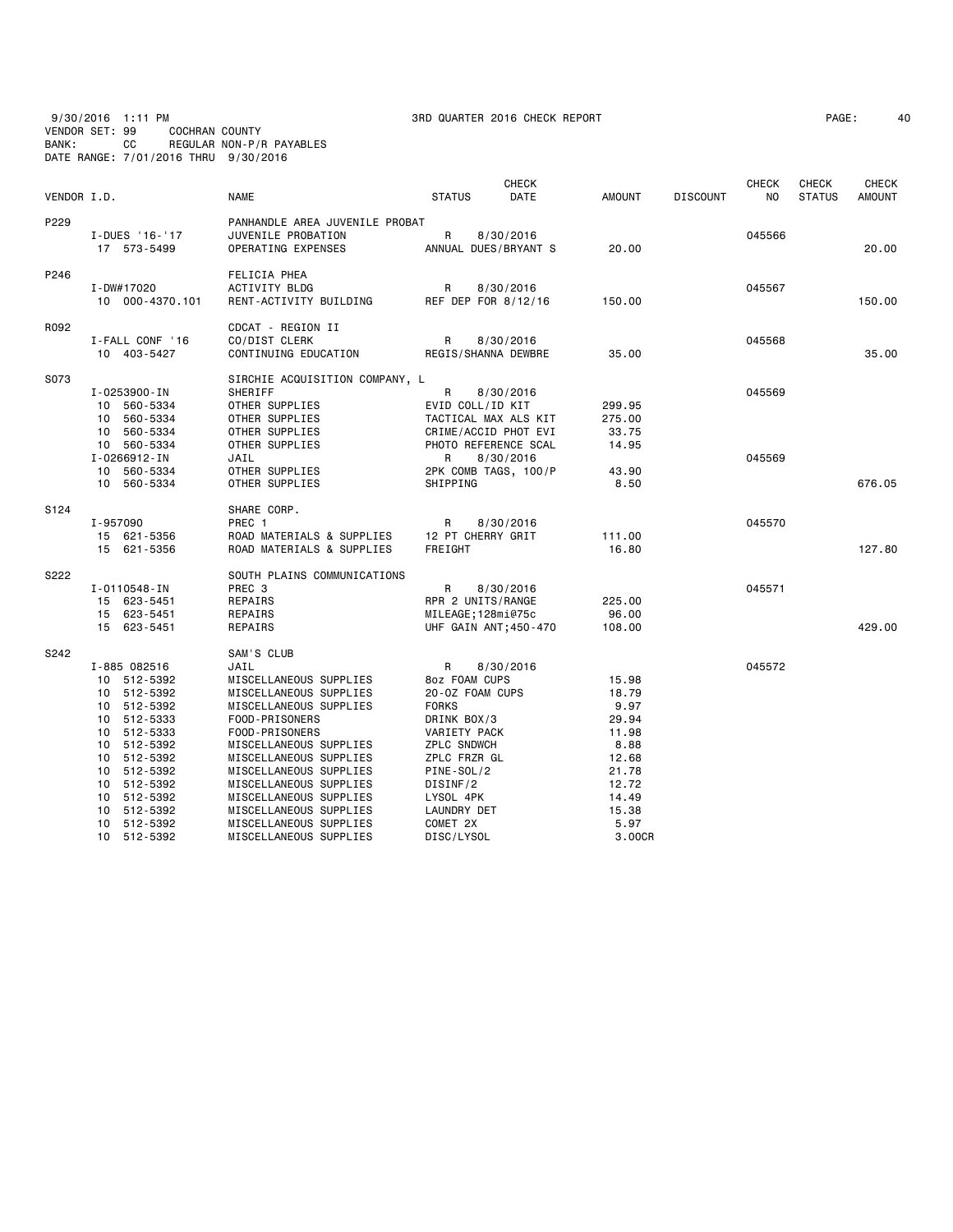9/30/2016 1:11 PM 3RD QUARTER 2016 CHECK REPORT
VENDOR SET: 99 COCHRAN COUNTY
BANK: CC REGULAR NON-P/R PAYABLES
DATE RANGE: 7/01/2016 THRU 9/30/2016

| VENDOR I.D. | NAME | STATUS | CHECK DATE | AMOUNT | DISCOUNT | CHECK NO | CHECK STATUS | CHECK AMOUNT |
|---|---|---|---|---|---|---|---|---|
| P229 | PANHANDLE AREA JUVENILE PROBAT | | | | | | | |
| I-DUES '16-'17 | JUVENILE PROBATION | R | 8/30/2016 | | | 045566 | | |
| 17 573-5499 | OPERATING EXPENSES | ANNUAL DUES/BRYANT S | | 20.00 | | | | 20.00 |
| P246 | FELICIA PHEA | | | | | | | |
| I-DW#17020 | ACTIVITY BLDG | R | 8/30/2016 | | | 045567 | | |
| 10 000-4370.101 | RENT-ACTIVITY BUILDING | REF DEP FOR 8/12/16 | | 150.00 | | | | 150.00 |
| R092 | CDCAT - REGION II | | | | | | | |
| I-FALL CONF '16 | CO/DIST CLERK | R | 8/30/2016 | | | 045568 | | |
| 10 403-5427 | CONTINUING EDUCATION | REGIS/SHANNA DEWBRE | | 35.00 | | | | 35.00 |
| S073 | SIRCHIE ACQUISITION COMPANY, L | | | | | | | |
| I-0253900-IN | SHERIFF | R | 8/30/2016 | | | 045569 | | |
| 10 560-5334 | OTHER SUPPLIES | EVID COLL/ID KIT | | 299.95 | | | | |
| 10 560-5334 | OTHER SUPPLIES | TACTICAL MAX ALS KIT | | 275.00 | | | | |
| 10 560-5334 | OTHER SUPPLIES | CRIME/ACCID PHOT EVI | | 33.75 | | | | |
| 10 560-5334 | OTHER SUPPLIES | PHOTO REFERENCE SCAL | | 14.95 | | | | |
| I-0266912-IN | JAIL | R | 8/30/2016 | | | 045569 | | |
| 10 560-5334 | OTHER SUPPLIES | 2PK COMB TAGS, 100/P | | 43.90 | | | | |
| 10 560-5334 | OTHER SUPPLIES | SHIPPING | | 8.50 | | | | 676.05 |
| S124 | SHARE CORP. | | | | | | | |
| I-957090 | PREC 1 | R | 8/30/2016 | | | 045570 | | |
| 15 621-5356 | ROAD MATERIALS & SUPPLIES | 12 PT CHERRY GRIT | | 111.00 | | | | |
| 15 621-5356 | ROAD MATERIALS & SUPPLIES | FREIGHT | | 16.80 | | | | 127.80 |
| S222 | SOUTH PLAINS COMMUNICATIONS | | | | | | | |
| I-0110548-IN | PREC 3 | R | 8/30/2016 | | | 045571 | | |
| 15 623-5451 | REPAIRS | RPR 2 UNITS/RANGE | | 225.00 | | | | |
| 15 623-5451 | REPAIRS | MILEAGE;128mi@75c | | 96.00 | | | | |
| 15 623-5451 | REPAIRS | UHF GAIN ANT;450-470 | | 108.00 | | | | 429.00 |
| S242 | SAM'S CLUB | | | | | | | |
| I-885 082516 | JAIL | R | 8/30/2016 | | | 045572 | | |
| 10 512-5392 | MISCELLANEOUS SUPPLIES | 8oz FOAM CUPS | | 15.98 | | | | |
| 10 512-5392 | MISCELLANEOUS SUPPLIES | 20-OZ FOAM CUPS | | 18.79 | | | | |
| 10 512-5392 | MISCELLANEOUS SUPPLIES | FORKS | | 9.97 | | | | |
| 10 512-5333 | FOOD-PRISONERS | DRINK BOX/3 | | 29.94 | | | | |
| 10 512-5333 | FOOD-PRISONERS | VARIETY PACK | | 11.98 | | | | |
| 10 512-5392 | MISCELLANEOUS SUPPLIES | ZPLC SNDWCH | | 8.88 | | | | |
| 10 512-5392 | MISCELLANEOUS SUPPLIES | ZPLC FRZR GL | | 12.68 | | | | |
| 10 512-5392 | MISCELLANEOUS SUPPLIES | PINE-SOL/2 | | 21.78 | | | | |
| 10 512-5392 | MISCELLANEOUS SUPPLIES | DISINF/2 | | 12.72 | | | | |
| 10 512-5392 | MISCELLANEOUS SUPPLIES | LYSOL 4PK | | 14.49 | | | | |
| 10 512-5392 | MISCELLANEOUS SUPPLIES | LAUNDRY DET | | 15.38 | | | | |
| 10 512-5392 | MISCELLANEOUS SUPPLIES | COMET 2X | | 5.97 | | | | |
| 10 512-5392 | MISCELLANEOUS SUPPLIES | DISC/LYSOL | | 3.00CR | | | | |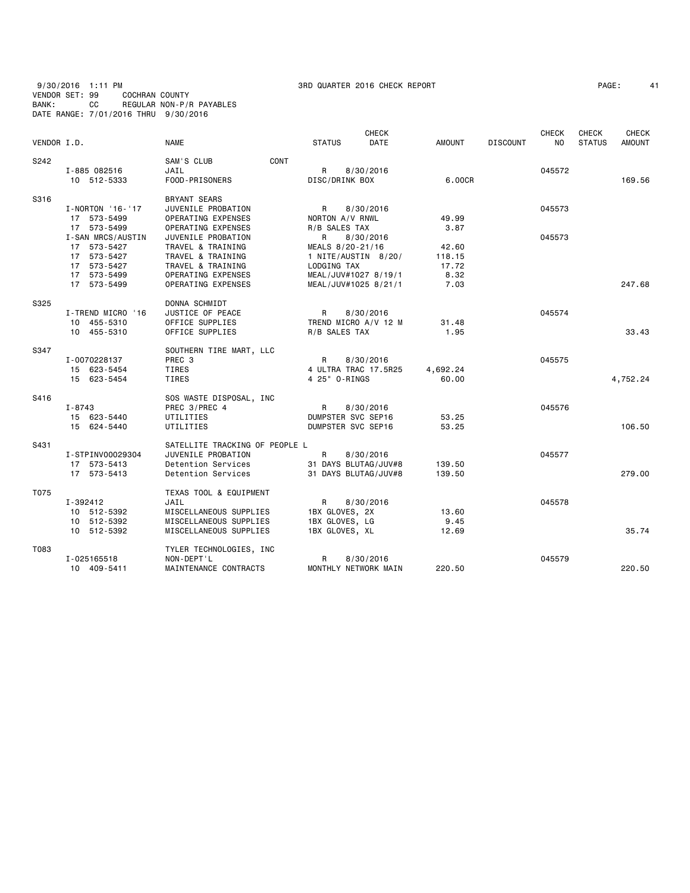9/30/2016 1:11 PM 3RD QUARTER 2016 CHECK REPORT
VENDOR SET: 99 COCHRAN COUNTY
BANK: CC REGULAR NON-P/R PAYABLES
DATE RANGE: 7/01/2016 THRU 9/30/2016

| VENDOR I.D. | NAME | STATUS | CHECK DATE | AMOUNT | DISCOUNT | CHECK NO | CHECK STATUS | CHECK AMOUNT |
|---|---|---|---|---|---|---|---|---|
| S242 | SAM'S CLUB CONT | | | | | | | |
| I-885 082516 | JAIL | R | 8/30/2016 | | | 045572 | | |
| 10 512-5333 | FOOD-PRISONERS | DISC/DRINK BOX | | 6.00CR | | | | 169.56 |
| S316 | BRYANT SEARS | | | | | | | |
| I-NORTON '16-'17 | JUVENILE PROBATION | R | 8/30/2016 | | | 045573 | | |
| 17 573-5499 | OPERATING EXPENSES | NORTON A/V RNWL | | 49.99 | | | | |
| 17 573-5499 | OPERATING EXPENSES | R/B SALES TAX | | 3.87 | | | | |
| I-SAN MRCS/AUSTIN | JUVENILE PROBATION | R | 8/30/2016 | | | 045573 | | |
| 17 573-5427 | TRAVEL & TRAINING | MEALS 8/20-21/16 | | 42.60 | | | | |
| 17 573-5427 | TRAVEL & TRAINING | 1 NITE/AUSTIN 8/20/ | | 118.15 | | | | |
| 17 573-5427 | TRAVEL & TRAINING | LODGING TAX | | 17.72 | | | | |
| 17 573-5499 | OPERATING EXPENSES | MEAL/JUV#1027 8/19/1 | | 8.32 | | | | |
| 17 573-5499 | OPERATING EXPENSES | MEAL/JUV#1025 8/21/1 | | 7.03 | | | | 247.68 |
| S325 | DONNA SCHMIDT | | | | | | | |
| I-TREND MICRO '16 | JUSTICE OF PEACE | R | 8/30/2016 | | | 045574 | | |
| 10 455-5310 | OFFICE SUPPLIES | TREND MICRO A/V 12 M | | 31.48 | | | | |
| 10 455-5310 | OFFICE SUPPLIES | R/B SALES TAX | | 1.95 | | | | 33.43 |
| S347 | SOUTHERN TIRE MART, LLC | | | | | | | |
| I-0070228137 | PREC 3 | R | 8/30/2016 | | | 045575 | | |
| 15 623-5454 | TIRES | 4 ULTRA TRAC 17.5R25 | | 4,692.24 | | | | |
| 15 623-5454 | TIRES | 4 25" O-RINGS | | 60.00 | | | | 4,752.24 |
| S416 | SOS WASTE DISPOSAL, INC | | | | | | | |
| I-8743 | PREC 3/PREC 4 | R | 8/30/2016 | | | 045576 | | |
| 15 623-5440 | UTILITIES | DUMPSTER SVC SEP16 | | 53.25 | | | | |
| 15 624-5440 | UTILITIES | DUMPSTER SVC SEP16 | | 53.25 | | | | 106.50 |
| S431 | SATELLITE TRACKING OF PEOPLE L | | | | | | | |
| I-STPINV00029304 | JUVENILE PROBATION | R | 8/30/2016 | | | 045577 | | |
| 17 573-5413 | Detention Services | 31 DAYS BLUTAG/JUV#8 | | 139.50 | | | | |
| 17 573-5413 | Detention Services | 31 DAYS BLUTAG/JUV#8 | | 139.50 | | | | 279.00 |
| T075 | TEXAS TOOL & EQUIPMENT | | | | | | | |
| I-392412 | JAIL | R | 8/30/2016 | | | 045578 | | |
| 10 512-5392 | MISCELLANEOUS SUPPLIES | 1BX GLOVES, 2X | | 13.60 | | | | |
| 10 512-5392 | MISCELLANEOUS SUPPLIES | 1BX GLOVES, LG | | 9.45 | | | | |
| 10 512-5392 | MISCELLANEOUS SUPPLIES | 1BX GLOVES, XL | | 12.69 | | | | 35.74 |
| T083 | TYLER TECHNOLOGIES, INC | | | | | | | |
| I-025165518 | NON-DEPT'L | R | 8/30/2016 | | | 045579 | | |
| 10 409-5411 | MAINTENANCE CONTRACTS | MONTHLY NETWORK MAIN | | 220.50 | | | | 220.50 |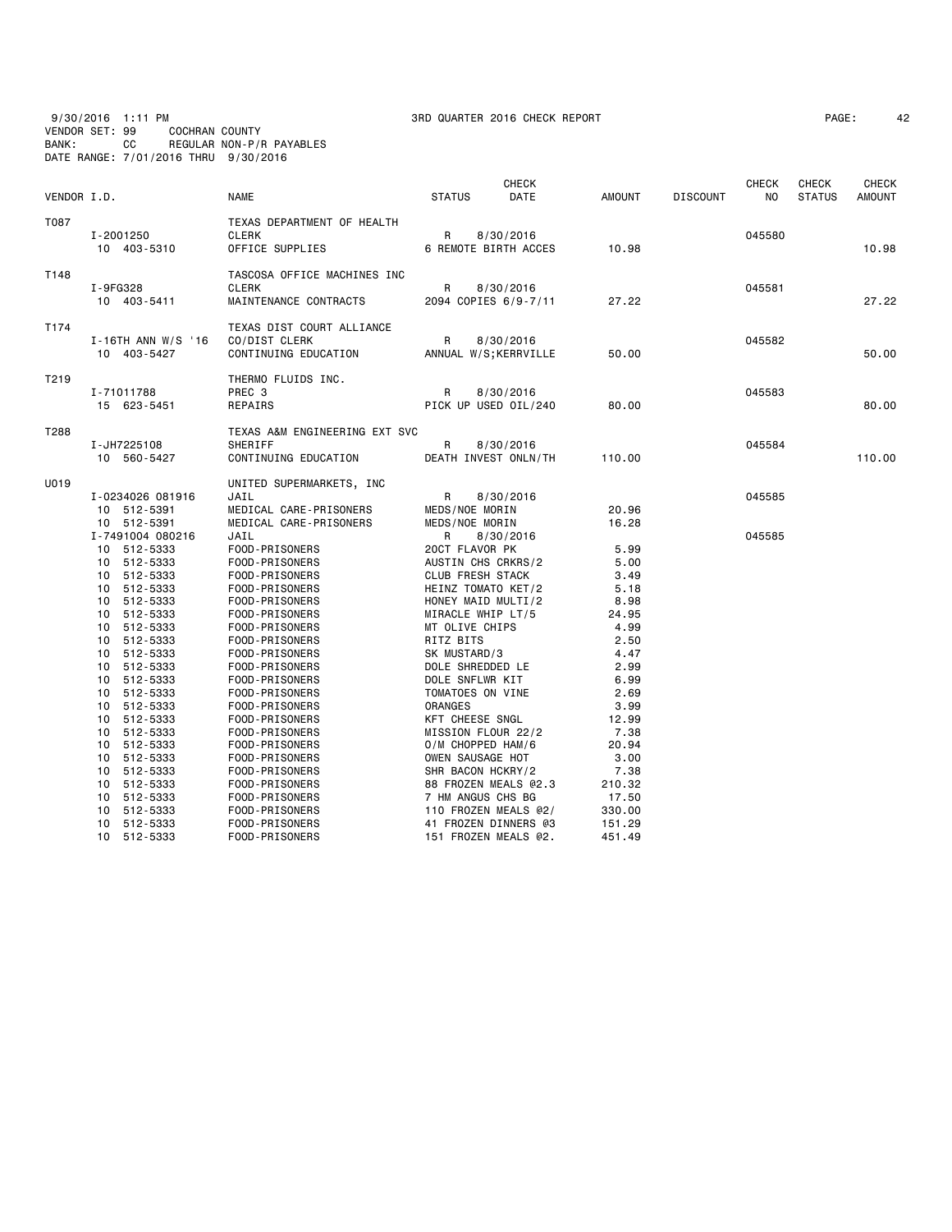9/30/2016 1:11 PM 3RD QUARTER 2016 CHECK REPORT
VENDOR SET: 99 COCHRAN COUNTY
BANK: CC REGULAR NON-P/R PAYABLES
DATE RANGE: 7/01/2016 THRU 9/30/2016

| VENDOR I.D. | | NAME | STATUS | CHECK DATE | AMOUNT | DISCOUNT | CHECK NO | CHECK STATUS | CHECK AMOUNT |
|---|---|---|---|---|---|---|---|---|---|
| T087 | | TEXAS DEPARTMENT OF HEALTH | | | | | | | |
| | I-2001250 | CLERK | R | 8/30/2016 | | | 045580 | | |
| | 10 403-5310 | OFFICE SUPPLIES | 6 REMOTE BIRTH ACCES | | 10.98 | | | | 10.98 |
| T148 | | TASCOSA OFFICE MACHINES INC | | | | | | | |
| | I-9FG328 | CLERK | R | 8/30/2016 | | | 045581 | | |
| | 10 403-5411 | MAINTENANCE CONTRACTS | 2094 COPIES 6/9-7/11 | | 27.22 | | | | 27.22 |
| T174 | | TEXAS DIST COURT ALLIANCE | | | | | | | |
| | I-16TH ANN W/S '16 | CO/DIST CLERK | R | 8/30/2016 | | | 045582 | | |
| | 10 403-5427 | CONTINUING EDUCATION | ANNUAL W/S;KERRVILLE | | 50.00 | | | | 50.00 |
| T219 | | THERMO FLUIDS INC. | | | | | | | |
| | I-71011788 | PREC 3 | R | 8/30/2016 | | | 045583 | | |
| | 15 623-5451 | REPAIRS | PICK UP USED OIL/240 | | 80.00 | | | | 80.00 |
| T288 | | TEXAS A&M ENGINEERING EXT SVC | | | | | | | |
| | I-JH7225108 | SHERIFF | R | 8/30/2016 | | | 045584 | | |
| | 10 560-5427 | CONTINUING EDUCATION | DEATH INVEST ONLN/TH | | 110.00 | | | | 110.00 |
| U019 | | UNITED SUPERMARKETS, INC | | | | | | | |
| | I-0234026 081916 | JAIL | R | 8/30/2016 | | | 045585 | | |
| | 10 512-5391 | MEDICAL CARE-PRISONERS | MEDS/NOE MORIN | | 20.96 | | | | |
| | 10 512-5391 | MEDICAL CARE-PRISONERS | MEDS/NOE MORIN | | 16.28 | | | | |
| | I-7491004 080216 | JAIL | R | 8/30/2016 | | | 045585 | | |
| | 10 512-5333 | FOOD-PRISONERS | 20CT FLAVOR PK | | 5.99 | | | | |
| | 10 512-5333 | FOOD-PRISONERS | AUSTIN CHS CRKRS/2 | | 5.00 | | | | |
| | 10 512-5333 | FOOD-PRISONERS | CLUB FRESH STACK | | 3.49 | | | | |
| | 10 512-5333 | FOOD-PRISONERS | HEINZ TOMATO KET/2 | | 5.18 | | | | |
| | 10 512-5333 | FOOD-PRISONERS | HONEY MAID MULTI/2 | | 8.98 | | | | |
| | 10 512-5333 | FOOD-PRISONERS | MIRACLE WHIP LT/5 | | 24.95 | | | | |
| | 10 512-5333 | FOOD-PRISONERS | MT OLIVE CHIPS | | 4.99 | | | | |
| | 10 512-5333 | FOOD-PRISONERS | RITZ BITS | | 2.50 | | | | |
| | 10 512-5333 | FOOD-PRISONERS | SK MUSTARD/3 | | 4.47 | | | | |
| | 10 512-5333 | FOOD-PRISONERS | DOLE SHREDDED LE | | 2.99 | | | | |
| | 10 512-5333 | FOOD-PRISONERS | DOLE SNFLWR KIT | | 6.99 | | | | |
| | 10 512-5333 | FOOD-PRISONERS | TOMATOES ON VINE | | 2.69 | | | | |
| | 10 512-5333 | FOOD-PRISONERS | ORANGES | | 3.99 | | | | |
| | 10 512-5333 | FOOD-PRISONERS | KFT CHEESE SNGL | | 12.99 | | | | |
| | 10 512-5333 | FOOD-PRISONERS | MISSION FLOUR 22/2 | | 7.38 | | | | |
| | 10 512-5333 | FOOD-PRISONERS | O/M CHOPPED HAM/6 | | 20.94 | | | | |
| | 10 512-5333 | FOOD-PRISONERS | OWEN SAUSAGE HOT | | 3.00 | | | | |
| | 10 512-5333 | FOOD-PRISONERS | SHR BACON HCKRY/2 | | 7.38 | | | | |
| | 10 512-5333 | FOOD-PRISONERS | 88 FROZEN MEALS @2.3 | | 210.32 | | | | |
| | 10 512-5333 | FOOD-PRISONERS | 7 HM ANGUS CHS BG | | 17.50 | | | | |
| | 10 512-5333 | FOOD-PRISONERS | 110 FROZEN MEALS @2/ | | 330.00 | | | | |
| | 10 512-5333 | FOOD-PRISONERS | 41 FROZEN DINNERS @3 | | 151.29 | | | | |
| | 10 512-5333 | FOOD-PRISONERS | 151 FROZEN MEALS @2. | | 451.49 | | | | |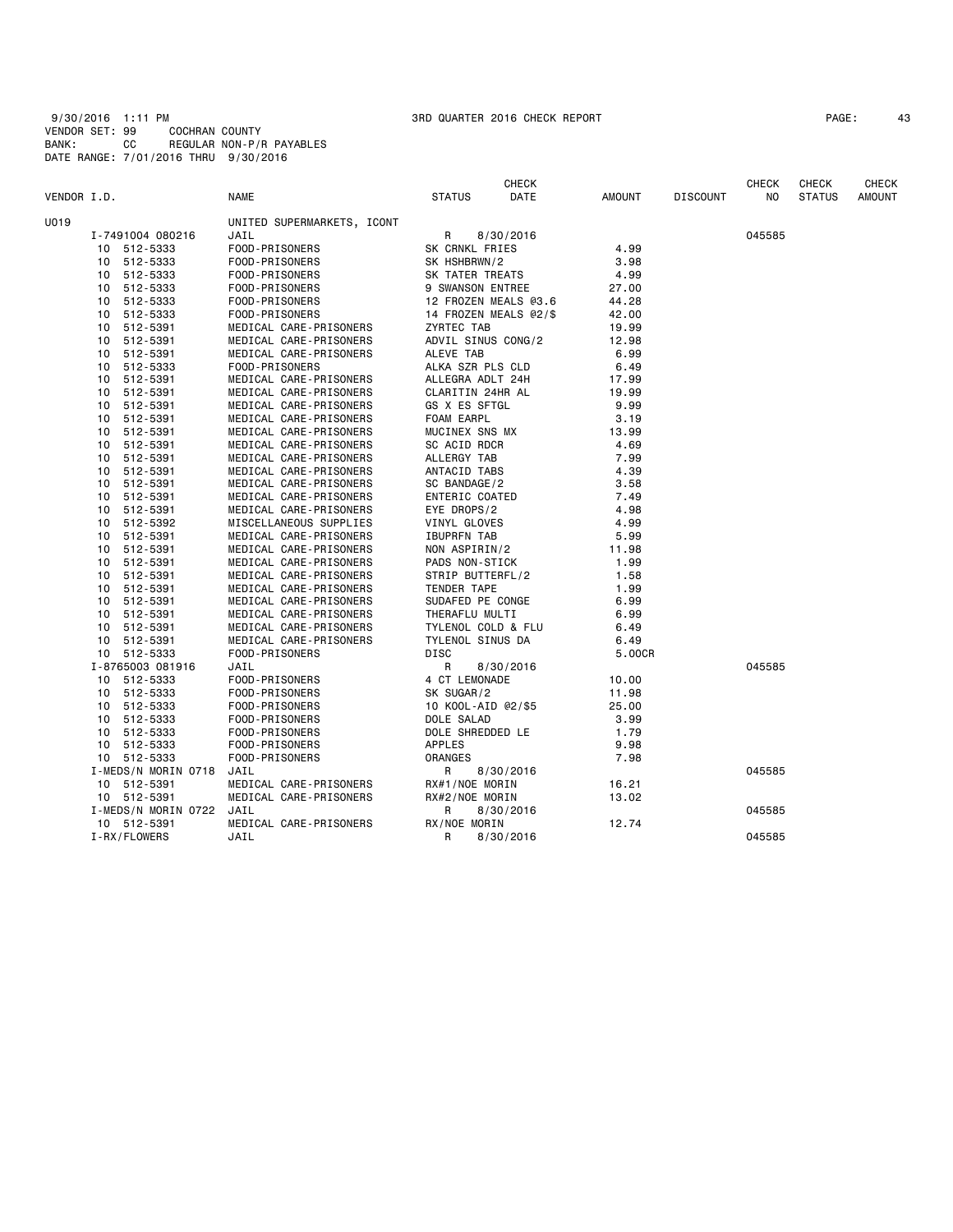9/30/2016 1:11 PM 3RD QUARTER 2016 CHECK REPORT

VENDOR SET: 99 COCHRAN COUNTY
BANK: CC REGULAR NON-P/R PAYABLES
DATE RANGE: 7/01/2016 THRU 9/30/2016

| VENDOR I.D. | NAME | STATUS | CHECK DATE | AMOUNT | DISCOUNT | CHECK NO | CHECK STATUS | CHECK AMOUNT |
|---|---|---|---|---|---|---|---|---|
| U019 | UNITED SUPERMARKETS, ICONT | | | | | | | |
| I-7491004 080216 | JAIL | R | 8/30/2016 | | | 045585 | | |
| 10 512-5333 | FOOD-PRISONERS | SK CRNKL FRIES | | 4.99 | | | | |
| 10 512-5333 | FOOD-PRISONERS | SK HSHBRWN/2 | | 3.98 | | | | |
| 10 512-5333 | FOOD-PRISONERS | SK TATER TREATS | | 4.99 | | | | |
| 10 512-5333 | FOOD-PRISONERS | 9 SWANSON ENTREE | | 27.00 | | | | |
| 10 512-5333 | FOOD-PRISONERS | 12 FROZEN MEALS @3.6 | | 44.28 | | | | |
| 10 512-5333 | FOOD-PRISONERS | 14 FROZEN MEALS @2/$ | | 42.00 | | | | |
| 10 512-5391 | MEDICAL CARE-PRISONERS | ZYRTEC TAB | | 19.99 | | | | |
| 10 512-5391 | MEDICAL CARE-PRISONERS | ADVIL SINUS CONG/2 | | 12.98 | | | | |
| 10 512-5391 | MEDICAL CARE-PRISONERS | ALEVE TAB | | 6.99 | | | | |
| 10 512-5333 | FOOD-PRISONERS | ALKA SZR PLS CLD | | 6.49 | | | | |
| 10 512-5391 | MEDICAL CARE-PRISONERS | ALLEGRA ADLT 24H | | 17.99 | | | | |
| 10 512-5391 | MEDICAL CARE-PRISONERS | CLARITIN 24HR AL | | 19.99 | | | | |
| 10 512-5391 | MEDICAL CARE-PRISONERS | GS X ES SFTGL | | 9.99 | | | | |
| 10 512-5391 | MEDICAL CARE-PRISONERS | FOAM EARPL | | 3.19 | | | | |
| 10 512-5391 | MEDICAL CARE-PRISONERS | MUCINEX SNS MX | | 13.99 | | | | |
| 10 512-5391 | MEDICAL CARE-PRISONERS | SC ACID RDCR | | 4.69 | | | | |
| 10 512-5391 | MEDICAL CARE-PRISONERS | ALLERGY TAB | | 7.99 | | | | |
| 10 512-5391 | MEDICAL CARE-PRISONERS | ANTACID TABS | | 4.39 | | | | |
| 10 512-5391 | MEDICAL CARE-PRISONERS | SC BANDAGE/2 | | 3.58 | | | | |
| 10 512-5391 | MEDICAL CARE-PRISONERS | ENTERIC COATED | | 7.49 | | | | |
| 10 512-5391 | MEDICAL CARE-PRISONERS | EYE DROPS/2 | | 4.98 | | | | |
| 10 512-5392 | MISCELLANEOUS SUPPLIES | VINYL GLOVES | | 4.99 | | | | |
| 10 512-5391 | MEDICAL CARE-PRISONERS | IBUPRFN TAB | | 5.99 | | | | |
| 10 512-5391 | MEDICAL CARE-PRISONERS | NON ASPIRIN/2 | | 11.98 | | | | |
| 10 512-5391 | MEDICAL CARE-PRISONERS | PADS NON-STICK | | 1.99 | | | | |
| 10 512-5391 | MEDICAL CARE-PRISONERS | STRIP BUTTERFL/2 | | 1.58 | | | | |
| 10 512-5391 | MEDICAL CARE-PRISONERS | TENDER TAPE | | 1.99 | | | | |
| 10 512-5391 | MEDICAL CARE-PRISONERS | SUDAFED PE CONGE | | 6.99 | | | | |
| 10 512-5391 | MEDICAL CARE-PRISONERS | THERAFLU MULTI | | 6.99 | | | | |
| 10 512-5391 | MEDICAL CARE-PRISONERS | TYLENOL COLD & FLU | | 6.49 | | | | |
| 10 512-5391 | MEDICAL CARE-PRISONERS | TYLENOL SINUS DA | | 6.49 | | | | |
| 10 512-5333 | FOOD-PRISONERS | DISC | | 5.00CR | | | | |
| I-8765003 081916 | JAIL | R | 8/30/2016 | | | 045585 | | |
| 10 512-5333 | FOOD-PRISONERS | 4 CT LEMONADE | | 10.00 | | | | |
| 10 512-5333 | FOOD-PRISONERS | SK SUGAR/2 | | 11.98 | | | | |
| 10 512-5333 | FOOD-PRISONERS | 10 KOOL-AID @2/$5 | | 25.00 | | | | |
| 10 512-5333 | FOOD-PRISONERS | DOLE SALAD | | 3.99 | | | | |
| 10 512-5333 | FOOD-PRISONERS | DOLE SHREDDED LE | | 1.79 | | | | |
| 10 512-5333 | FOOD-PRISONERS | APPLES | | 9.98 | | | | |
| 10 512-5333 | FOOD-PRISONERS | ORANGES | | 7.98 | | | | |
| I-MEDS/N MORIN 0718 | JAIL | R | 8/30/2016 | | | 045585 | | |
| 10 512-5391 | MEDICAL CARE-PRISONERS | RX#1/NOE MORIN | | 16.21 | | | | |
| 10 512-5391 | MEDICAL CARE-PRISONERS | RX#2/NOE MORIN | | 13.02 | | | | |
| I-MEDS/N MORIN 0722 | JAIL | R | 8/30/2016 | | | 045585 | | |
| 10 512-5391 | MEDICAL CARE-PRISONERS | RX/NOE MORIN | | 12.74 | | | | |
| I-RX/FLOWERS | JAIL | R | 8/30/2016 | | | 045585 | | |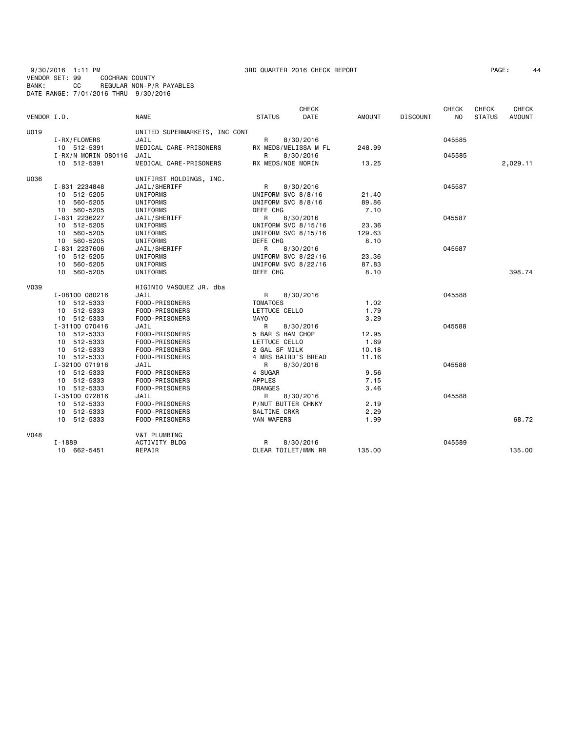9/30/2016 1:11 PM 3RD QUARTER 2016 CHECK REPORT

VENDOR SET: 99 COCHRAN COUNTY
BANK: CC REGULAR NON-P/R PAYABLES
DATE RANGE: 7/01/2016 THRU 9/30/2016

| VENDOR I.D. | NAME | STATUS | CHECK DATE | AMOUNT | DISCOUNT | CHECK NO | CHECK STATUS | CHECK AMOUNT |
|---|---|---|---|---|---|---|---|---|
| U019 | UNITED SUPERMARKETS, INC CONT | | | | | | | |
| I-RX/FLOWERS | JAIL | R | 8/30/2016 | | | 045585 | | |
| 10 512-5391 | MEDICAL CARE-PRISONERS | RX MEDS/MELISSA M FL | | 248.99 | | | | |
| I-RX/N MORIN 080116 | JAIL | R | 8/30/2016 | | | 045585 | | |
| 10 512-5391 | MEDICAL CARE-PRISONERS | RX MEDS/NOE MORIN | | 13.25 | | | | 2,029.11 |
| U036 | UNIFIRST HOLDINGS, INC. | | | | | | | |
| I-831 2234848 | JAIL/SHERIFF | R | 8/30/2016 | | | 045587 | | |
| 10 512-5205 | UNIFORMS | UNIFORM SVC 8/8/16 | | 21.40 | | | | |
| 10 560-5205 | UNIFORMS | UNIFORM SVC 8/8/16 | | 89.86 | | | | |
| 10 560-5205 | UNIFORMS | DEFE CHG | | 7.10 | | | | |
| I-831 2236227 | JAIL/SHERIFF | R | 8/30/2016 | | | 045587 | | |
| 10 512-5205 | UNIFORMS | UNIFORM SVC 8/15/16 | | 23.36 | | | | |
| 10 560-5205 | UNIFORMS | UNIFORM SVC 8/15/16 | | 129.63 | | | | |
| 10 560-5205 | UNIFORMS | DEFE CHG | | 8.10 | | | | |
| I-831 2237606 | JAIL/SHERIFF | R | 8/30/2016 | | | 045587 | | |
| 10 512-5205 | UNIFORMS | UNIFORM SVC 8/22/16 | | 23.36 | | | | |
| 10 560-5205 | UNIFORMS | UNIFORM SVC 8/22/16 | | 87.83 | | | | |
| 10 560-5205 | UNIFORMS | DEFE CHG | | 8.10 | | | | 398.74 |
| V039 | HIGINIO VASQUEZ JR. dba | | | | | | | |
| I-08100 080216 | JAIL | R | 8/30/2016 | | | 045588 | | |
| 10 512-5333 | FOOD-PRISONERS | TOMATOES | | 1.02 | | | | |
| 10 512-5333 | FOOD-PRISONERS | LETTUCE CELLO | | 1.79 | | | | |
| 10 512-5333 | FOOD-PRISONERS | MAYO | | 3.29 | | | | |
| I-31100 070416 | JAIL | R | 8/30/2016 | | | 045588 | | |
| 10 512-5333 | FOOD-PRISONERS | 5 BAR S HAM CHOP | | 12.95 | | | | |
| 10 512-5333 | FOOD-PRISONERS | LETTUCE CELLO | | 1.69 | | | | |
| 10 512-5333 | FOOD-PRISONERS | 2 GAL SF MILK | | 10.18 | | | | |
| 10 512-5333 | FOOD-PRISONERS | 4 MRS BAIRD'S BREAD | | 11.16 | | | | |
| I-32100 071916 | JAIL | R | 8/30/2016 | | | 045588 | | |
| 10 512-5333 | FOOD-PRISONERS | 4 SUGAR | | 9.56 | | | | |
| 10 512-5333 | FOOD-PRISONERS | APPLES | | 7.15 | | | | |
| 10 512-5333 | FOOD-PRISONERS | ORANGES | | 3.46 | | | | |
| I-35100 072816 | JAIL | R | 8/30/2016 | | | 045588 | | |
| 10 512-5333 | FOOD-PRISONERS | P/NUT BUTTER CHNKY | | 2.19 | | | | |
| 10 512-5333 | FOOD-PRISONERS | SALTINE CRKR | | 2.29 | | | | |
| 10 512-5333 | FOOD-PRISONERS | VAN WAFERS | | 1.99 | | | | 68.72 |
| V048 | V&T PLUMBING | | | | | | | |
| I-1889 | ACTIVITY BLDG | R | 8/30/2016 | | | 045589 | | |
| 10 662-5451 | REPAIR | CLEAR TOILET/WMN RR | | 135.00 | | | | 135.00 |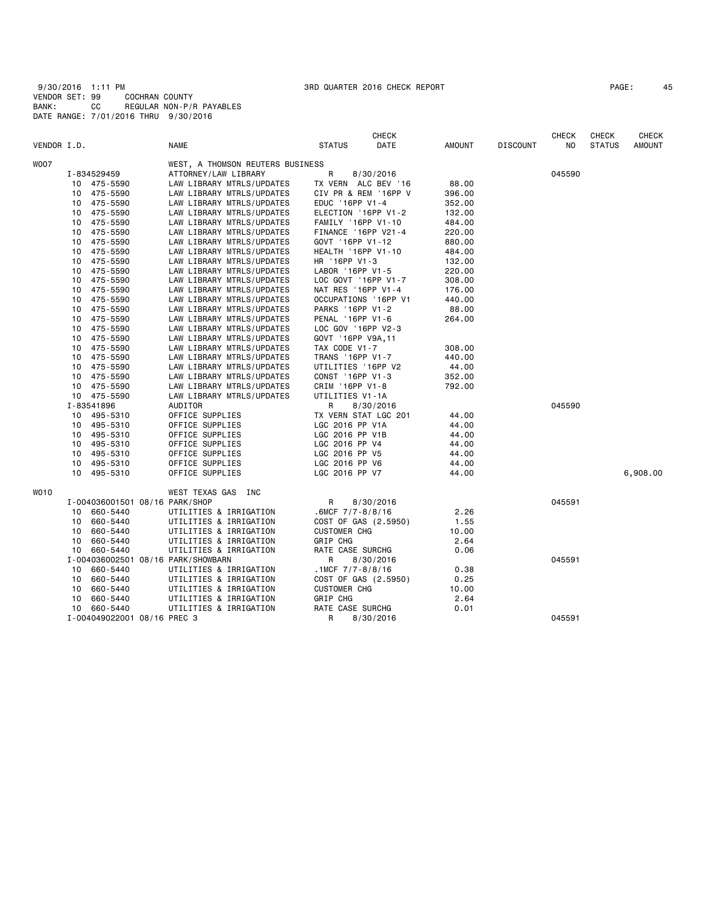9/30/2016 1:11 PM　　　　　　　　　　3RD QUARTER 2016 CHECK REPORT

VENDOR SET: 99　　COCHRAN COUNTY
BANK: CC　　REGULAR NON-P/R PAYABLES
DATE RANGE: 7/01/2016 THRU 9/30/2016

| VENDOR I.D. | NAME | STATUS | CHECK DATE | AMOUNT | DISCOUNT | CHECK NO | CHECK STATUS | CHECK AMOUNT |
|---|---|---|---|---|---|---|---|---|
| W007 | WEST, A THOMSON REUTERS BUSINESS | | | | | | | |
| I-834529459 | ATTORNEY/LAW LIBRARY | R | 8/30/2016 | | | 045590 | | |
| 10 475-5590 | LAW LIBRARY MTRLS/UPDATES | TX VERN ALC BEV '16 | | 88.00 | | | | |
| 10 475-5590 | LAW LIBRARY MTRLS/UPDATES | CIV PR & REM '16PP V | | 396.00 | | | | |
| 10 475-5590 | LAW LIBRARY MTRLS/UPDATES | EDUC '16PP V1-4 | | 352.00 | | | | |
| 10 475-5590 | LAW LIBRARY MTRLS/UPDATES | ELECTION '16PP V1-2 | | 132.00 | | | | |
| 10 475-5590 | LAW LIBRARY MTRLS/UPDATES | FAMILY '16PP V1-10 | | 484.00 | | | | |
| 10 475-5590 | LAW LIBRARY MTRLS/UPDATES | FINANCE '16PP V21-4 | | 220.00 | | | | |
| 10 475-5590 | LAW LIBRARY MTRLS/UPDATES | GOVT '16PP V1-12 | | 880.00 | | | | |
| 10 475-5590 | LAW LIBRARY MTRLS/UPDATES | HEALTH '16PP V1-10 | | 484.00 | | | | |
| 10 475-5590 | LAW LIBRARY MTRLS/UPDATES | HR '16PP V1-3 | | 132.00 | | | | |
| 10 475-5590 | LAW LIBRARY MTRLS/UPDATES | LABOR '16PP V1-5 | | 220.00 | | | | |
| 10 475-5590 | LAW LIBRARY MTRLS/UPDATES | LOC GOVT '16PP V1-7 | | 308.00 | | | | |
| 10 475-5590 | LAW LIBRARY MTRLS/UPDATES | NAT RES '16PP V1-4 | | 176.00 | | | | |
| 10 475-5590 | LAW LIBRARY MTRLS/UPDATES | OCCUPATIONS '16PP V1 | | 440.00 | | | | |
| 10 475-5590 | LAW LIBRARY MTRLS/UPDATES | PARKS '16PP V1-2 | | 88.00 | | | | |
| 10 475-5590 | LAW LIBRARY MTRLS/UPDATES | PENAL '16PP V1-6 | | 264.00 | | | | |
| 10 475-5590 | LAW LIBRARY MTRLS/UPDATES | LOC GOV '16PP V2-3 | | | | | | |
| 10 475-5590 | LAW LIBRARY MTRLS/UPDATES | GOVT '16PP V9A,11 | | | | | | |
| 10 475-5590 | LAW LIBRARY MTRLS/UPDATES | TAX CODE V1-7 | | 308.00 | | | | |
| 10 475-5590 | LAW LIBRARY MTRLS/UPDATES | TRANS '16PP V1-7 | | 440.00 | | | | |
| 10 475-5590 | LAW LIBRARY MTRLS/UPDATES | UTILITIES '16PP V2 | | 44.00 | | | | |
| 10 475-5590 | LAW LIBRARY MTRLS/UPDATES | CONST '16PP V1-3 | | 352.00 | | | | |
| 10 475-5590 | LAW LIBRARY MTRLS/UPDATES | CRIM '16PP V1-8 | | 792.00 | | | | |
| 10 475-5590 | LAW LIBRARY MTRLS/UPDATES | UTILITIES V1-1A | | | | | | |
| I-83541896 | AUDITOR | R | 8/30/2016 | | | 045590 | | |
| 10 495-5310 | OFFICE SUPPLIES | TX VERN STAT LGC 201 | | 44.00 | | | | |
| 10 495-5310 | OFFICE SUPPLIES | LGC 2016 PP V1A | | 44.00 | | | | |
| 10 495-5310 | OFFICE SUPPLIES | LGC 2016 PP V1B | | 44.00 | | | | |
| 10 495-5310 | OFFICE SUPPLIES | LGC 2016 PP V4 | | 44.00 | | | | |
| 10 495-5310 | OFFICE SUPPLIES | LGC 2016 PP V5 | | 44.00 | | | | |
| 10 495-5310 | OFFICE SUPPLIES | LGC 2016 PP V6 | | 44.00 | | | | |
| 10 495-5310 | OFFICE SUPPLIES | LGC 2016 PP V7 | | 44.00 | | | | 6,908.00 |
| W010 | WEST TEXAS GAS INC | | | | | | | |
| I-004036001501 08/16 PARK/SHOP | | R | 8/30/2016 | | | 045591 | | |
| 10 660-5440 | UTILITIES & IRRIGATION | .6MCF 7/7-8/8/16 | | 2.26 | | | | |
| 10 660-5440 | UTILITIES & IRRIGATION | COST OF GAS (2.5950) | | 1.55 | | | | |
| 10 660-5440 | UTILITIES & IRRIGATION | CUSTOMER CHG | | 10.00 | | | | |
| 10 660-5440 | UTILITIES & IRRIGATION | GRIP CHG | | 2.64 | | | | |
| 10 660-5440 | UTILITIES & IRRIGATION | RATE CASE SURCHG | | 0.06 | | | | |
| I-004036002501 08/16 PARK/SHOWBARN | | R | 8/30/2016 | | | 045591 | | |
| 10 660-5440 | UTILITIES & IRRIGATION | .1MCF 7/7-8/8/16 | | 0.38 | | | | |
| 10 660-5440 | UTILITIES & IRRIGATION | COST OF GAS (2.5950) | | 0.25 | | | | |
| 10 660-5440 | UTILITIES & IRRIGATION | CUSTOMER CHG | | 10.00 | | | | |
| 10 660-5440 | UTILITIES & IRRIGATION | GRIP CHG | | 2.64 | | | | |
| 10 660-5440 | UTILITIES & IRRIGATION | RATE CASE SURCHG | | 0.01 | | | | |
| I-004049022001 08/16 PREC 3 | | R | 8/30/2016 | | | 045591 | | |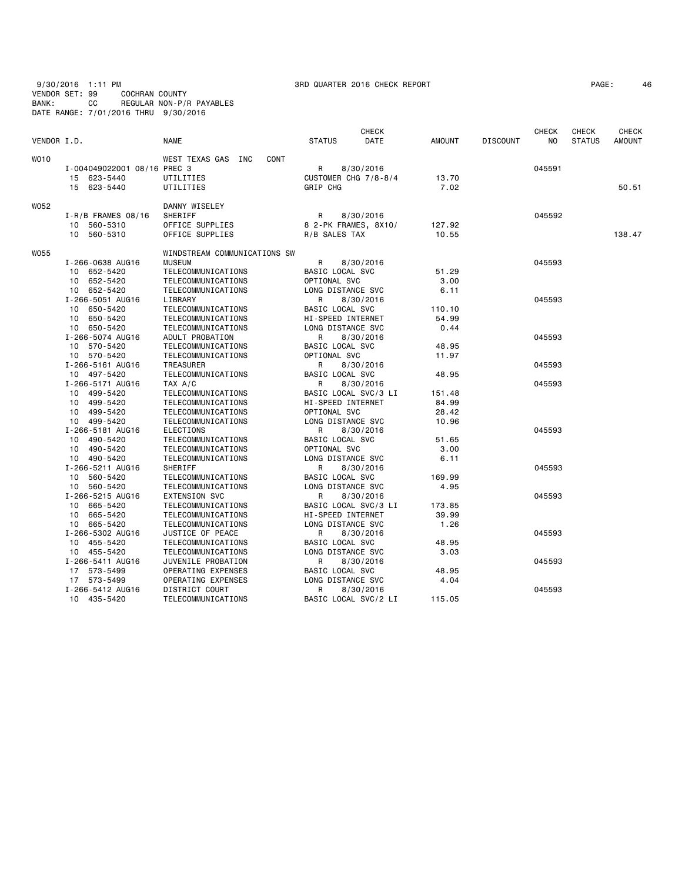9/30/2016 1:11 PM 3RD QUARTER 2016 CHECK REPORT
VENDOR SET: 99 COCHRAN COUNTY
BANK: CC REGULAR NON-P/R PAYABLES
DATE RANGE: 7/01/2016 THRU 9/30/2016

| VENDOR I.D. | NAME | STATUS | CHECK DATE | AMOUNT | DISCOUNT | CHECK NO | CHECK STATUS | CHECK AMOUNT |
|---|---|---|---|---|---|---|---|---|
| W010 | WEST TEXAS GAS INC CONT | | | | | | | |
| I-004049022001 08/16 PREC 3 | | R | 8/30/2016 | | | 045591 | | |
| 15 623-5440 | UTILITIES | CUSTOMER CHG 7/8-8/4 | | 13.70 | | | | |
| 15 623-5440 | UTILITIES | GRIP CHG | | 7.02 | | | | 50.51 |
| W052 | DANNY WISELEY | | | | | | | |
| I-R/B FRAMES 08/16 | SHERIFF | R | 8/30/2016 | | | 045592 | | |
| 10 560-5310 | OFFICE SUPPLIES | 8 2-PK FRAMES, 8X10/ | | 127.92 | | | | |
| 10 560-5310 | OFFICE SUPPLIES | R/B SALES TAX | | 10.55 | | | | 138.47 |
| W055 | WINDSTREAM COMMUNICATIONS SW | | | | | | | |
| I-266-0638 AUG16 | MUSEUM | R | 8/30/2016 | | | 045593 | | |
| 10 652-5420 | TELECOMMUNICATIONS | BASIC LOCAL SVC | | 51.29 | | | | |
| 10 652-5420 | TELECOMMUNICATIONS | OPTIONAL SVC | | 3.00 | | | | |
| 10 652-5420 | TELECOMMUNICATIONS | LONG DISTANCE SVC | | 6.11 | | | | |
| I-266-5051 AUG16 | LIBRARY | R | 8/30/2016 | | | 045593 | | |
| 10 650-5420 | TELECOMMUNICATIONS | BASIC LOCAL SVC | | 110.10 | | | | |
| 10 650-5420 | TELECOMMUNICATIONS | HI-SPEED INTERNET | | 54.99 | | | | |
| 10 650-5420 | TELECOMMUNICATIONS | LONG DISTANCE SVC | | 0.44 | | | | |
| I-266-5074 AUG16 | ADULT PROBATION | R | 8/30/2016 | | | 045593 | | |
| 10 570-5420 | TELECOMMUNICATIONS | BASIC LOCAL SVC | | 48.95 | | | | |
| 10 570-5420 | TELECOMMUNICATIONS | OPTIONAL SVC | | 11.97 | | | | |
| I-266-5161 AUG16 | TREASURER | R | 8/30/2016 | | | 045593 | | |
| 10 497-5420 | TELECOMMUNICATIONS | BASIC LOCAL SVC | | 48.95 | | | | |
| I-266-5171 AUG16 | TAX A/C | R | 8/30/2016 | | | 045593 | | |
| 10 499-5420 | TELECOMMUNICATIONS | BASIC LOCAL SVC/3 LI | | 151.48 | | | | |
| 10 499-5420 | TELECOMMUNICATIONS | HI-SPEED INTERNET | | 84.99 | | | | |
| 10 499-5420 | TELECOMMUNICATIONS | OPTIONAL SVC | | 28.42 | | | | |
| 10 499-5420 | TELECOMMUNICATIONS | LONG DISTANCE SVC | | 10.96 | | | | |
| I-266-5181 AUG16 | ELECTIONS | R | 8/30/2016 | | | 045593 | | |
| 10 490-5420 | TELECOMMUNICATIONS | BASIC LOCAL SVC | | 51.65 | | | | |
| 10 490-5420 | TELECOMMUNICATIONS | OPTIONAL SVC | | 3.00 | | | | |
| 10 490-5420 | TELECOMMUNICATIONS | LONG DISTANCE SVC | | 6.11 | | | | |
| I-266-5211 AUG16 | SHERIFF | R | 8/30/2016 | | | 045593 | | |
| 10 560-5420 | TELECOMMUNICATIONS | BASIC LOCAL SVC | | 169.99 | | | | |
| 10 560-5420 | TELECOMMUNICATIONS | LONG DISTANCE SVC | | 4.95 | | | | |
| I-266-5215 AUG16 | EXTENSION SVC | R | 8/30/2016 | | | 045593 | | |
| 10 665-5420 | TELECOMMUNICATIONS | BASIC LOCAL SVC/3 LI | | 173.85 | | | | |
| 10 665-5420 | TELECOMMUNICATIONS | HI-SPEED INTERNET | | 39.99 | | | | |
| 10 665-5420 | TELECOMMUNICATIONS | LONG DISTANCE SVC | | 1.26 | | | | |
| I-266-5302 AUG16 | JUSTICE OF PEACE | R | 8/30/2016 | | | 045593 | | |
| 10 455-5420 | TELECOMMUNICATIONS | BASIC LOCAL SVC | | 48.95 | | | | |
| 10 455-5420 | TELECOMMUNICATIONS | LONG DISTANCE SVC | | 3.03 | | | | |
| I-266-5411 AUG16 | JUVENILE PROBATION | R | 8/30/2016 | | | 045593 | | |
| 17 573-5499 | OPERATING EXPENSES | BASIC LOCAL SVC | | 48.95 | | | | |
| 17 573-5499 | OPERATING EXPENSES | LONG DISTANCE SVC | | 4.04 | | | | |
| I-266-5412 AUG16 | DISTRICT COURT | R | 8/30/2016 | | | 045593 | | |
| 10 435-5420 | TELECOMMUNICATIONS | BASIC LOCAL SVC/2 LI | | 115.05 | | | | |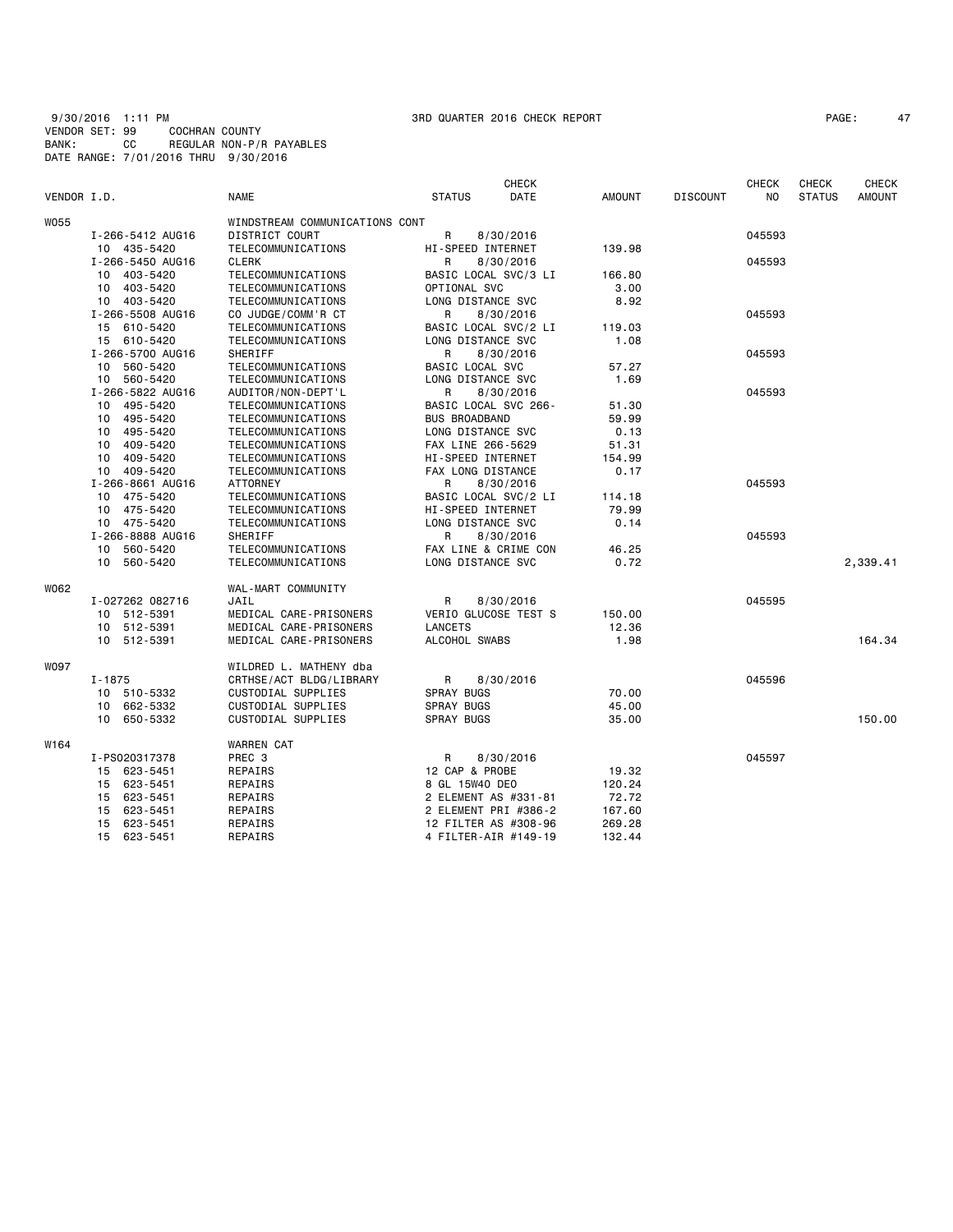9/30/2016 1:11 PM 3RD QUARTER 2016 CHECK REPORT
VENDOR SET: 99 COCHRAN COUNTY
BANK: CC REGULAR NON-P/R PAYABLES
DATE RANGE: 7/01/2016 THRU 9/30/2016

| VENDOR I.D. | NAME | STATUS | CHECK DATE | AMOUNT | DISCOUNT | CHECK NO | CHECK STATUS | CHECK AMOUNT |
|---|---|---|---|---|---|---|---|---|
| W055 | WINDSTREAM COMMUNICATIONS CONT | | | | | | | |
| I-266-5412 AUG16 | DISTRICT COURT | R | 8/30/2016 | | | 045593 | | |
| 10 435-5420 | TELECOMMUNICATIONS | HI-SPEED INTERNET | | 139.98 | | | | |
| I-266-5450 AUG16 | CLERK | R | 8/30/2016 | | | 045593 | | |
| 10 403-5420 | TELECOMMUNICATIONS | BASIC LOCAL SVC/3 LI | | 166.80 | | | | |
| 10 403-5420 | TELECOMMUNICATIONS | OPTIONAL SVC | | 3.00 | | | | |
| 10 403-5420 | TELECOMMUNICATIONS | LONG DISTANCE SVC | | 8.92 | | | | |
| I-266-5508 AUG16 | CO JUDGE/COMM'R CT | R | 8/30/2016 | | | 045593 | | |
| 15 610-5420 | TELECOMMUNICATIONS | BASIC LOCAL SVC/2 LI | | 119.03 | | | | |
| 15 610-5420 | TELECOMMUNICATIONS | LONG DISTANCE SVC | | 1.08 | | | | |
| I-266-5700 AUG16 | SHERIFF | R | 8/30/2016 | | | 045593 | | |
| 10 560-5420 | TELECOMMUNICATIONS | BASIC LOCAL SVC | | 57.27 | | | | |
| 10 560-5420 | TELECOMMUNICATIONS | LONG DISTANCE SVC | | 1.69 | | | | |
| I-266-5822 AUG16 | AUDITOR/NON-DEPT'L | R | 8/30/2016 | | | 045593 | | |
| 10 495-5420 | TELECOMMUNICATIONS | BASIC LOCAL SVC 266- | | 51.30 | | | | |
| 10 495-5420 | TELECOMMUNICATIONS | BUS BROADBAND | | 59.99 | | | | |
| 10 495-5420 | TELECOMMUNICATIONS | LONG DISTANCE SVC | | 0.13 | | | | |
| 10 409-5420 | TELECOMMUNICATIONS | FAX LINE 266-5629 | | 51.31 | | | | |
| 10 409-5420 | TELECOMMUNICATIONS | HI-SPEED INTERNET | | 154.99 | | | | |
| 10 409-5420 | TELECOMMUNICATIONS | FAX LONG DISTANCE | | 0.17 | | | | |
| I-266-8661 AUG16 | ATTORNEY | R | 8/30/2016 | | | 045593 | | |
| 10 475-5420 | TELECOMMUNICATIONS | BASIC LOCAL SVC/2 LI | | 114.18 | | | | |
| 10 475-5420 | TELECOMMUNICATIONS | HI-SPEED INTERNET | | 79.99 | | | | |
| 10 475-5420 | TELECOMMUNICATIONS | LONG DISTANCE SVC | | 0.14 | | | | |
| I-266-8888 AUG16 | SHERIFF | R | 8/30/2016 | | | 045593 | | |
| 10 560-5420 | TELECOMMUNICATIONS | FAX LINE & CRIME CON | | 46.25 | | | | |
| 10 560-5420 | TELECOMMUNICATIONS | LONG DISTANCE SVC | | 0.72 | | | | 2,339.41 |
| W062 | WAL-MART COMMUNITY | | | | | | | |
| I-027262 082716 | JAIL | R | 8/30/2016 | | | 045595 | | |
| 10 512-5391 | MEDICAL CARE-PRISONERS | VERIO GLUCOSE TEST S | | 150.00 | | | | |
| 10 512-5391 | MEDICAL CARE-PRISONERS | LANCETS | | 12.36 | | | | |
| 10 512-5391 | MEDICAL CARE-PRISONERS | ALCOHOL SWABS | | 1.98 | | | | 164.34 |
| W097 | WILDRED L. MATHENY dba | | | | | | | |
| I-1875 | CRTHSE/ACT BLDG/LIBRARY | R | 8/30/2016 | | | 045596 | | |
| 10 510-5332 | CUSTODIAL SUPPLIES | SPRAY BUGS | | 70.00 | | | | |
| 10 662-5332 | CUSTODIAL SUPPLIES | SPRAY BUGS | | 45.00 | | | | |
| 10 650-5332 | CUSTODIAL SUPPLIES | SPRAY BUGS | | 35.00 | | | | 150.00 |
| W164 | WARREN CAT | | | | | | | |
| I-PS020317378 | PREC 3 | R | 8/30/2016 | | | 045597 | | |
| 15 623-5451 | REPAIRS | 12 CAP & PROBE | | 19.32 | | | | |
| 15 623-5451 | REPAIRS | 8 GL 15W40 DEO | | 120.24 | | | | |
| 15 623-5451 | REPAIRS | 2 ELEMENT AS #331-81 | | 72.72 | | | | |
| 15 623-5451 | REPAIRS | 2 ELEMENT PRI #386-2 | | 167.60 | | | | |
| 15 623-5451 | REPAIRS | 12 FILTER AS #308-96 | | 269.28 | | | | |
| 15 623-5451 | REPAIRS | 4 FILTER-AIR #149-19 | | 132.44 | | | | |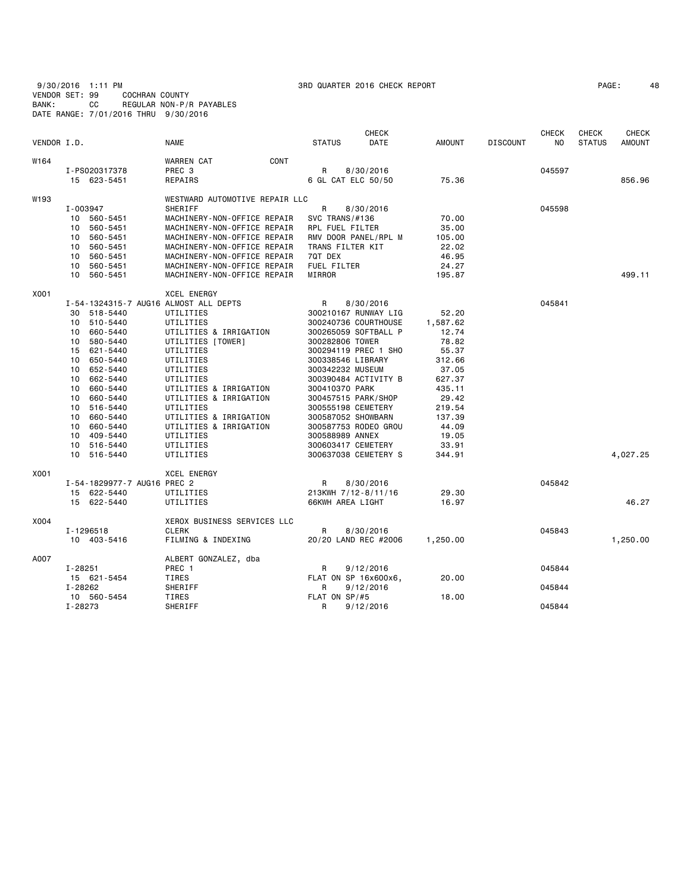9/30/2016 1:11 PM 3RD QUARTER 2016 CHECK REPORT
VENDOR SET: 99 COCHRAN COUNTY
BANK: CC REGULAR NON-P/R PAYABLES
DATE RANGE: 7/01/2016 THRU 9/30/2016

| VENDOR I.D. | NAME | STATUS | CHECK DATE | AMOUNT | DISCOUNT | CHECK NO | CHECK STATUS | CHECK AMOUNT |
|---|---|---|---|---|---|---|---|---|
| W164 | WARREN CAT CONT | | | | | | | |
| I-PS020317378 | PREC 3 | R | 8/30/2016 | | | 045597 | | |
| 15 623-5451 | REPAIRS | 6 GL CAT ELC 50/50 | | 75.36 | | | | 856.96 |
| W193 | WESTWARD AUTOMOTIVE REPAIR LLC | | | | | | | |
| I-003947 | SHERIFF | R | 8/30/2016 | | | 045598 | | |
| 10 560-5451 | MACHINERY-NON-OFFICE REPAIR | SVC TRANS/#136 | | 70.00 | | | | |
| 10 560-5451 | MACHINERY-NON-OFFICE REPAIR | RPL FUEL FILTER | | 35.00 | | | | |
| 10 560-5451 | MACHINERY-NON-OFFICE REPAIR | RMV DOOR PANEL/RPL M | | 105.00 | | | | |
| 10 560-5451 | MACHINERY-NON-OFFICE REPAIR | TRANS FILTER KIT | | 22.02 | | | | |
| 10 560-5451 | MACHINERY-NON-OFFICE REPAIR | 7QT DEX | | 46.95 | | | | |
| 10 560-5451 | MACHINERY-NON-OFFICE REPAIR | FUEL FILTER | | 24.27 | | | | |
| 10 560-5451 | MACHINERY-NON-OFFICE REPAIR | MIRROR | | 195.87 | | | | 499.11 |
| X001 | XCEL ENERGY | | | | | | | |
| I-54-1324315-7 AUG16 | ALMOST ALL DEPTS | R | 8/30/2016 | | | 045841 | | |
| 30 518-5440 | UTILITIES | 300210167 RUNWAY LIG | | 52.20 | | | | |
| 10 510-5440 | UTILITIES | 300240736 COURTHOUSE | | 1,587.62 | | | | |
| 10 660-5440 | UTILITIES & IRRIGATION | 300265059 SOFTBALL P | | 12.74 | | | | |
| 10 580-5440 | UTILITIES [TOWER] | 300282806 TOWER | | 78.82 | | | | |
| 15 621-5440 | UTILITIES | 300294119 PREC 1 SHO | | 55.37 | | | | |
| 10 650-5440 | UTILITIES | 300338546 LIBRARY | | 312.66 | | | | |
| 10 652-5440 | UTILITIES | 300342232 MUSEUM | | 37.05 | | | | |
| 10 662-5440 | UTILITIES | 300390484 ACTIVITY B | | 627.37 | | | | |
| 10 660-5440 | UTILITIES & IRRIGATION | 300410370 PARK | | 435.11 | | | | |
| 10 660-5440 | UTILITIES & IRRIGATION | 300457515 PARK/SHOP | | 29.42 | | | | |
| 10 516-5440 | UTILITIES | 300555198 CEMETERY | | 219.54 | | | | |
| 10 660-5440 | UTILITIES & IRRIGATION | 300587052 SHOWBARN | | 137.39 | | | | |
| 10 660-5440 | UTILITIES & IRRIGATION | 300587753 RODEO GROU | | 44.09 | | | | |
| 10 409-5440 | UTILITIES | 300588989 ANNEX | | 19.05 | | | | |
| 10 516-5440 | UTILITIES | 300603417 CEMETERY | | 33.91 | | | | |
| 10 516-5440 | UTILITIES | 300637038 CEMETERY S | | 344.91 | | | | 4,027.25 |
| X001 | XCEL ENERGY | | | | | | | |
| I-54-1829977-7 AUG16 | PREC 2 | R | 8/30/2016 | | | 045842 | | |
| 15 622-5440 | UTILITIES | 213KWH 7/12-8/11/16 | | 29.30 | | | | |
| 15 622-5440 | UTILITIES | 66KWH AREA LIGHT | | 16.97 | | | | 46.27 |
| X004 | XEROX BUSINESS SERVICES LLC | | | | | | | |
| I-1296518 | CLERK | R | 8/30/2016 | | | 045843 | | |
| 10 403-5416 | FILMING & INDEXING | 20/20 LAND REC #2006 | | 1,250.00 | | | | 1,250.00 |
| A007 | ALBERT GONZALEZ, dba | | | | | | | |
| I-28251 | PREC 1 | R | 9/12/2016 | | | 045844 | | |
| 15 621-5454 | TIRES | FLAT ON SP 16x600x6, | | 20.00 | | | | |
| I-28262 | SHERIFF | R | 9/12/2016 | | | 045844 | | |
| 10 560-5454 | TIRES | FLAT ON SP/#5 | | 18.00 | | | | |
| I-28273 | SHERIFF | R | 9/12/2016 | | | 045844 | | |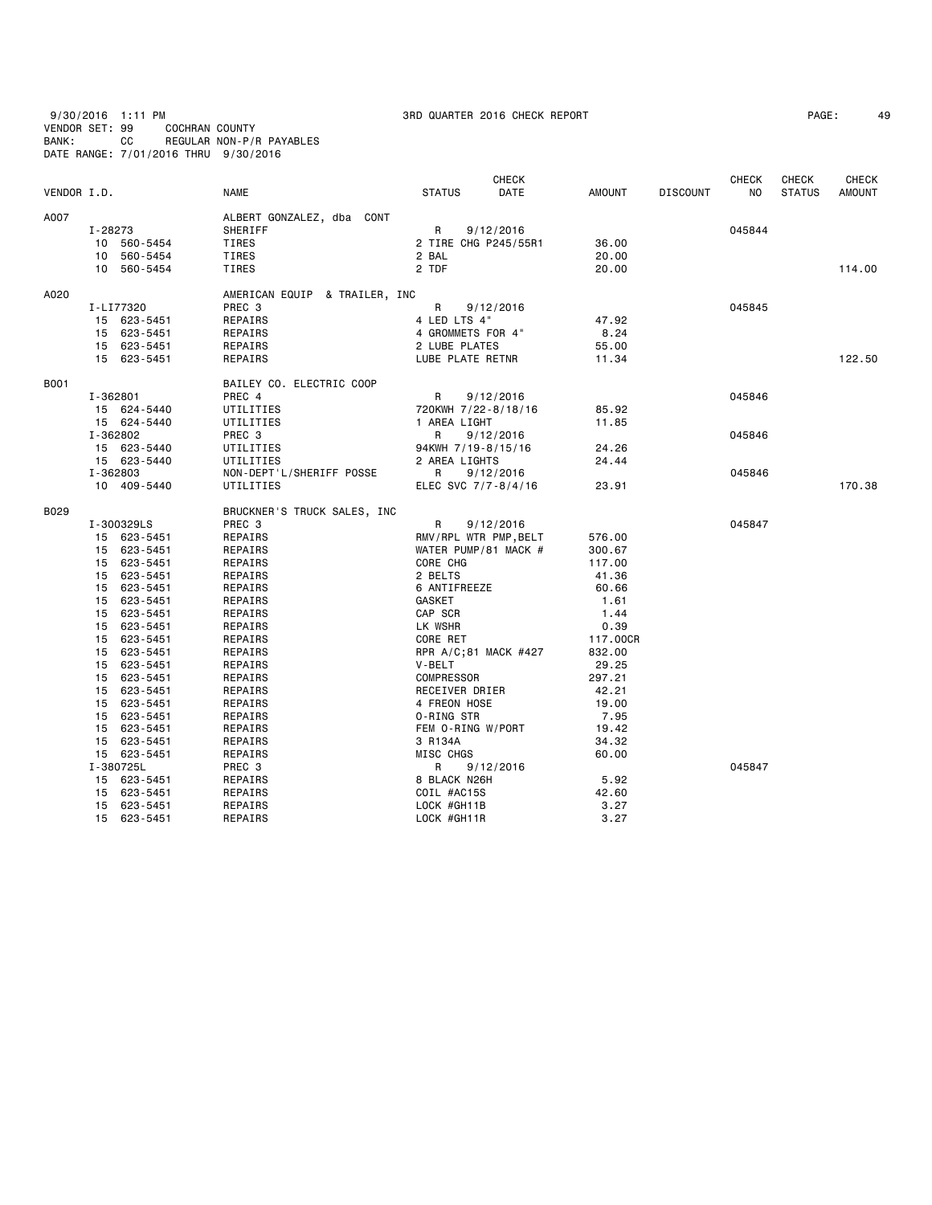9/30/2016 1:11 PM 3RD QUARTER 2016 CHECK REPORT
VENDOR SET: 99 COCHRAN COUNTY
BANK: CC REGULAR NON-P/R PAYABLES
DATE RANGE: 7/01/2016 THRU 9/30/2016

| VENDOR I.D. | NAME | STATUS | CHECK DATE | AMOUNT | DISCOUNT | CHECK NO | CHECK STATUS | CHECK AMOUNT |
|---|---|---|---|---|---|---|---|---|
| A007 | ALBERT GONZALEZ, dba CONT | | | | | | | |
| I-28273 | SHERIFF | R | 9/12/2016 | | | 045844 | | |
| 10 560-5454 | TIRES | 2 TIRE CHG P245/55R1 | | 36.00 | | | | |
| 10 560-5454 | TIRES | 2 BAL | | 20.00 | | | | |
| 10 560-5454 | TIRES | 2 TDF | | 20.00 | | | | 114.00 |
| A020 | AMERICAN EQUIP & TRAILER, INC | | | | | | | |
| I-LI77320 | PREC 3 | R | 9/12/2016 | | | 045845 | | |
| 15 623-5451 | REPAIRS | 4 LED LTS 4" | | 47.92 | | | | |
| 15 623-5451 | REPAIRS | 4 GROMMETS FOR 4" | | 8.24 | | | | |
| 15 623-5451 | REPAIRS | 2 LUBE PLATES | | 55.00 | | | | |
| 15 623-5451 | REPAIRS | LUBE PLATE RETNR | | 11.34 | | | | 122.50 |
| B001 | BAILEY CO. ELECTRIC COOP | | | | | | | |
| I-362801 | PREC 4 | R | 9/12/2016 | | | 045846 | | |
| 15 624-5440 | UTILITIES | 720KWH 7/22-8/18/16 | | 85.92 | | | | |
| 15 624-5440 | UTILITIES | 1 AREA LIGHT | | 11.85 | | | | |
| I-362802 | PREC 3 | R | 9/12/2016 | | | 045846 | | |
| 15 623-5440 | UTILITIES | 94KWH 7/19-8/15/16 | | 24.26 | | | | |
| 15 623-5440 | UTILITIES | 2 AREA LIGHTS | | 24.44 | | | | |
| I-362803 | NON-DEPT'L/SHERIFF POSSE | R | 9/12/2016 | | | 045846 | | |
| 10 409-5440 | UTILITIES | ELEC SVC 7/7-8/4/16 | | 23.91 | | | | 170.38 |
| B029 | BRUCKNER'S TRUCK SALES, INC | | | | | | | |
| I-300329LS | PREC 3 | R | 9/12/2016 | | | 045847 | | |
| 15 623-5451 | REPAIRS | RMV/RPL WTR PMP,BELT | | 576.00 | | | | |
| 15 623-5451 | REPAIRS | WATER PUMP/81 MACK # | | 300.67 | | | | |
| 15 623-5451 | REPAIRS | CORE CHG | | 117.00 | | | | |
| 15 623-5451 | REPAIRS | 2 BELTS | | 41.36 | | | | |
| 15 623-5451 | REPAIRS | 6 ANTIFREEZE | | 60.66 | | | | |
| 15 623-5451 | REPAIRS | GASKET | | 1.61 | | | | |
| 15 623-5451 | REPAIRS | CAP SCR | | 1.44 | | | | |
| 15 623-5451 | REPAIRS | LK WSHR | | 0.39 | | | | |
| 15 623-5451 | REPAIRS | CORE RET | | 117.00CR | | | | |
| 15 623-5451 | REPAIRS | RPR A/C;81 MACK #427 | | 832.00 | | | | |
| 15 623-5451 | REPAIRS | V-BELT | | 29.25 | | | | |
| 15 623-5451 | REPAIRS | COMPRESSOR | | 297.21 | | | | |
| 15 623-5451 | REPAIRS | RECEIVER DRIER | | 42.21 | | | | |
| 15 623-5451 | REPAIRS | 4 FREON HOSE | | 19.00 | | | | |
| 15 623-5451 | REPAIRS | O-RING STR | | 7.95 | | | | |
| 15 623-5451 | REPAIRS | FEM O-RING W/PORT | | 19.42 | | | | |
| 15 623-5451 | REPAIRS | 3 R134A | | 34.32 | | | | |
| 15 623-5451 | REPAIRS | MISC CHGS | | 60.00 | | | | |
| I-380725L | PREC 3 | R | 9/12/2016 | | | 045847 | | |
| 15 623-5451 | REPAIRS | 8 BLACK N26H | | 5.92 | | | | |
| 15 623-5451 | REPAIRS | COIL #AC15S | | 42.60 | | | | |
| 15 623-5451 | REPAIRS | LOCK #GH11B | | 3.27 | | | | |
| 15 623-5451 | REPAIRS | LOCK #GH11R | | 3.27 | | | | |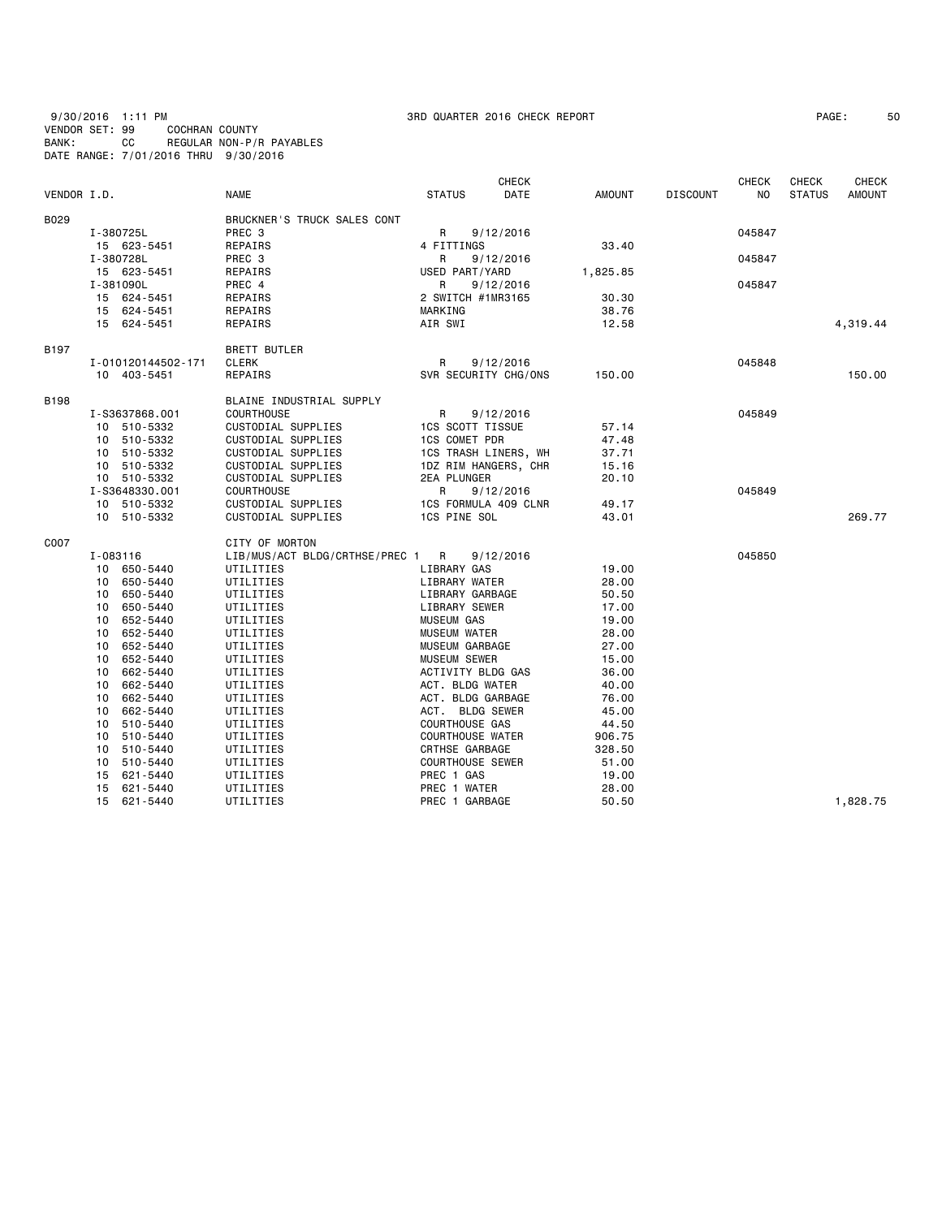9/30/2016 1:11 PM
VENDOR SET: 99 COCHRAN COUNTY
BANK: CC REGULAR NON-P/R PAYABLES
DATE RANGE: 7/01/2016 THRU 9/30/2016

3RD QUARTER 2016 CHECK REPORT

| VENDOR I.D. | | NAME | STATUS | CHECK DATE | AMOUNT | DISCOUNT | CHECK NO | CHECK STATUS | CHECK AMOUNT |
|---|---|---|---|---|---|---|---|---|---|
| B029 | | BRUCKNER'S TRUCK SALES CONT | | | | | | | |
| | I-380725L | PREC 3 | R | 9/12/2016 | | | 045847 | | |
| | 15 623-5451 | REPAIRS | 4 FITTINGS | | 33.40 | | | | |
| | I-380728L | PREC 3 | R | 9/12/2016 | | | 045847 | | |
| | 15 623-5451 | REPAIRS | USED PART/YARD | | 1,825.85 | | | | |
| | I-381090L | PREC 4 | R | 9/12/2016 | | | 045847 | | |
| | 15 624-5451 | REPAIRS | 2 SWITCH #1MR3165 | | 30.30 | | | | |
| | 15 624-5451 | REPAIRS | MARKING | | 38.76 | | | | |
| | 15 624-5451 | REPAIRS | AIR SWI | | 12.58 | | | | 4,319.44 |
| B197 | | BRETT BUTLER | | | | | | | |
| | I-010120144502-171 | CLERK | R | 9/12/2016 | | | 045848 | | |
| | 10 403-5451 | REPAIRS | SVR SECURITY CHG/ONS | | 150.00 | | | | 150.00 |
| B198 | | BLAINE INDUSTRIAL SUPPLY | | | | | | | |
| | I-S3637868.001 | COURTHOUSE | R | 9/12/2016 | | | 045849 | | |
| | 10 510-5332 | CUSTODIAL SUPPLIES | 1CS SCOTT TISSUE | | 57.14 | | | | |
| | 10 510-5332 | CUSTODIAL SUPPLIES | 1CS COMET PDR | | 47.48 | | | | |
| | 10 510-5332 | CUSTODIAL SUPPLIES | 1CS TRASH LINERS, WH | | 37.71 | | | | |
| | 10 510-5332 | CUSTODIAL SUPPLIES | 1DZ RIM HANGERS, CHR | | 15.16 | | | | |
| | 10 510-5332 | CUSTODIAL SUPPLIES | 2EA PLUNGER | | 20.10 | | | | |
| | I-S3648330.001 | COURTHOUSE | R | 9/12/2016 | | | 045849 | | |
| | 10 510-5332 | CUSTODIAL SUPPLIES | 1CS FORMULA 409 CLNR | | 49.17 | | | | |
| | 10 510-5332 | CUSTODIAL SUPPLIES | 1CS PINE SOL | | 43.01 | | | | 269.77 |
| C007 | | CITY OF MORTON | | | | | | | |
| | I-083116 | LIB/MUS/ACT BLDG/CRTHSE/PREC 1 | R | 9/12/2016 | | | 045850 | | |
| | 10 650-5440 | UTILITIES | LIBRARY GAS | | 19.00 | | | | |
| | 10 650-5440 | UTILITIES | LIBRARY WATER | | 28.00 | | | | |
| | 10 650-5440 | UTILITIES | LIBRARY GARBAGE | | 50.50 | | | | |
| | 10 650-5440 | UTILITIES | LIBRARY SEWER | | 17.00 | | | | |
| | 10 652-5440 | UTILITIES | MUSEUM GAS | | 19.00 | | | | |
| | 10 652-5440 | UTILITIES | MUSEUM WATER | | 28.00 | | | | |
| | 10 652-5440 | UTILITIES | MUSEUM GARBAGE | | 27.00 | | | | |
| | 10 652-5440 | UTILITIES | MUSEUM SEWER | | 15.00 | | | | |
| | 10 662-5440 | UTILITIES | ACTIVITY BLDG GAS | | 36.00 | | | | |
| | 10 662-5440 | UTILITIES | ACT. BLDG WATER | | 40.00 | | | | |
| | 10 662-5440 | UTILITIES | ACT. BLDG GARBAGE | | 76.00 | | | | |
| | 10 662-5440 | UTILITIES | ACT. BLDG SEWER | | 45.00 | | | | |
| | 10 510-5440 | UTILITIES | COURTHOUSE GAS | | 44.50 | | | | |
| | 10 510-5440 | UTILITIES | COURTHOUSE WATER | | 906.75 | | | | |
| | 10 510-5440 | UTILITIES | CRTHSE GARBAGE | | 328.50 | | | | |
| | 10 510-5440 | UTILITIES | COURTHOUSE SEWER | | 51.00 | | | | |
| | 15 621-5440 | UTILITIES | PREC 1 GAS | | 19.00 | | | | |
| | 15 621-5440 | UTILITIES | PREC 1 WATER | | 28.00 | | | | |
| | 15 621-5440 | UTILITIES | PREC 1 GARBAGE | | 50.50 | | | | 1,828.75 |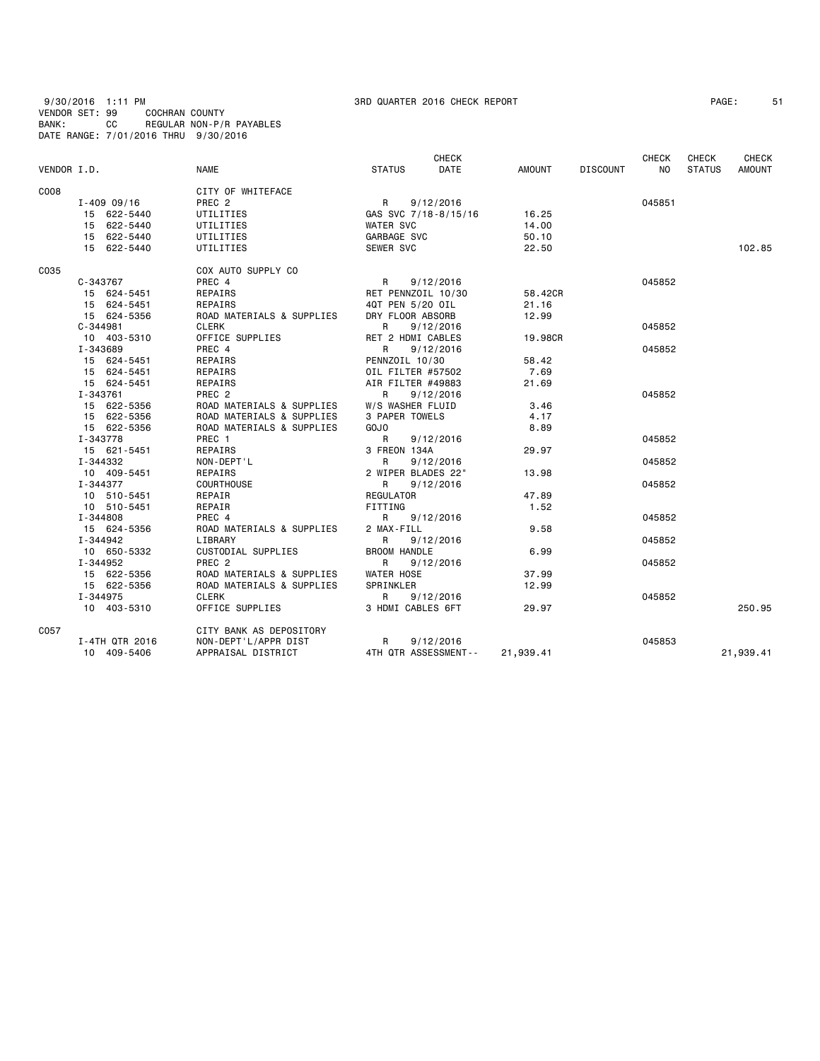9/30/2016 1:11 PM 3RD QUARTER 2016 CHECK REPORT
VENDOR SET: 99 COCHRAN COUNTY
BANK: CC REGULAR NON-P/R PAYABLES
DATE RANGE: 7/01/2016 THRU 9/30/2016

| VENDOR I.D. | | NAME | STATUS | CHECK DATE | AMOUNT | DISCOUNT | CHECK NO | CHECK STATUS | CHECK AMOUNT |
|---|---|---|---|---|---|---|---|---|---|
| C008 | | CITY OF WHITEFACE | | | | | | | |
| | I-409 09/16 | PREC 2 | R | 9/12/2016 | | | 045851 | | |
| | 15 622-5440 | UTILITIES | GAS SVC 7/18-8/15/16 | | 16.25 | | | | |
| | 15 622-5440 | UTILITIES | WATER SVC | | 14.00 | | | | |
| | 15 622-5440 | UTILITIES | GARBAGE SVC | | 50.10 | | | | |
| | 15 622-5440 | UTILITIES | SEWER SVC | | 22.50 | | | | 102.85 |
| C035 | | COX AUTO SUPPLY CO | | | | | | | |
| | C-343767 | PREC 4 | R | 9/12/2016 | | | 045852 | | |
| | 15 624-5451 | REPAIRS | RET PENNZOIL 10/30 | | 58.42CR | | | | |
| | 15 624-5451 | REPAIRS | 4QT PEN 5/20 OIL | | 21.16 | | | | |
| | 15 624-5356 | ROAD MATERIALS & SUPPLIES | DRY FLOOR ABSORB | | 12.99 | | | | |
| | C-344981 | CLERK | R | 9/12/2016 | | | 045852 | | |
| | 10 403-5310 | OFFICE SUPPLIES | RET 2 HDMI CABLES | | 19.98CR | | | | |
| | I-343689 | PREC 4 | R | 9/12/2016 | | | 045852 | | |
| | 15 624-5451 | REPAIRS | PENNZOIL 10/30 | | 58.42 | | | | |
| | 15 624-5451 | REPAIRS | OIL FILTER #57502 | | 7.69 | | | | |
| | 15 624-5451 | REPAIRS | AIR FILTER #49883 | | 21.69 | | | | |
| | I-343761 | PREC 2 | R | 9/12/2016 | | | 045852 | | |
| | 15 622-5356 | ROAD MATERIALS & SUPPLIES | W/S WASHER FLUID | | 3.46 | | | | |
| | 15 622-5356 | ROAD MATERIALS & SUPPLIES | 3 PAPER TOWELS | | 4.17 | | | | |
| | 15 622-5356 | ROAD MATERIALS & SUPPLIES | GOJO | | 8.89 | | | | |
| | I-343778 | PREC 1 | R | 9/12/2016 | | | 045852 | | |
| | 15 621-5451 | REPAIRS | 3 FREON 134A | | 29.97 | | | | |
| | I-344332 | NON-DEPT'L | R | 9/12/2016 | | | 045852 | | |
| | 10 409-5451 | REPAIRS | 2 WIPER BLADES 22" | | 13.98 | | | | |
| | I-344377 | COURTHOUSE | R | 9/12/2016 | | | 045852 | | |
| | 10 510-5451 | REPAIR | REGULATOR | | 47.89 | | | | |
| | 10 510-5451 | REPAIR | FITTING | | 1.52 | | | | |
| | I-344808 | PREC 4 | R | 9/12/2016 | | | 045852 | | |
| | 15 624-5356 | ROAD MATERIALS & SUPPLIES | 2 MAX-FILL | | 9.58 | | | | |
| | I-344942 | LIBRARY | R | 9/12/2016 | | | 045852 | | |
| | 10 650-5332 | CUSTODIAL SUPPLIES | BROOM HANDLE | | 6.99 | | | | |
| | I-344952 | PREC 2 | R | 9/12/2016 | | | 045852 | | |
| | 15 622-5356 | ROAD MATERIALS & SUPPLIES | WATER HOSE | | 37.99 | | | | |
| | 15 622-5356 | ROAD MATERIALS & SUPPLIES | SPRINKLER | | 12.99 | | | | |
| | I-344975 | CLERK | R | 9/12/2016 | | | 045852 | | |
| | 10 403-5310 | OFFICE SUPPLIES | 3 HDMI CABLES 6FT | | 29.97 | | | | 250.95 |
| C057 | | CITY BANK AS DEPOSITORY | | | | | | | |
| | I-4TH QTR 2016 | NON-DEPT'L/APPR DIST | R | 9/12/2016 | | | 045853 | | |
| | 10 409-5406 | APPRAISAL DISTRICT | 4TH QTR ASSESSMENT-- | | 21,939.41 | | | | 21,939.41 |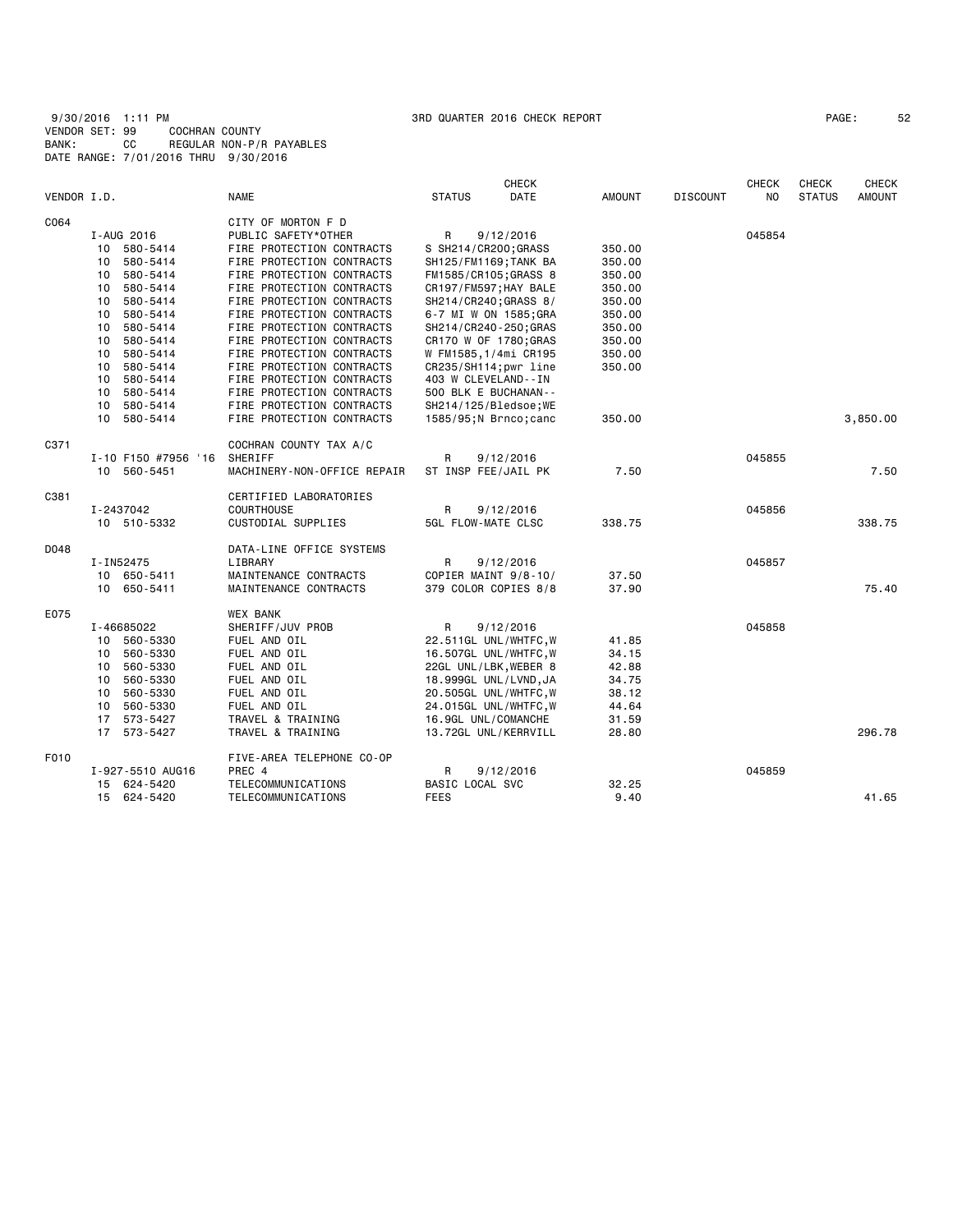9/30/2016 1:11 PM 3RD QUARTER 2016 CHECK REPORT

VENDOR SET: 99 COCHRAN COUNTY
BANK: CC REGULAR NON-P/R PAYABLES
DATE RANGE: 7/01/2016 THRU 9/30/2016

| VENDOR I.D. | NAME | STATUS | CHECK DATE | AMOUNT | DISCOUNT | CHECK NO | CHECK STATUS | CHECK AMOUNT |
|---|---|---|---|---|---|---|---|---|
| C064 | CITY OF MORTON F D | | | | | | | |
| I-AUG 2016 | PUBLIC SAFETY*OTHER | R | 9/12/2016 | | | 045854 | | |
| 10 580-5414 | FIRE PROTECTION CONTRACTS | S SH214/CR200;GRASS | | 350.00 | | | | |
| 10 580-5414 | FIRE PROTECTION CONTRACTS | SH125/FM1169;TANK BA | | 350.00 | | | | |
| 10 580-5414 | FIRE PROTECTION CONTRACTS | FM1585/CR105;GRASS 8 | | 350.00 | | | | |
| 10 580-5414 | FIRE PROTECTION CONTRACTS | CR197/FM597;HAY BALE | | 350.00 | | | | |
| 10 580-5414 | FIRE PROTECTION CONTRACTS | SH214/CR240;GRASS 8/ | | 350.00 | | | | |
| 10 580-5414 | FIRE PROTECTION CONTRACTS | 6-7 MI W ON 1585;GRA | | 350.00 | | | | |
| 10 580-5414 | FIRE PROTECTION CONTRACTS | SH214/CR240-250;GRAS | | 350.00 | | | | |
| 10 580-5414 | FIRE PROTECTION CONTRACTS | CR170 W OF 1780;GRAS | | 350.00 | | | | |
| 10 580-5414 | FIRE PROTECTION CONTRACTS | W FM1585,1/4mi CR195 | | 350.00 | | | | |
| 10 580-5414 | FIRE PROTECTION CONTRACTS | CR235/SH114;pwr line | | 350.00 | | | | |
| 10 580-5414 | FIRE PROTECTION CONTRACTS | 403 W CLEVELAND--IN | | | | | | |
| 10 580-5414 | FIRE PROTECTION CONTRACTS | 500 BLK E BUCHANAN-- | | | | | | |
| 10 580-5414 | FIRE PROTECTION CONTRACTS | SH214/125/Bledsoe;WE | | | | | | |
| 10 580-5414 | FIRE PROTECTION CONTRACTS | 1585/95;N Brnco;canc | | 350.00 | | | | 3,850.00 |
| C371 | COCHRAN COUNTY TAX A/C | | | | | | | |
| I-10 F150 #7956 '16 | SHERIFF | R | 9/12/2016 | | | 045855 | | |
| 10 560-5451 | MACHINERY-NON-OFFICE REPAIR | ST INSP FEE/JAIL PK | | 7.50 | | | | 7.50 |
| C381 | CERTIFIED LABORATORIES | | | | | | | |
| I-2437042 | COURTHOUSE | R | 9/12/2016 | | | 045856 | | |
| 10 510-5332 | CUSTODIAL SUPPLIES | 5GL FLOW-MATE CLSC | | 338.75 | | | | 338.75 |
| D048 | DATA-LINE OFFICE SYSTEMS | | | | | | | |
| I-IN52475 | LIBRARY | R | 9/12/2016 | | | 045857 | | |
| 10 650-5411 | MAINTENANCE CONTRACTS | COPIER MAINT 9/8-10/ | | 37.50 | | | | |
| 10 650-5411 | MAINTENANCE CONTRACTS | 379 COLOR COPIES 8/8 | | 37.90 | | | | 75.40 |
| E075 | WEX BANK | | | | | | | |
| I-46685022 | SHERIFF/JUV PROB | R | 9/12/2016 | | | 045858 | | |
| 10 560-5330 | FUEL AND OIL | 22.511GL UNL/WHTFC,W | | 41.85 | | | | |
| 10 560-5330 | FUEL AND OIL | 16.507GL UNL/WHTFC,W | | 34.15 | | | | |
| 10 560-5330 | FUEL AND OIL | 22GL UNL/LBK,WEBER 8 | | 42.88 | | | | |
| 10 560-5330 | FUEL AND OIL | 18.999GL UNL/LVND,JA | | 34.75 | | | | |
| 10 560-5330 | FUEL AND OIL | 20.505GL UNL/WHTFC,W | | 38.12 | | | | |
| 10 560-5330 | FUEL AND OIL | 24.015GL UNL/WHTFC,W | | 44.64 | | | | |
| 17 573-5427 | TRAVEL & TRAINING | 16.9GL UNL/COMANCHE | | 31.59 | | | | |
| 17 573-5427 | TRAVEL & TRAINING | 13.72GL UNL/KERRVILL | | 28.80 | | | | 296.78 |
| F010 | FIVE-AREA TELEPHONE CO-OP | | | | | | | |
| I-927-5510 AUG16 | PREC 4 | R | 9/12/2016 | | | 045859 | | |
| 15 624-5420 | TELECOMMUNICATIONS | BASIC LOCAL SVC | | 32.25 | | | | |
| 15 624-5420 | TELECOMMUNICATIONS | FEES | | 9.40 | | | | 41.65 |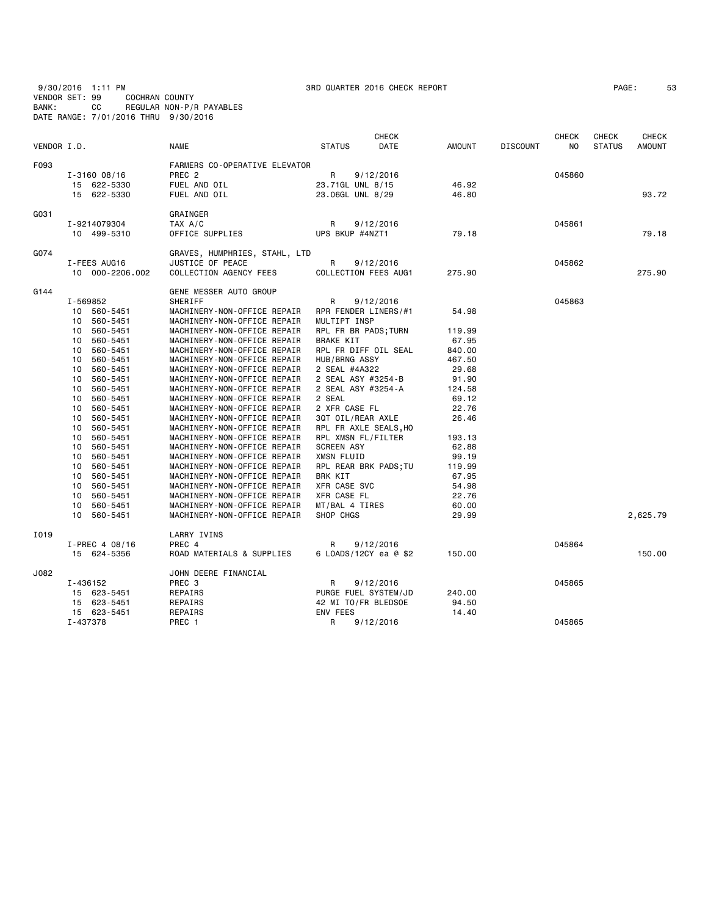9/30/2016 1:11 PM 3RD QUARTER 2016 CHECK REPORT PAGE: 53
VENDOR SET: 99 COCHRAN COUNTY
BANK: CC REGULAR NON-P/R PAYABLES
DATE RANGE: 7/01/2016 THRU 9/30/2016

| VENDOR I.D. | NAME | STATUS | CHECK DATE | AMOUNT | DISCOUNT | CHECK NO | CHECK STATUS | CHECK AMOUNT |
|---|---|---|---|---|---|---|---|---|
| F093 | FARMERS CO-OPERATIVE ELEVATOR | | | | | | | |
| I-3160 08/16 | PREC 2 | R | 9/12/2016 | | | 045860 | | |
| 15 622-5330 | FUEL AND OIL | 23.71GL UNL 8/15 | | 46.92 | | | | |
| 15 622-5330 | FUEL AND OIL | 23.06GL UNL 8/29 | | 46.80 | | | | 93.72 |
| G031 | GRAINGER | | | | | | | |
| I-9214079304 | TAX A/C | R | 9/12/2016 | | | 045861 | | |
| 10 499-5310 | OFFICE SUPPLIES | UPS BKUP #4NZT1 | | 79.18 | | | | 79.18 |
| G074 | GRAVES, HUMPHRIES, STAHL, LTD | | | | | | | |
| I-FEES AUG16 | JUSTICE OF PEACE | R | 9/12/2016 | | | 045862 | | |
| 10 000-2206.002 | COLLECTION AGENCY FEES | COLLECTION FEES AUG1 | | 275.90 | | | | 275.90 |
| G144 | GENE MESSER AUTO GROUP | | | | | | | |
| I-569852 | SHERIFF | R | 9/12/2016 | | | 045863 | | |
| 10 560-5451 | MACHINERY-NON-OFFICE REPAIR | RPR FENDER LINERS/#1 | | 54.98 | | | | |
| 10 560-5451 | MACHINERY-NON-OFFICE REPAIR | MULTIPT INSP | | | | | | |
| 10 560-5451 | MACHINERY-NON-OFFICE REPAIR | RPL FR BR PADS;TURN | | 119.99 | | | | |
| 10 560-5451 | MACHINERY-NON-OFFICE REPAIR | BRAKE KIT | | 67.95 | | | | |
| 10 560-5451 | MACHINERY-NON-OFFICE REPAIR | RPL FR DIFF OIL SEAL | | 840.00 | | | | |
| 10 560-5451 | MACHINERY-NON-OFFICE REPAIR | HUB/BRNG ASSY | | 467.50 | | | | |
| 10 560-5451 | MACHINERY-NON-OFFICE REPAIR | 2 SEAL #4A322 | | 29.68 | | | | |
| 10 560-5451 | MACHINERY-NON-OFFICE REPAIR | 2 SEAL ASY #3254-B | | 91.90 | | | | |
| 10 560-5451 | MACHINERY-NON-OFFICE REPAIR | 2 SEAL ASY #3254-A | | 124.58 | | | | |
| 10 560-5451 | MACHINERY-NON-OFFICE REPAIR | 2 SEAL | | 69.12 | | | | |
| 10 560-5451 | MACHINERY-NON-OFFICE REPAIR | 2 XFR CASE FL | | 22.76 | | | | |
| 10 560-5451 | MACHINERY-NON-OFFICE REPAIR | 3QT OIL/REAR AXLE | | 26.46 | | | | |
| 10 560-5451 | MACHINERY-NON-OFFICE REPAIR | RPL FR AXLE SEALS,HO | | | | | | |
| 10 560-5451 | MACHINERY-NON-OFFICE REPAIR | RPL XMSN FL/FILTER | | 193.13 | | | | |
| 10 560-5451 | MACHINERY-NON-OFFICE REPAIR | SCREEN ASY | | 62.88 | | | | |
| 10 560-5451 | MACHINERY-NON-OFFICE REPAIR | XMSN FLUID | | 99.19 | | | | |
| 10 560-5451 | MACHINERY-NON-OFFICE REPAIR | RPL REAR BRK PADS;TU | | 119.99 | | | | |
| 10 560-5451 | MACHINERY-NON-OFFICE REPAIR | BRK KIT | | 67.95 | | | | |
| 10 560-5451 | MACHINERY-NON-OFFICE REPAIR | XFR CASE SVC | | 54.98 | | | | |
| 10 560-5451 | MACHINERY-NON-OFFICE REPAIR | XFR CASE FL | | 22.76 | | | | |
| 10 560-5451 | MACHINERY-NON-OFFICE REPAIR | MT/BAL 4 TIRES | | 60.00 | | | | |
| 10 560-5451 | MACHINERY-NON-OFFICE REPAIR | SHOP CHGS | | 29.99 | | | | 2,625.79 |
| I019 | LARRY IVINS | | | | | | | |
| I-PREC 4 08/16 | PREC 4 | R | 9/12/2016 | | | 045864 | | |
| 15 624-5356 | ROAD MATERIALS & SUPPLIES | 6 LOADS/12CY ea @ $2 | | 150.00 | | | | 150.00 |
| J082 | JOHN DEERE FINANCIAL | | | | | | | |
| I-436152 | PREC 3 | R | 9/12/2016 | | | 045865 | | |
| 15 623-5451 | REPAIRS | PURGE FUEL SYSTEM/JD | | 240.00 | | | | |
| 15 623-5451 | REPAIRS | 42 MI TO/FR BLEDSOE | | 94.50 | | | | |
| 15 623-5451 | REPAIRS | ENV FEES | | 14.40 | | | | |
| I-437378 | PREC 1 | R | 9/12/2016 | | | 045865 | | |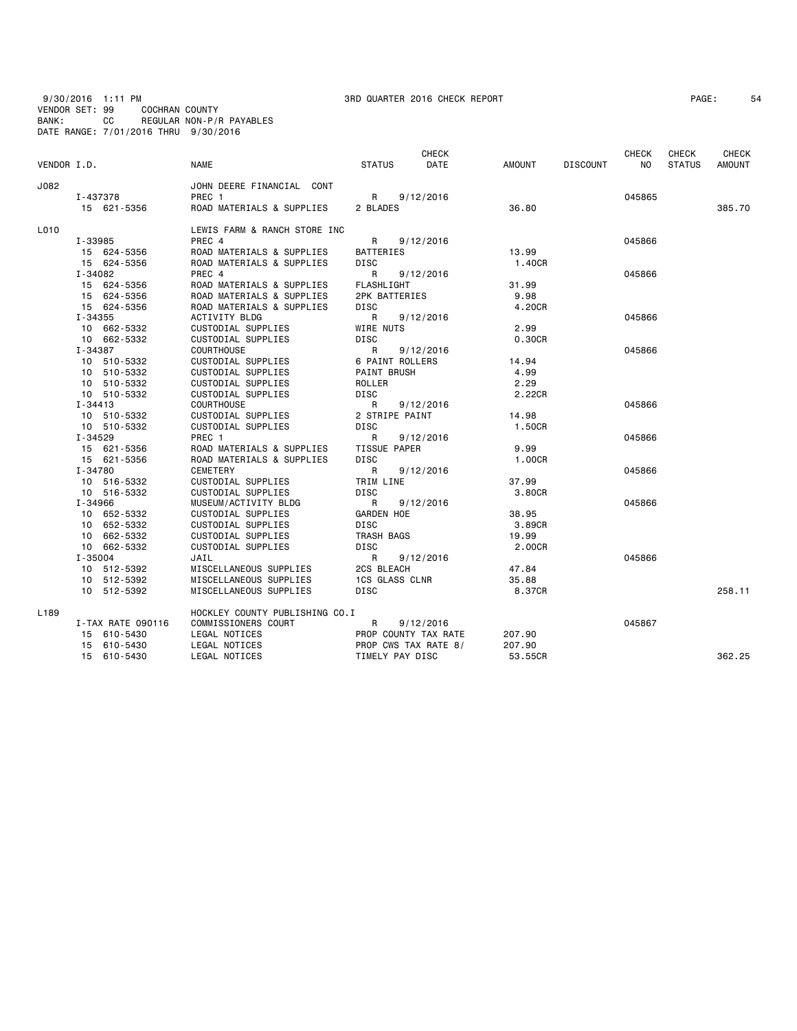9/30/2016 1:11 PM    3RD QUARTER 2016 CHECK REPORT
VENDOR SET: 99    COCHRAN COUNTY
BANK: CC    REGULAR NON-P/R PAYABLES
DATE RANGE: 7/01/2016 THRU 9/30/2016

| VENDOR I.D. | NAME | STATUS | CHECK DATE | AMOUNT | DISCOUNT | CHECK NO | CHECK STATUS | CHECK AMOUNT |
|---|---|---|---|---|---|---|---|---|
| J082 | JOHN DEERE FINANCIAL CONT | | | | | | | |
| I-437378 | PREC 1 | R | 9/12/2016 | | | 045865 | | |
| 15 621-5356 | ROAD MATERIALS & SUPPLIES | 2 BLADES | | 36.80 | | | | 385.70 |
| L010 | LEWIS FARM & RANCH STORE INC | | | | | | | |
| I-33985 | PREC 4 | R | 9/12/2016 | | | 045866 | | |
| 15 624-5356 | ROAD MATERIALS & SUPPLIES | BATTERIES | | 13.99 | | | | |
| 15 624-5356 | ROAD MATERIALS & SUPPLIES | DISC | | 1.40CR | | | | |
| I-34082 | PREC 4 | R | 9/12/2016 | | | 045866 | | |
| 15 624-5356 | ROAD MATERIALS & SUPPLIES | FLASHLIGHT | | 31.99 | | | | |
| 15 624-5356 | ROAD MATERIALS & SUPPLIES | 2PK BATTERIES | | 9.98 | | | | |
| 15 624-5356 | ROAD MATERIALS & SUPPLIES | DISC | | 4.20CR | | | | |
| I-34355 | ACTIVITY BLDG | R | 9/12/2016 | | | 045866 | | |
| 10 662-5332 | CUSTODIAL SUPPLIES | WIRE NUTS | | 2.99 | | | | |
| 10 662-5332 | CUSTODIAL SUPPLIES | DISC | | 0.30CR | | | | |
| I-34387 | COURTHOUSE | R | 9/12/2016 | | | 045866 | | |
| 10 510-5332 | CUSTODIAL SUPPLIES | 6 PAINT ROLLERS | | 14.94 | | | | |
| 10 510-5332 | CUSTODIAL SUPPLIES | PAINT BRUSH | | 4.99 | | | | |
| 10 510-5332 | CUSTODIAL SUPPLIES | ROLLER | | 2.29 | | | | |
| 10 510-5332 | CUSTODIAL SUPPLIES | DISC | | 2.22CR | | | | |
| I-34413 | COURTHOUSE | R | 9/12/2016 | | | 045866 | | |
| 10 510-5332 | CUSTODIAL SUPPLIES | 2 STRIPE PAINT | | 14.98 | | | | |
| 10 510-5332 | CUSTODIAL SUPPLIES | DISC | | 1.50CR | | | | |
| I-34529 | PREC 1 | R | 9/12/2016 | | | 045866 | | |
| 15 621-5356 | ROAD MATERIALS & SUPPLIES | TISSUE PAPER | | 9.99 | | | | |
| 15 621-5356 | ROAD MATERIALS & SUPPLIES | DISC | | 1.00CR | | | | |
| I-34780 | CEMETERY | R | 9/12/2016 | | | 045866 | | |
| 10 516-5332 | CUSTODIAL SUPPLIES | TRIM LINE | | 37.99 | | | | |
| 10 516-5332 | CUSTODIAL SUPPLIES | DISC | | 3.80CR | | | | |
| I-34966 | MUSEUM/ACTIVITY BLDG | R | 9/12/2016 | | | 045866 | | |
| 10 652-5332 | CUSTODIAL SUPPLIES | GARDEN HOE | | 38.95 | | | | |
| 10 652-5332 | CUSTODIAL SUPPLIES | DISC | | 3.89CR | | | | |
| 10 662-5332 | CUSTODIAL SUPPLIES | TRASH BAGS | | 19.99 | | | | |
| 10 662-5332 | CUSTODIAL SUPPLIES | DISC | | 2.00CR | | | | |
| I-35004 | JAIL | R | 9/12/2016 | | | 045866 | | |
| 10 512-5392 | MISCELLANEOUS SUPPLIES | 2CS BLEACH | | 47.84 | | | | |
| 10 512-5392 | MISCELLANEOUS SUPPLIES | 1CS GLASS CLNR | | 35.88 | | | | |
| 10 512-5392 | MISCELLANEOUS SUPPLIES | DISC | | 8.37CR | | | | 258.11 |
| L189 | HOCKLEY COUNTY PUBLISHING CO.I | | | | | | | |
| I-TAX RATE 090116 | COMMISSIONERS COURT | R | 9/12/2016 | | | 045867 | | |
| 15 610-5430 | LEGAL NOTICES | PROP COUNTY TAX RATE | | 207.90 | | | | |
| 15 610-5430 | LEGAL NOTICES | PROP CWS TAX RATE 8/ | | 207.90 | | | | |
| 15 610-5430 | LEGAL NOTICES | TIMELY PAY DISC | | 53.55CR | | | | 362.25 |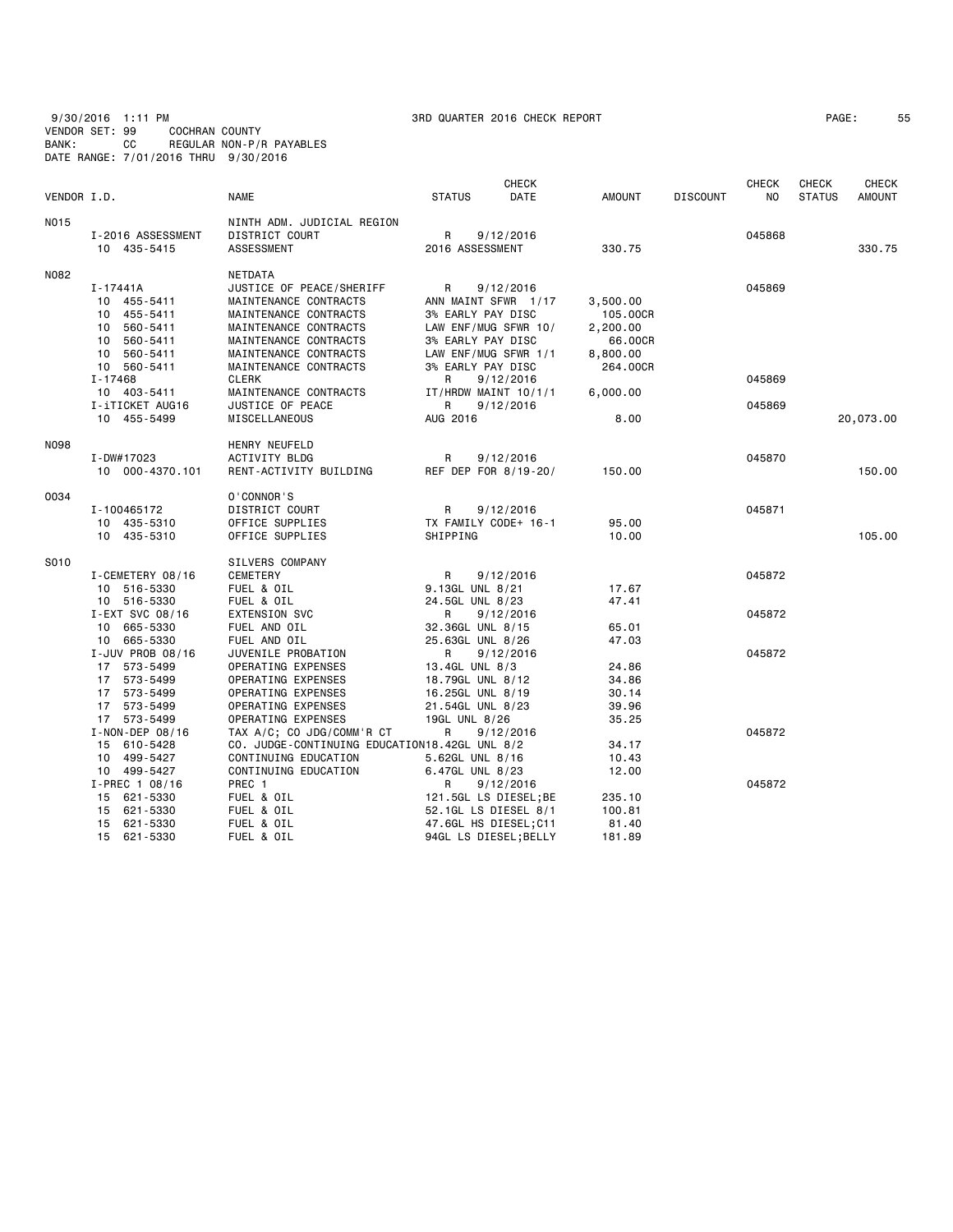9/30/2016 1:11 PM 3RD QUARTER 2016 CHECK REPORT
VENDOR SET: 99 COCHRAN COUNTY
BANK: CC REGULAR NON-P/R PAYABLES
DATE RANGE: 7/01/2016 THRU 9/30/2016

| VENDOR I.D. | NAME | STATUS | CHECK DATE | AMOUNT | DISCOUNT | CHECK NO | CHECK STATUS | CHECK AMOUNT |
|---|---|---|---|---|---|---|---|---|
| N015 | NINTH ADM. JUDICIAL REGION | | | | | | | |
| I-2016 ASSESSMENT | DISTRICT COURT | R | 9/12/2016 | | | 045868 | | |
| 10 435-5415 | ASSESSMENT | 2016 ASSESSMENT | | 330.75 | | | | 330.75 |
| N082 | NETDATA | | | | | | | |
| I-17441A | JUSTICE OF PEACE/SHERIFF | R | 9/12/2016 | | | 045869 | | |
| 10 455-5411 | MAINTENANCE CONTRACTS | ANN MAINT SFWR 1/17 | | 3,500.00 | | | | |
| 10 455-5411 | MAINTENANCE CONTRACTS | 3% EARLY PAY DISC | | 105.00CR | | | | |
| 10 560-5411 | MAINTENANCE CONTRACTS | LAW ENF/MUG SFWR 10/ | | 2,200.00 | | | | |
| 10 560-5411 | MAINTENANCE CONTRACTS | 3% EARLY PAY DISC | | 66.00CR | | | | |
| 10 560-5411 | MAINTENANCE CONTRACTS | LAW ENF/MUG SFWR 1/1 | | 8,800.00 | | | | |
| 10 560-5411 | MAINTENANCE CONTRACTS | 3% EARLY PAY DISC | | 264.00CR | | | | |
| I-17468 | CLERK | R | 9/12/2016 | | | 045869 | | |
| 10 403-5411 | MAINTENANCE CONTRACTS | IT/HRDW MAINT 10/1/1 | | 6,000.00 | | | | |
| I-iTICKET AUG16 | JUSTICE OF PEACE | R | 9/12/2016 | | | 045869 | | |
| 10 455-5499 | MISCELLANEOUS | AUG 2016 | | 8.00 | | | | 20,073.00 |
| N098 | HENRY NEUFELD | | | | | | | |
| I-DW#17023 | ACTIVITY BLDG | R | 9/12/2016 | | | 045870 | | |
| 10 000-4370.101 | RENT-ACTIVITY BUILDING | REF DEP FOR 8/19-20/ | | 150.00 | | | | 150.00 |
| O034 | O'CONNOR'S | | | | | | | |
| I-100465172 | DISTRICT COURT | R | 9/12/2016 | | | 045871 | | |
| 10 435-5310 | OFFICE SUPPLIES | TX FAMILY CODE+ 16-1 | | 95.00 | | | | |
| 10 435-5310 | OFFICE SUPPLIES | SHIPPING | | 10.00 | | | | 105.00 |
| S010 | SILVERS COMPANY | | | | | | | |
| I-CEMETERY 08/16 | CEMETERY | R | 9/12/2016 | | | 045872 | | |
| 10 516-5330 | FUEL & OIL | 9.13GL UNL 8/21 | | 17.67 | | | | |
| 10 516-5330 | FUEL & OIL | 24.5GL UNL 8/23 | | 47.41 | | | | |
| I-EXT SVC 08/16 | EXTENSION SVC | R | 9/12/2016 | | | 045872 | | |
| 10 665-5330 | FUEL AND OIL | 32.36GL UNL 8/15 | | 65.01 | | | | |
| 10 665-5330 | FUEL AND OIL | 25.63GL UNL 8/26 | | 47.03 | | | | |
| I-JUV PROB 08/16 | JUVENILE PROBATION | R | 9/12/2016 | | | 045872 | | |
| 17 573-5499 | OPERATING EXPENSES | 13.4GL UNL 8/3 | | 24.86 | | | | |
| 17 573-5499 | OPERATING EXPENSES | 18.79GL UNL 8/12 | | 34.86 | | | | |
| 17 573-5499 | OPERATING EXPENSES | 16.25GL UNL 8/19 | | 30.14 | | | | |
| 17 573-5499 | OPERATING EXPENSES | 21.54GL UNL 8/23 | | 39.96 | | | | |
| 17 573-5499 | OPERATING EXPENSES | 19GL UNL 8/26 | | 35.25 | | | | |
| I-NON-DEP 08/16 | TAX A/C; CO JDG/COMM'R CT | R | 9/12/2016 | | | 045872 | | |
| 15 610-5428 | CO. JUDGE-CONTINUING EDUCATION | 18.42GL UNL 8/2 | | 34.17 | | | | |
| 10 499-5427 | CONTINUING EDUCATION | 5.62GL UNL 8/16 | | 10.43 | | | | |
| 10 499-5427 | CONTINUING EDUCATION | 6.47GL UNL 8/23 | | 12.00 | | | | |
| I-PREC 1 08/16 | PREC 1 | R | 9/12/2016 | | | 045872 | | |
| 15 621-5330 | FUEL & OIL | 121.5GL LS DIESEL;BE | | 235.10 | | | | |
| 15 621-5330 | FUEL & OIL | 52.1GL LS DIESEL 8/1 | | 100.81 | | | | |
| 15 621-5330 | FUEL & OIL | 47.6GL HS DIESEL;C11 | | 81.40 | | | | |
| 15 621-5330 | FUEL & OIL | 94GL LS DIESEL;BELLY | | 181.89 | | | | |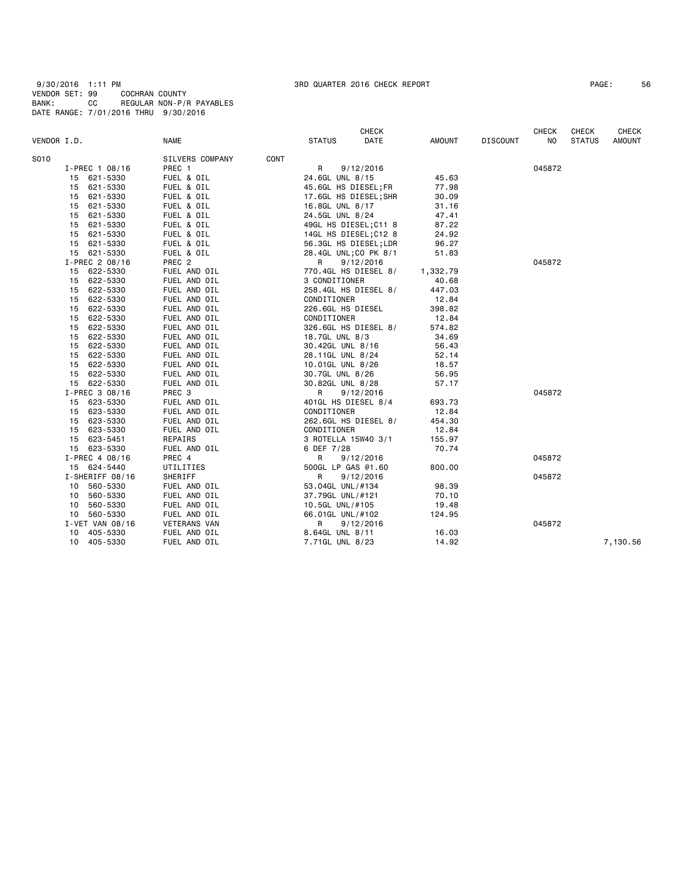9/30/2016 1:11 PM 3RD QUARTER 2016 CHECK REPORT
VENDOR SET: 99 COCHRAN COUNTY
BANK: CC REGULAR NON-P/R PAYABLES
DATE RANGE: 7/01/2016 THRU 9/30/2016

| VENDOR I.D. | NAME | STATUS | CHECK DATE | AMOUNT | DISCOUNT | CHECK NO | CHECK STATUS | CHECK AMOUNT |
|---|---|---|---|---|---|---|---|---|
| S010 | SILVERS COMPANY CONT | | | | | | | |
| I-PREC 1 08/16 | PREC 1 | R | 9/12/2016 | | | 045872 | | |
| 15 621-5330 | FUEL & OIL | 24.6GL UNL 8/15 | | 45.63 | | | | |
| 15 621-5330 | FUEL & OIL | 45.6GL HS DIESEL;FR | | 77.98 | | | | |
| 15 621-5330 | FUEL & OIL | 17.6GL HS DIESEL;SHR | | 30.09 | | | | |
| 15 621-5330 | FUEL & OIL | 16.8GL UNL 8/17 | | 31.16 | | | | |
| 15 621-5330 | FUEL & OIL | 24.5GL UNL 8/24 | | 47.41 | | | | |
| 15 621-5330 | FUEL & OIL | 49GL HS DIESEL;C11 8 | | 87.22 | | | | |
| 15 621-5330 | FUEL & OIL | 14GL HS DIESEL;C12 8 | | 24.92 | | | | |
| 15 621-5330 | FUEL & OIL | 56.3GL HS DIESEL;LDR | | 96.27 | | | | |
| 15 621-5330 | FUEL & OIL | 28.4GL UNL;CO PK 8/1 | | 51.83 | | | | |
| I-PREC 2 08/16 | PREC 2 | R | 9/12/2016 | | | 045872 | | |
| 15 622-5330 | FUEL AND OIL | 770.4GL HS DIESEL 8/ | | 1,332.79 | | | | |
| 15 622-5330 | FUEL AND OIL | 3 CONDITIONER | | 40.68 | | | | |
| 15 622-5330 | FUEL AND OIL | 258.4GL HS DIESEL 8/ | | 447.03 | | | | |
| 15 622-5330 | FUEL AND OIL | CONDITIONER | | 12.84 | | | | |
| 15 622-5330 | FUEL AND OIL | 226.6GL HS DIESEL | | 398.82 | | | | |
| 15 622-5330 | FUEL AND OIL | CONDITIONER | | 12.84 | | | | |
| 15 622-5330 | FUEL AND OIL | 326.6GL HS DIESEL 8/ | | 574.82 | | | | |
| 15 622-5330 | FUEL AND OIL | 18.7GL UNL 8/3 | | 34.69 | | | | |
| 15 622-5330 | FUEL AND OIL | 30.42GL UNL 8/16 | | 56.43 | | | | |
| 15 622-5330 | FUEL AND OIL | 28.11GL UNL 8/24 | | 52.14 | | | | |
| 15 622-5330 | FUEL AND OIL | 10.01GL UNL 8/26 | | 18.57 | | | | |
| 15 622-5330 | FUEL AND OIL | 30.7GL UNL 8/26 | | 56.95 | | | | |
| 15 622-5330 | FUEL AND OIL | 30.82GL UNL 8/28 | | 57.17 | | | | |
| I-PREC 3 08/16 | PREC 3 | R | 9/12/2016 | | | 045872 | | |
| 15 623-5330 | FUEL AND OIL | 401GL HS DIESEL 8/4 | | 693.73 | | | | |
| 15 623-5330 | FUEL AND OIL | CONDITIONER | | 12.84 | | | | |
| 15 623-5330 | FUEL AND OIL | 262.6GL HS DIESEL 8/ | | 454.30 | | | | |
| 15 623-5330 | FUEL AND OIL | CONDITIONER | | 12.84 | | | | |
| 15 623-5451 | REPAIRS | 3 ROTELLA 15W40 3/1 | | 155.97 | | | | |
| 15 623-5330 | FUEL AND OIL | 6 DEF 7/28 | | 70.74 | | | | |
| I-PREC 4 08/16 | PREC 4 | R | 9/12/2016 | | | 045872 | | |
| 15 624-5440 | UTILITIES | 500GL LP GAS @1.60 | | 800.00 | | | | |
| I-SHERIFF 08/16 | SHERIFF | R | 9/12/2016 | | | 045872 | | |
| 10 560-5330 | FUEL AND OIL | 53.04GL UNL/#134 | | 98.39 | | | | |
| 10 560-5330 | FUEL AND OIL | 37.79GL UNL/#121 | | 70.10 | | | | |
| 10 560-5330 | FUEL AND OIL | 10.5GL UNL/#105 | | 19.48 | | | | |
| 10 560-5330 | FUEL AND OIL | 66.01GL UNL/#102 | | 124.95 | | | | |
| I-VET VAN 08/16 | VETERANS VAN | R | 9/12/2016 | | | 045872 | | |
| 10 405-5330 | FUEL AND OIL | 8.64GL UNL 8/11 | | 16.03 | | | | |
| 10 405-5330 | FUEL AND OIL | 7.71GL UNL 8/23 | | 14.92 | | | | 7,130.56 |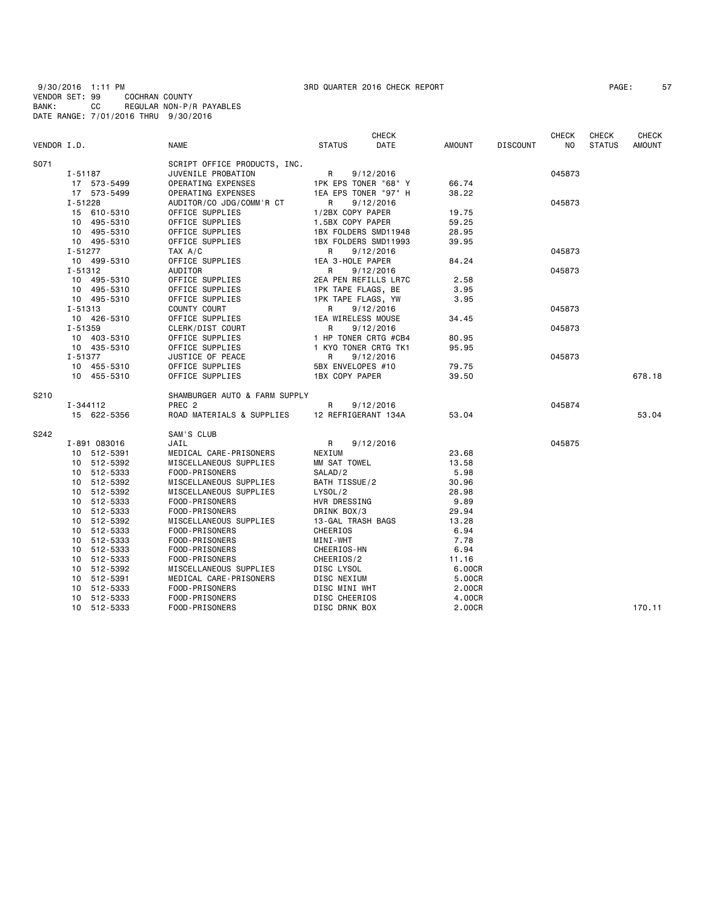9/30/2016 1:11 PM 3RD QUARTER 2016 CHECK REPORT
VENDOR SET: 99 COCHRAN COUNTY
BANK: CC REGULAR NON-P/R PAYABLES
DATE RANGE: 7/01/2016 THRU 9/30/2016

| VENDOR I.D. | NAME | STATUS | CHECK DATE | AMOUNT | DISCOUNT | CHECK NO | CHECK STATUS | CHECK AMOUNT |
|---|---|---|---|---|---|---|---|---|
| S071 | SCRIPT OFFICE PRODUCTS, INC. | | | | | | | |
| I-51187 | JUVENILE PROBATION | R | 9/12/2016 | | | 045873 | | |
| 17 573-5499 | OPERATING EXPENSES | 1PK EPS TONER "68" Y | | 66.74 | | | | |
| 17 573-5499 | OPERATING EXPENSES | 1EA EPS TONER "97" H | | 38.22 | | | | |
| I-51228 | AUDITOR/CO JDG/COMM'R CT | R | 9/12/2016 | | | 045873 | | |
| 15 610-5310 | OFFICE SUPPLIES | 1/2BX COPY PAPER | | 19.75 | | | | |
| 10 495-5310 | OFFICE SUPPLIES | 1.5BX COPY PAPER | | 59.25 | | | | |
| 10 495-5310 | OFFICE SUPPLIES | 1BX FOLDERS SMD11948 | | 28.95 | | | | |
| 10 495-5310 | OFFICE SUPPLIES | 1BX FOLDERS SMD11993 | | 39.95 | | | | |
| I-51277 | TAX A/C | R | 9/12/2016 | | | 045873 | | |
| 10 499-5310 | OFFICE SUPPLIES | 1EA 3-HOLE PAPER | | 84.24 | | | | |
| I-51312 | AUDITOR | R | 9/12/2016 | | | 045873 | | |
| 10 495-5310 | OFFICE SUPPLIES | 2EA PEN REFILLS LR7C | | 2.58 | | | | |
| 10 495-5310 | OFFICE SUPPLIES | 1PK TAPE FLAGS, BE | | 3.95 | | | | |
| 10 495-5310 | OFFICE SUPPLIES | 1PK TAPE FLAGS, YW | | 3.95 | | | | |
| I-51313 | COUNTY COURT | R | 9/12/2016 | | | 045873 | | |
| 10 426-5310 | OFFICE SUPPLIES | 1EA WIRELESS MOUSE | | 34.45 | | | | |
| I-51359 | CLERK/DIST COURT | R | 9/12/2016 | | | 045873 | | |
| 10 403-5310 | OFFICE SUPPLIES | 1 HP TONER CRTG #CB4 | | 80.95 | | | | |
| 10 435-5310 | OFFICE SUPPLIES | 1 KYO TONER CRTG TK1 | | 95.95 | | | | |
| I-51377 | JUSTICE OF PEACE | R | 9/12/2016 | | | 045873 | | |
| 10 455-5310 | OFFICE SUPPLIES | 5BX ENVELOPES #10 | | 79.75 | | | | |
| 10 455-5310 | OFFICE SUPPLIES | 1BX COPY PAPER | | 39.50 | | | | 678.18 |
| S210 | SHAMBURGER AUTO & FARM SUPPLY | | | | | | | |
| I-344112 | PREC 2 | R | 9/12/2016 | | | 045874 | | |
| 15 622-5356 | ROAD MATERIALS & SUPPLIES | 12 REFRIGERANT 134A | | 53.04 | | | | 53.04 |
| S242 | SAM'S CLUB | | | | | | | |
| I-891 083016 | JAIL | R | 9/12/2016 | | | 045875 | | |
| 10 512-5391 | MEDICAL CARE-PRISONERS | NEXIUM | | 23.68 | | | | |
| 10 512-5392 | MISCELLANEOUS SUPPLIES | MM SAT TOWEL | | 13.58 | | | | |
| 10 512-5333 | FOOD-PRISONERS | SALAD/2 | | 5.98 | | | | |
| 10 512-5392 | MISCELLANEOUS SUPPLIES | BATH TISSUE/2 | | 30.96 | | | | |
| 10 512-5392 | MISCELLANEOUS SUPPLIES | LYSOL/2 | | 28.98 | | | | |
| 10 512-5333 | FOOD-PRISONERS | HVR DRESSING | | 9.89 | | | | |
| 10 512-5333 | FOOD-PRISONERS | DRINK BOX/3 | | 29.94 | | | | |
| 10 512-5392 | MISCELLANEOUS SUPPLIES | 13-GAL TRASH BAGS | | 13.28 | | | | |
| 10 512-5333 | FOOD-PRISONERS | CHEERIOS | | 6.94 | | | | |
| 10 512-5333 | FOOD-PRISONERS | MINI-WHT | | 7.78 | | | | |
| 10 512-5333 | FOOD-PRISONERS | CHEERIOS-HN | | 6.94 | | | | |
| 10 512-5333 | FOOD-PRISONERS | CHEERIOS/2 | | 11.16 | | | | |
| 10 512-5392 | MISCELLANEOUS SUPPLIES | DISC LYSOL | | 6.00CR | | | | |
| 10 512-5391 | MEDICAL CARE-PRISONERS | DISC NEXIUM | | 5.00CR | | | | |
| 10 512-5333 | FOOD-PRISONERS | DISC MINI WHT | | 2.00CR | | | | |
| 10 512-5333 | FOOD-PRISONERS | DISC CHEERIOS | | 4.00CR | | | | |
| 10 512-5333 | FOOD-PRISONERS | DISC DRNK BOX | | 2.00CR | | | | 170.11 |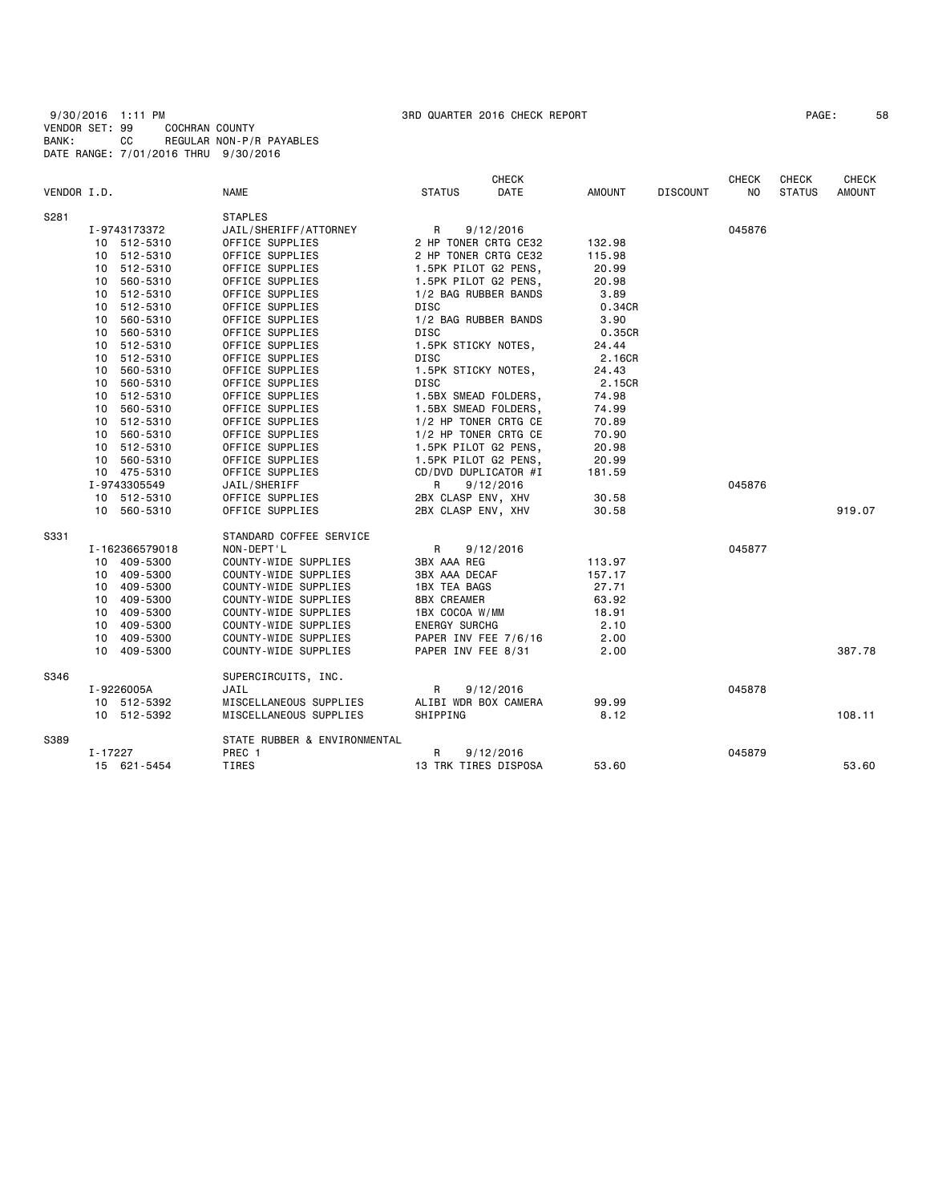9/30/2016 1:11 PM 3RD QUARTER 2016 CHECK REPORT

VENDOR SET: 99 COCHRAN COUNTY
BANK: CC REGULAR NON-P/R PAYABLES
DATE RANGE: 7/01/2016 THRU 9/30/2016

| VENDOR I.D. | NAME | STATUS | CHECK DATE | AMOUNT | DISCOUNT | CHECK NO | CHECK STATUS | CHECK AMOUNT |
|---|---|---|---|---|---|---|---|---|
| S281 | STAPLES | | | | | | | |
| I-9743173372 | JAIL/SHERIFF/ATTORNEY | R | 9/12/2016 | | | 045876 | | |
| 10 512-5310 | OFFICE SUPPLIES | 2 HP TONER CRTG CE32 | | 132.98 | | | | |
| 10 512-5310 | OFFICE SUPPLIES | 2 HP TONER CRTG CE32 | | 115.98 | | | | |
| 10 512-5310 | OFFICE SUPPLIES | 1.5PK PILOT G2 PENS, | | 20.99 | | | | |
| 10 560-5310 | OFFICE SUPPLIES | 1.5PK PILOT G2 PENS, | | 20.98 | | | | |
| 10 512-5310 | OFFICE SUPPLIES | 1/2 BAG RUBBER BANDS | | 3.89 | | | | |
| 10 512-5310 | OFFICE SUPPLIES | DISC | | 0.34CR | | | | |
| 10 560-5310 | OFFICE SUPPLIES | 1/2 BAG RUBBER BANDS | | 3.90 | | | | |
| 10 560-5310 | OFFICE SUPPLIES | DISC | | 0.35CR | | | | |
| 10 512-5310 | OFFICE SUPPLIES | 1.5PK STICKY NOTES, | | 24.44 | | | | |
| 10 512-5310 | OFFICE SUPPLIES | DISC | | 2.16CR | | | | |
| 10 560-5310 | OFFICE SUPPLIES | 1.5PK STICKY NOTES, | | 24.43 | | | | |
| 10 560-5310 | OFFICE SUPPLIES | DISC | | 2.15CR | | | | |
| 10 512-5310 | OFFICE SUPPLIES | 1.5BX SMEAD FOLDERS, | | 74.98 | | | | |
| 10 560-5310 | OFFICE SUPPLIES | 1.5BX SMEAD FOLDERS, | | 74.99 | | | | |
| 10 512-5310 | OFFICE SUPPLIES | 1/2 HP TONER CRTG CE | | 70.89 | | | | |
| 10 560-5310 | OFFICE SUPPLIES | 1/2 HP TONER CRTG CE | | 70.90 | | | | |
| 10 512-5310 | OFFICE SUPPLIES | 1.5PK PILOT G2 PENS, | | 20.98 | | | | |
| 10 560-5310 | OFFICE SUPPLIES | 1.5PK PILOT G2 PENS, | | 20.99 | | | | |
| 10 475-5310 | OFFICE SUPPLIES | CD/DVD DUPLICATOR #I | | 181.59 | | | | |
| I-9743305549 | JAIL/SHERIFF | R | 9/12/2016 | | | 045876 | | |
| 10 512-5310 | OFFICE SUPPLIES | 2BX CLASP ENV, XHV | | 30.58 | | | | |
| 10 560-5310 | OFFICE SUPPLIES | 2BX CLASP ENV, XHV | | 30.58 | | | | 919.07 |
| S331 | STANDARD COFFEE SERVICE | | | | | | | |
| I-162366579018 | NON-DEPT'L | R | 9/12/2016 | | | 045877 | | |
| 10 409-5300 | COUNTY-WIDE SUPPLIES | 3BX AAA REG | | 113.97 | | | | |
| 10 409-5300 | COUNTY-WIDE SUPPLIES | 3BX AAA DECAF | | 157.17 | | | | |
| 10 409-5300 | COUNTY-WIDE SUPPLIES | 1BX TEA BAGS | | 27.71 | | | | |
| 10 409-5300 | COUNTY-WIDE SUPPLIES | 8BX CREAMER | | 63.92 | | | | |
| 10 409-5300 | COUNTY-WIDE SUPPLIES | 1BX COCOA W/MM | | 18.91 | | | | |
| 10 409-5300 | COUNTY-WIDE SUPPLIES | ENERGY SURCHG | | 2.10 | | | | |
| 10 409-5300 | COUNTY-WIDE SUPPLIES | PAPER INV FEE 7/6/16 | | 2.00 | | | | |
| 10 409-5300 | COUNTY-WIDE SUPPLIES | PAPER INV FEE 8/31 | | 2.00 | | | | 387.78 |
| S346 | SUPERCIRCUITS, INC. | | | | | | | |
| I-9226005A | JAIL | R | 9/12/2016 | | | 045878 | | |
| 10 512-5392 | MISCELLANEOUS SUPPLIES | ALIBI WDR BOX CAMERA | | 99.99 | | | | |
| 10 512-5392 | MISCELLANEOUS SUPPLIES | SHIPPING | | 8.12 | | | | 108.11 |
| S389 | STATE RUBBER & ENVIRONMENTAL | | | | | | | |
| I-17227 | PREC 1 | R | 9/12/2016 | | | 045879 | | |
| 15 621-5454 | TIRES | 13 TRK TIRES DISPOSA | | 53.60 | | | | 53.60 |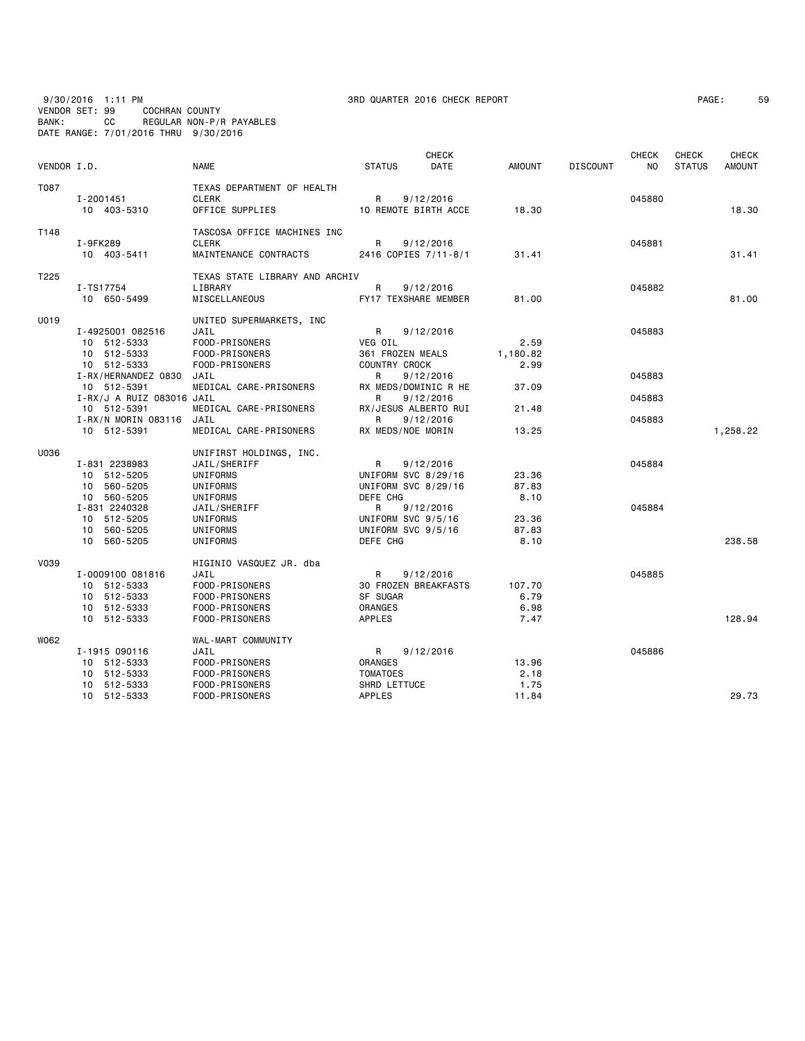9/30/2016 1:11 PM 3RD QUARTER 2016 CHECK REPORT
VENDOR SET: 99 COCHRAN COUNTY
BANK: CC REGULAR NON-P/R PAYABLES
DATE RANGE: 7/01/2016 THRU 9/30/2016

| VENDOR I.D. | NAME | STATUS | CHECK DATE | AMOUNT | DISCOUNT | CHECK NO | CHECK STATUS | CHECK AMOUNT |
|---|---|---|---|---|---|---|---|---|
| T087 | TEXAS DEPARTMENT OF HEALTH | | | | | | | |
| I-2001451 | CLERK | R | 9/12/2016 | | | 045880 | | |
| 10 403-5310 | OFFICE SUPPLIES | 10 REMOTE BIRTH ACCE | | 18.30 | | | | 18.30 |
| T148 | TASCOSA OFFICE MACHINES INC | | | | | | | |
| I-9FK289 | CLERK | R | 9/12/2016 | | | 045881 | | |
| 10 403-5411 | MAINTENANCE CONTRACTS | 2416 COPIES 7/11-8/1 | | 31.41 | | | | 31.41 |
| T225 | TEXAS STATE LIBRARY AND ARCHIV | | | | | | | |
| I-TS17754 | LIBRARY | R | 9/12/2016 | | | 045882 | | |
| 10 650-5499 | MISCELLANEOUS | FY17 TEXSHARE MEMBER | | 81.00 | | | | 81.00 |
| U019 | UNITED SUPERMARKETS, INC | | | | | | | |
| I-4925001 082516 | JAIL | R | 9/12/2016 | | | 045883 | | |
| 10 512-5333 | FOOD-PRISONERS | VEG OIL | | 2.59 | | | | |
| 10 512-5333 | FOOD-PRISONERS | 361 FROZEN MEALS | | 1,180.82 | | | | |
| 10 512-5333 | FOOD-PRISONERS | COUNTRY CROCK | | 2.99 | | | | |
| I-RX/HERNANDEZ 0830 | JAIL | R | 9/12/2016 | | | 045883 | | |
| 10 512-5391 | MEDICAL CARE-PRISONERS | RX MEDS/DOMINIC R HE | | 37.09 | | | | |
| I-RX/J A RUIZ 083016 | JAIL | R | 9/12/2016 | | | 045883 | | |
| 10 512-5391 | MEDICAL CARE-PRISONERS | RX/JESUS ALBERTO RUI | | 21.48 | | | | |
| I-RX/N MORIN 083116 | JAIL | R | 9/12/2016 | | | 045883 | | |
| 10 512-5391 | MEDICAL CARE-PRISONERS | RX MEDS/NOE MORIN | | 13.25 | | | | 1,258.22 |
| U036 | UNIFIRST HOLDINGS, INC. | | | | | | | |
| I-831 2238983 | JAIL/SHERIFF | R | 9/12/2016 | | | 045884 | | |
| 10 512-5205 | UNIFORMS | UNIFORM SVC 8/29/16 | | 23.36 | | | | |
| 10 560-5205 | UNIFORMS | UNIFORM SVC 8/29/16 | | 87.83 | | | | |
| 10 560-5205 | UNIFORMS | DEFE CHG | | 8.10 | | | | |
| I-831 2240328 | JAIL/SHERIFF | R | 9/12/2016 | | | 045884 | | |
| 10 512-5205 | UNIFORMS | UNIFORM SVC 9/5/16 | | 23.36 | | | | |
| 10 560-5205 | UNIFORMS | UNIFORM SVC 9/5/16 | | 87.83 | | | | |
| 10 560-5205 | UNIFORMS | DEFE CHG | | 8.10 | | | | 238.58 |
| V039 | HIGINIO VASQUEZ JR. dba | | | | | | | |
| I-0009100 081816 | JAIL | R | 9/12/2016 | | | 045885 | | |
| 10 512-5333 | FOOD-PRISONERS | 30 FROZEN BREAKFASTS | | 107.70 | | | | |
| 10 512-5333 | FOOD-PRISONERS | SF SUGAR | | 6.79 | | | | |
| 10 512-5333 | FOOD-PRISONERS | ORANGES | | 6.98 | | | | |
| 10 512-5333 | FOOD-PRISONERS | APPLES | | 7.47 | | | | 128.94 |
| W062 | WAL-MART COMMUNITY | | | | | | | |
| I-1915 090116 | JAIL | R | 9/12/2016 | | | 045886 | | |
| 10 512-5333 | FOOD-PRISONERS | ORANGES | | 13.96 | | | | |
| 10 512-5333 | FOOD-PRISONERS | TOMATOES | | 2.18 | | | | |
| 10 512-5333 | FOOD-PRISONERS | SHRD LETTUCE | | 1.75 | | | | |
| 10 512-5333 | FOOD-PRISONERS | APPLES | | 11.84 | | | | 29.73 |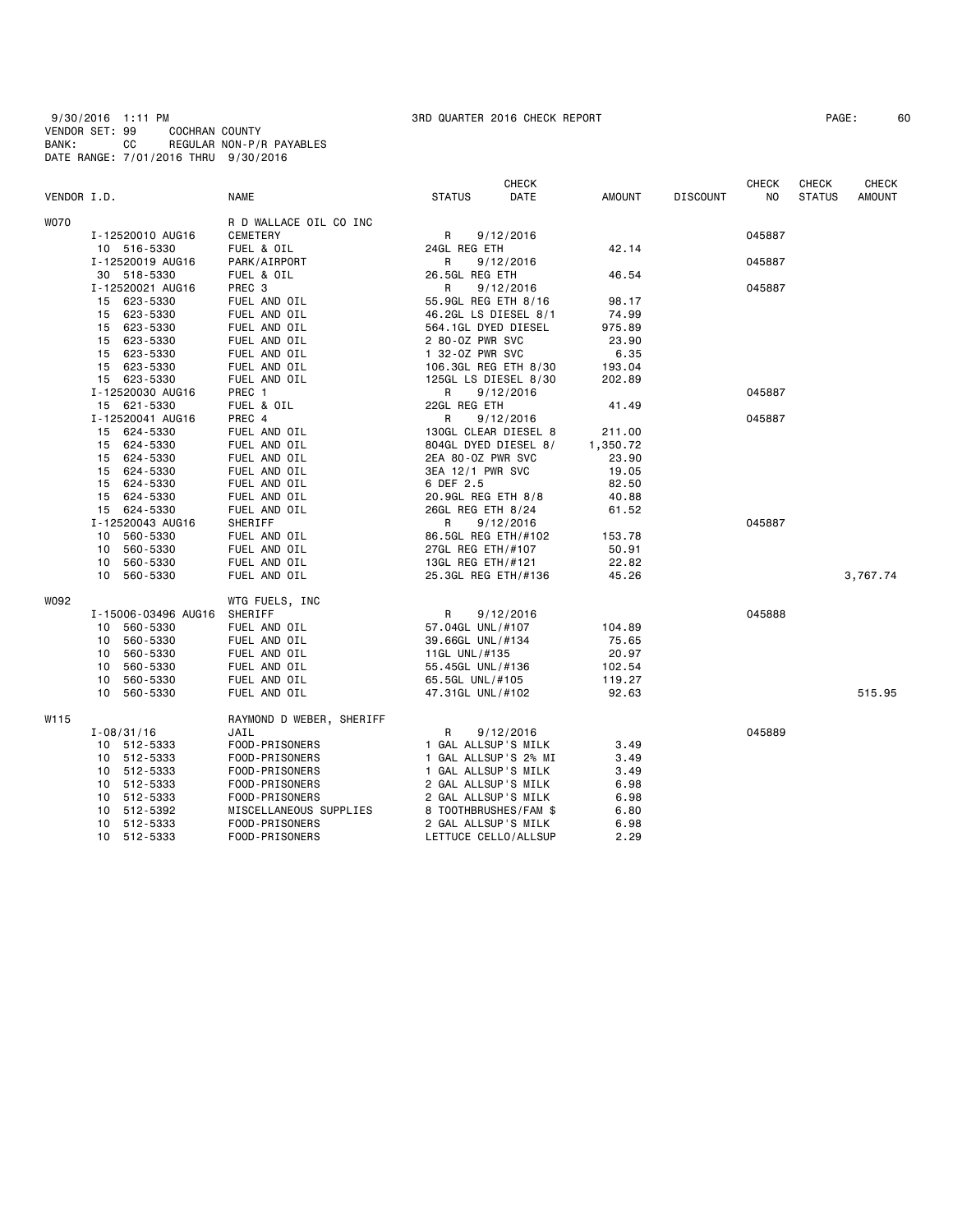9/30/2016 1:11 PM — 3RD QUARTER 2016 CHECK REPORT

VENDOR SET: 99 COCHRAN COUNTY
BANK: CC REGULAR NON-P/R PAYABLES
DATE RANGE: 7/01/2016 THRU 9/30/2016

| VENDOR I.D. | NAME | STATUS | CHECK DATE | AMOUNT | DISCOUNT | CHECK NO | CHECK STATUS | CHECK AMOUNT |
|---|---|---|---|---|---|---|---|---|
| W070 | R D WALLACE OIL CO INC | | | | | | | |
| I-12520010 AUG16 | CEMETERY | R | 9/12/2016 | | | 045887 | | |
| 10 516-5330 | FUEL & OIL | 24GL REG ETH | | 42.14 | | | | |
| I-12520019 AUG16 | PARK/AIRPORT | R | 9/12/2016 | | | 045887 | | |
| 30 518-5330 | FUEL & OIL | 26.5GL REG ETH | | 46.54 | | | | |
| I-12520021 AUG16 | PREC 3 | R | 9/12/2016 | | | 045887 | | |
| 15 623-5330 | FUEL AND OIL | 55.9GL REG ETH 8/16 | | 98.17 | | | | |
| 15 623-5330 | FUEL AND OIL | 46.2GL LS DIESEL 8/1 | | 74.99 | | | | |
| 15 623-5330 | FUEL AND OIL | 564.1GL DYED DIESEL | | 975.89 | | | | |
| 15 623-5330 | FUEL AND OIL | 2 80-OZ PWR SVC | | 23.90 | | | | |
| 15 623-5330 | FUEL AND OIL | 1 32-OZ PWR SVC | | 6.35 | | | | |
| 15 623-5330 | FUEL AND OIL | 106.3GL REG ETH 8/30 | | 193.04 | | | | |
| 15 623-5330 | FUEL AND OIL | 125GL LS DIESEL 8/30 | | 202.89 | | | | |
| I-12520030 AUG16 | PREC 1 | R | 9/12/2016 | | | 045887 | | |
| 15 621-5330 | FUEL & OIL | 22GL REG ETH | | 41.49 | | | | |
| I-12520041 AUG16 | PREC 4 | R | 9/12/2016 | | | 045887 | | |
| 15 624-5330 | FUEL AND OIL | 130GL CLEAR DIESEL 8 | | 211.00 | | | | |
| 15 624-5330 | FUEL AND OIL | 804GL DYED DIESEL 8/ | | 1,350.72 | | | | |
| 15 624-5330 | FUEL AND OIL | 2EA 80-OZ PWR SVC | | 23.90 | | | | |
| 15 624-5330 | FUEL AND OIL | 3EA 12/1 PWR SVC | | 19.05 | | | | |
| 15 624-5330 | FUEL AND OIL | 6 DEF 2.5 | | 82.50 | | | | |
| 15 624-5330 | FUEL AND OIL | 20.9GL REG ETH 8/8 | | 40.88 | | | | |
| 15 624-5330 | FUEL AND OIL | 26GL REG ETH 8/24 | | 61.52 | | | | |
| I-12520043 AUG16 | SHERIFF | R | 9/12/2016 | | | 045887 | | |
| 10 560-5330 | FUEL AND OIL | 86.5GL REG ETH/#102 | | 153.78 | | | | |
| 10 560-5330 | FUEL AND OIL | 27GL REG ETH/#107 | | 50.91 | | | | |
| 10 560-5330 | FUEL AND OIL | 13GL REG ETH/#121 | | 22.82 | | | | |
| 10 560-5330 | FUEL AND OIL | 25.3GL REG ETH/#136 | | 45.26 | | | | 3,767.74 |
| W092 | WTG FUELS, INC | | | | | | | |
| I-15006-03496 AUG16 | SHERIFF | R | 9/12/2016 | | | 045888 | | |
| 10 560-5330 | FUEL AND OIL | 57.04GL UNL/#107 | | 104.89 | | | | |
| 10 560-5330 | FUEL AND OIL | 39.66GL UNL/#134 | | 75.65 | | | | |
| 10 560-5330 | FUEL AND OIL | 11GL UNL/#135 | | 20.97 | | | | |
| 10 560-5330 | FUEL AND OIL | 55.45GL UNL/#136 | | 102.54 | | | | |
| 10 560-5330 | FUEL AND OIL | 65.5GL UNL/#105 | | 119.27 | | | | |
| 10 560-5330 | FUEL AND OIL | 47.31GL UNL/#102 | | 92.63 | | | | 515.95 |
| W115 | RAYMOND D WEBER, SHERIFF | | | | | | | |
| I-08/31/16 | JAIL | R | 9/12/2016 | | | 045889 | | |
| 10 512-5333 | FOOD-PRISONERS | 1 GAL ALLSUP'S MILK | | 3.49 | | | | |
| 10 512-5333 | FOOD-PRISONERS | 1 GAL ALLSUP'S 2% MI | | 3.49 | | | | |
| 10 512-5333 | FOOD-PRISONERS | 1 GAL ALLSUP'S MILK | | 3.49 | | | | |
| 10 512-5333 | FOOD-PRISONERS | 2 GAL ALLSUP'S MILK | | 6.98 | | | | |
| 10 512-5333 | FOOD-PRISONERS | 2 GAL ALLSUP'S MILK | | 6.98 | | | | |
| 10 512-5392 | MISCELLANEOUS SUPPLIES | 8 TOOTHBRUSHES/FAM $ | | 6.80 | | | | |
| 10 512-5333 | FOOD-PRISONERS | 2 GAL ALLSUP'S MILK | | 6.98 | | | | |
| 10 512-5333 | FOOD-PRISONERS | LETTUCE CELLO/ALLSUP | | 2.29 | | | | |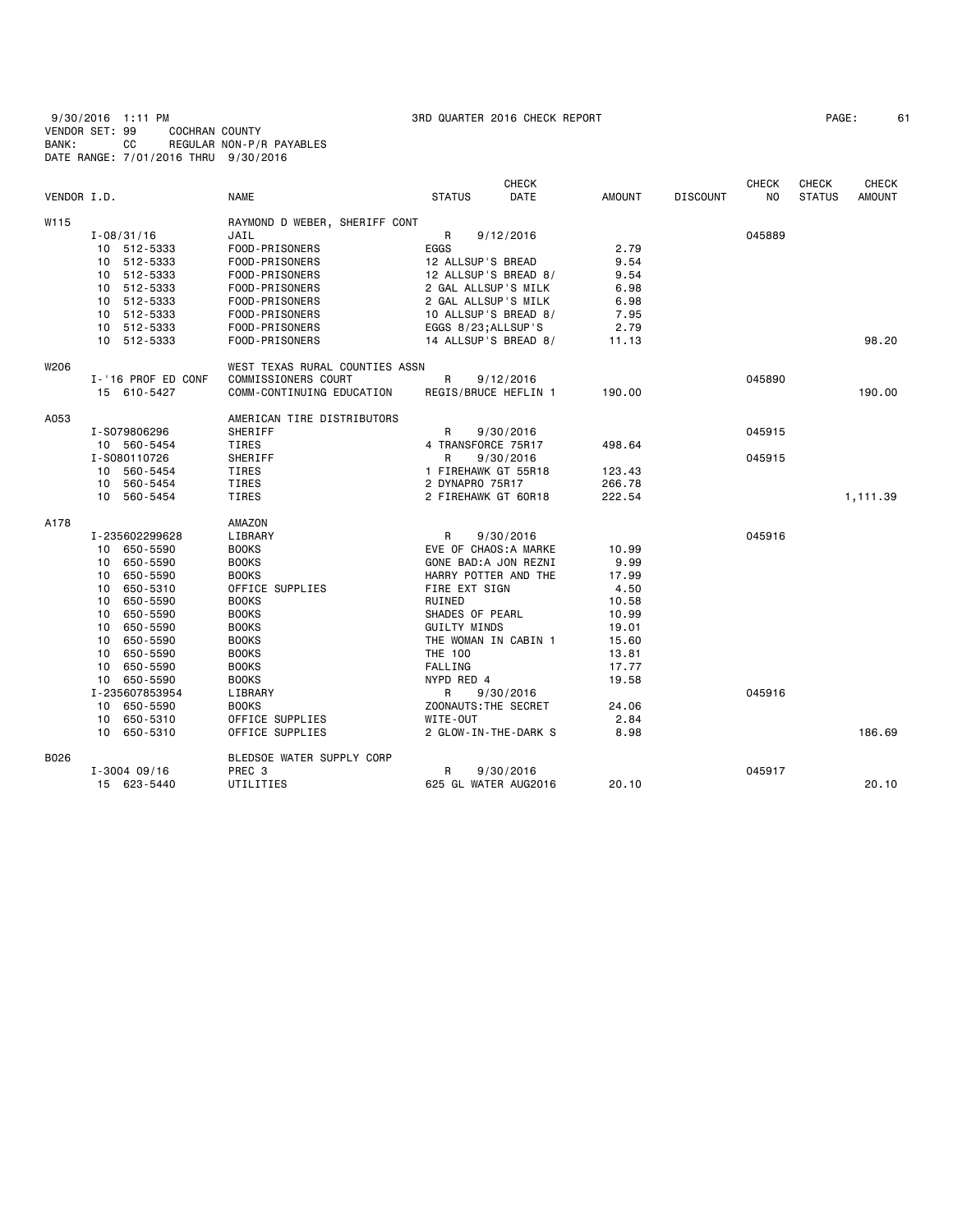9/30/2016 1:11 PM 3RD QUARTER 2016 CHECK REPORT
VENDOR SET: 99 COCHRAN COUNTY
BANK: CC REGULAR NON-P/R PAYABLES
DATE RANGE: 7/01/2016 THRU 9/30/2016

| VENDOR I.D. | | NAME | STATUS | CHECK DATE | AMOUNT | DISCOUNT | CHECK NO | CHECK STATUS | CHECK AMOUNT |
|---|---|---|---|---|---|---|---|---|---|
| W115 | | RAYMOND D WEBER, SHERIFF CONT | | | | | | | |
| | I-08/31/16 | JAIL | R | 9/12/2016 | | | 045889 | | |
| | 10 512-5333 | FOOD-PRISONERS | EGGS | | 2.79 | | | | |
| | 10 512-5333 | FOOD-PRISONERS | 12 ALLSUP'S BREAD | | 9.54 | | | | |
| | 10 512-5333 | FOOD-PRISONERS | 12 ALLSUP'S BREAD 8/ | | 9.54 | | | | |
| | 10 512-5333 | FOOD-PRISONERS | 2 GAL ALLSUP'S MILK | | 6.98 | | | | |
| | 10 512-5333 | FOOD-PRISONERS | 2 GAL ALLSUP'S MILK | | 6.98 | | | | |
| | 10 512-5333 | FOOD-PRISONERS | 10 ALLSUP'S BREAD 8/ | | 7.95 | | | | |
| | 10 512-5333 | FOOD-PRISONERS | EGGS 8/23;ALLSUP'S | | 2.79 | | | | |
| | 10 512-5333 | FOOD-PRISONERS | 14 ALLSUP'S BREAD 8/ | | 11.13 | | | | 98.20 |
| W206 | | WEST TEXAS RURAL COUNTIES ASSN | | | | | | | |
| | I-'16 PROF ED CONF | COMMISSIONERS COURT | R | 9/12/2016 | | | 045890 | | |
| | 15 610-5427 | COMM-CONTINUING EDUCATION | REGIS/BRUCE HEFLIN 1 | | 190.00 | | | | 190.00 |
| A053 | | AMERICAN TIRE DISTRIBUTORS | | | | | | | |
| | I-S079806296 | SHERIFF | R | 9/30/2016 | | | 045915 | | |
| | 10 560-5454 | TIRES | 4 TRANSFORCE 75R17 | | 498.64 | | | | |
| | I-S080110726 | SHERIFF | R | 9/30/2016 | | | 045915 | | |
| | 10 560-5454 | TIRES | 1 FIREHAWK GT 55R18 | | 123.43 | | | | |
| | 10 560-5454 | TIRES | 2 DYNAPRO 75R17 | | 266.78 | | | | |
| | 10 560-5454 | TIRES | 2 FIREHAWK GT 60R18 | | 222.54 | | | | 1,111.39 |
| A178 | | AMAZON | | | | | | | |
| | I-235602299628 | LIBRARY | R | 9/30/2016 | | | 045916 | | |
| | 10 650-5590 | BOOKS | EVE OF CHAOS:A MARKE | | 10.99 | | | | |
| | 10 650-5590 | BOOKS | GONE BAD:A JON REZNI | | 9.99 | | | | |
| | 10 650-5590 | BOOKS | HARRY POTTER AND THE | | 17.99 | | | | |
| | 10 650-5310 | OFFICE SUPPLIES | FIRE EXT SIGN | | 4.50 | | | | |
| | 10 650-5590 | BOOKS | RUINED | | 10.58 | | | | |
| | 10 650-5590 | BOOKS | SHADES OF PEARL | | 10.99 | | | | |
| | 10 650-5590 | BOOKS | GUILTY MINDS | | 19.01 | | | | |
| | 10 650-5590 | BOOKS | THE WOMAN IN CABIN 1 | | 15.60 | | | | |
| | 10 650-5590 | BOOKS | THE 100 | | 13.81 | | | | |
| | 10 650-5590 | BOOKS | FALLING | | 17.77 | | | | |
| | 10 650-5590 | BOOKS | NYPD RED 4 | | 19.58 | | | | |
| | I-235607853954 | LIBRARY | R | 9/30/2016 | | | 045916 | | |
| | 10 650-5590 | BOOKS | ZOONAUTS:THE SECRET | | 24.06 | | | | |
| | 10 650-5310 | OFFICE SUPPLIES | WITE-OUT | | 2.84 | | | | |
| | 10 650-5310 | OFFICE SUPPLIES | 2 GLOW-IN-THE-DARK S | | 8.98 | | | | 186.69 |
| B026 | | BLEDSOE WATER SUPPLY CORP | | | | | | | |
| | I-3004 09/16 | PREC 3 | R | 9/30/2016 | | | 045917 | | |
| | 15 623-5440 | UTILITIES | 625 GL WATER AUG2016 | | 20.10 | | | | 20.10 |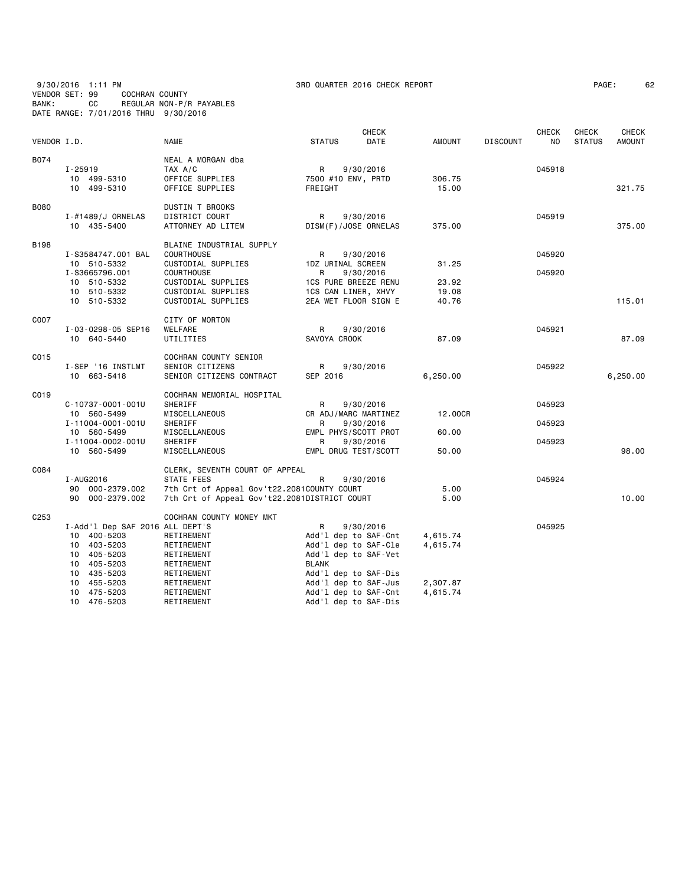9/30/2016 1:11 PM 3RD QUARTER 2016 CHECK REPORT
VENDOR SET: 99 COCHRAN COUNTY
BANK: CC REGULAR NON-P/R PAYABLES
DATE RANGE: 7/01/2016 THRU 9/30/2016

| VENDOR I.D. | NAME | STATUS | CHECK DATE | AMOUNT | DISCOUNT | CHECK NO | CHECK STATUS | CHECK AMOUNT |
|---|---|---|---|---|---|---|---|---|
| B074 | NEAL A MORGAN dba | | | | | | | |
| I-25919 | TAX A/C | R | 9/30/2016 | | | 045918 | | |
| 10 499-5310 | OFFICE SUPPLIES | 7500 #10 ENV, PRTD | | 306.75 | | | | |
| 10 499-5310 | OFFICE SUPPLIES | FREIGHT | | 15.00 | | | | 321.75 |
| B080 | DUSTIN T BROOKS | | | | | | | |
| I-#1489/J ORNELAS | DISTRICT COURT | R | 9/30/2016 | | | 045919 | | |
| 10 435-5400 | ATTORNEY AD LITEM | DISM(F)/JOSE ORNELAS | | 375.00 | | | | 375.00 |
| B198 | BLAINE INDUSTRIAL SUPPLY | | | | | | | |
| I-S3584747.001 BAL | COURTHOUSE | R | 9/30/2016 | | | 045920 | | |
| 10 510-5332 | CUSTODIAL SUPPLIES | 1DZ URINAL SCREEN | | 31.25 | | | | |
| I-S3665796.001 | COURTHOUSE | R | 9/30/2016 | | | 045920 | | |
| 10 510-5332 | CUSTODIAL SUPPLIES | 1CS PURE BREEZE RENU | | 23.92 | | | | |
| 10 510-5332 | CUSTODIAL SUPPLIES | 1CS CAN LINER, XHVY | | 19.08 | | | | |
| 10 510-5332 | CUSTODIAL SUPPLIES | 2EA WET FLOOR SIGN E | | 40.76 | | | | 115.01 |
| C007 | CITY OF MORTON | | | | | | | |
| I-03-0298-05 SEP16 | WELFARE | R | 9/30/2016 | | | 045921 | | |
| 10 640-5440 | UTILITIES | SAVOYA CROOK | | 87.09 | | | | 87.09 |
| C015 | COCHRAN COUNTY SENIOR | | | | | | | |
| I-SEP '16 INSTLMT | SENIOR CITIZENS | R | 9/30/2016 | | | 045922 | | |
| 10 663-5418 | SENIOR CITIZENS CONTRACT | SEP 2016 | | 6,250.00 | | | | 6,250.00 |
| C019 | COCHRAN MEMORIAL HOSPITAL | | | | | | | |
| C-10737-0001-001U | SHERIFF | R | 9/30/2016 | | | 045923 | | |
| 10 560-5499 | MISCELLANEOUS | CR ADJ/MARC MARTINEZ | | 12.00CR | | | | |
| I-11004-0001-001U | SHERIFF | R | 9/30/2016 | | | 045923 | | |
| 10 560-5499 | MISCELLANEOUS | EMPL PHYS/SCOTT PROT | | 60.00 | | | | |
| I-11004-0002-001U | SHERIFF | R | 9/30/2016 | | | 045923 | | |
| 10 560-5499 | MISCELLANEOUS | EMPL DRUG TEST/SCOTT | | 50.00 | | | | 98.00 |
| C084 | CLERK, SEVENTH COURT OF APPEAL | | | | | | | |
| I-AUG2016 | STATE FEES | R | 9/30/2016 | | | 045924 | | |
| 90 000-2379.002 | 7th Crt of Appeal Gov't22.2081 | COUNTY COURT | | 5.00 | | | | |
| 90 000-2379.002 | 7th Crt of Appeal Gov't22.2081 | DISTRICT COURT | | 5.00 | | | | 10.00 |
| C253 | COCHRAN COUNTY MONEY MKT | | | | | | | |
| I-Add'l Dep SAF 2016 | ALL DEPT'S | R | 9/30/2016 | | | 045925 | | |
| 10 400-5203 | RETIREMENT | Add'l dep to SAF-Cnt | | 4,615.74 | | | | |
| 10 403-5203 | RETIREMENT | Add'l dep to SAF-Cle | | 4,615.74 | | | | |
| 10 405-5203 | RETIREMENT | Add'l dep to SAF-Vet | | | | | | |
| 10 405-5203 | RETIREMENT | BLANK | | | | | | |
| 10 435-5203 | RETIREMENT | Add'l dep to SAF-Dis | | | | | | |
| 10 455-5203 | RETIREMENT | Add'l dep to SAF-Jus | | 2,307.87 | | | | |
| 10 475-5203 | RETIREMENT | Add'l dep to SAF-Cnt | | 4,615.74 | | | | |
| 10 476-5203 | RETIREMENT | Add'l dep to SAF-Dis | | | | | | |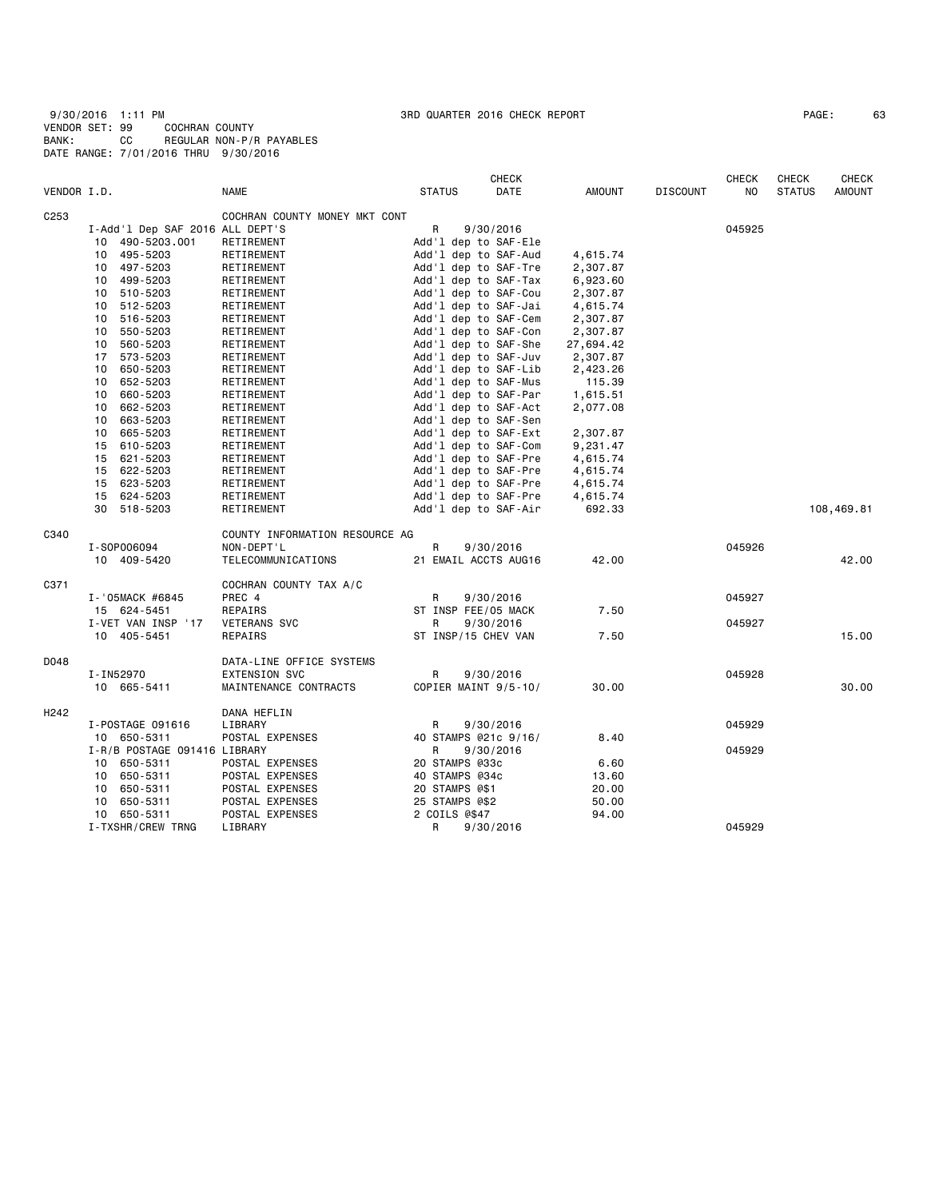9/30/2016 1:11 PM 3RD QUARTER 2016 CHECK REPORT
VENDOR SET: 99 COCHRAN COUNTY
BANK: CC REGULAR NON-P/R PAYABLES
DATE RANGE: 7/01/2016 THRU 9/30/2016

| VENDOR I.D. | NAME | STATUS | CHECK DATE | AMOUNT | DISCOUNT | CHECK NO | CHECK STATUS | CHECK AMOUNT |
|---|---|---|---|---|---|---|---|---|
| C253 | COCHRAN COUNTY MONEY MKT CONT | | | | | | | |
| I-Add'l Dep SAF 2016 | ALL DEPT'S | R | 9/30/2016 | | | 045925 | | |
| 10 490-5203.001 | RETIREMENT | Add'l dep to SAF-Ele | | | | | | |
| 10 495-5203 | RETIREMENT | Add'l dep to SAF-Aud | | 4,615.74 | | | | |
| 10 497-5203 | RETIREMENT | Add'l dep to SAF-Tre | | 2,307.87 | | | | |
| 10 499-5203 | RETIREMENT | Add'l dep to SAF-Tax | | 6,923.60 | | | | |
| 10 510-5203 | RETIREMENT | Add'l dep to SAF-Cou | | 2,307.87 | | | | |
| 10 512-5203 | RETIREMENT | Add'l dep to SAF-Jai | | 4,615.74 | | | | |
| 10 516-5203 | RETIREMENT | Add'l dep to SAF-Cem | | 2,307.87 | | | | |
| 10 550-5203 | RETIREMENT | Add'l dep to SAF-Con | | 2,307.87 | | | | |
| 10 560-5203 | RETIREMENT | Add'l dep to SAF-She | | 27,694.42 | | | | |
| 17 573-5203 | RETIREMENT | Add'l dep to SAF-Juv | | 2,307.87 | | | | |
| 10 650-5203 | RETIREMENT | Add'l dep to SAF-Lib | | 2,423.26 | | | | |
| 10 652-5203 | RETIREMENT | Add'l dep to SAF-Mus | | 115.39 | | | | |
| 10 660-5203 | RETIREMENT | Add'l dep to SAF-Par | | 1,615.51 | | | | |
| 10 662-5203 | RETIREMENT | Add'l dep to SAF-Act | | 2,077.08 | | | | |
| 10 663-5203 | RETIREMENT | Add'l dep to SAF-Sen | | | | | | |
| 10 665-5203 | RETIREMENT | Add'l dep to SAF-Ext | | 2,307.87 | | | | |
| 15 610-5203 | RETIREMENT | Add'l dep to SAF-Com | | 9,231.47 | | | | |
| 15 621-5203 | RETIREMENT | Add'l dep to SAF-Pre | | 4,615.74 | | | | |
| 15 622-5203 | RETIREMENT | Add'l dep to SAF-Pre | | 4,615.74 | | | | |
| 15 623-5203 | RETIREMENT | Add'l dep to SAF-Pre | | 4,615.74 | | | | |
| 15 624-5203 | RETIREMENT | Add'l dep to SAF-Pre | | 4,615.74 | | | | |
| 30 518-5203 | RETIREMENT | Add'l dep to SAF-Air | | 692.33 | | | | 108,469.81 |
| C340 | COUNTY INFORMATION RESOURCE AG | | | | | | | |
| I-SOP006094 | NON-DEPT'L | R | 9/30/2016 | | | 045926 | | |
| 10 409-5420 | TELECOMMUNICATIONS | 21 EMAIL ACCTS AUG16 | | 42.00 | | | | 42.00 |
| C371 | COCHRAN COUNTY TAX A/C | | | | | | | |
| I-'05MACK #6845 | PREC 4 | R | 9/30/2016 | | | 045927 | | |
| 15 624-5451 | REPAIRS | ST INSP FEE/05 MACK | | 7.50 | | | | |
| I-VET VAN INSP '17 | VETERANS SVC | R | 9/30/2016 | | | 045927 | | |
| 10 405-5451 | REPAIRS | ST INSP/15 CHEV VAN | | 7.50 | | | | 15.00 |
| D048 | DATA-LINE OFFICE SYSTEMS | | | | | | | |
| I-IN52970 | EXTENSION SVC | R | 9/30/2016 | | | 045928 | | |
| 10 665-5411 | MAINTENANCE CONTRACTS | COPIER MAINT 9/5-10/ | | 30.00 | | | | 30.00 |
| H242 | DANA HEFLIN | | | | | | | |
| I-POSTAGE 091616 | LIBRARY | R | 9/30/2016 | | | 045929 | | |
| 10 650-5311 | POSTAL EXPENSES | 40 STAMPS @21c 9/16/ | | 8.40 | | | | |
| I-R/B POSTAGE 091416 | LIBRARY | R | 9/30/2016 | | | 045929 | | |
| 10 650-5311 | POSTAL EXPENSES | 20 STAMPS @33c | | 6.60 | | | | |
| 10 650-5311 | POSTAL EXPENSES | 40 STAMPS @34c | | 13.60 | | | | |
| 10 650-5311 | POSTAL EXPENSES | 20 STAMPS @$1 | | 20.00 | | | | |
| 10 650-5311 | POSTAL EXPENSES | 25 STAMPS @$2 | | 50.00 | | | | |
| 10 650-5311 | POSTAL EXPENSES | 2 COILS @$47 | | 94.00 | | | | |
| I-TXSHR/CREW TRNG | LIBRARY | R | 9/30/2016 | | | 045929 | | |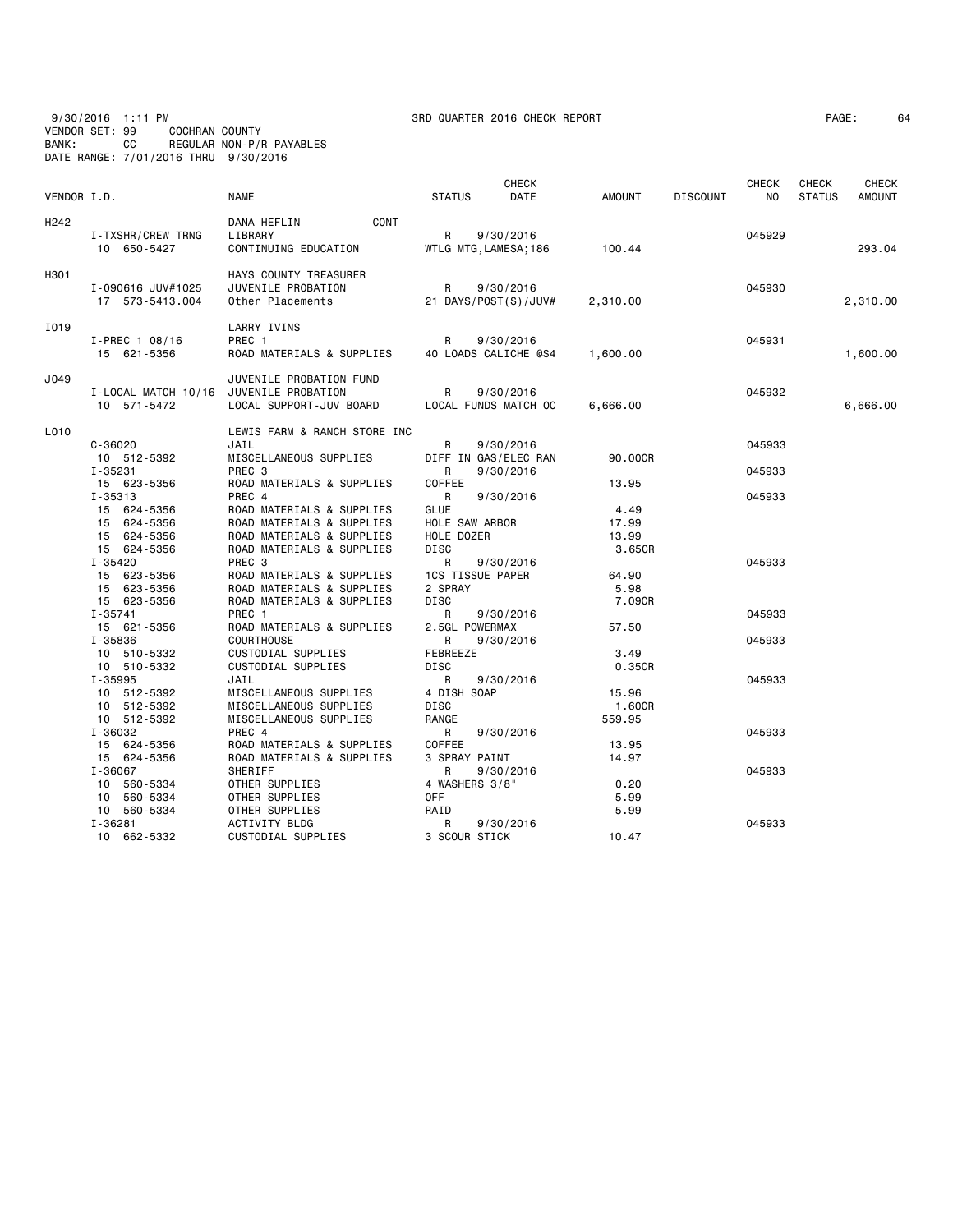9/30/2016 1:11 PM 3RD QUARTER 2016 CHECK REPORT

VENDOR SET: 99 COCHRAN COUNTY
BANK: CC REGULAR NON-P/R PAYABLES
DATE RANGE: 7/01/2016 THRU 9/30/2016

| VENDOR I.D. | NAME | STATUS | CHECK DATE | AMOUNT | DISCOUNT | CHECK NO | CHECK STATUS | CHECK AMOUNT |
|---|---|---|---|---|---|---|---|---|
| H242 | DANA HEFLIN CONT | | | | | | | |
| I-TXSHR/CREW TRNG | LIBRARY | R | 9/30/2016 | | | 045929 | | |
| 10 650-5427 | CONTINUING EDUCATION | WTLG MTG,LAMESA;186 | | 100.44 | | | | 293.04 |
| H301 | HAYS COUNTY TREASURER | | | | | | | |
| I-090616 JUV#1025 | JUVENILE PROBATION | R | 9/30/2016 | | | 045930 | | |
| 17 573-5413.004 | Other Placements | 21 DAYS/POST(S)/JUV# | | 2,310.00 | | | | 2,310.00 |
| I019 | LARRY IVINS | | | | | | | |
| I-PREC 1 08/16 | PREC 1 | R | 9/30/2016 | | | 045931 | | |
| 15 621-5356 | ROAD MATERIALS & SUPPLIES | 40 LOADS CALICHE @$4 | | 1,600.00 | | | | 1,600.00 |
| J049 | JUVENILE PROBATION FUND | | | | | | | |
| I-LOCAL MATCH 10/16 | JUVENILE PROBATION | R | 9/30/2016 | | | 045932 | | |
| 10 571-5472 | LOCAL SUPPORT-JUV BOARD | LOCAL FUNDS MATCH OC | | 6,666.00 | | | | 6,666.00 |
| L010 | LEWIS FARM & RANCH STORE INC | | | | | | | |
| C-36020 | JAIL | R | 9/30/2016 | | | 045933 | | |
| 10 512-5392 | MISCELLANEOUS SUPPLIES | DIFF IN GAS/ELEC RAN | | 90.00CR | | | | |
| I-35231 | PREC 3 | R | 9/30/2016 | | | 045933 | | |
| 15 623-5356 | ROAD MATERIALS & SUPPLIES | COFFEE | | 13.95 | | | | |
| I-35313 | PREC 4 | R | 9/30/2016 | | | 045933 | | |
| 15 624-5356 | ROAD MATERIALS & SUPPLIES | GLUE | | 4.49 | | | | |
| 15 624-5356 | ROAD MATERIALS & SUPPLIES | HOLE SAW ARBOR | | 17.99 | | | | |
| 15 624-5356 | ROAD MATERIALS & SUPPLIES | HOLE DOZER | | 13.99 | | | | |
| 15 624-5356 | ROAD MATERIALS & SUPPLIES | DISC | | 3.65CR | | | | |
| I-35420 | PREC 3 | R | 9/30/2016 | | | 045933 | | |
| 15 623-5356 | ROAD MATERIALS & SUPPLIES | 1CS TISSUE PAPER | | 64.90 | | | | |
| 15 623-5356 | ROAD MATERIALS & SUPPLIES | 2 SPRAY | | 5.98 | | | | |
| 15 623-5356 | ROAD MATERIALS & SUPPLIES | DISC | | 7.09CR | | | | |
| I-35741 | PREC 1 | R | 9/30/2016 | | | 045933 | | |
| 15 621-5356 | ROAD MATERIALS & SUPPLIES | 2.5GL POWERMAX | | 57.50 | | | | |
| I-35836 | COURTHOUSE | R | 9/30/2016 | | | 045933 | | |
| 10 510-5332 | CUSTODIAL SUPPLIES | FEBREEZE | | 3.49 | | | | |
| 10 510-5332 | CUSTODIAL SUPPLIES | DISC | | 0.35CR | | | | |
| I-35995 | JAIL | R | 9/30/2016 | | | 045933 | | |
| 10 512-5392 | MISCELLANEOUS SUPPLIES | 4 DISH SOAP | | 15.96 | | | | |
| 10 512-5392 | MISCELLANEOUS SUPPLIES | DISC | | 1.60CR | | | | |
| 10 512-5392 | MISCELLANEOUS SUPPLIES | RANGE | | 559.95 | | | | |
| I-36032 | PREC 4 | R | 9/30/2016 | | | 045933 | | |
| 15 624-5356 | ROAD MATERIALS & SUPPLIES | COFFEE | | 13.95 | | | | |
| 15 624-5356 | ROAD MATERIALS & SUPPLIES | 3 SPRAY PAINT | | 14.97 | | | | |
| I-36067 | SHERIFF | R | 9/30/2016 | | | 045933 | | |
| 10 560-5334 | OTHER SUPPLIES | 4 WASHERS 3/8" | | 0.20 | | | | |
| 10 560-5334 | OTHER SUPPLIES | OFF | | 5.99 | | | | |
| 10 560-5334 | OTHER SUPPLIES | RAID | | 5.99 | | | | |
| I-36281 | ACTIVITY BLDG | R | 9/30/2016 | | | 045933 | | |
| 10 662-5332 | CUSTODIAL SUPPLIES | 3 SCOUR STICK | | 10.47 | | | | |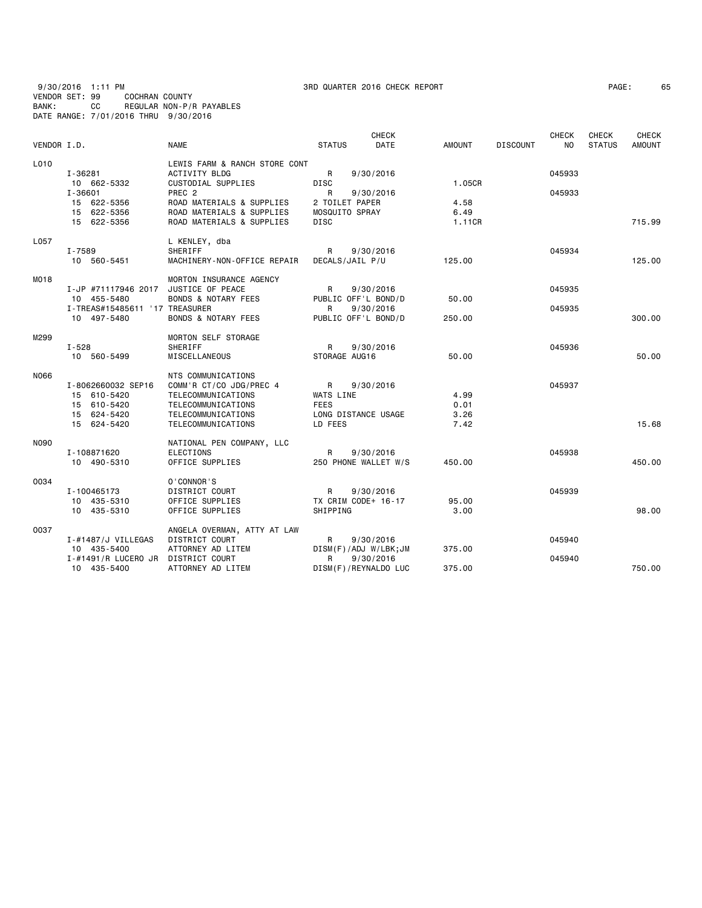9/30/2016 1:11 PM 3RD QUARTER 2016 CHECK REPORT
VENDOR SET: 99 COCHRAN COUNTY
BANK: CC REGULAR NON-P/R PAYABLES
DATE RANGE: 7/01/2016 THRU 9/30/2016

| VENDOR I.D. | NAME | STATUS | CHECK DATE | AMOUNT | DISCOUNT | CHECK NO | CHECK STATUS | CHECK AMOUNT |
|---|---|---|---|---|---|---|---|---|
| L010 | LEWIS FARM & RANCH STORE CONT | | | | | | | |
| I-36281 | ACTIVITY BLDG | R | 9/30/2016 | | | 045933 | | |
| 10 662-5332 | CUSTODIAL SUPPLIES | DISC | | 1.05CR | | | | |
| I-36601 | PREC 2 | R | 9/30/2016 | | | 045933 | | |
| 15 622-5356 | ROAD MATERIALS & SUPPLIES | 2 TOILET PAPER | | 4.58 | | | | |
| 15 622-5356 | ROAD MATERIALS & SUPPLIES | MOSQUITO SPRAY | | 6.49 | | | | |
| 15 622-5356 | ROAD MATERIALS & SUPPLIES | DISC | | 1.11CR | | | | 715.99 |
| L057 | L KENLEY, dba | | | | | | | |
| I-7589 | SHERIFF | R | 9/30/2016 | | | 045934 | | |
| 10 560-5451 | MACHINERY-NON-OFFICE REPAIR | DECALS/JAIL P/U | | 125.00 | | | | 125.00 |
| M018 | MORTON INSURANCE AGENCY | | | | | | | |
| I-JP #71117946 2017 | JUSTICE OF PEACE | R | 9/30/2016 | | | 045935 | | |
| 10 455-5480 | BONDS & NOTARY FEES | PUBLIC OFF'L BOND/D | | 50.00 | | | | |
| I-TREAS#15485611 '17 | TREASURER | R | 9/30/2016 | | | 045935 | | |
| 10 497-5480 | BONDS & NOTARY FEES | PUBLIC OFF'L BOND/D | | 250.00 | | | | 300.00 |
| M299 | MORTON SELF STORAGE | | | | | | | |
| I-528 | SHERIFF | R | 9/30/2016 | | | 045936 | | |
| 10 560-5499 | MISCELLANEOUS | STORAGE AUG16 | | 50.00 | | | | 50.00 |
| N066 | NTS COMMUNICATIONS | | | | | | | |
| I-8062660032 SEP16 | COMM'R CT/CO JDG/PREC 4 | R | 9/30/2016 | | | 045937 | | |
| 15 610-5420 | TELECOMMUNICATIONS | WATS LINE | | 4.99 | | | | |
| 15 610-5420 | TELECOMMUNICATIONS | FEES | | 0.01 | | | | |
| 15 624-5420 | TELECOMMUNICATIONS | LONG DISTANCE USAGE | | 3.26 | | | | |
| 15 624-5420 | TELECOMMUNICATIONS | LD FEES | | 7.42 | | | | 15.68 |
| N090 | NATIONAL PEN COMPANY, LLC | | | | | | | |
| I-108871620 | ELECTIONS | R | 9/30/2016 | | | 045938 | | |
| 10 490-5310 | OFFICE SUPPLIES | 250 PHONE WALLET W/S | | 450.00 | | | | 450.00 |
| O034 | O'CONNOR'S | | | | | | | |
| I-100465173 | DISTRICT COURT | R | 9/30/2016 | | | 045939 | | |
| 10 435-5310 | OFFICE SUPPLIES | TX CRIM CODE+ 16-17 | | 95.00 | | | | |
| 10 435-5310 | OFFICE SUPPLIES | SHIPPING | | 3.00 | | | | 98.00 |
| O037 | ANGELA OVERMAN, ATTY AT LAW | | | | | | | |
| I-#1487/J VILLEGAS | DISTRICT COURT | R | 9/30/2016 | | | 045940 | | |
| 10 435-5400 | ATTORNEY AD LITEM | DISM(F)/ADJ W/LBK;JM | | 375.00 | | | | |
| I-#1491/R LUCERO JR | DISTRICT COURT | R | 9/30/2016 | | | 045940 | | |
| 10 435-5400 | ATTORNEY AD LITEM | DISM(F)/REYNALDO LUC | | 375.00 | | | | 750.00 |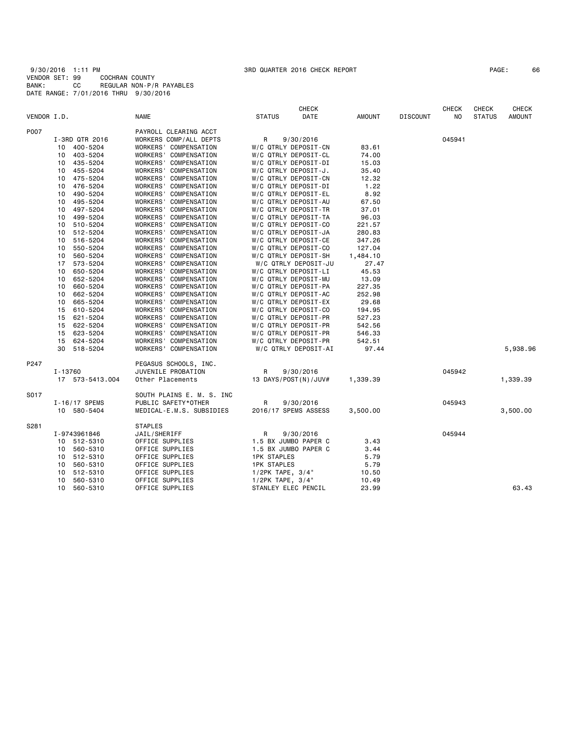9/30/2016 1:11 PM 3RD QUARTER 2016 CHECK REPORT PAGE: 66
VENDOR SET: 99 COCHRAN COUNTY
BANK: CC REGULAR NON-P/R PAYABLES
DATE RANGE: 7/01/2016 THRU 9/30/2016

| VENDOR I.D. | | NAME | STATUS | CHECK DATE | AMOUNT | DISCOUNT | CHECK NO | CHECK STATUS | CHECK AMOUNT |
|---|---|---|---|---|---|---|---|---|---|
| P007 | | PAYROLL CLEARING ACCT | | | | | | | |
| | I-3RD QTR 2016 | WORKERS COMP/ALL DEPTS | R | 9/30/2016 | | | 045941 | | |
| | 10 400-5204 | WORKERS' COMPENSATION | W/C QTRLY DEPOSIT-CN | | 83.61 | | | | |
| | 10 403-5204 | WORKERS' COMPENSATION | W/C QTRLY DEPOSIT-CL | | 74.00 | | | | |
| | 10 435-5204 | WORKERS' COMPENSATION | W/C QTRLY DEPOSIT-DI | | 15.03 | | | | |
| | 10 455-5204 | WORKERS' COMPENSATION | W/C QTRLY DEPOSIT-J. | | 35.40 | | | | |
| | 10 475-5204 | WORKERS' COMPENSATION | W/C QTRLY DEPOSIT-CN | | 12.32 | | | | |
| | 10 476-5204 | WORKERS' COMPENSATION | W/C QTRLY DEPOSIT-DI | | 1.22 | | | | |
| | 10 490-5204 | WORKERS' COMPENSATION | W/C QTRLY DEPOSIT-EL | | 8.92 | | | | |
| | 10 495-5204 | WORKERS' COMPENSATION | W/C QTRLY DEPOSIT-AU | | 67.50 | | | | |
| | 10 497-5204 | WORKERS' COMPENSATION | W/C QTRLY DEPOSIT-TR | | 37.01 | | | | |
| | 10 499-5204 | WORKERS' COMPENSATION | W/C QTRLY DEPOSIT-TA | | 96.03 | | | | |
| | 10 510-5204 | WORKERS' COMPENSATION | W/C QTRLY DEPOSIT-CO | | 221.57 | | | | |
| | 10 512-5204 | WORKERS' COMPENSATION | W/C QTRLY DEPOSIT-JA | | 280.83 | | | | |
| | 10 516-5204 | WORKERS' COMPENSATION | W/C QTRLY DEPOSIT-CE | | 347.26 | | | | |
| | 10 550-5204 | WORKERS' COMPENSATION | W/C QTRLY DEPOSIT-CO | | 127.04 | | | | |
| | 10 560-5204 | WORKERS' COMPENSATION | W/C QTRLY DEPOSIT-SH | | 1,484.10 | | | | |
| | 17 573-5204 | WORKERS' COMPENSATION | W/C QTRLY DEPOSIT-JU | | 27.47 | | | | |
| | 10 650-5204 | WORKERS' COMPENSATION | W/C QTRLY DEPOSIT-LI | | 45.53 | | | | |
| | 10 652-5204 | WORKERS' COMPENSATION | W/C QTRLY DEPOSIT-MU | | 13.09 | | | | |
| | 10 660-5204 | WORKERS' COMPENSATION | W/C QTRLY DEPOSIT-PA | | 227.35 | | | | |
| | 10 662-5204 | WORKERS' COMPENSATION | W/C QTRLY DEPOSIT-AC | | 252.98 | | | | |
| | 10 665-5204 | WORKERS' COMPENSATION | W/C QTRLY DEPOSIT-EX | | 29.68 | | | | |
| | 15 610-5204 | WORKERS' COMPENSATION | W/C QTRLY DEPOSIT-CO | | 194.95 | | | | |
| | 15 621-5204 | WORKERS' COMPENSATION | W/C QTRLY DEPOSIT-PR | | 527.23 | | | | |
| | 15 622-5204 | WORKERS' COMPENSATION | W/C QTRLY DEPOSIT-PR | | 542.56 | | | | |
| | 15 623-5204 | WORKERS' COMPENSATION | W/C QTRLY DEPOSIT-PR | | 546.33 | | | | |
| | 15 624-5204 | WORKERS' COMPENSATION | W/C QTRLY DEPOSIT-PR | | 542.51 | | | | |
| | 30 518-5204 | WORKERS' COMPENSATION | W/C QTRLY DEPOSIT-AI | | 97.44 | | | | 5,938.96 |
| P247 | | PEGASUS SCHOOLS, INC. | | | | | | | |
| | I-13760 | JUVENILE PROBATION | R | 9/30/2016 | | | 045942 | | |
| | 17 573-5413.004 | Other Placements | 13 DAYS/POST(N)/JUV# | | 1,339.39 | | | | 1,339.39 |
| S017 | | SOUTH PLAINS E. M. S. INC | | | | | | | |
| | I-16/17 SPEMS | PUBLIC SAFETY*OTHER | R | 9/30/2016 | | | 045943 | | |
| | 10 580-5404 | MEDICAL-E.M.S. SUBSIDIES | 2016/17 SPEMS ASSESS | | 3,500.00 | | | | 3,500.00 |
| S281 | | STAPLES | | | | | | | |
| | I-9743961846 | JAIL/SHERIFF | R | 9/30/2016 | | | 045944 | | |
| | 10 512-5310 | OFFICE SUPPLIES | 1.5 BX JUMBO PAPER C | | 3.43 | | | | |
| | 10 560-5310 | OFFICE SUPPLIES | 1.5 BX JUMBO PAPER C | | 3.44 | | | | |
| | 10 512-5310 | OFFICE SUPPLIES | 1PK STAPLES | | 5.79 | | | | |
| | 10 560-5310 | OFFICE SUPPLIES | 1PK STAPLES | | 5.79 | | | | |
| | 10 512-5310 | OFFICE SUPPLIES | 1/2PK TAPE, 3/4" | | 10.50 | | | | |
| | 10 560-5310 | OFFICE SUPPLIES | 1/2PK TAPE, 3/4" | | 10.49 | | | | |
| | 10 560-5310 | OFFICE SUPPLIES | STANLEY ELEC PENCIL | | 23.99 | | | | 63.43 |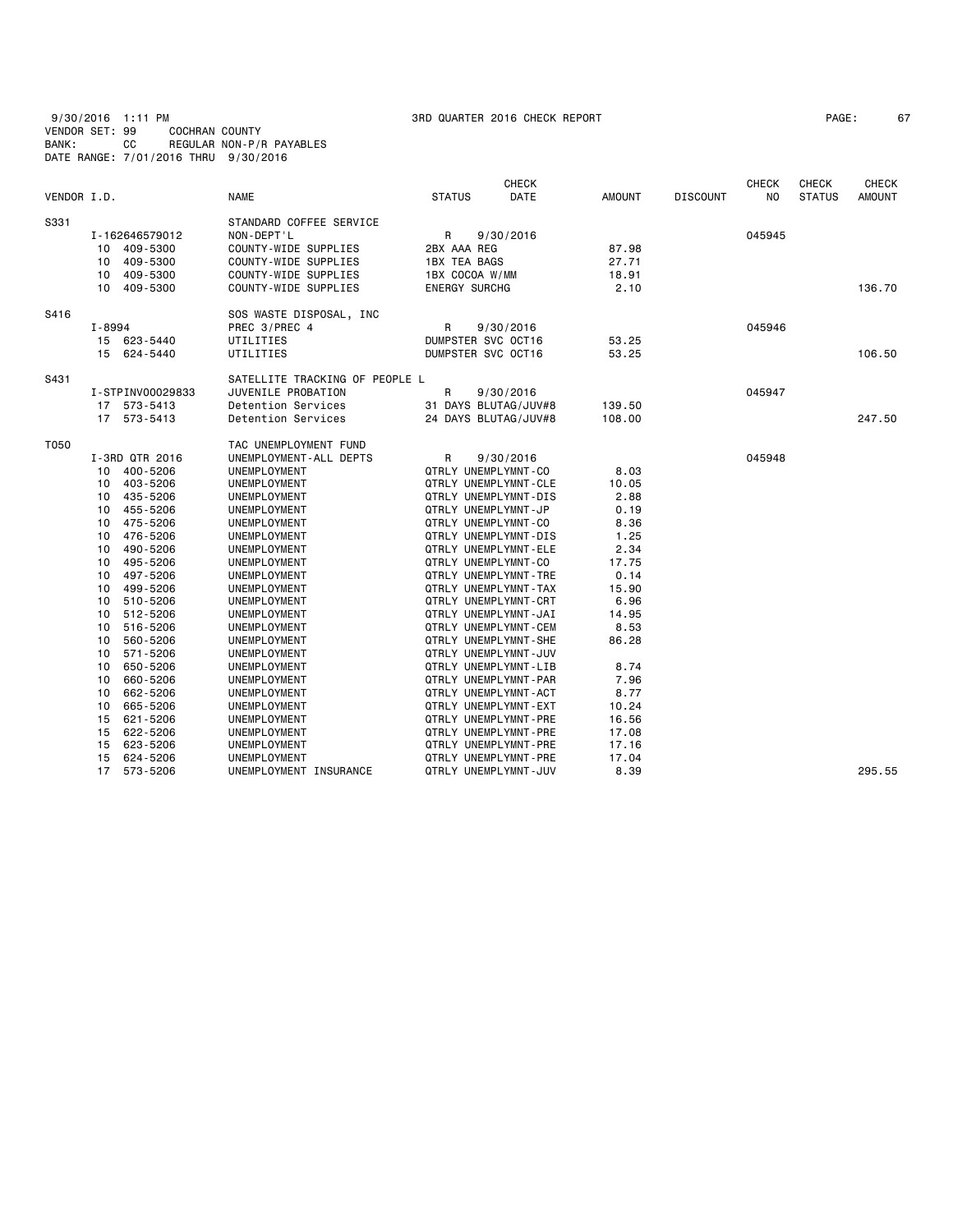9/30/2016 1:11 PM
3RD QUARTER 2016 CHECK REPORT
VENDOR SET: 99 COCHRAN COUNTY
BANK: CC REGULAR NON-P/R PAYABLES
DATE RANGE: 7/01/2016 THRU 9/30/2016

| VENDOR I.D. | NAME | STATUS | CHECK DATE | AMOUNT | DISCOUNT | CHECK NO | CHECK STATUS | CHECK AMOUNT |
|---|---|---|---|---|---|---|---|---|
| S331 | STANDARD COFFEE SERVICE | | | | | | | |
| I-162646579012 | NON-DEPT'L | R | 9/30/2016 | | | 045945 | | |
| 10 409-5300 | COUNTY-WIDE SUPPLIES | 2BX AAA REG | | 87.98 | | | | |
| 10 409-5300 | COUNTY-WIDE SUPPLIES | 1BX TEA BAGS | | 27.71 | | | | |
| 10 409-5300 | COUNTY-WIDE SUPPLIES | 1BX COCOA W/MM | | 18.91 | | | | |
| 10 409-5300 | COUNTY-WIDE SUPPLIES | ENERGY SURCHG | | 2.10 | | | | 136.70 |
| S416 | SOS WASTE DISPOSAL, INC | | | | | | | |
| I-8994 | PREC 3/PREC 4 | R | 9/30/2016 | | | 045946 | | |
| 15 623-5440 | UTILITIES | DUMPSTER SVC OCT16 | | 53.25 | | | | |
| 15 624-5440 | UTILITIES | DUMPSTER SVC OCT16 | | 53.25 | | | | 106.50 |
| S431 | SATELLITE TRACKING OF PEOPLE L | | | | | | | |
| I-STPINV00029833 | JUVENILE PROBATION | R | 9/30/2016 | | | 045947 | | |
| 17 573-5413 | Detention Services | 31 DAYS BLUTAG/JUV#8 | | 139.50 | | | | |
| 17 573-5413 | Detention Services | 24 DAYS BLUTAG/JUV#8 | | 108.00 | | | | 247.50 |
| T050 | TAC UNEMPLOYMENT FUND | | | | | | | |
| I-3RD QTR 2016 | UNEMPLOYMENT-ALL DEPTS | R | 9/30/2016 | | | 045948 | | |
| 10 400-5206 | UNEMPLOYMENT | QTRLY UNEMPLYMNT-CO | | 8.03 | | | | |
| 10 403-5206 | UNEMPLOYMENT | QTRLY UNEMPLYMNT-CLE | | 10.05 | | | | |
| 10 435-5206 | UNEMPLOYMENT | QTRLY UNEMPLYMNT-DIS | | 2.88 | | | | |
| 10 455-5206 | UNEMPLOYMENT | QTRLY UNEMPLYMNT-JP | | 0.19 | | | | |
| 10 475-5206 | UNEMPLOYMENT | QTRLY UNEMPLYMNT-CO | | 8.36 | | | | |
| 10 476-5206 | UNEMPLOYMENT | QTRLY UNEMPLYMNT-DIS | | 1.25 | | | | |
| 10 490-5206 | UNEMPLOYMENT | QTRLY UNEMPLYMNT-ELE | | 2.34 | | | | |
| 10 495-5206 | UNEMPLOYMENT | QTRLY UNEMPLYMNT-CO | | 17.75 | | | | |
| 10 497-5206 | UNEMPLOYMENT | QTRLY UNEMPLYMNT-TRE | | 0.14 | | | | |
| 10 499-5206 | UNEMPLOYMENT | QTRLY UNEMPLYMNT-TAX | | 15.90 | | | | |
| 10 510-5206 | UNEMPLOYMENT | QTRLY UNEMPLYMNT-CRT | | 6.96 | | | | |
| 10 512-5206 | UNEMPLOYMENT | QTRLY UNEMPLYMNT-JAI | | 14.95 | | | | |
| 10 516-5206 | UNEMPLOYMENT | QTRLY UNEMPLYMNT-CEM | | 8.53 | | | | |
| 10 560-5206 | UNEMPLOYMENT | QTRLY UNEMPLYMNT-SHE | | 86.28 | | | | |
| 10 571-5206 | UNEMPLOYMENT | QTRLY UNEMPLYMNT-JUV | | | | | | |
| 10 650-5206 | UNEMPLOYMENT | QTRLY UNEMPLYMNT-LIB | | 8.74 | | | | |
| 10 660-5206 | UNEMPLOYMENT | QTRLY UNEMPLYMNT-PAR | | 7.96 | | | | |
| 10 662-5206 | UNEMPLOYMENT | QTRLY UNEMPLYMNT-ACT | | 8.77 | | | | |
| 10 665-5206 | UNEMPLOYMENT | QTRLY UNEMPLYMNT-EXT | | 10.24 | | | | |
| 15 621-5206 | UNEMPLOYMENT | QTRLY UNEMPLYMNT-PRE | | 16.56 | | | | |
| 15 622-5206 | UNEMPLOYMENT | QTRLY UNEMPLYMNT-PRE | | 17.08 | | | | |
| 15 623-5206 | UNEMPLOYMENT | QTRLY UNEMPLYMNT-PRE | | 17.16 | | | | |
| 15 624-5206 | UNEMPLOYMENT | QTRLY UNEMPLYMNT-PRE | | 17.04 | | | | |
| 17 573-5206 | UNEMPLOYMENT INSURANCE | QTRLY UNEMPLYMNT-JUV | | 8.39 | | | | 295.55 |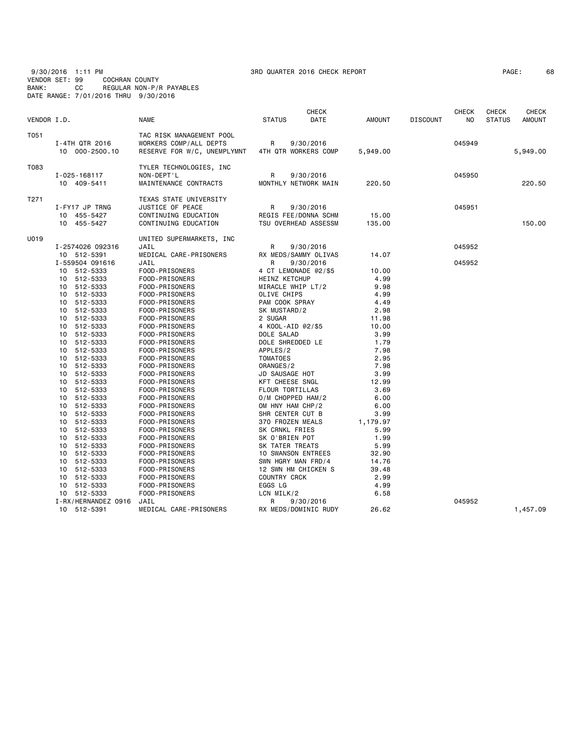9/30/2016 1:11 PM 3RD QUARTER 2016 CHECK REPORT PAGE: 68
VENDOR SET: 99 COCHRAN COUNTY
BANK: CC REGULAR NON-P/R PAYABLES
DATE RANGE: 7/01/2016 THRU 9/30/2016

| VENDOR I.D. | NAME | STATUS | CHECK DATE | AMOUNT | DISCOUNT | CHECK NO | CHECK STATUS | CHECK AMOUNT |
|---|---|---|---|---|---|---|---|---|
| T051 | TAC RISK MANAGEMENT POOL | | | | | | | |
| I-4TH QTR 2016 | WORKERS COMP/ALL DEPTS | R | 9/30/2016 | | | 045949 | | |
| 10 000-2500.10 | RESERVE FOR W/C, UNEMPLYMNT | 4TH QTR WORKERS COMP | | 5,949.00 | | | | 5,949.00 |
| T083 | TYLER TECHNOLOGIES, INC | | | | | | | |
| I-025-168117 | NON-DEPT'L | R | 9/30/2016 | | | 045950 | | |
| 10 409-5411 | MAINTENANCE CONTRACTS | MONTHLY NETWORK MAIN | | 220.50 | | | | 220.50 |
| T271 | TEXAS STATE UNIVERSITY | | | | | | | |
| I-FY17 JP TRNG | JUSTICE OF PEACE | R | 9/30/2016 | | | 045951 | | |
| 10 455-5427 | CONTINUING EDUCATION | REGIS FEE/DONNA SCHM | | 15.00 | | | | |
| 10 455-5427 | CONTINUING EDUCATION | TSU OVERHEAD ASSESSM | | 135.00 | | | | 150.00 |
| U019 | UNITED SUPERMARKETS, INC | | | | | | | |
| I-2574026 092316 | JAIL | R | 9/30/2016 | | | 045952 | | |
| 10 512-5391 | MEDICAL CARE-PRISONERS | RX MEDS/SAMMY OLIVAS | | 14.07 | | | | |
| I-559504 091616 | JAIL | R | 9/30/2016 | | | 045952 | | |
| 10 512-5333 | FOOD-PRISONERS | 4 CT LEMONADE @2/$5 | | 10.00 | | | | |
| 10 512-5333 | FOOD-PRISONERS | HEINZ KETCHUP | | 4.99 | | | | |
| 10 512-5333 | FOOD-PRISONERS | MIRACLE WHIP LT/2 | | 9.98 | | | | |
| 10 512-5333 | FOOD-PRISONERS | OLIVE CHIPS | | 4.99 | | | | |
| 10 512-5333 | FOOD-PRISONERS | PAM COOK SPRAY | | 4.49 | | | | |
| 10 512-5333 | FOOD-PRISONERS | SK MUSTARD/2 | | 2.98 | | | | |
| 10 512-5333 | FOOD-PRISONERS | 2 SUGAR | | 11.98 | | | | |
| 10 512-5333 | FOOD-PRISONERS | 4 KOOL-AID @2/$5 | | 10.00 | | | | |
| 10 512-5333 | FOOD-PRISONERS | DOLE SALAD | | 3.99 | | | | |
| 10 512-5333 | FOOD-PRISONERS | DOLE SHREDDED LE | | 1.79 | | | | |
| 10 512-5333 | FOOD-PRISONERS | APPLES/2 | | 7.98 | | | | |
| 10 512-5333 | FOOD-PRISONERS | TOMATOES | | 2.95 | | | | |
| 10 512-5333 | FOOD-PRISONERS | ORANGES/2 | | 7.98 | | | | |
| 10 512-5333 | FOOD-PRISONERS | JD SAUSAGE HOT | | 3.99 | | | | |
| 10 512-5333 | FOOD-PRISONERS | KFT CHEESE SNGL | | 12.99 | | | | |
| 10 512-5333 | FOOD-PRISONERS | FLOUR TORTILLAS | | 3.69 | | | | |
| 10 512-5333 | FOOD-PRISONERS | O/M CHOPPED HAM/2 | | 6.00 | | | | |
| 10 512-5333 | FOOD-PRISONERS | OM HNY HAM CHP/2 | | 6.00 | | | | |
| 10 512-5333 | FOOD-PRISONERS | SHR CENTER CUT B | | 3.99 | | | | |
| 10 512-5333 | FOOD-PRISONERS | 370 FROZEN MEALS | | 1,179.97 | | | | |
| 10 512-5333 | FOOD-PRISONERS | SK CRNKL FRIES | | 5.99 | | | | |
| 10 512-5333 | FOOD-PRISONERS | SK O'BRIEN POT | | 1.99 | | | | |
| 10 512-5333 | FOOD-PRISONERS | SK TATER TREATS | | 5.99 | | | | |
| 10 512-5333 | FOOD-PRISONERS | 10 SWANSON ENTREES | | 32.90 | | | | |
| 10 512-5333 | FOOD-PRISONERS | SWN HGRY MAN FRD/4 | | 14.76 | | | | |
| 10 512-5333 | FOOD-PRISONERS | 12 SWN HM CHICKEN S | | 39.48 | | | | |
| 10 512-5333 | FOOD-PRISONERS | COUNTRY CRCK | | 2.99 | | | | |
| 10 512-5333 | FOOD-PRISONERS | EGGS LG | | 4.99 | | | | |
| 10 512-5333 | FOOD-PRISONERS | LCN MILK/2 | | 6.58 | | | | |
| I-RX/HERNANDEZ 0916 | JAIL | R | 9/30/2016 | | | 045952 | | |
| 10 512-5391 | MEDICAL CARE-PRISONERS | RX MEDS/DOMINIC RUDY | | 26.62 | | | | 1,457.09 |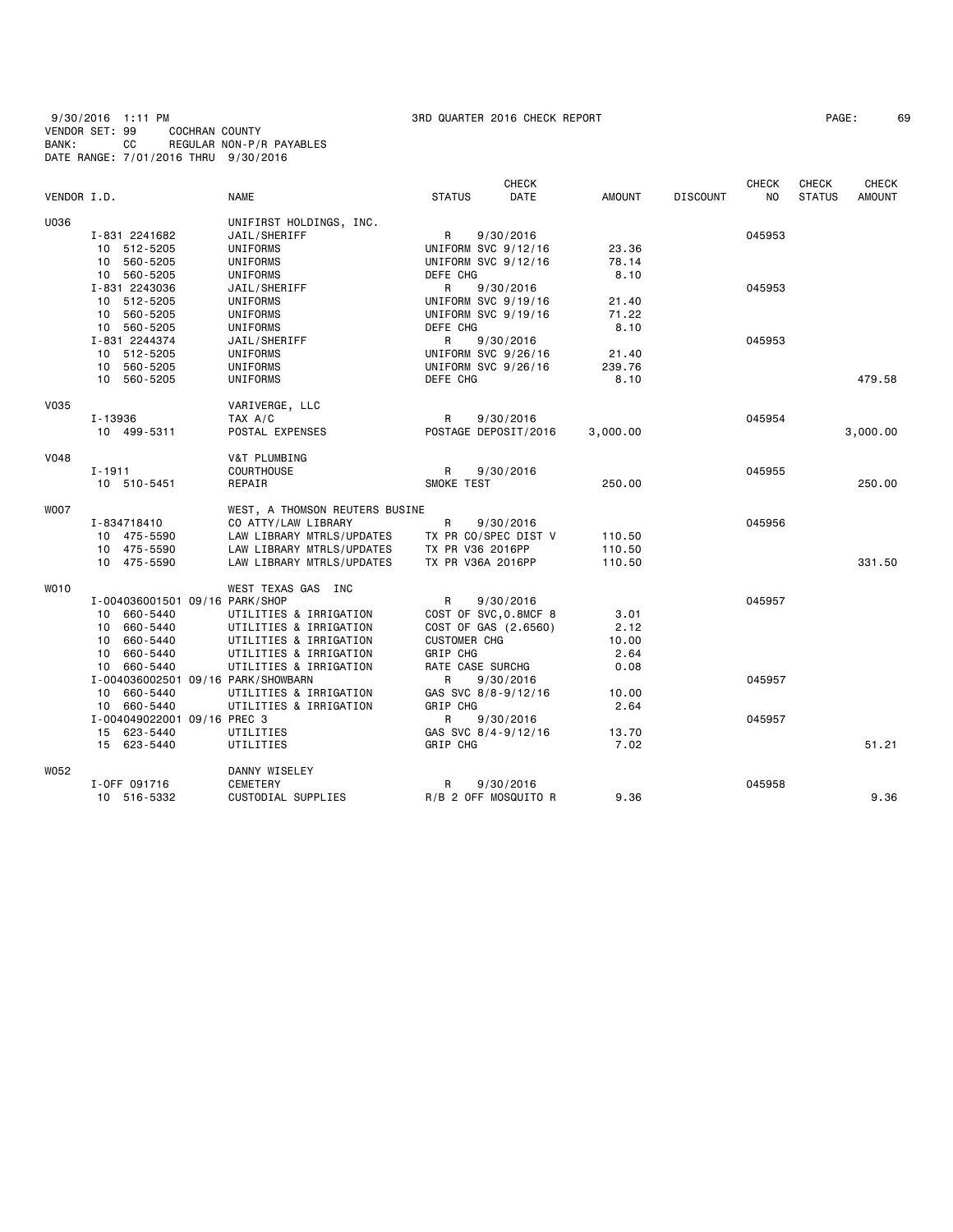9/30/2016 1:11 PM 3RD QUARTER 2016 CHECK REPORT
VENDOR SET: 99 COCHRAN COUNTY
BANK: CC REGULAR NON-P/R PAYABLES
DATE RANGE: 7/01/2016 THRU 9/30/2016

| VENDOR I.D. | NAME | STATUS | CHECK DATE | AMOUNT | DISCOUNT | CHECK NO | CHECK STATUS | CHECK AMOUNT |
|---|---|---|---|---|---|---|---|---|
| U036 | UNIFIRST HOLDINGS, INC. | | | | | | | |
| I-831 2241682 | JAIL/SHERIFF | R | 9/30/2016 | | | 045953 | | |
| 10 512-5205 | UNIFORMS | UNIFORM SVC 9/12/16 | | 23.36 | | | | |
| 10 560-5205 | UNIFORMS | UNIFORM SVC 9/12/16 | | 78.14 | | | | |
| 10 560-5205 | UNIFORMS | DEFE CHG | | 8.10 | | | | |
| I-831 2243036 | JAIL/SHERIFF | R | 9/30/2016 | | | 045953 | | |
| 10 512-5205 | UNIFORMS | UNIFORM SVC 9/19/16 | | 21.40 | | | | |
| 10 560-5205 | UNIFORMS | UNIFORM SVC 9/19/16 | | 71.22 | | | | |
| 10 560-5205 | UNIFORMS | DEFE CHG | | 8.10 | | | | |
| I-831 2244374 | JAIL/SHERIFF | R | 9/30/2016 | | | 045953 | | |
| 10 512-5205 | UNIFORMS | UNIFORM SVC 9/26/16 | | 21.40 | | | | |
| 10 560-5205 | UNIFORMS | UNIFORM SVC 9/26/16 | | 239.76 | | | | |
| 10 560-5205 | UNIFORMS | DEFE CHG | | 8.10 | | | | 479.58 |
| V035 | VARIVERGE, LLC | | | | | | | |
| I-13936 | TAX A/C | R | 9/30/2016 | | | 045954 | | |
| 10 499-5311 | POSTAL EXPENSES | POSTAGE DEPOSIT/2016 | | 3,000.00 | | | | 3,000.00 |
| V048 | V&T PLUMBING | | | | | | | |
| I-1911 | COURTHOUSE | R | 9/30/2016 | | | 045955 | | |
| 10 510-5451 | REPAIR | SMOKE TEST | | 250.00 | | | | 250.00 |
| W007 | WEST, A THOMSON REUTERS BUSINE | | | | | | | |
| I-834718410 | CO ATTY/LAW LIBRARY | R | 9/30/2016 | | | 045956 | | |
| 10 475-5590 | LAW LIBRARY MTRLS/UPDATES | TX PR CO/SPEC DIST V | | 110.50 | | | | |
| 10 475-5590 | LAW LIBRARY MTRLS/UPDATES | TX PR V36 2016PP | | 110.50 | | | | |
| 10 475-5590 | LAW LIBRARY MTRLS/UPDATES | TX PR V36A 2016PP | | 110.50 | | | | 331.50 |
| W010 | WEST TEXAS GAS INC | | | | | | | |
| I-004036001501 09/16 | PARK/SHOP | R | 9/30/2016 | | | 045957 | | |
| 10 660-5440 | UTILITIES & IRRIGATION | COST OF SVC,0.8MCF 8 | | 3.01 | | | | |
| 10 660-5440 | UTILITIES & IRRIGATION | COST OF GAS (2.6560) | | 2.12 | | | | |
| 10 660-5440 | UTILITIES & IRRIGATION | CUSTOMER CHG | | 10.00 | | | | |
| 10 660-5440 | UTILITIES & IRRIGATION | GRIP CHG | | 2.64 | | | | |
| 10 660-5440 | UTILITIES & IRRIGATION | RATE CASE SURCHG | | 0.08 | | | | |
| I-004036002501 09/16 | PARK/SHOWBARN | R | 9/30/2016 | | | 045957 | | |
| 10 660-5440 | UTILITIES & IRRIGATION | GAS SVC 8/8-9/12/16 | | 10.00 | | | | |
| 10 660-5440 | UTILITIES & IRRIGATION | GRIP CHG | | 2.64 | | | | |
| I-004049022001 09/16 | PREC 3 | R | 9/30/2016 | | | 045957 | | |
| 15 623-5440 | UTILITIES | GAS SVC 8/4-9/12/16 | | 13.70 | | | | |
| 15 623-5440 | UTILITIES | GRIP CHG | | 7.02 | | | | 51.21 |
| W052 | DANNY WISELEY | | | | | | | |
| I-OFF 091716 | CEMETERY | R | 9/30/2016 | | | 045958 | | |
| 10 516-5332 | CUSTODIAL SUPPLIES | R/B 2 OFF MOSQUITO R | | 9.36 | | | | 9.36 |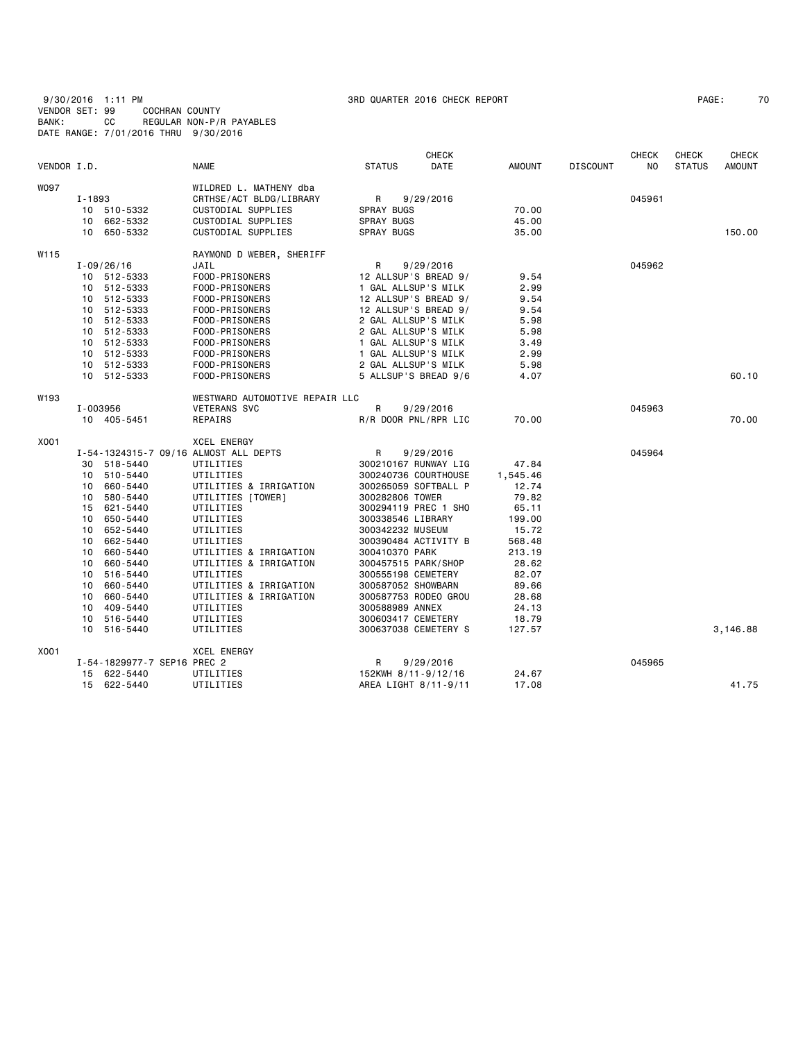9/30/2016 1:11 PM 3RD QUARTER 2016 CHECK REPORT PAGE: 70
VENDOR SET: 99 COCHRAN COUNTY
BANK: CC REGULAR NON-P/R PAYABLES
DATE RANGE: 7/01/2016 THRU 9/30/2016

| VENDOR I.D. | | NAME | STATUS | CHECK DATE | AMOUNT | DISCOUNT | CHECK NO | CHECK STATUS | CHECK AMOUNT |
|---|---|---|---|---|---|---|---|---|---|
| W097 | | WILDRED L. MATHENY dba | | | | | | | |
| | I-1893 | CRTHSE/ACT BLDG/LIBRARY | R | 9/29/2016 | | | 045961 | | |
| | 10 510-5332 | CUSTODIAL SUPPLIES | SPRAY BUGS | | 70.00 | | | | |
| | 10 662-5332 | CUSTODIAL SUPPLIES | SPRAY BUGS | | 45.00 | | | | |
| | 10 650-5332 | CUSTODIAL SUPPLIES | SPRAY BUGS | | 35.00 | | | | 150.00 |
| W115 | | RAYMOND D WEBER, SHERIFF | | | | | | | |
| | I-09/26/16 | JAIL | R | 9/29/2016 | | | 045962 | | |
| | 10 512-5333 | FOOD-PRISONERS | 12 ALLSUP'S BREAD 9/ | | 9.54 | | | | |
| | 10 512-5333 | FOOD-PRISONERS | 1 GAL ALLSUP'S MILK | | 2.99 | | | | |
| | 10 512-5333 | FOOD-PRISONERS | 12 ALLSUP'S BREAD 9/ | | 9.54 | | | | |
| | 10 512-5333 | FOOD-PRISONERS | 12 ALLSUP'S BREAD 9/ | | 9.54 | | | | |
| | 10 512-5333 | FOOD-PRISONERS | 2 GAL ALLSUP'S MILK | | 5.98 | | | | |
| | 10 512-5333 | FOOD-PRISONERS | 2 GAL ALLSUP'S MILK | | 5.98 | | | | |
| | 10 512-5333 | FOOD-PRISONERS | 1 GAL ALLSUP'S MILK | | 3.49 | | | | |
| | 10 512-5333 | FOOD-PRISONERS | 1 GAL ALLSUP'S MILK | | 2.99 | | | | |
| | 10 512-5333 | FOOD-PRISONERS | 2 GAL ALLSUP'S MILK | | 5.98 | | | | |
| | 10 512-5333 | FOOD-PRISONERS | 5 ALLSUP'S BREAD 9/6 | | 4.07 | | | | 60.10 |
| W193 | | WESTWARD AUTOMOTIVE REPAIR LLC | | | | | | | |
| | I-003956 | VETERANS SVC | R | 9/29/2016 | | | 045963 | | |
| | 10 405-5451 | REPAIRS | R/R DOOR PNL/RPR LIC | | 70.00 | | | | 70.00 |
| X001 | | XCEL ENERGY | | | | | | | |
| | I-54-1324315-7 09/16 | ALMOST ALL DEPTS | R | 9/29/2016 | | | 045964 | | |
| | 30 518-5440 | UTILITIES | 300210167 RUNWAY LIG | | 47.84 | | | | |
| | 10 510-5440 | UTILITIES | 300240736 COURTHOUSE | | 1,545.46 | | | | |
| | 10 660-5440 | UTILITIES & IRRIGATION | 300265059 SOFTBALL P | | 12.74 | | | | |
| | 10 580-5440 | UTILITIES [TOWER] | 300282806 TOWER | | 79.82 | | | | |
| | 15 621-5440 | UTILITIES | 300294119 PREC 1 SHO | | 65.11 | | | | |
| | 10 650-5440 | UTILITIES | 300338546 LIBRARY | | 199.00 | | | | |
| | 10 652-5440 | UTILITIES | 300342232 MUSEUM | | 15.72 | | | | |
| | 10 662-5440 | UTILITIES | 300390484 ACTIVITY B | | 568.48 | | | | |
| | 10 660-5440 | UTILITIES & IRRIGATION | 300410370 PARK | | 213.19 | | | | |
| | 10 660-5440 | UTILITIES & IRRIGATION | 300457515 PARK/SHOP | | 28.62 | | | | |
| | 10 516-5440 | UTILITIES | 300555198 CEMETERY | | 82.07 | | | | |
| | 10 660-5440 | UTILITIES & IRRIGATION | 300587052 SHOWBARN | | 89.66 | | | | |
| | 10 660-5440 | UTILITIES & IRRIGATION | 300587753 RODEO GROU | | 28.68 | | | | |
| | 10 409-5440 | UTILITIES | 300588989 ANNEX | | 24.13 | | | | |
| | 10 516-5440 | UTILITIES | 300603417 CEMETERY | | 18.79 | | | | |
| | 10 516-5440 | UTILITIES | 300637038 CEMETERY S | | 127.57 | | | | 3,146.88 |
| X001 | | XCEL ENERGY | | | | | | | |
| | I-54-1829977-7 SEP16 | PREC 2 | R | 9/29/2016 | | | 045965 | | |
| | 15 622-5440 | UTILITIES | 152KWH 8/11-9/12/16 | | 24.67 | | | | |
| | 15 622-5440 | UTILITIES | AREA LIGHT 8/11-9/11 | | 17.08 | | | | 41.75 |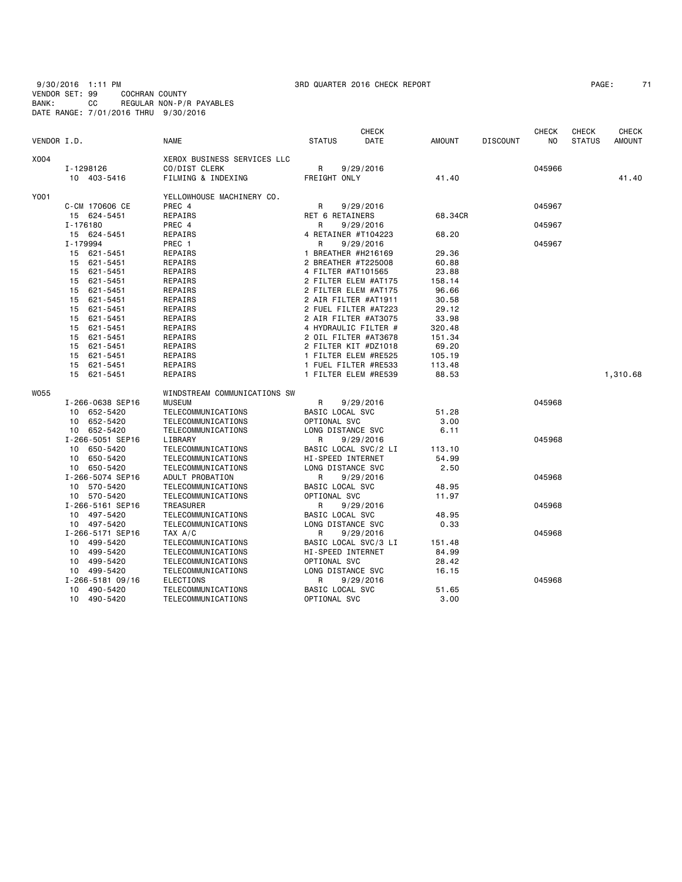9/30/2016 1:11 PM 3RD QUARTER 2016 CHECK REPORT

VENDOR SET: 99 COCHRAN COUNTY
BANK: CC REGULAR NON-P/R PAYABLES
DATE RANGE: 7/01/2016 THRU 9/30/2016

| VENDOR I.D. | | NAME | STATUS | CHECK DATE | AMOUNT | DISCOUNT | CHECK NO | CHECK STATUS | CHECK AMOUNT |
|---|---|---|---|---|---|---|---|---|---|
| X004 | | XEROX BUSINESS SERVICES LLC | | | | | | | |
| | I-1298126 | CO/DIST CLERK | R | 9/29/2016 | | | 045966 | | |
| | 10 403-5416 | FILMING & INDEXING | FREIGHT ONLY | | 41.40 | | | | 41.40 |
| Y001 | | YELLOWHOUSE MACHINERY CO. | | | | | | | |
| | C-CM 170606 CE | PREC 4 | R | 9/29/2016 | | | 045967 | | |
| | 15 624-5451 | REPAIRS | RET 6 RETAINERS | | 68.34CR | | | | |
| | I-176180 | PREC 4 | R | 9/29/2016 | | | 045967 | | |
| | 15 624-5451 | REPAIRS | 4 RETAINER #T104223 | | 68.20 | | | | |
| | I-179994 | PREC 1 | R | 9/29/2016 | | | 045967 | | |
| | 15 621-5451 | REPAIRS | 1 BREATHER #H216169 | | 29.36 | | | | |
| | 15 621-5451 | REPAIRS | 2 BREATHER #T225008 | | 60.88 | | | | |
| | 15 621-5451 | REPAIRS | 4 FILTER #AT101565 | | 23.88 | | | | |
| | 15 621-5451 | REPAIRS | 2 FILTER ELEM #AT175 | | 158.14 | | | | |
| | 15 621-5451 | REPAIRS | 2 FILTER ELEM #AT175 | | 96.66 | | | | |
| | 15 621-5451 | REPAIRS | 2 AIR FILTER #AT1911 | | 30.58 | | | | |
| | 15 621-5451 | REPAIRS | 2 FUEL FILTER #AT223 | | 29.12 | | | | |
| | 15 621-5451 | REPAIRS | 2 AIR FILTER #AT3075 | | 33.98 | | | | |
| | 15 621-5451 | REPAIRS | 4 HYDRAULIC FILTER # | | 320.48 | | | | |
| | 15 621-5451 | REPAIRS | 2 OIL FILTER #AT3678 | | 151.34 | | | | |
| | 15 621-5451 | REPAIRS | 2 FILTER KIT #DZ1018 | | 69.20 | | | | |
| | 15 621-5451 | REPAIRS | 1 FILTER ELEM #RE525 | | 105.19 | | | | |
| | 15 621-5451 | REPAIRS | 1 FUEL FILTER #RE533 | | 113.48 | | | | |
| | 15 621-5451 | REPAIRS | 1 FILTER ELEM #RE539 | | 88.53 | | | | 1,310.68 |
| W055 | | WINDSTREAM COMMUNICATIONS SW | | | | | | | |
| | I-266-0638 SEP16 | MUSEUM | R | 9/29/2016 | | | 045968 | | |
| | 10 652-5420 | TELECOMMUNICATIONS | BASIC LOCAL SVC | | 51.28 | | | | |
| | 10 652-5420 | TELECOMMUNICATIONS | OPTIONAL SVC | | 3.00 | | | | |
| | 10 652-5420 | TELECOMMUNICATIONS | LONG DISTANCE SVC | | 6.11 | | | | |
| | I-266-5051 SEP16 | LIBRARY | R | 9/29/2016 | | | 045968 | | |
| | 10 650-5420 | TELECOMMUNICATIONS | BASIC LOCAL SVC/2 LI | | 113.10 | | | | |
| | 10 650-5420 | TELECOMMUNICATIONS | HI-SPEED INTERNET | | 54.99 | | | | |
| | 10 650-5420 | TELECOMMUNICATIONS | LONG DISTANCE SVC | | 2.50 | | | | |
| | I-266-5074 SEP16 | ADULT PROBATION | R | 9/29/2016 | | | 045968 | | |
| | 10 570-5420 | TELECOMMUNICATIONS | BASIC LOCAL SVC | | 48.95 | | | | |
| | 10 570-5420 | TELECOMMUNICATIONS | OPTIONAL SVC | | 11.97 | | | | |
| | I-266-5161 SEP16 | TREASURER | R | 9/29/2016 | | | 045968 | | |
| | 10 497-5420 | TELECOMMUNICATIONS | BASIC LOCAL SVC | | 48.95 | | | | |
| | 10 497-5420 | TELECOMMUNICATIONS | LONG DISTANCE SVC | | 0.33 | | | | |
| | I-266-5171 SEP16 | TAX A/C | R | 9/29/2016 | | | 045968 | | |
| | 10 499-5420 | TELECOMMUNICATIONS | BASIC LOCAL SVC/3 LI | | 151.48 | | | | |
| | 10 499-5420 | TELECOMMUNICATIONS | HI-SPEED INTERNET | | 84.99 | | | | |
| | 10 499-5420 | TELECOMMUNICATIONS | OPTIONAL SVC | | 28.42 | | | | |
| | 10 499-5420 | TELECOMMUNICATIONS | LONG DISTANCE SVC | | 16.15 | | | | |
| | I-266-5181 09/16 | ELECTIONS | R | 9/29/2016 | | | 045968 | | |
| | 10 490-5420 | TELECOMMUNICATIONS | BASIC LOCAL SVC | | 51.65 | | | | |
| | 10 490-5420 | TELECOMMUNICATIONS | OPTIONAL SVC | | 3.00 | | | | |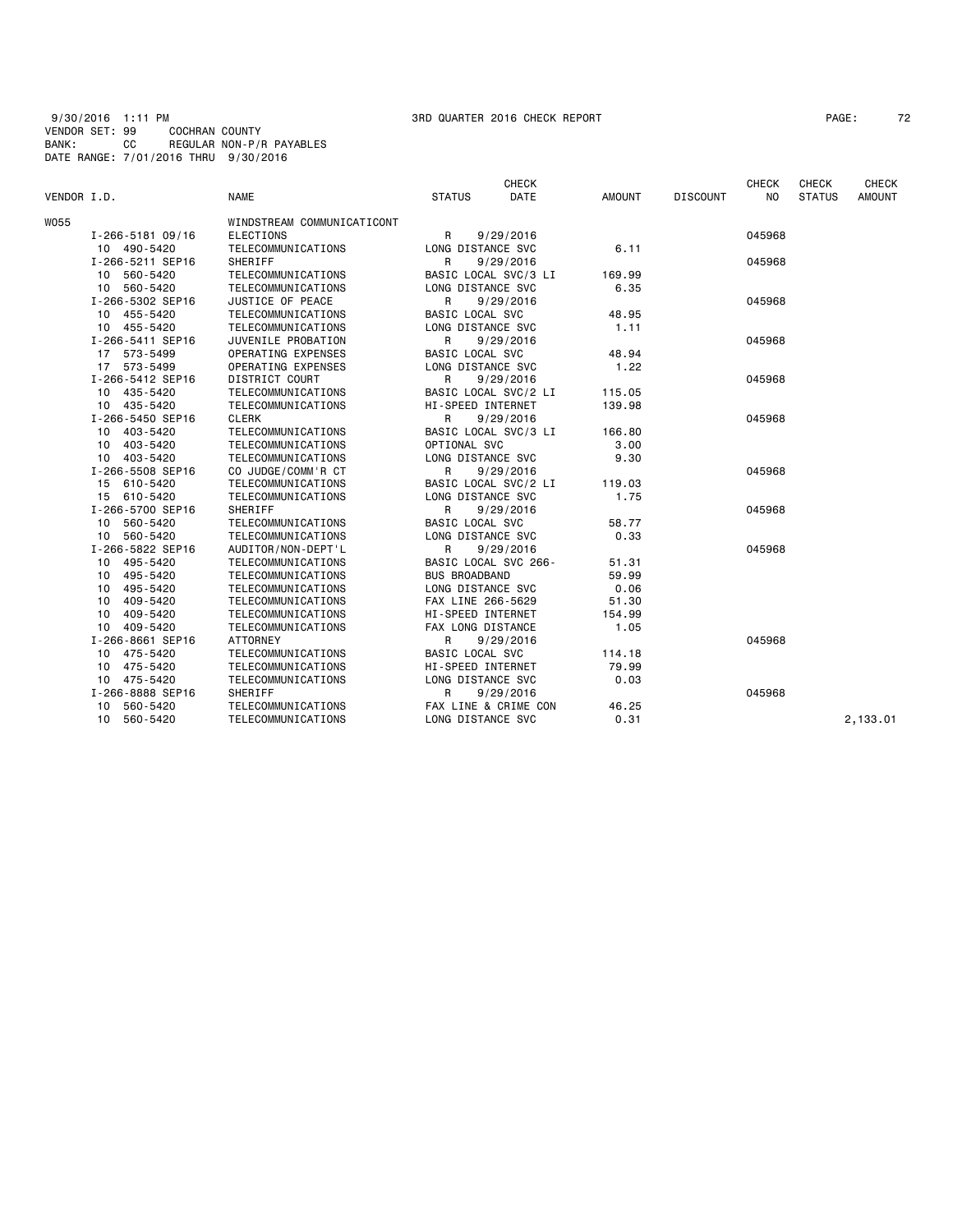9/30/2016 1:11 PM 3RD QUARTER 2016 CHECK REPORT

VENDOR SET: 99 COCHRAN COUNTY
BANK: CC REGULAR NON-P/R PAYABLES
DATE RANGE: 7/01/2016 THRU 9/30/2016

| VENDOR I.D. | NAME | STATUS | CHECK DATE | AMOUNT | DISCOUNT | CHECK NO | CHECK STATUS | CHECK AMOUNT |
|---|---|---|---|---|---|---|---|---|
| W055 | WINDSTREAM COMMUNICATICONT | | | | | | | |
| I-266-5181 09/16 | ELECTIONS | R | 9/29/2016 | | | 045968 | | |
| 10 490-5420 | TELECOMMUNICATIONS | LONG DISTANCE SVC | | 6.11 | | | | |
| I-266-5211 SEP16 | SHERIFF | R | 9/29/2016 | | | 045968 | | |
| 10 560-5420 | TELECOMMUNICATIONS | BASIC LOCAL SVC/3 LI | | 169.99 | | | | |
| 10 560-5420 | TELECOMMUNICATIONS | LONG DISTANCE SVC | | 6.35 | | | | |
| I-266-5302 SEP16 | JUSTICE OF PEACE | R | 9/29/2016 | | | 045968 | | |
| 10 455-5420 | TELECOMMUNICATIONS | BASIC LOCAL SVC | | 48.95 | | | | |
| 10 455-5420 | TELECOMMUNICATIONS | LONG DISTANCE SVC | | 1.11 | | | | |
| I-266-5411 SEP16 | JUVENILE PROBATION | R | 9/29/2016 | | | 045968 | | |
| 17 573-5499 | OPERATING EXPENSES | BASIC LOCAL SVC | | 48.94 | | | | |
| 17 573-5499 | OPERATING EXPENSES | LONG DISTANCE SVC | | 1.22 | | | | |
| I-266-5412 SEP16 | DISTRICT COURT | R | 9/29/2016 | | | 045968 | | |
| 10 435-5420 | TELECOMMUNICATIONS | BASIC LOCAL SVC/2 LI | | 115.05 | | | | |
| 10 435-5420 | TELECOMMUNICATIONS | HI-SPEED INTERNET | | 139.98 | | | | |
| I-266-5450 SEP16 | CLERK | R | 9/29/2016 | | | 045968 | | |
| 10 403-5420 | TELECOMMUNICATIONS | BASIC LOCAL SVC/3 LI | | 166.80 | | | | |
| 10 403-5420 | TELECOMMUNICATIONS | OPTIONAL SVC | | 3.00 | | | | |
| 10 403-5420 | TELECOMMUNICATIONS | LONG DISTANCE SVC | | 9.30 | | | | |
| I-266-5508 SEP16 | CO JUDGE/COMM'R CT | R | 9/29/2016 | | | 045968 | | |
| 15 610-5420 | TELECOMMUNICATIONS | BASIC LOCAL SVC/2 LI | | 119.03 | | | | |
| 15 610-5420 | TELECOMMUNICATIONS | LONG DISTANCE SVC | | 1.75 | | | | |
| I-266-5700 SEP16 | SHERIFF | R | 9/29/2016 | | | 045968 | | |
| 10 560-5420 | TELECOMMUNICATIONS | BASIC LOCAL SVC | | 58.77 | | | | |
| 10 560-5420 | TELECOMMUNICATIONS | LONG DISTANCE SVC | | 0.33 | | | | |
| I-266-5822 SEP16 | AUDITOR/NON-DEPT'L | R | 9/29/2016 | | | 045968 | | |
| 10 495-5420 | TELECOMMUNICATIONS | BASIC LOCAL SVC 266- | | 51.31 | | | | |
| 10 495-5420 | TELECOMMUNICATIONS | BUS BROADBAND | | 59.99 | | | | |
| 10 495-5420 | TELECOMMUNICATIONS | LONG DISTANCE SVC | | 0.06 | | | | |
| 10 409-5420 | TELECOMMUNICATIONS | FAX LINE 266-5629 | | 51.30 | | | | |
| 10 409-5420 | TELECOMMUNICATIONS | HI-SPEED INTERNET | | 154.99 | | | | |
| 10 409-5420 | TELECOMMUNICATIONS | FAX LONG DISTANCE | | 1.05 | | | | |
| I-266-8661 SEP16 | ATTORNEY | R | 9/29/2016 | | | 045968 | | |
| 10 475-5420 | TELECOMMUNICATIONS | BASIC LOCAL SVC | | 114.18 | | | | |
| 10 475-5420 | TELECOMMUNICATIONS | HI-SPEED INTERNET | | 79.99 | | | | |
| 10 475-5420 | TELECOMMUNICATIONS | LONG DISTANCE SVC | | 0.03 | | | | |
| I-266-8888 SEP16 | SHERIFF | R | 9/29/2016 | | | 045968 | | |
| 10 560-5420 | TELECOMMUNICATIONS | FAX LINE & CRIME CON | | 46.25 | | | | |
| 10 560-5420 | TELECOMMUNICATIONS | LONG DISTANCE SVC | | 0.31 | | | | 2,133.01 |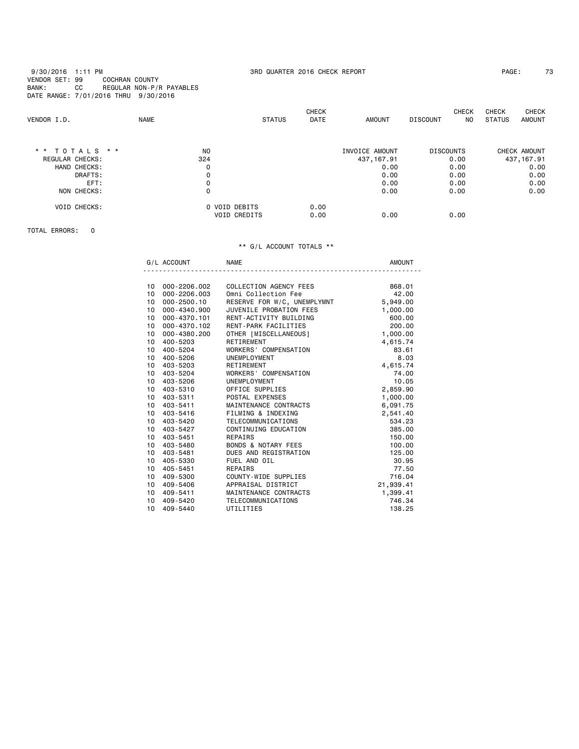9/30/2016 1:11 PM — 3RD QUARTER 2016 CHECK REPORT

VENDOR SET: 99 COCHRAN COUNTY
BANK: CC REGULAR NON-P/R PAYABLES
DATE RANGE: 7/01/2016 THRU 9/30/2016

| VENDOR I.D. | NAME | STATUS | CHECK DATE | AMOUNT | DISCOUNT | CHECK NO | CHECK STATUS | CHECK AMOUNT |
|---|---|---|---|---|---|---|---|---|

| * * T O T A L S * * | NO | | | INVOICE AMOUNT | DISCOUNTS | CHECK AMOUNT |
|---|---|---|---|---|---|---|
| REGULAR CHECKS: | 324 | | | 437,167.91 | 0.00 | 437,167.91 |
| HAND CHECKS: | 0 | | | 0.00 | 0.00 | 0.00 |
| DRAFTS: | 0 | | | 0.00 | 0.00 | 0.00 |
| EFT: | 0 | | | 0.00 | 0.00 | 0.00 |
| NON CHECKS: | 0 | | | 0.00 | 0.00 | 0.00 |
| VOID CHECKS: | 0 | VOID DEBITS | 0.00 | | | |
| | | VOID CREDITS | 0.00 | 0.00 | 0.00 | |

TOTAL ERRORS: 0

** G/L ACCOUNT TOTALS **

| | G/L ACCOUNT | NAME | AMOUNT |
|---|---|---|---|
| 10 | 000-2206.002 | COLLECTION AGENCY FEES | 868.01 |
| 10 | 000-2206.003 | Omni Collection Fee | 42.00 |
| 10 | 000-2500.10 | RESERVE FOR W/C, UNEMPLYMNT | 5,949.00 |
| 10 | 000-4340.900 | JUVENILE PROBATION FEES | 1,000.00 |
| 10 | 000-4370.101 | RENT-ACTIVITY BUILDING | 600.00 |
| 10 | 000-4370.102 | RENT-PARK FACILITIES | 200.00 |
| 10 | 000-4380.200 | OTHER [MISCELLANEOUS] | 1,000.00 |
| 10 | 400-5203 | RETIREMENT | 4,615.74 |
| 10 | 400-5204 | WORKERS' COMPENSATION | 83.61 |
| 10 | 400-5206 | UNEMPLOYMENT | 8.03 |
| 10 | 403-5203 | RETIREMENT | 4,615.74 |
| 10 | 403-5204 | WORKERS' COMPENSATION | 74.00 |
| 10 | 403-5206 | UNEMPLOYMENT | 10.05 |
| 10 | 403-5310 | OFFICE SUPPLIES | 2,859.90 |
| 10 | 403-5311 | POSTAL EXPENSES | 1,000.00 |
| 10 | 403-5411 | MAINTENANCE CONTRACTS | 6,091.75 |
| 10 | 403-5416 | FILMING & INDEXING | 2,541.40 |
| 10 | 403-5420 | TELECOMMUNICATIONS | 534.23 |
| 10 | 403-5427 | CONTINUING EDUCATION | 385.00 |
| 10 | 403-5451 | REPAIRS | 150.00 |
| 10 | 403-5480 | BONDS & NOTARY FEES | 100.00 |
| 10 | 403-5481 | DUES AND REGISTRATION | 125.00 |
| 10 | 405-5330 | FUEL AND OIL | 30.95 |
| 10 | 405-5451 | REPAIRS | 77.50 |
| 10 | 409-5300 | COUNTY-WIDE SUPPLIES | 716.04 |
| 10 | 409-5406 | APPRAISAL DISTRICT | 21,939.41 |
| 10 | 409-5411 | MAINTENANCE CONTRACTS | 1,399.41 |
| 10 | 409-5420 | TELECOMMUNICATIONS | 746.34 |
| 10 | 409-5440 | UTILITIES | 138.25 |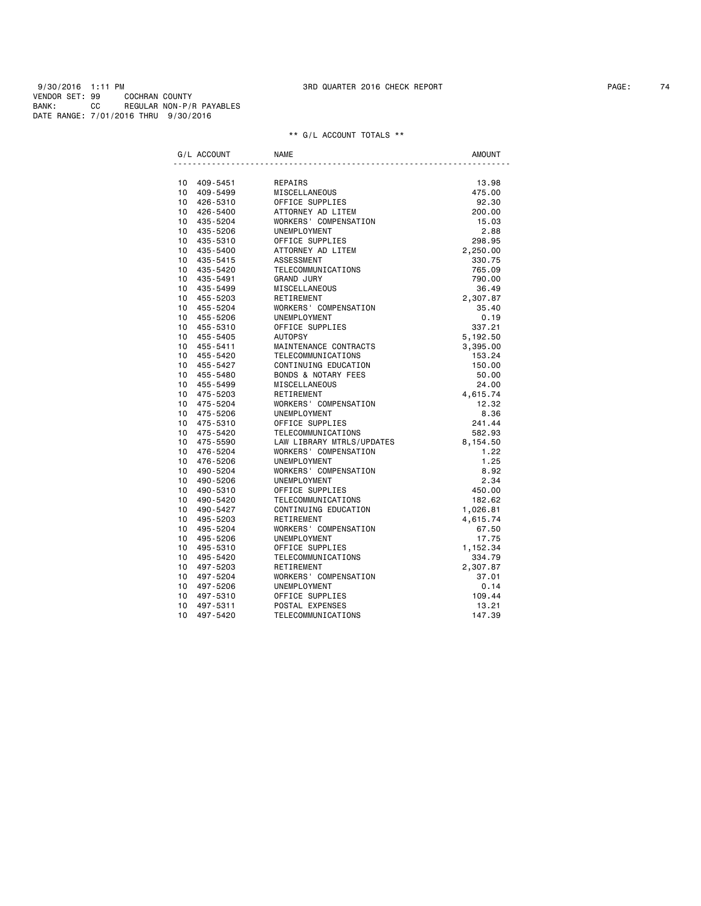9/30/2016 1:11 PM 3RD QUARTER 2016 CHECK REPORT
VENDOR SET: 99 COCHRAN COUNTY
BANK: CC REGULAR NON-P/R PAYABLES
DATE RANGE: 7/01/2016 THRU 9/30/2016

** G/L ACCOUNT TOTALS **

| G/L ACCOUNT | NAME | AMOUNT |
|---|---|---|
| 10 409-5451 | REPAIRS | 13.98 |
| 10 409-5499 | MISCELLANEOUS | 475.00 |
| 10 426-5310 | OFFICE SUPPLIES | 92.30 |
| 10 426-5400 | ATTORNEY AD LITEM | 200.00 |
| 10 435-5204 | WORKERS' COMPENSATION | 15.03 |
| 10 435-5206 | UNEMPLOYMENT | 2.88 |
| 10 435-5310 | OFFICE SUPPLIES | 298.95 |
| 10 435-5400 | ATTORNEY AD LITEM | 2,250.00 |
| 10 435-5415 | ASSESSMENT | 330.75 |
| 10 435-5420 | TELECOMMUNICATIONS | 765.09 |
| 10 435-5491 | GRAND JURY | 790.00 |
| 10 435-5499 | MISCELLANEOUS | 36.49 |
| 10 455-5203 | RETIREMENT | 2,307.87 |
| 10 455-5204 | WORKERS' COMPENSATION | 35.40 |
| 10 455-5206 | UNEMPLOYMENT | 0.19 |
| 10 455-5310 | OFFICE SUPPLIES | 337.21 |
| 10 455-5405 | AUTOPSY | 5,192.50 |
| 10 455-5411 | MAINTENANCE CONTRACTS | 3,395.00 |
| 10 455-5420 | TELECOMMUNICATIONS | 153.24 |
| 10 455-5427 | CONTINUING EDUCATION | 150.00 |
| 10 455-5480 | BONDS & NOTARY FEES | 50.00 |
| 10 455-5499 | MISCELLANEOUS | 24.00 |
| 10 475-5203 | RETIREMENT | 4,615.74 |
| 10 475-5204 | WORKERS' COMPENSATION | 12.32 |
| 10 475-5206 | UNEMPLOYMENT | 8.36 |
| 10 475-5310 | OFFICE SUPPLIES | 241.44 |
| 10 475-5420 | TELECOMMUNICATIONS | 582.93 |
| 10 475-5590 | LAW LIBRARY MTRLS/UPDATES | 8,154.50 |
| 10 476-5204 | WORKERS' COMPENSATION | 1.22 |
| 10 476-5206 | UNEMPLOYMENT | 1.25 |
| 10 490-5204 | WORKERS' COMPENSATION | 8.92 |
| 10 490-5206 | UNEMPLOYMENT | 2.34 |
| 10 490-5310 | OFFICE SUPPLIES | 450.00 |
| 10 490-5420 | TELECOMMUNICATIONS | 182.62 |
| 10 490-5427 | CONTINUING EDUCATION | 1,026.81 |
| 10 495-5203 | RETIREMENT | 4,615.74 |
| 10 495-5204 | WORKERS' COMPENSATION | 67.50 |
| 10 495-5206 | UNEMPLOYMENT | 17.75 |
| 10 495-5310 | OFFICE SUPPLIES | 1,152.34 |
| 10 495-5420 | TELECOMMUNICATIONS | 334.79 |
| 10 497-5203 | RETIREMENT | 2,307.87 |
| 10 497-5204 | WORKERS' COMPENSATION | 37.01 |
| 10 497-5206 | UNEMPLOYMENT | 0.14 |
| 10 497-5310 | OFFICE SUPPLIES | 109.44 |
| 10 497-5311 | POSTAL EXPENSES | 13.21 |
| 10 497-5420 | TELECOMMUNICATIONS | 147.39 |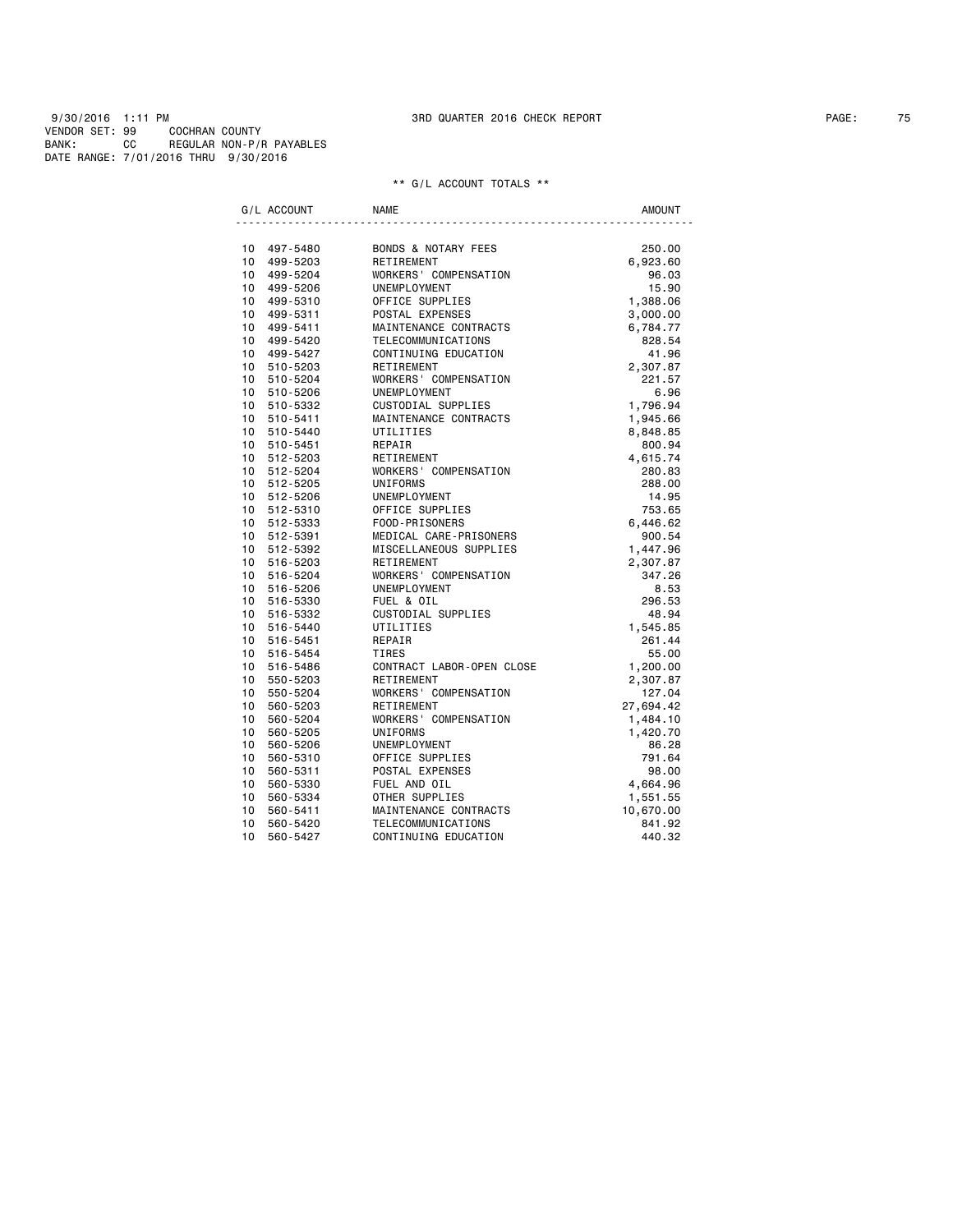9/30/2016 1:11 PM 3RD QUARTER 2016 CHECK REPORT

VENDOR SET: 99 COCHRAN COUNTY
BANK: CC REGULAR NON-P/R PAYABLES
DATE RANGE: 7/01/2016 THRU 9/30/2016

** G/L ACCOUNT TOTALS **

| G/L ACCOUNT | | NAME | AMOUNT |
|---|---|---|---|
| 10 | 497-5480 | BONDS & NOTARY FEES | 250.00 |
| 10 | 499-5203 | RETIREMENT | 6,923.60 |
| 10 | 499-5204 | WORKERS' COMPENSATION | 96.03 |
| 10 | 499-5206 | UNEMPLOYMENT | 15.90 |
| 10 | 499-5310 | OFFICE SUPPLIES | 1,388.06 |
| 10 | 499-5311 | POSTAL EXPENSES | 3,000.00 |
| 10 | 499-5411 | MAINTENANCE CONTRACTS | 6,784.77 |
| 10 | 499-5420 | TELECOMMUNICATIONS | 828.54 |
| 10 | 499-5427 | CONTINUING EDUCATION | 41.96 |
| 10 | 510-5203 | RETIREMENT | 2,307.87 |
| 10 | 510-5204 | WORKERS' COMPENSATION | 221.57 |
| 10 | 510-5206 | UNEMPLOYMENT | 6.96 |
| 10 | 510-5332 | CUSTODIAL SUPPLIES | 1,796.94 |
| 10 | 510-5411 | MAINTENANCE CONTRACTS | 1,945.66 |
| 10 | 510-5440 | UTILITIES | 8,848.85 |
| 10 | 510-5451 | REPAIR | 800.94 |
| 10 | 512-5203 | RETIREMENT | 4,615.74 |
| 10 | 512-5204 | WORKERS' COMPENSATION | 280.83 |
| 10 | 512-5205 | UNIFORMS | 288.00 |
| 10 | 512-5206 | UNEMPLOYMENT | 14.95 |
| 10 | 512-5310 | OFFICE SUPPLIES | 753.65 |
| 10 | 512-5333 | FOOD-PRISONERS | 6,446.62 |
| 10 | 512-5391 | MEDICAL CARE-PRISONERS | 900.54 |
| 10 | 512-5392 | MISCELLANEOUS SUPPLIES | 1,447.96 |
| 10 | 516-5203 | RETIREMENT | 2,307.87 |
| 10 | 516-5204 | WORKERS' COMPENSATION | 347.26 |
| 10 | 516-5206 | UNEMPLOYMENT | 8.53 |
| 10 | 516-5330 | FUEL & OIL | 296.53 |
| 10 | 516-5332 | CUSTODIAL SUPPLIES | 48.94 |
| 10 | 516-5440 | UTILITIES | 1,545.85 |
| 10 | 516-5451 | REPAIR | 261.44 |
| 10 | 516-5454 | TIRES | 55.00 |
| 10 | 516-5486 | CONTRACT LABOR-OPEN CLOSE | 1,200.00 |
| 10 | 550-5203 | RETIREMENT | 2,307.87 |
| 10 | 550-5204 | WORKERS' COMPENSATION | 127.04 |
| 10 | 560-5203 | RETIREMENT | 27,694.42 |
| 10 | 560-5204 | WORKERS' COMPENSATION | 1,484.10 |
| 10 | 560-5205 | UNIFORMS | 1,420.70 |
| 10 | 560-5206 | UNEMPLOYMENT | 86.28 |
| 10 | 560-5310 | OFFICE SUPPLIES | 791.64 |
| 10 | 560-5311 | POSTAL EXPENSES | 98.00 |
| 10 | 560-5330 | FUEL AND OIL | 4,664.96 |
| 10 | 560-5334 | OTHER SUPPLIES | 1,551.55 |
| 10 | 560-5411 | MAINTENANCE CONTRACTS | 10,670.00 |
| 10 | 560-5420 | TELECOMMUNICATIONS | 841.92 |
| 10 | 560-5427 | CONTINUING EDUCATION | 440.32 |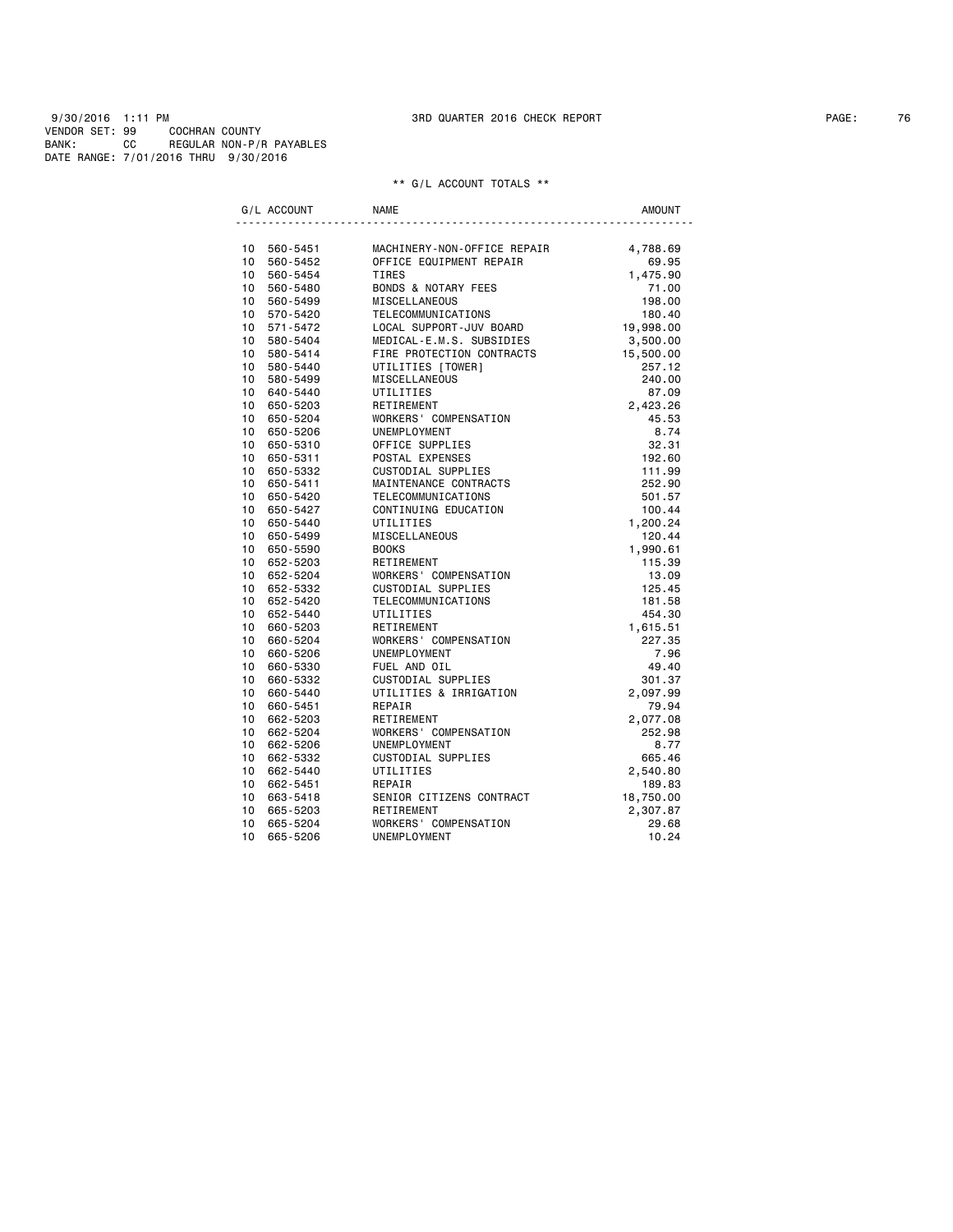9/30/2016 1:11 PM 3RD QUARTER 2016 CHECK REPORT PAGE: 76
VENDOR SET: 99 COCHRAN COUNTY
BANK: CC REGULAR NON-P/R PAYABLES
DATE RANGE: 7/01/2016 THRU 9/30/2016

** G/L ACCOUNT TOTALS **

| G/L ACCOUNT | | NAME | AMOUNT |
|---|---|---|---|
| 10 | 560-5451 | MACHINERY-NON-OFFICE REPAIR | 4,788.69 |
| 10 | 560-5452 | OFFICE EQUIPMENT REPAIR | 69.95 |
| 10 | 560-5454 | TIRES | 1,475.90 |
| 10 | 560-5480 | BONDS & NOTARY FEES | 71.00 |
| 10 | 560-5499 | MISCELLANEOUS | 198.00 |
| 10 | 570-5420 | TELECOMMUNICATIONS | 180.40 |
| 10 | 571-5472 | LOCAL SUPPORT-JUV BOARD | 19,998.00 |
| 10 | 580-5404 | MEDICAL-E.M.S. SUBSIDIES | 3,500.00 |
| 10 | 580-5414 | FIRE PROTECTION CONTRACTS | 15,500.00 |
| 10 | 580-5440 | UTILITIES [TOWER] | 257.12 |
| 10 | 580-5499 | MISCELLANEOUS | 240.00 |
| 10 | 640-5440 | UTILITIES | 87.09 |
| 10 | 650-5203 | RETIREMENT | 2,423.26 |
| 10 | 650-5204 | WORKERS' COMPENSATION | 45.53 |
| 10 | 650-5206 | UNEMPLOYMENT | 8.74 |
| 10 | 650-5310 | OFFICE SUPPLIES | 32.31 |
| 10 | 650-5311 | POSTAL EXPENSES | 192.60 |
| 10 | 650-5332 | CUSTODIAL SUPPLIES | 111.99 |
| 10 | 650-5411 | MAINTENANCE CONTRACTS | 252.90 |
| 10 | 650-5420 | TELECOMMUNICATIONS | 501.57 |
| 10 | 650-5427 | CONTINUING EDUCATION | 100.44 |
| 10 | 650-5440 | UTILITIES | 1,200.24 |
| 10 | 650-5499 | MISCELLANEOUS | 120.44 |
| 10 | 650-5590 | BOOKS | 1,990.61 |
| 10 | 652-5203 | RETIREMENT | 115.39 |
| 10 | 652-5204 | WORKERS' COMPENSATION | 13.09 |
| 10 | 652-5332 | CUSTODIAL SUPPLIES | 125.45 |
| 10 | 652-5420 | TELECOMMUNICATIONS | 181.58 |
| 10 | 652-5440 | UTILITIES | 454.30 |
| 10 | 660-5203 | RETIREMENT | 1,615.51 |
| 10 | 660-5204 | WORKERS' COMPENSATION | 227.35 |
| 10 | 660-5206 | UNEMPLOYMENT | 7.96 |
| 10 | 660-5330 | FUEL AND OIL | 49.40 |
| 10 | 660-5332 | CUSTODIAL SUPPLIES | 301.37 |
| 10 | 660-5440 | UTILITIES & IRRIGATION | 2,097.99 |
| 10 | 660-5451 | REPAIR | 79.94 |
| 10 | 662-5203 | RETIREMENT | 2,077.08 |
| 10 | 662-5204 | WORKERS' COMPENSATION | 252.98 |
| 10 | 662-5206 | UNEMPLOYMENT | 8.77 |
| 10 | 662-5332 | CUSTODIAL SUPPLIES | 665.46 |
| 10 | 662-5440 | UTILITIES | 2,540.80 |
| 10 | 662-5451 | REPAIR | 189.83 |
| 10 | 663-5418 | SENIOR CITIZENS CONTRACT | 18,750.00 |
| 10 | 665-5203 | RETIREMENT | 2,307.87 |
| 10 | 665-5204 | WORKERS' COMPENSATION | 29.68 |
| 10 | 665-5206 | UNEMPLOYMENT | 10.24 |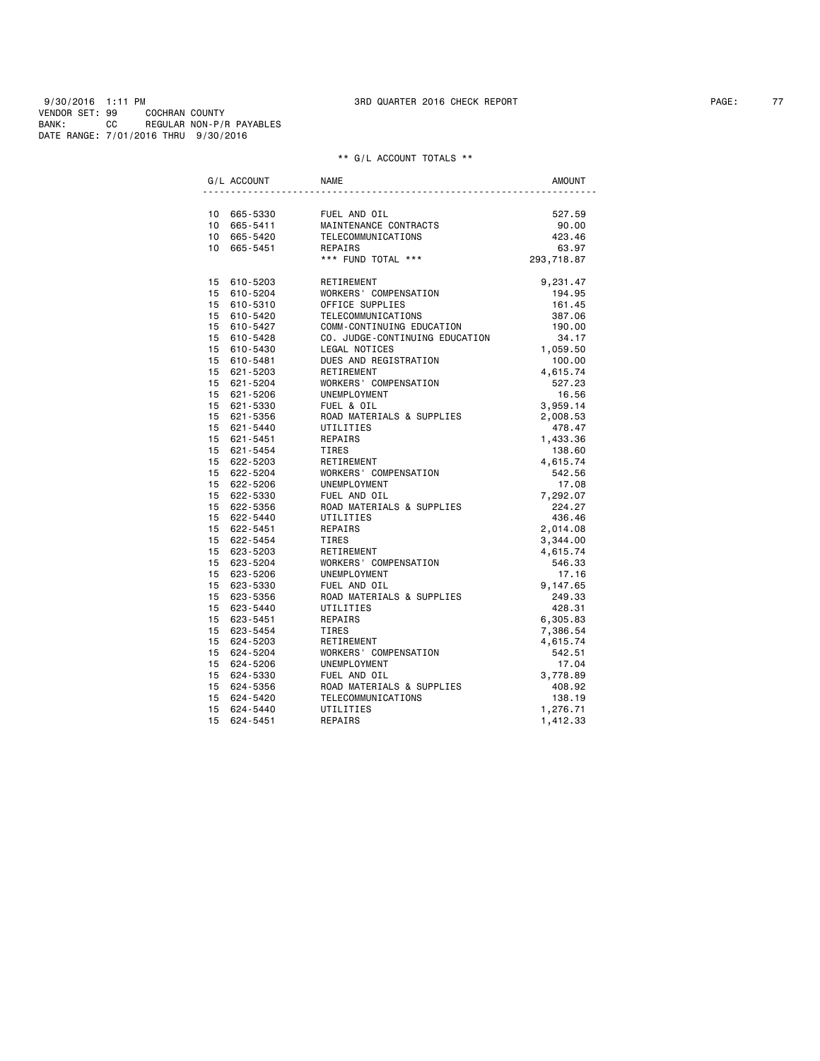9/30/2016 1:11 PM 3RD QUARTER 2016 CHECK REPORT
VENDOR SET: 99 COCHRAN COUNTY
BANK: CC REGULAR NON-P/R PAYABLES
DATE RANGE: 7/01/2016 THRU 9/30/2016

** G/L ACCOUNT TOTALS **

| G/L ACCOUNT | NAME | AMOUNT |
|---|---|---|
| 10 665-5330 | FUEL AND OIL | 527.59 |
| 10 665-5411 | MAINTENANCE CONTRACTS | 90.00 |
| 10 665-5420 | TELECOMMUNICATIONS | 423.46 |
| 10 665-5451 | REPAIRS | 63.97 |
| | *** FUND TOTAL *** | 293,718.87 |
| 15 610-5203 | RETIREMENT | 9,231.47 |
| 15 610-5204 | WORKERS' COMPENSATION | 194.95 |
| 15 610-5310 | OFFICE SUPPLIES | 161.45 |
| 15 610-5420 | TELECOMMUNICATIONS | 387.06 |
| 15 610-5427 | COMM-CONTINUING EDUCATION | 190.00 |
| 15 610-5428 | CO. JUDGE-CONTINUING EDUCATION | 34.17 |
| 15 610-5430 | LEGAL NOTICES | 1,059.50 |
| 15 610-5481 | DUES AND REGISTRATION | 100.00 |
| 15 621-5203 | RETIREMENT | 4,615.74 |
| 15 621-5204 | WORKERS' COMPENSATION | 527.23 |
| 15 621-5206 | UNEMPLOYMENT | 16.56 |
| 15 621-5330 | FUEL & OIL | 3,959.14 |
| 15 621-5356 | ROAD MATERIALS & SUPPLIES | 2,008.53 |
| 15 621-5440 | UTILITIES | 478.47 |
| 15 621-5451 | REPAIRS | 1,433.36 |
| 15 621-5454 | TIRES | 138.60 |
| 15 622-5203 | RETIREMENT | 4,615.74 |
| 15 622-5204 | WORKERS' COMPENSATION | 542.56 |
| 15 622-5206 | UNEMPLOYMENT | 17.08 |
| 15 622-5330 | FUEL AND OIL | 7,292.07 |
| 15 622-5356 | ROAD MATERIALS & SUPPLIES | 224.27 |
| 15 622-5440 | UTILITIES | 436.46 |
| 15 622-5451 | REPAIRS | 2,014.08 |
| 15 622-5454 | TIRES | 3,344.00 |
| 15 623-5203 | RETIREMENT | 4,615.74 |
| 15 623-5204 | WORKERS' COMPENSATION | 546.33 |
| 15 623-5206 | UNEMPLOYMENT | 17.16 |
| 15 623-5330 | FUEL AND OIL | 9,147.65 |
| 15 623-5356 | ROAD MATERIALS & SUPPLIES | 249.33 |
| 15 623-5440 | UTILITIES | 428.31 |
| 15 623-5451 | REPAIRS | 6,305.83 |
| 15 623-5454 | TIRES | 7,386.54 |
| 15 624-5203 | RETIREMENT | 4,615.74 |
| 15 624-5204 | WORKERS' COMPENSATION | 542.51 |
| 15 624-5206 | UNEMPLOYMENT | 17.04 |
| 15 624-5330 | FUEL AND OIL | 3,778.89 |
| 15 624-5356 | ROAD MATERIALS & SUPPLIES | 408.92 |
| 15 624-5420 | TELECOMMUNICATIONS | 138.19 |
| 15 624-5440 | UTILITIES | 1,276.71 |
| 15 624-5451 | REPAIRS | 1,412.33 |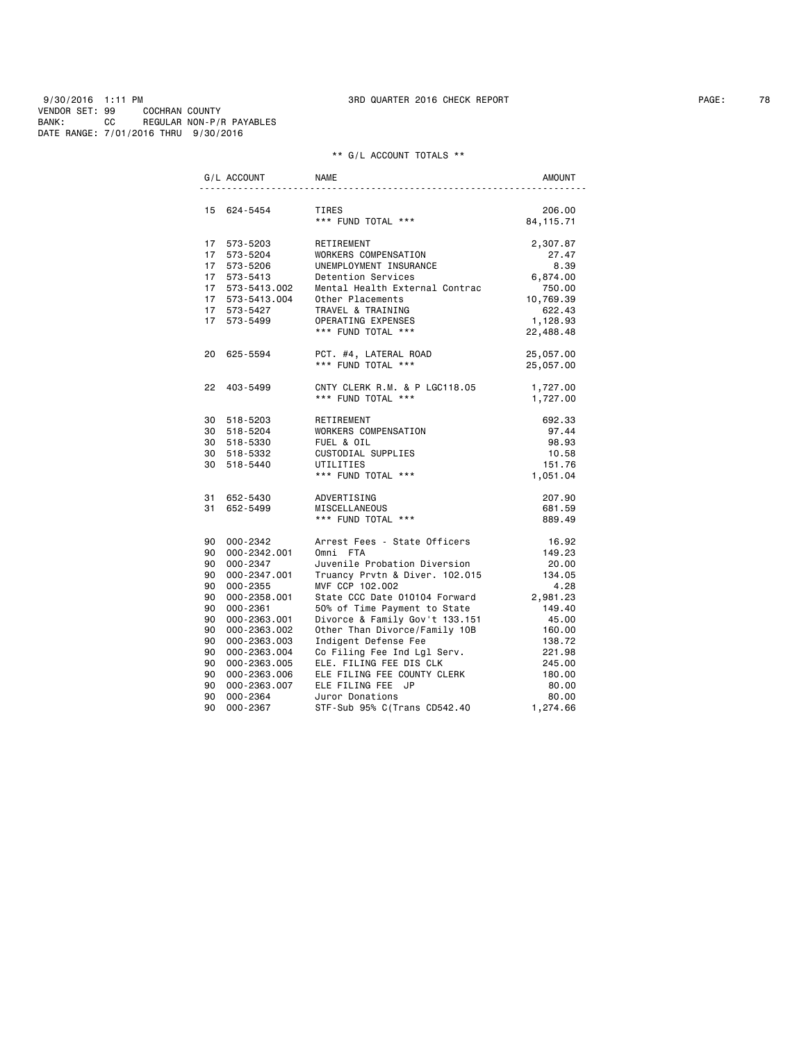9/30/2016 1:11 PM 3RD QUARTER 2016 CHECK REPORT
VENDOR SET: 99 COCHRAN COUNTY
BANK: CC REGULAR NON-P/R PAYABLES
DATE RANGE: 7/01/2016 THRU 9/30/2016

** G/L ACCOUNT TOTALS **

| G/L ACCOUNT | NAME | AMOUNT |
|---|---|---|
| 15 624-5454 | TIRES | 206.00 |
| | *** FUND TOTAL *** | 84,115.71 |
| 17 573-5203 | RETIREMENT | 2,307.87 |
| 17 573-5204 | WORKERS COMPENSATION | 27.47 |
| 17 573-5206 | UNEMPLOYMENT INSURANCE | 8.39 |
| 17 573-5413 | Detention Services | 6,874.00 |
| 17 573-5413.002 | Mental Health External Contrac | 750.00 |
| 17 573-5413.004 | Other Placements | 10,769.39 |
| 17 573-5427 | TRAVEL & TRAINING | 622.43 |
| 17 573-5499 | OPERATING EXPENSES | 1,128.93 |
| | *** FUND TOTAL *** | 22,488.48 |
| 20 625-5594 | PCT. #4, LATERAL ROAD | 25,057.00 |
| | *** FUND TOTAL *** | 25,057.00 |
| 22 403-5499 | CNTY CLERK R.M. & P LGC118.05 | 1,727.00 |
| | *** FUND TOTAL *** | 1,727.00 |
| 30 518-5203 | RETIREMENT | 692.33 |
| 30 518-5204 | WORKERS COMPENSATION | 97.44 |
| 30 518-5330 | FUEL & OIL | 98.93 |
| 30 518-5332 | CUSTODIAL SUPPLIES | 10.58 |
| 30 518-5440 | UTILITIES | 151.76 |
| | *** FUND TOTAL *** | 1,051.04 |
| 31 652-5430 | ADVERTISING | 207.90 |
| 31 652-5499 | MISCELLANEOUS | 681.59 |
| | *** FUND TOTAL *** | 889.49 |
| 90 000-2342 | Arrest Fees - State Officers | 16.92 |
| 90 000-2342.001 | Omni FTA | 149.23 |
| 90 000-2347 | Juvenile Probation Diversion | 20.00 |
| 90 000-2347.001 | Truancy Prvtn & Diver. 102.015 | 134.05 |
| 90 000-2355 | MVF CCP 102.002 | 4.28 |
| 90 000-2358.001 | State CCC Date 010104 Forward | 2,981.23 |
| 90 000-2361 | 50% of Time Payment to State | 149.40 |
| 90 000-2363.001 | Divorce & Family Gov't 133.151 | 45.00 |
| 90 000-2363.002 | Other Than Divorce/Family 10B | 160.00 |
| 90 000-2363.003 | Indigent Defense Fee | 138.72 |
| 90 000-2363.004 | Co Filing Fee Ind Lgl Serv. | 221.98 |
| 90 000-2363.005 | ELE. FILING FEE DIS CLK | 245.00 |
| 90 000-2363.006 | ELE FILING FEE COUNTY CLERK | 180.00 |
| 90 000-2363.007 | ELE FILING FEE JP | 80.00 |
| 90 000-2364 | Juror Donations | 80.00 |
| 90 000-2367 | STF-Sub 95% C(Trans CD542.40 | 1,274.66 |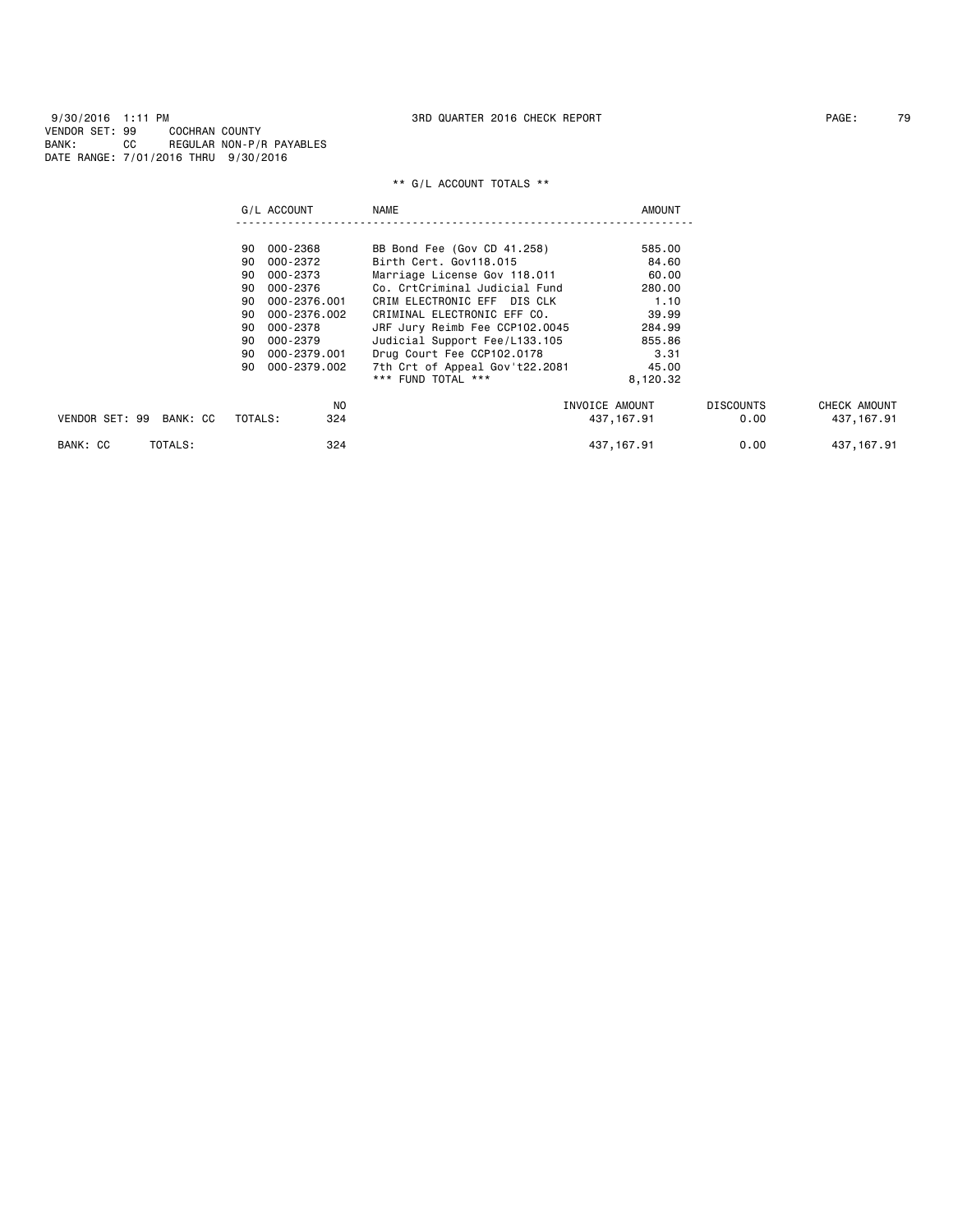9/30/2016 1:11 PM 3RD QUARTER 2016 CHECK REPORT

VENDOR SET: 99 COCHRAN COUNTY
BANK: CC REGULAR NON-P/R PAYABLES
DATE RANGE: 7/01/2016 THRU 9/30/2016

** G/L ACCOUNT TOTALS **

| | G/L ACCOUNT | NAME | AMOUNT |
|---|---|---|---|
| 90 | 000-2368 | BB Bond Fee (Gov CD 41.258) | 585.00 |
| 90 | 000-2372 | Birth Cert. Gov118.015 | 84.60 |
| 90 | 000-2373 | Marriage License Gov 118.011 | 60.00 |
| 90 | 000-2376 | Co. CrtCriminal Judicial Fund | 280.00 |
| 90 | 000-2376.001 | CRIM ELECTRONIC EFF DIS CLK | 1.10 |
| 90 | 000-2376.002 | CRIMINAL ELECTRONIC EFF CO. | 39.99 |
| 90 | 000-2378 | JRF Jury Reimb Fee CCP102.0045 | 284.99 |
| 90 | 000-2379 | Judicial Support Fee/L133.105 | 855.86 |
| 90 | 000-2379.001 | Drug Court Fee CCP102.0178 | 3.31 |
| 90 | 000-2379.002 | 7th Crt of Appeal Gov't22.2081 | 45.00 |
| | | *** FUND TOTAL *** | 8,120.32 |

| | NO | INVOICE AMOUNT | DISCOUNTS | CHECK AMOUNT |
|---|---|---|---|---|
| VENDOR SET: 99 BANK: CC TOTALS: | 324 | 437,167.91 | 0.00 | 437,167.91 |
| BANK: CC TOTALS: | 324 | 437,167.91 | 0.00 | 437,167.91 |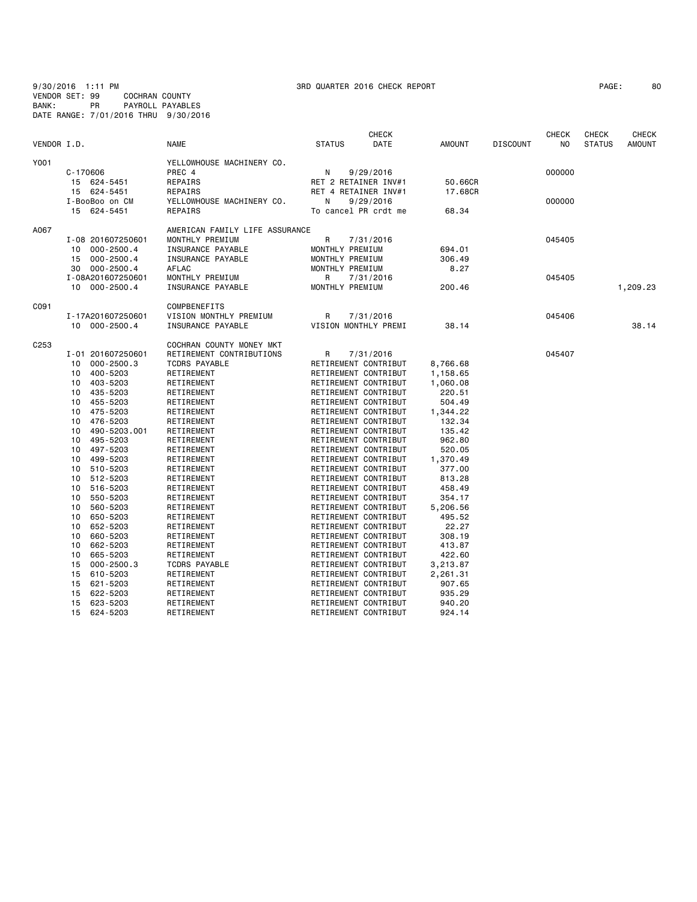9/30/2016 1:11 PM 3RD QUARTER 2016 CHECK REPORT

VENDOR SET: 99 COCHRAN COUNTY
BANK: PR PAYROLL PAYABLES
DATE RANGE: 7/01/2016 THRU 9/30/2016

| VENDOR I.D. | | NAME | STATUS | CHECK DATE | AMOUNT | DISCOUNT | CHECK NO | CHECK STATUS | CHECK AMOUNT |
|---|---|---|---|---|---|---|---|---|---|
| Y001 | | YELLOWHOUSE MACHINERY CO. | | | | | | | |
| | C-170606 | PREC 4 | N | 9/29/2016 | | | 000000 | | |
| | 15 624-5451 | REPAIRS | RET 2 RETAINER INV#1 | | 50.66CR | | | | |
| | 15 624-5451 | REPAIRS | RET 4 RETAINER INV#1 | | 17.68CR | | | | |
| | I-BooBoo on CM | YELLOWHOUSE MACHINERY CO. | N | 9/29/2016 | | | 000000 | | |
| | 15 624-5451 | REPAIRS | To cancel PR crdt me | | 68.34 | | | | |
| A067 | | AMERICAN FAMILY LIFE ASSURANCE | | | | | | | |
| | I-08 201607250601 | MONTHLY PREMIUM | R | 7/31/2016 | | | 045405 | | |
| | 10 000-2500.4 | INSURANCE PAYABLE | MONTHLY PREMIUM | | 694.01 | | | | |
| | 15 000-2500.4 | INSURANCE PAYABLE | MONTHLY PREMIUM | | 306.49 | | | | |
| | 30 000-2500.4 | AFLAC | MONTHLY PREMIUM | | 8.27 | | | | |
| | I-08A201607250601 | MONTHLY PREMIUM | R | 7/31/2016 | | | 045405 | | |
| | 10 000-2500.4 | INSURANCE PAYABLE | MONTHLY PREMIUM | | 200.46 | | | | 1,209.23 |
| C091 | | COMPBENEFITS | | | | | | | |
| | I-17A201607250601 | VISION MONTHLY PREMIUM | R | 7/31/2016 | | | 045406 | | |
| | 10 000-2500.4 | INSURANCE PAYABLE | VISION MONTHLY PREMI | | 38.14 | | | | 38.14 |
| C253 | | COCHRAN COUNTY MONEY MKT | | | | | | | |
| | I-01 201607250601 | RETIREMENT CONTRIBUTIONS | R | 7/31/2016 | | | 045407 | | |
| | 10 000-2500.3 | TCDRS PAYABLE | RETIREMENT CONTRIBUT | | 8,766.68 | | | | |
| | 10 400-5203 | RETIREMENT | RETIREMENT CONTRIBUT | | 1,158.65 | | | | |
| | 10 403-5203 | RETIREMENT | RETIREMENT CONTRIBUT | | 1,060.08 | | | | |
| | 10 435-5203 | RETIREMENT | RETIREMENT CONTRIBUT | | 220.51 | | | | |
| | 10 455-5203 | RETIREMENT | RETIREMENT CONTRIBUT | | 504.49 | | | | |
| | 10 475-5203 | RETIREMENT | RETIREMENT CONTRIBUT | | 1,344.22 | | | | |
| | 10 476-5203 | RETIREMENT | RETIREMENT CONTRIBUT | | 132.34 | | | | |
| | 10 490-5203.001 | RETIREMENT | RETIREMENT CONTRIBUT | | 135.42 | | | | |
| | 10 495-5203 | RETIREMENT | RETIREMENT CONTRIBUT | | 962.80 | | | | |
| | 10 497-5203 | RETIREMENT | RETIREMENT CONTRIBUT | | 520.05 | | | | |
| | 10 499-5203 | RETIREMENT | RETIREMENT CONTRIBUT | | 1,370.49 | | | | |
| | 10 510-5203 | RETIREMENT | RETIREMENT CONTRIBUT | | 377.00 | | | | |
| | 10 512-5203 | RETIREMENT | RETIREMENT CONTRIBUT | | 813.28 | | | | |
| | 10 516-5203 | RETIREMENT | RETIREMENT CONTRIBUT | | 458.49 | | | | |
| | 10 550-5203 | RETIREMENT | RETIREMENT CONTRIBUT | | 354.17 | | | | |
| | 10 560-5203 | RETIREMENT | RETIREMENT CONTRIBUT | | 5,206.56 | | | | |
| | 10 650-5203 | RETIREMENT | RETIREMENT CONTRIBUT | | 495.52 | | | | |
| | 10 652-5203 | RETIREMENT | RETIREMENT CONTRIBUT | | 22.27 | | | | |
| | 10 660-5203 | RETIREMENT | RETIREMENT CONTRIBUT | | 308.19 | | | | |
| | 10 662-5203 | RETIREMENT | RETIREMENT CONTRIBUT | | 413.87 | | | | |
| | 10 665-5203 | RETIREMENT | RETIREMENT CONTRIBUT | | 422.60 | | | | |
| | 15 000-2500.3 | TCDRS PAYABLE | RETIREMENT CONTRIBUT | | 3,213.87 | | | | |
| | 15 610-5203 | RETIREMENT | RETIREMENT CONTRIBUT | | 2,261.31 | | | | |
| | 15 621-5203 | RETIREMENT | RETIREMENT CONTRIBUT | | 907.65 | | | | |
| | 15 622-5203 | RETIREMENT | RETIREMENT CONTRIBUT | | 935.29 | | | | |
| | 15 623-5203 | RETIREMENT | RETIREMENT CONTRIBUT | | 940.20 | | | | |
| | 15 624-5203 | RETIREMENT | RETIREMENT CONTRIBUT | | 924.14 | | | | |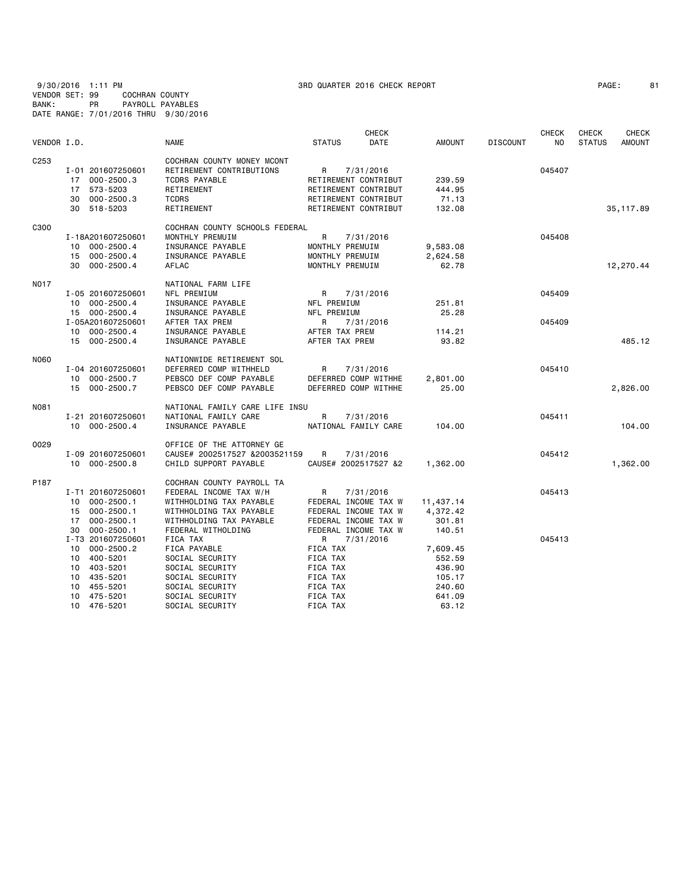9/30/2016 1:11 PM 3RD QUARTER 2016 CHECK REPORT PAGE: 81
VENDOR SET: 99 COCHRAN COUNTY
BANK: PR PAYROLL PAYABLES
DATE RANGE: 7/01/2016 THRU 9/30/2016

| VENDOR I.D. | | NAME | STATUS | CHECK DATE | AMOUNT | DISCOUNT | CHECK NO | CHECK STATUS | CHECK AMOUNT |
|---|---|---|---|---|---|---|---|---|---|
| C253 | | COCHRAN COUNTY MONEY MCONT | | | | | | | |
| | I-01 201607250601 | RETIREMENT CONTRIBUTIONS | R | 7/31/2016 | | | 045407 | | |
| | 17 000-2500.3 | TCDRS PAYABLE | RETIREMENT CONTRIBUT | | 239.59 | | | | |
| | 17 573-5203 | RETIREMENT | RETIREMENT CONTRIBUT | | 444.95 | | | | |
| | 30 000-2500.3 | TCDRS | RETIREMENT CONTRIBUT | | 71.13 | | | | |
| | 30 518-5203 | RETIREMENT | RETIREMENT CONTRIBUT | | 132.08 | | | | 35,117.89 |
| C300 | | COCHRAN COUNTY SCHOOLS FEDERAL | | | | | | | |
| | I-18A201607250601 | MONTHLY PREMUIM | R | 7/31/2016 | | | 045408 | | |
| | 10 000-2500.4 | INSURANCE PAYABLE | MONTHLY PREMUIM | | 9,583.08 | | | | |
| | 15 000-2500.4 | INSURANCE PAYABLE | MONTHLY PREMUIM | | 2,624.58 | | | | |
| | 30 000-2500.4 | AFLAC | MONTHLY PREMUIM | | 62.78 | | | | 12,270.44 |
| N017 | | NATIONAL FARM LIFE | | | | | | | |
| | I-05 201607250601 | NFL PREMIUM | R | 7/31/2016 | | | 045409 | | |
| | 10 000-2500.4 | INSURANCE PAYABLE | NFL PREMIUM | | 251.81 | | | | |
| | 15 000-2500.4 | INSURANCE PAYABLE | NFL PREMIUM | | 25.28 | | | | |
| | I-05A201607250601 | AFTER TAX PREM | R | 7/31/2016 | | | 045409 | | |
| | 10 000-2500.4 | INSURANCE PAYABLE | AFTER TAX PREM | | 114.21 | | | | |
| | 15 000-2500.4 | INSURANCE PAYABLE | AFTER TAX PREM | | 93.82 | | | | 485.12 |
| N060 | | NATIONWIDE RETIREMENT SOL | | | | | | | |
| | I-04 201607250601 | DEFERRED COMP WITHHELD | R | 7/31/2016 | | | 045410 | | |
| | 10 000-2500.7 | PEBSCO DEF COMP PAYABLE | DEFERRED COMP WITHHE | | 2,801.00 | | | | |
| | 15 000-2500.7 | PEBSCO DEF COMP PAYABLE | DEFERRED COMP WITHHE | | 25.00 | | | | 2,826.00 |
| N081 | | NATIONAL FAMILY CARE LIFE INSU | | | | | | | |
| | I-21 201607250601 | NATIONAL FAMILY CARE | R | 7/31/2016 | | | 045411 | | |
| | 10 000-2500.4 | INSURANCE PAYABLE | NATIONAL FAMILY CARE | | 104.00 | | | | 104.00 |
| O029 | | OFFICE OF THE ATTORNEY GE | | | | | | | |
| | I-09 201607250601 | CAUSE# 2002517527 &2003521159 | R | 7/31/2016 | | | 045412 | | |
| | 10 000-2500.8 | CHILD SUPPORT PAYABLE | CAUSE# 2002517527 &2 | | 1,362.00 | | | | 1,362.00 |
| P187 | | COCHRAN COUNTY PAYROLL TA | | | | | | | |
| | I-T1 201607250601 | FEDERAL INCOME TAX W/H | R | 7/31/2016 | | | 045413 | | |
| | 10 000-2500.1 | WITHHOLDING TAX PAYABLE | FEDERAL INCOME TAX W | | 11,437.14 | | | | |
| | 15 000-2500.1 | WITHHOLDING TAX PAYABLE | FEDERAL INCOME TAX W | | 4,372.42 | | | | |
| | 17 000-2500.1 | WITHHOLDING TAX PAYABLE | FEDERAL INCOME TAX W | | 301.81 | | | | |
| | 30 000-2500.1 | FEDERAL WITHOLDING | FEDERAL INCOME TAX W | | 140.51 | | | | |
| | I-T3 201607250601 | FICA TAX | R | 7/31/2016 | | | 045413 | | |
| | 10 000-2500.2 | FICA PAYABLE | FICA TAX | | 7,609.45 | | | | |
| | 10 400-5201 | SOCIAL SECURITY | FICA TAX | | 552.59 | | | | |
| | 10 403-5201 | SOCIAL SECURITY | FICA TAX | | 436.90 | | | | |
| | 10 435-5201 | SOCIAL SECURITY | FICA TAX | | 105.17 | | | | |
| | 10 455-5201 | SOCIAL SECURITY | FICA TAX | | 240.60 | | | | |
| | 10 475-5201 | SOCIAL SECURITY | FICA TAX | | 641.09 | | | | |
| | 10 476-5201 | SOCIAL SECURITY | FICA TAX | | 63.12 | | | | |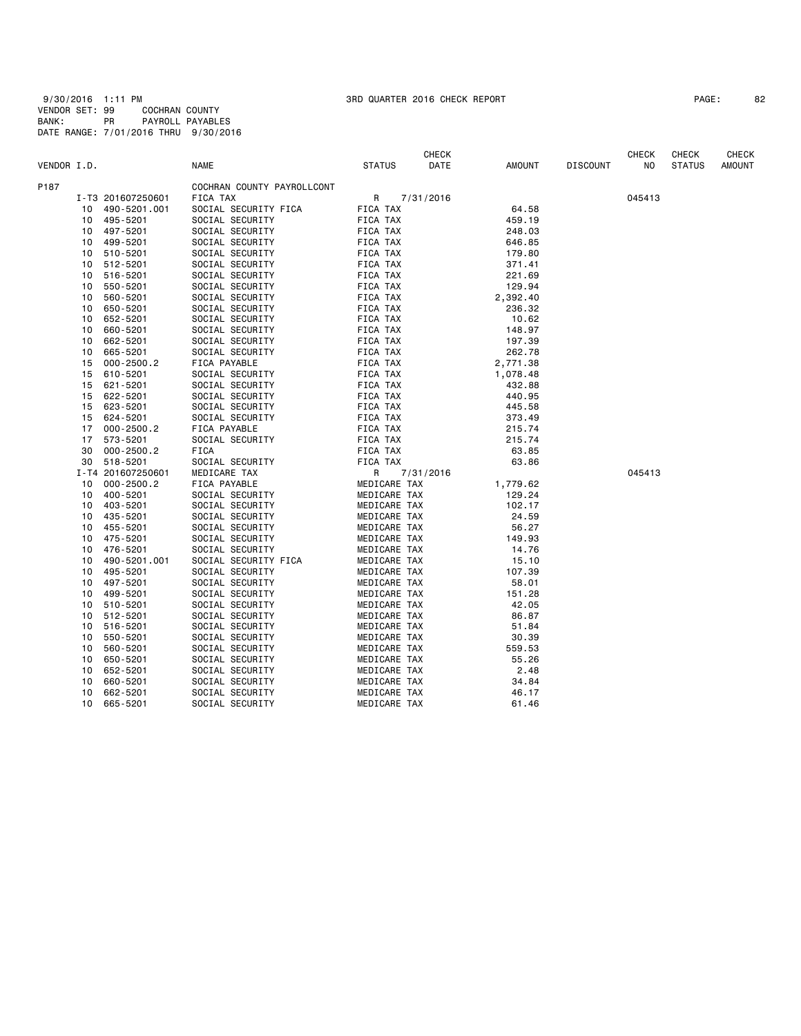9/30/2016 1:11 PM 3RD QUARTER 2016 CHECK REPORT PAGE: 82
VENDOR SET: 99 COCHRAN COUNTY
BANK: PR PAYROLL PAYABLES
DATE RANGE: 7/01/2016 THRU 9/30/2016

| VENDOR I.D. | | NAME | STATUS | CHECK DATE | AMOUNT | DISCOUNT | CHECK NO | CHECK STATUS | CHECK AMOUNT |
|---|---|---|---|---|---|---|---|---|---|
| P187 | | COCHRAN COUNTY PAYROLLCONT | | | | | | | |
| | I-T3 201607250601 | FICA TAX | R | 7/31/2016 | | | 045413 | | |
| 10 | 490-5201.001 | SOCIAL SECURITY FICA | FICA TAX | | 64.58 | | | | |
| 10 | 495-5201 | SOCIAL SECURITY | FICA TAX | | 459.19 | | | | |
| 10 | 497-5201 | SOCIAL SECURITY | FICA TAX | | 248.03 | | | | |
| 10 | 499-5201 | SOCIAL SECURITY | FICA TAX | | 646.85 | | | | |
| 10 | 510-5201 | SOCIAL SECURITY | FICA TAX | | 179.80 | | | | |
| 10 | 512-5201 | SOCIAL SECURITY | FICA TAX | | 371.41 | | | | |
| 10 | 516-5201 | SOCIAL SECURITY | FICA TAX | | 221.69 | | | | |
| 10 | 550-5201 | SOCIAL SECURITY | FICA TAX | | 129.94 | | | | |
| 10 | 560-5201 | SOCIAL SECURITY | FICA TAX | | 2,392.40 | | | | |
| 10 | 650-5201 | SOCIAL SECURITY | FICA TAX | | 236.32 | | | | |
| 10 | 652-5201 | SOCIAL SECURITY | FICA TAX | | 10.62 | | | | |
| 10 | 660-5201 | SOCIAL SECURITY | FICA TAX | | 148.97 | | | | |
| 10 | 662-5201 | SOCIAL SECURITY | FICA TAX | | 197.39 | | | | |
| 10 | 665-5201 | SOCIAL SECURITY | FICA TAX | | 262.78 | | | | |
| 15 | 000-2500.2 | FICA PAYABLE | FICA TAX | | 2,771.38 | | | | |
| 15 | 610-5201 | SOCIAL SECURITY | FICA TAX | | 1,078.48 | | | | |
| 15 | 621-5201 | SOCIAL SECURITY | FICA TAX | | 432.88 | | | | |
| 15 | 622-5201 | SOCIAL SECURITY | FICA TAX | | 440.95 | | | | |
| 15 | 623-5201 | SOCIAL SECURITY | FICA TAX | | 445.58 | | | | |
| 15 | 624-5201 | SOCIAL SECURITY | FICA TAX | | 373.49 | | | | |
| 17 | 000-2500.2 | FICA PAYABLE | FICA TAX | | 215.74 | | | | |
| 17 | 573-5201 | SOCIAL SECURITY | FICA TAX | | 215.74 | | | | |
| 30 | 000-2500.2 | FICA | FICA TAX | | 63.85 | | | | |
| 30 | 518-5201 | SOCIAL SECURITY | FICA TAX | | 63.86 | | | | |
| | I-T4 201607250601 | MEDICARE TAX | R | 7/31/2016 | | | 045413 | | |
| 10 | 000-2500.2 | FICA PAYABLE | MEDICARE TAX | | 1,779.62 | | | | |
| 10 | 400-5201 | SOCIAL SECURITY | MEDICARE TAX | | 129.24 | | | | |
| 10 | 403-5201 | SOCIAL SECURITY | MEDICARE TAX | | 102.17 | | | | |
| 10 | 435-5201 | SOCIAL SECURITY | MEDICARE TAX | | 24.59 | | | | |
| 10 | 455-5201 | SOCIAL SECURITY | MEDICARE TAX | | 56.27 | | | | |
| 10 | 475-5201 | SOCIAL SECURITY | MEDICARE TAX | | 149.93 | | | | |
| 10 | 476-5201 | SOCIAL SECURITY | MEDICARE TAX | | 14.76 | | | | |
| 10 | 490-5201.001 | SOCIAL SECURITY FICA | MEDICARE TAX | | 15.10 | | | | |
| 10 | 495-5201 | SOCIAL SECURITY | MEDICARE TAX | | 107.39 | | | | |
| 10 | 497-5201 | SOCIAL SECURITY | MEDICARE TAX | | 58.01 | | | | |
| 10 | 499-5201 | SOCIAL SECURITY | MEDICARE TAX | | 151.28 | | | | |
| 10 | 510-5201 | SOCIAL SECURITY | MEDICARE TAX | | 42.05 | | | | |
| 10 | 512-5201 | SOCIAL SECURITY | MEDICARE TAX | | 86.87 | | | | |
| 10 | 516-5201 | SOCIAL SECURITY | MEDICARE TAX | | 51.84 | | | | |
| 10 | 550-5201 | SOCIAL SECURITY | MEDICARE TAX | | 30.39 | | | | |
| 10 | 560-5201 | SOCIAL SECURITY | MEDICARE TAX | | 559.53 | | | | |
| 10 | 650-5201 | SOCIAL SECURITY | MEDICARE TAX | | 55.26 | | | | |
| 10 | 652-5201 | SOCIAL SECURITY | MEDICARE TAX | | 2.48 | | | | |
| 10 | 660-5201 | SOCIAL SECURITY | MEDICARE TAX | | 34.84 | | | | |
| 10 | 662-5201 | SOCIAL SECURITY | MEDICARE TAX | | 46.17 | | | | |
| 10 | 665-5201 | SOCIAL SECURITY | MEDICARE TAX | | 61.46 | | | | |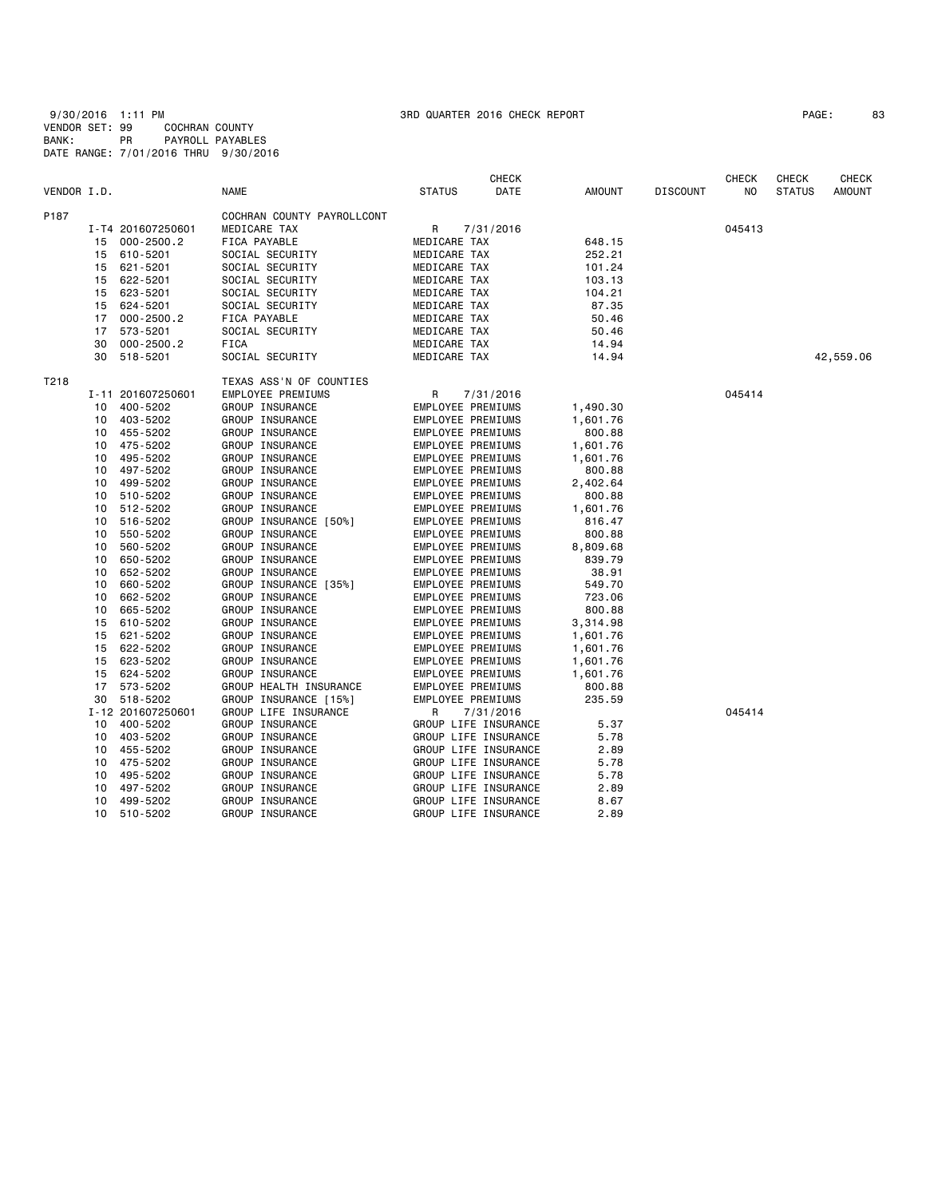9/30/2016 1:11 PM 3RD QUARTER 2016 CHECK REPORT

VENDOR SET: 99 COCHRAN COUNTY
BANK: PR PAYROLL PAYABLES
DATE RANGE: 7/01/2016 THRU 9/30/2016

| VENDOR I.D. | | NAME | STATUS | CHECK DATE | AMOUNT | DISCOUNT | CHECK NO | CHECK STATUS | CHECK AMOUNT |
|---|---|---|---|---|---|---|---|---|---|
| P187 | | COCHRAN COUNTY PAYROLLCONT | | | | | | | |
| | I-T4 201607250601 | MEDICARE TAX | R | 7/31/2016 | | | 045413 | | |
| | 15 000-2500.2 | FICA PAYABLE | MEDICARE TAX | | 648.15 | | | | |
| | 15 610-5201 | SOCIAL SECURITY | MEDICARE TAX | | 252.21 | | | | |
| | 15 621-5201 | SOCIAL SECURITY | MEDICARE TAX | | 101.24 | | | | |
| | 15 622-5201 | SOCIAL SECURITY | MEDICARE TAX | | 103.13 | | | | |
| | 15 623-5201 | SOCIAL SECURITY | MEDICARE TAX | | 104.21 | | | | |
| | 15 624-5201 | SOCIAL SECURITY | MEDICARE TAX | | 87.35 | | | | |
| | 17 000-2500.2 | FICA PAYABLE | MEDICARE TAX | | 50.46 | | | | |
| | 17 573-5201 | SOCIAL SECURITY | MEDICARE TAX | | 50.46 | | | | |
| | 30 000-2500.2 | FICA | MEDICARE TAX | | 14.94 | | | | |
| | 30 518-5201 | SOCIAL SECURITY | MEDICARE TAX | | 14.94 | | | | 42,559.06 |
| T218 | | TEXAS ASS'N OF COUNTIES | | | | | | | |
| | I-11 201607250601 | EMPLOYEE PREMIUMS | R | 7/31/2016 | | | 045414 | | |
| | 10 400-5202 | GROUP INSURANCE | EMPLOYEE PREMIUMS | | 1,490.30 | | | | |
| | 10 403-5202 | GROUP INSURANCE | EMPLOYEE PREMIUMS | | 1,601.76 | | | | |
| | 10 455-5202 | GROUP INSURANCE | EMPLOYEE PREMIUMS | | 800.88 | | | | |
| | 10 475-5202 | GROUP INSURANCE | EMPLOYEE PREMIUMS | | 1,601.76 | | | | |
| | 10 495-5202 | GROUP INSURANCE | EMPLOYEE PREMIUMS | | 1,601.76 | | | | |
| | 10 497-5202 | GROUP INSURANCE | EMPLOYEE PREMIUMS | | 800.88 | | | | |
| | 10 499-5202 | GROUP INSURANCE | EMPLOYEE PREMIUMS | | 2,402.64 | | | | |
| | 10 510-5202 | GROUP INSURANCE | EMPLOYEE PREMIUMS | | 800.88 | | | | |
| | 10 512-5202 | GROUP INSURANCE | EMPLOYEE PREMIUMS | | 1,601.76 | | | | |
| | 10 516-5202 | GROUP INSURANCE [50%] | EMPLOYEE PREMIUMS | | 816.47 | | | | |
| | 10 550-5202 | GROUP INSURANCE | EMPLOYEE PREMIUMS | | 800.88 | | | | |
| | 10 560-5202 | GROUP INSURANCE | EMPLOYEE PREMIUMS | | 8,809.68 | | | | |
| | 10 650-5202 | GROUP INSURANCE | EMPLOYEE PREMIUMS | | 839.79 | | | | |
| | 10 652-5202 | GROUP INSURANCE | EMPLOYEE PREMIUMS | | 38.91 | | | | |
| | 10 660-5202 | GROUP INSURANCE [35%] | EMPLOYEE PREMIUMS | | 549.70 | | | | |
| | 10 662-5202 | GROUP INSURANCE | EMPLOYEE PREMIUMS | | 723.06 | | | | |
| | 10 665-5202 | GROUP INSURANCE | EMPLOYEE PREMIUMS | | 800.88 | | | | |
| | 15 610-5202 | GROUP INSURANCE | EMPLOYEE PREMIUMS | | 3,314.98 | | | | |
| | 15 621-5202 | GROUP INSURANCE | EMPLOYEE PREMIUMS | | 1,601.76 | | | | |
| | 15 622-5202 | GROUP INSURANCE | EMPLOYEE PREMIUMS | | 1,601.76 | | | | |
| | 15 623-5202 | GROUP INSURANCE | EMPLOYEE PREMIUMS | | 1,601.76 | | | | |
| | 15 624-5202 | GROUP INSURANCE | EMPLOYEE PREMIUMS | | 1,601.76 | | | | |
| | 17 573-5202 | GROUP HEALTH INSURANCE | EMPLOYEE PREMIUMS | | 800.88 | | | | |
| | 30 518-5202 | GROUP INSURANCE [15%] | EMPLOYEE PREMIUMS | | 235.59 | | | | |
| | I-12 201607250601 | GROUP LIFE INSURANCE | R | 7/31/2016 | | | 045414 | | |
| | 10 400-5202 | GROUP INSURANCE | GROUP LIFE INSURANCE | | 5.37 | | | | |
| | 10 403-5202 | GROUP INSURANCE | GROUP LIFE INSURANCE | | 5.78 | | | | |
| | 10 455-5202 | GROUP INSURANCE | GROUP LIFE INSURANCE | | 2.89 | | | | |
| | 10 475-5202 | GROUP INSURANCE | GROUP LIFE INSURANCE | | 5.78 | | | | |
| | 10 495-5202 | GROUP INSURANCE | GROUP LIFE INSURANCE | | 5.78 | | | | |
| | 10 497-5202 | GROUP INSURANCE | GROUP LIFE INSURANCE | | 2.89 | | | | |
| | 10 499-5202 | GROUP INSURANCE | GROUP LIFE INSURANCE | | 8.67 | | | | |
| | 10 510-5202 | GROUP INSURANCE | GROUP LIFE INSURANCE | | 2.89 | | | | |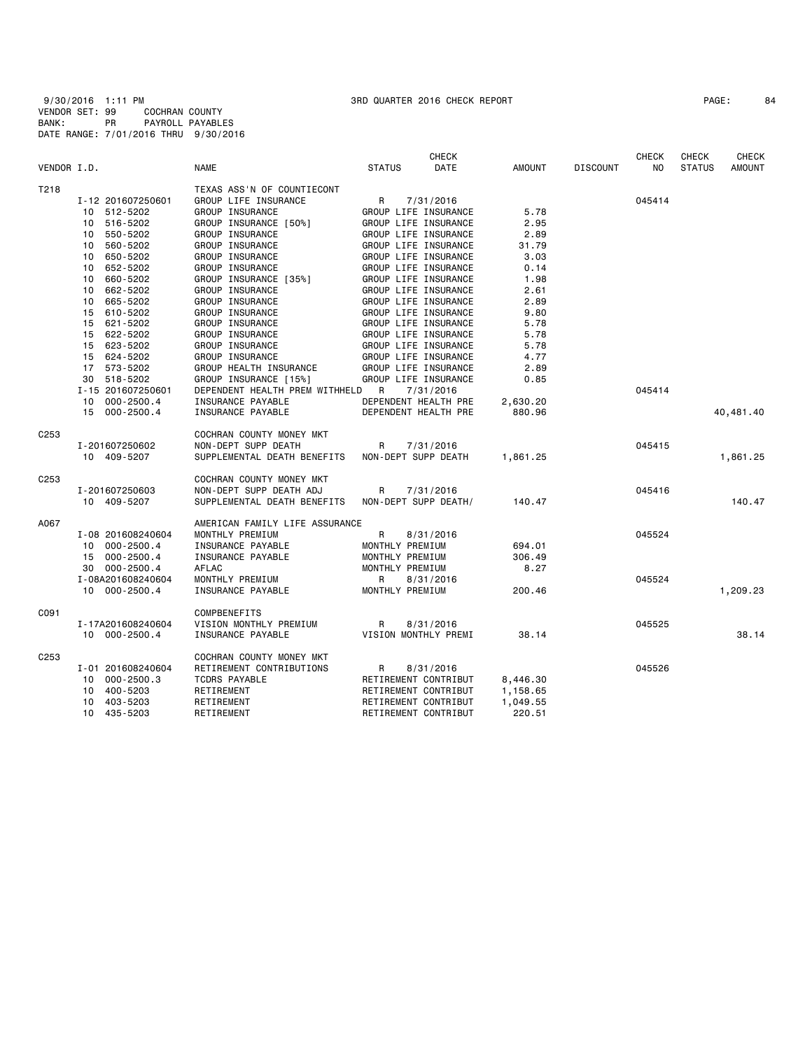9/30/2016 1:11 PM 3RD QUARTER 2016 CHECK REPORT PAGE: 84
VENDOR SET: 99 COCHRAN COUNTY
BANK: PR PAYROLL PAYABLES
DATE RANGE: 7/01/2016 THRU 9/30/2016

| VENDOR I.D. | | NAME | STATUS | CHECK DATE | AMOUNT | DISCOUNT | CHECK NO | CHECK STATUS | CHECK AMOUNT |
|---|---|---|---|---|---|---|---|---|---|
| T218 | | TEXAS ASS'N OF COUNTIECONT | | | | | | | |
| | I-12 201607250601 | GROUP LIFE INSURANCE | R | 7/31/2016 | | | 045414 | | |
| | 10 512-5202 | GROUP INSURANCE | GROUP LIFE INSURANCE | | 5.78 | | | | |
| | 10 516-5202 | GROUP INSURANCE [50%] | GROUP LIFE INSURANCE | | 2.95 | | | | |
| | 10 550-5202 | GROUP INSURANCE | GROUP LIFE INSURANCE | | 2.89 | | | | |
| | 10 560-5202 | GROUP INSURANCE | GROUP LIFE INSURANCE | | 31.79 | | | | |
| | 10 650-5202 | GROUP INSURANCE | GROUP LIFE INSURANCE | | 3.03 | | | | |
| | 10 652-5202 | GROUP INSURANCE | GROUP LIFE INSURANCE | | 0.14 | | | | |
| | 10 660-5202 | GROUP INSURANCE [35%] | GROUP LIFE INSURANCE | | 1.98 | | | | |
| | 10 662-5202 | GROUP INSURANCE | GROUP LIFE INSURANCE | | 2.61 | | | | |
| | 10 665-5202 | GROUP INSURANCE | GROUP LIFE INSURANCE | | 2.89 | | | | |
| | 15 610-5202 | GROUP INSURANCE | GROUP LIFE INSURANCE | | 9.80 | | | | |
| | 15 621-5202 | GROUP INSURANCE | GROUP LIFE INSURANCE | | 5.78 | | | | |
| | 15 622-5202 | GROUP INSURANCE | GROUP LIFE INSURANCE | | 5.78 | | | | |
| | 15 623-5202 | GROUP INSURANCE | GROUP LIFE INSURANCE | | 5.78 | | | | |
| | 15 624-5202 | GROUP INSURANCE | GROUP LIFE INSURANCE | | 4.77 | | | | |
| | 17 573-5202 | GROUP HEALTH INSURANCE | GROUP LIFE INSURANCE | | 2.89 | | | | |
| | 30 518-5202 | GROUP INSURANCE [15%] | GROUP LIFE INSURANCE | | 0.85 | | | | |
| | I-15 201607250601 | DEPENDENT HEALTH PREM WITHHELD | R | 7/31/2016 | | | 045414 | | |
| | 10 000-2500.4 | INSURANCE PAYABLE | DEPENDENT HEALTH PRE | | 2,630.20 | | | | |
| | 15 000-2500.4 | INSURANCE PAYABLE | DEPENDENT HEALTH PRE | | 880.96 | | | | 40,481.40 |
| C253 | | COCHRAN COUNTY MONEY MKT | | | | | | | |
| | I-201607250602 | NON-DEPT SUPP DEATH | R | 7/31/2016 | | | 045415 | | |
| | 10 409-5207 | SUPPLEMENTAL DEATH BENEFITS | NON-DEPT SUPP DEATH | | 1,861.25 | | | | 1,861.25 |
| C253 | | COCHRAN COUNTY MONEY MKT | | | | | | | |
| | I-201607250603 | NON-DEPT SUPP DEATH ADJ | R | 7/31/2016 | | | 045416 | | |
| | 10 409-5207 | SUPPLEMENTAL DEATH BENEFITS | NON-DEPT SUPP DEATH/ | | 140.47 | | | | 140.47 |
| A067 | | AMERICAN FAMILY LIFE ASSURANCE | | | | | | | |
| | I-08 201608240604 | MONTHLY PREMIUM | R | 8/31/2016 | | | 045524 | | |
| | 10 000-2500.4 | INSURANCE PAYABLE | MONTHLY PREMIUM | | 694.01 | | | | |
| | 15 000-2500.4 | INSURANCE PAYABLE | MONTHLY PREMIUM | | 306.49 | | | | |
| | 30 000-2500.4 | AFLAC | MONTHLY PREMIUM | | 8.27 | | | | |
| | I-08A201608240604 | MONTHLY PREMIUM | R | 8/31/2016 | | | 045524 | | |
| | 10 000-2500.4 | INSURANCE PAYABLE | MONTHLY PREMIUM | | 200.46 | | | | 1,209.23 |
| C091 | | COMPBENEFITS | | | | | | | |
| | I-17A201608240604 | VISION MONTHLY PREMIUM | R | 8/31/2016 | | | 045525 | | |
| | 10 000-2500.4 | INSURANCE PAYABLE | VISION MONTHLY PREMI | | 38.14 | | | | 38.14 |
| C253 | | COCHRAN COUNTY MONEY MKT | | | | | | | |
| | I-01 201608240604 | RETIREMENT CONTRIBUTIONS | R | 8/31/2016 | | | 045526 | | |
| | 10 000-2500.3 | TCDRS PAYABLE | RETIREMENT CONTRIBUT | | 8,446.30 | | | | |
| | 10 400-5203 | RETIREMENT | RETIREMENT CONTRIBUT | | 1,158.65 | | | | |
| | 10 403-5203 | RETIREMENT | RETIREMENT CONTRIBUT | | 1,049.55 | | | | |
| | 10 435-5203 | RETIREMENT | RETIREMENT CONTRIBUT | | 220.51 | | | | |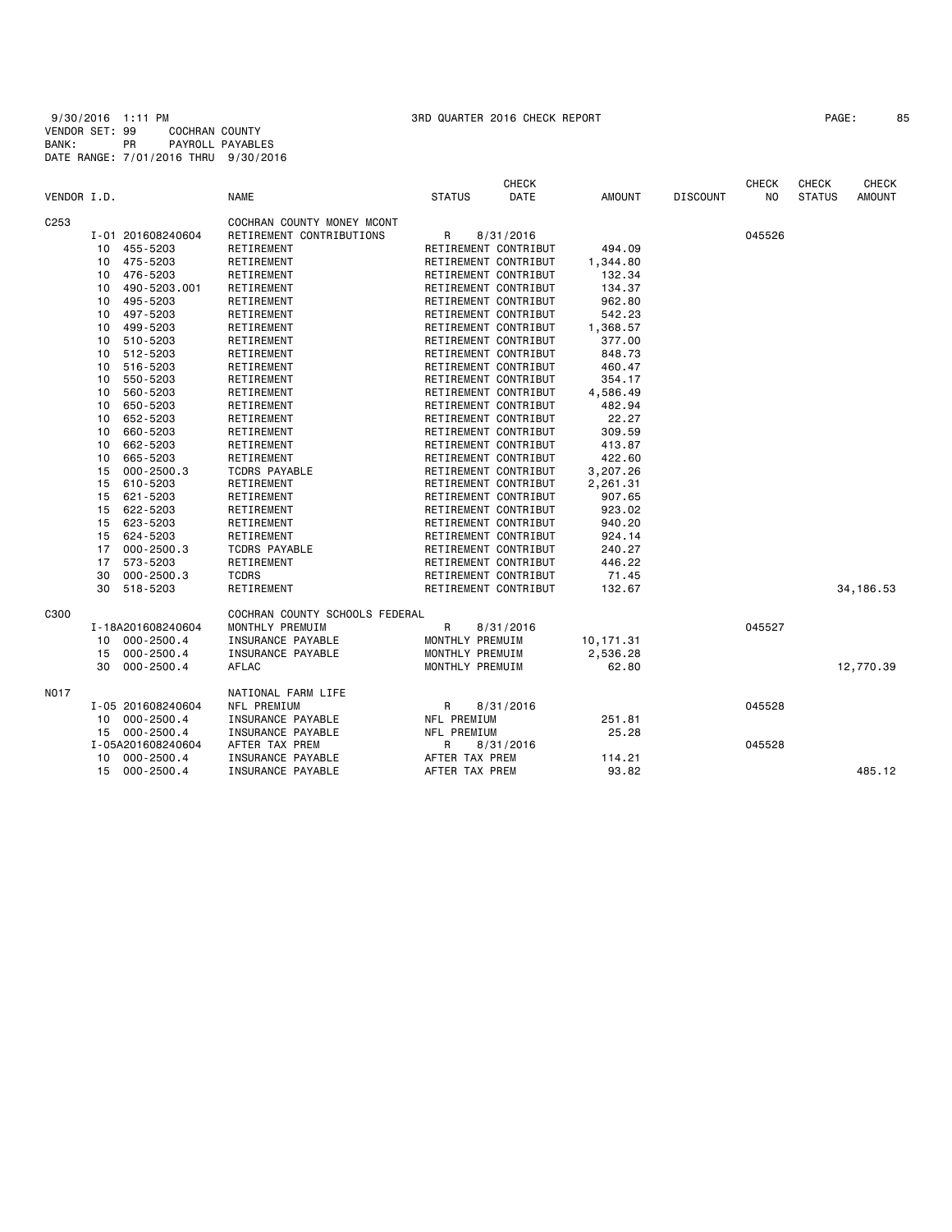9/30/2016 1:11 PM 3RD QUARTER 2016 CHECK REPORT

VENDOR SET: 99 COCHRAN COUNTY
BANK: PR PAYROLL PAYABLES
DATE RANGE: 7/01/2016 THRU 9/30/2016

| VENDOR I.D. | | NAME | STATUS | CHECK DATE | AMOUNT | DISCOUNT | CHECK NO | CHECK STATUS | CHECK AMOUNT |
|---|---|---|---|---|---|---|---|---|---|
| C253 | | COCHRAN COUNTY MONEY MCONT | | | | | | | |
| | I-01 201608240604 | RETIREMENT CONTRIBUTIONS | R | 8/31/2016 | | | 045526 | | |
| | 10 455-5203 | RETIREMENT | RETIREMENT CONTRIBUT | | 494.09 | | | | |
| | 10 475-5203 | RETIREMENT | RETIREMENT CONTRIBUT | | 1,344.80 | | | | |
| | 10 476-5203 | RETIREMENT | RETIREMENT CONTRIBUT | | 132.34 | | | | |
| | 10 490-5203.001 | RETIREMENT | RETIREMENT CONTRIBUT | | 134.37 | | | | |
| | 10 495-5203 | RETIREMENT | RETIREMENT CONTRIBUT | | 962.80 | | | | |
| | 10 497-5203 | RETIREMENT | RETIREMENT CONTRIBUT | | 542.23 | | | | |
| | 10 499-5203 | RETIREMENT | RETIREMENT CONTRIBUT | | 1,368.57 | | | | |
| | 10 510-5203 | RETIREMENT | RETIREMENT CONTRIBUT | | 377.00 | | | | |
| | 10 512-5203 | RETIREMENT | RETIREMENT CONTRIBUT | | 848.73 | | | | |
| | 10 516-5203 | RETIREMENT | RETIREMENT CONTRIBUT | | 460.47 | | | | |
| | 10 550-5203 | RETIREMENT | RETIREMENT CONTRIBUT | | 354.17 | | | | |
| | 10 560-5203 | RETIREMENT | RETIREMENT CONTRIBUT | | 4,586.49 | | | | |
| | 10 650-5203 | RETIREMENT | RETIREMENT CONTRIBUT | | 482.94 | | | | |
| | 10 652-5203 | RETIREMENT | RETIREMENT CONTRIBUT | | 22.27 | | | | |
| | 10 660-5203 | RETIREMENT | RETIREMENT CONTRIBUT | | 309.59 | | | | |
| | 10 662-5203 | RETIREMENT | RETIREMENT CONTRIBUT | | 413.87 | | | | |
| | 10 665-5203 | RETIREMENT | RETIREMENT CONTRIBUT | | 422.60 | | | | |
| | 15 000-2500.3 | TCDRS PAYABLE | RETIREMENT CONTRIBUT | | 3,207.26 | | | | |
| | 15 610-5203 | RETIREMENT | RETIREMENT CONTRIBUT | | 2,261.31 | | | | |
| | 15 621-5203 | RETIREMENT | RETIREMENT CONTRIBUT | | 907.65 | | | | |
| | 15 622-5203 | RETIREMENT | RETIREMENT CONTRIBUT | | 923.02 | | | | |
| | 15 623-5203 | RETIREMENT | RETIREMENT CONTRIBUT | | 940.20 | | | | |
| | 15 624-5203 | RETIREMENT | RETIREMENT CONTRIBUT | | 924.14 | | | | |
| | 17 000-2500.3 | TCDRS PAYABLE | RETIREMENT CONTRIBUT | | 240.27 | | | | |
| | 17 573-5203 | RETIREMENT | RETIREMENT CONTRIBUT | | 446.22 | | | | |
| | 30 000-2500.3 | TCDRS | RETIREMENT CONTRIBUT | | 71.45 | | | | |
| | 30 518-5203 | RETIREMENT | RETIREMENT CONTRIBUT | | 132.67 | | | | 34,186.53 |
| C300 | | COCHRAN COUNTY SCHOOLS FEDERAL | | | | | | | |
| | I-18A201608240604 | MONTHLY PREMUIM | R | 8/31/2016 | | | 045527 | | |
| | 10 000-2500.4 | INSURANCE PAYABLE | MONTHLY PREMUIM | | 10,171.31 | | | | |
| | 15 000-2500.4 | INSURANCE PAYABLE | MONTHLY PREMUIM | | 2,536.28 | | | | |
| | 30 000-2500.4 | AFLAC | MONTHLY PREMUIM | | 62.80 | | | | 12,770.39 |
| N017 | | NATIONAL FARM LIFE | | | | | | | |
| | I-05 201608240604 | NFL PREMIUM | R | 8/31/2016 | | | 045528 | | |
| | 10 000-2500.4 | INSURANCE PAYABLE | NFL PREMIUM | | 251.81 | | | | |
| | 15 000-2500.4 | INSURANCE PAYABLE | NFL PREMIUM | | 25.28 | | | | |
| | I-05A201608240604 | AFTER TAX PREM | R | 8/31/2016 | | | 045528 | | |
| | 10 000-2500.4 | INSURANCE PAYABLE | AFTER TAX PREM | | 114.21 | | | | |
| | 15 000-2500.4 | INSURANCE PAYABLE | AFTER TAX PREM | | 93.82 | | | | 485.12 |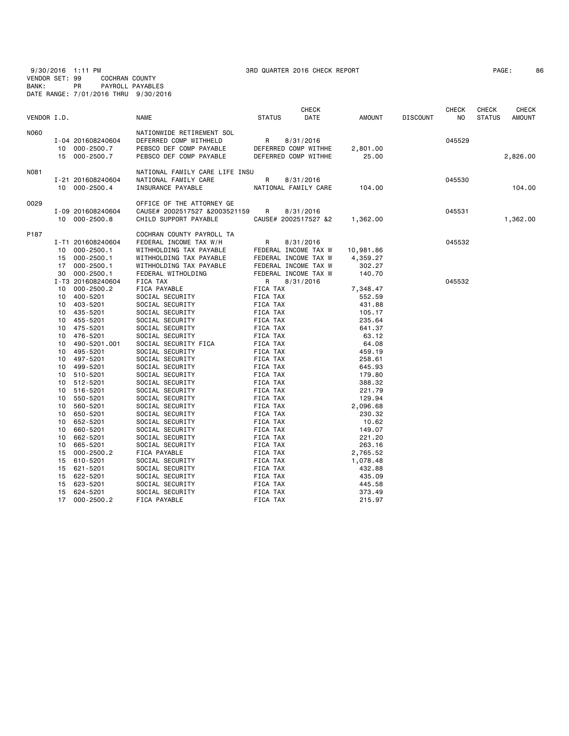9/30/2016 1:11 PM 3RD QUARTER 2016 CHECK REPORT PAGE: 86

VENDOR SET: 99 COCHRAN COUNTY
BANK: PR PAYROLL PAYABLES
DATE RANGE: 7/01/2016 THRU 9/30/2016

| VENDOR I.D. | | NAME | STATUS | CHECK DATE | AMOUNT | DISCOUNT | CHECK NO | CHECK STATUS | CHECK AMOUNT |
|---|---|---|---|---|---|---|---|---|---|
| N060 | | NATIONWIDE RETIREMENT SOL | | | | | | | |
| | I-04 201608240604 | DEFERRED COMP WITHHELD | R | 8/31/2016 | | | 045529 | | |
| | 10 000-2500.7 | PEBSCO DEF COMP PAYABLE | DEFERRED COMP WITHHE | | 2,801.00 | | | | |
| | 15 000-2500.7 | PEBSCO DEF COMP PAYABLE | DEFERRED COMP WITHHE | | 25.00 | | | | 2,826.00 |
| N081 | | NATIONAL FAMILY CARE LIFE INSU | | | | | | | |
| | I-21 201608240604 | NATIONAL FAMILY CARE | R | 8/31/2016 | | | 045530 | | |
| | 10 000-2500.4 | INSURANCE PAYABLE | NATIONAL FAMILY CARE | | 104.00 | | | | 104.00 |
| O029 | | OFFICE OF THE ATTORNEY GE | | | | | | | |
| | I-09 201608240604 | CAUSE# 2002517527 &2003521159 | R | 8/31/2016 | | | 045531 | | |
| | 10 000-2500.8 | CHILD SUPPORT PAYABLE | CAUSE# 2002517527 &2 | | 1,362.00 | | | | 1,362.00 |
| P187 | | COCHRAN COUNTY PAYROLL TA | | | | | | | |
| | I-T1 201608240604 | FEDERAL INCOME TAX W/H | R | 8/31/2016 | | | 045532 | | |
| | 10 000-2500.1 | WITHHOLDING TAX PAYABLE | FEDERAL INCOME TAX W | | 10,981.86 | | | | |
| | 15 000-2500.1 | WITHHOLDING TAX PAYABLE | FEDERAL INCOME TAX W | | 4,359.27 | | | | |
| | 17 000-2500.1 | WITHHOLDING TAX PAYABLE | FEDERAL INCOME TAX W | | 302.27 | | | | |
| | 30 000-2500.1 | FEDERAL WITHOLDING | FEDERAL INCOME TAX W | | 140.70 | | | | |
| | I-T3 201608240604 | FICA TAX | R | 8/31/2016 | | | 045532 | | |
| | 10 000-2500.2 | FICA PAYABLE | FICA TAX | | 7,348.47 | | | | |
| | 10 400-5201 | SOCIAL SECURITY | FICA TAX | | 552.59 | | | | |
| | 10 403-5201 | SOCIAL SECURITY | FICA TAX | | 431.88 | | | | |
| | 10 435-5201 | SOCIAL SECURITY | FICA TAX | | 105.17 | | | | |
| | 10 455-5201 | SOCIAL SECURITY | FICA TAX | | 235.64 | | | | |
| | 10 475-5201 | SOCIAL SECURITY | FICA TAX | | 641.37 | | | | |
| | 10 476-5201 | SOCIAL SECURITY | FICA TAX | | 63.12 | | | | |
| | 10 490-5201.001 | SOCIAL SECURITY FICA | FICA TAX | | 64.08 | | | | |
| | 10 495-5201 | SOCIAL SECURITY | FICA TAX | | 459.19 | | | | |
| | 10 497-5201 | SOCIAL SECURITY | FICA TAX | | 258.61 | | | | |
| | 10 499-5201 | SOCIAL SECURITY | FICA TAX | | 645.93 | | | | |
| | 10 510-5201 | SOCIAL SECURITY | FICA TAX | | 179.80 | | | | |
| | 10 512-5201 | SOCIAL SECURITY | FICA TAX | | 388.32 | | | | |
| | 10 516-5201 | SOCIAL SECURITY | FICA TAX | | 221.79 | | | | |
| | 10 550-5201 | SOCIAL SECURITY | FICA TAX | | 129.94 | | | | |
| | 10 560-5201 | SOCIAL SECURITY | FICA TAX | | 2,096.68 | | | | |
| | 10 650-5201 | SOCIAL SECURITY | FICA TAX | | 230.32 | | | | |
| | 10 652-5201 | SOCIAL SECURITY | FICA TAX | | 10.62 | | | | |
| | 10 660-5201 | SOCIAL SECURITY | FICA TAX | | 149.07 | | | | |
| | 10 662-5201 | SOCIAL SECURITY | FICA TAX | | 221.20 | | | | |
| | 10 665-5201 | SOCIAL SECURITY | FICA TAX | | 263.16 | | | | |
| | 15 000-2500.2 | FICA PAYABLE | FICA TAX | | 2,765.52 | | | | |
| | 15 610-5201 | SOCIAL SECURITY | FICA TAX | | 1,078.48 | | | | |
| | 15 621-5201 | SOCIAL SECURITY | FICA TAX | | 432.88 | | | | |
| | 15 622-5201 | SOCIAL SECURITY | FICA TAX | | 435.09 | | | | |
| | 15 623-5201 | SOCIAL SECURITY | FICA TAX | | 445.58 | | | | |
| | 15 624-5201 | SOCIAL SECURITY | FICA TAX | | 373.49 | | | | |
| | 17 000-2500.2 | FICA PAYABLE | FICA TAX | | 215.97 | | | | |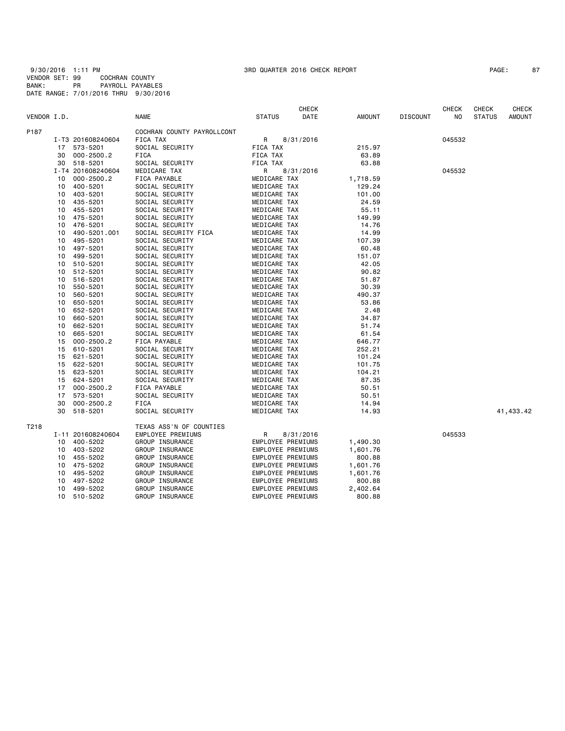9/30/2016 1:11 PM　　　　　3RD QUARTER 2016 CHECK REPORT

VENDOR SET: 99　　COCHRAN COUNTY
BANK:　PR　　PAYROLL PAYABLES
DATE RANGE: 7/01/2016 THRU 9/30/2016

| VENDOR I.D. | | NAME | STATUS | CHECK DATE | AMOUNT | DISCOUNT | CHECK NO | CHECK STATUS | CHECK AMOUNT |
|---|---|---|---|---|---|---|---|---|---|
| P187 | | COCHRAN COUNTY PAYROLLCONT | | | | | | | |
| | I-T3 201608240604 | FICA TAX | R | 8/31/2016 | | | 045532 | | |
| | 17 573-5201 | SOCIAL SECURITY | FICA TAX | | 215.97 | | | | |
| | 30 000-2500.2 | FICA | FICA TAX | | 63.89 | | | | |
| | 30 518-5201 | SOCIAL SECURITY | FICA TAX | | 63.88 | | | | |
| | I-T4 201608240604 | MEDICARE TAX | R | 8/31/2016 | | | 045532 | | |
| | 10 000-2500.2 | FICA PAYABLE | MEDICARE TAX | | 1,718.59 | | | | |
| | 10 400-5201 | SOCIAL SECURITY | MEDICARE TAX | | 129.24 | | | | |
| | 10 403-5201 | SOCIAL SECURITY | MEDICARE TAX | | 101.00 | | | | |
| | 10 435-5201 | SOCIAL SECURITY | MEDICARE TAX | | 24.59 | | | | |
| | 10 455-5201 | SOCIAL SECURITY | MEDICARE TAX | | 55.11 | | | | |
| | 10 475-5201 | SOCIAL SECURITY | MEDICARE TAX | | 149.99 | | | | |
| | 10 476-5201 | SOCIAL SECURITY | MEDICARE TAX | | 14.76 | | | | |
| | 10 490-5201.001 | SOCIAL SECURITY FICA | MEDICARE TAX | | 14.99 | | | | |
| | 10 495-5201 | SOCIAL SECURITY | MEDICARE TAX | | 107.39 | | | | |
| | 10 497-5201 | SOCIAL SECURITY | MEDICARE TAX | | 60.48 | | | | |
| | 10 499-5201 | SOCIAL SECURITY | MEDICARE TAX | | 151.07 | | | | |
| | 10 510-5201 | SOCIAL SECURITY | MEDICARE TAX | | 42.05 | | | | |
| | 10 512-5201 | SOCIAL SECURITY | MEDICARE TAX | | 90.82 | | | | |
| | 10 516-5201 | SOCIAL SECURITY | MEDICARE TAX | | 51.87 | | | | |
| | 10 550-5201 | SOCIAL SECURITY | MEDICARE TAX | | 30.39 | | | | |
| | 10 560-5201 | SOCIAL SECURITY | MEDICARE TAX | | 490.37 | | | | |
| | 10 650-5201 | SOCIAL SECURITY | MEDICARE TAX | | 53.86 | | | | |
| | 10 652-5201 | SOCIAL SECURITY | MEDICARE TAX | | 2.48 | | | | |
| | 10 660-5201 | SOCIAL SECURITY | MEDICARE TAX | | 34.87 | | | | |
| | 10 662-5201 | SOCIAL SECURITY | MEDICARE TAX | | 51.74 | | | | |
| | 10 665-5201 | SOCIAL SECURITY | MEDICARE TAX | | 61.54 | | | | |
| | 15 000-2500.2 | FICA PAYABLE | MEDICARE TAX | | 646.77 | | | | |
| | 15 610-5201 | SOCIAL SECURITY | MEDICARE TAX | | 252.21 | | | | |
| | 15 621-5201 | SOCIAL SECURITY | MEDICARE TAX | | 101.24 | | | | |
| | 15 622-5201 | SOCIAL SECURITY | MEDICARE TAX | | 101.75 | | | | |
| | 15 623-5201 | SOCIAL SECURITY | MEDICARE TAX | | 104.21 | | | | |
| | 15 624-5201 | SOCIAL SECURITY | MEDICARE TAX | | 87.35 | | | | |
| | 17 000-2500.2 | FICA PAYABLE | MEDICARE TAX | | 50.51 | | | | |
| | 17 573-5201 | SOCIAL SECURITY | MEDICARE TAX | | 50.51 | | | | |
| | 30 000-2500.2 | FICA | MEDICARE TAX | | 14.94 | | | | |
| | 30 518-5201 | SOCIAL SECURITY | MEDICARE TAX | | 14.93 | | | | 41,433.42 |
| T218 | | TEXAS ASS'N OF COUNTIES | | | | | | | |
| | I-11 201608240604 | EMPLOYEE PREMIUMS | R | 8/31/2016 | | | 045533 | | |
| | 10 400-5202 | GROUP INSURANCE | EMPLOYEE PREMIUMS | | 1,490.30 | | | | |
| | 10 403-5202 | GROUP INSURANCE | EMPLOYEE PREMIUMS | | 1,601.76 | | | | |
| | 10 455-5202 | GROUP INSURANCE | EMPLOYEE PREMIUMS | | 800.88 | | | | |
| | 10 475-5202 | GROUP INSURANCE | EMPLOYEE PREMIUMS | | 1,601.76 | | | | |
| | 10 495-5202 | GROUP INSURANCE | EMPLOYEE PREMIUMS | | 1,601.76 | | | | |
| | 10 497-5202 | GROUP INSURANCE | EMPLOYEE PREMIUMS | | 800.88 | | | | |
| | 10 499-5202 | GROUP INSURANCE | EMPLOYEE PREMIUMS | | 2,402.64 | | | | |
| | 10 510-5202 | GROUP INSURANCE | EMPLOYEE PREMIUMS | | 800.88 | | | | |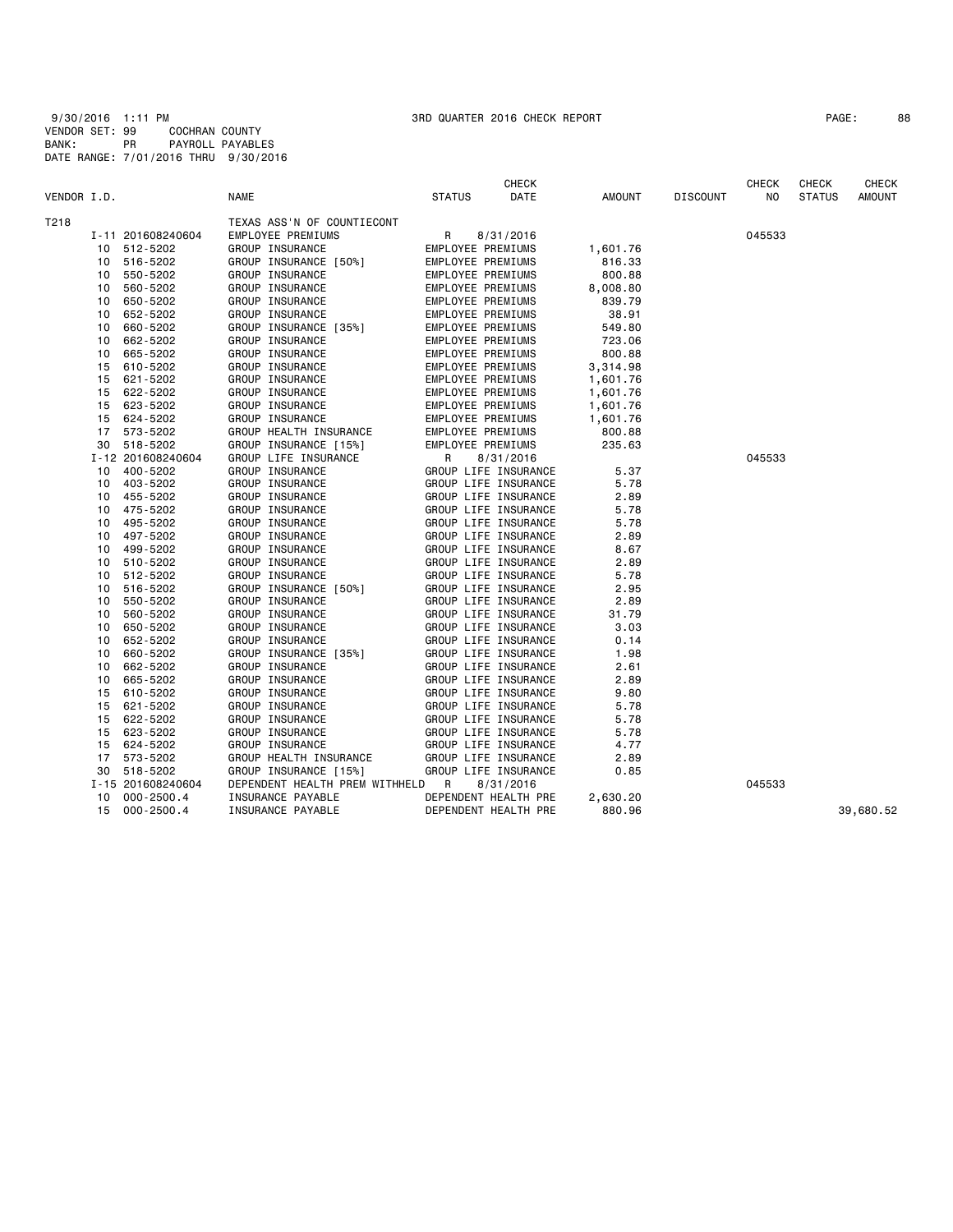9/30/2016 1:11 PM 3RD QUARTER 2016 CHECK REPORT
VENDOR SET: 99 COCHRAN COUNTY
BANK: PR PAYROLL PAYABLES
DATE RANGE: 7/01/2016 THRU 9/30/2016

| VENDOR I.D. | | NAME | STATUS | CHECK DATE | AMOUNT | DISCOUNT | CHECK NO | CHECK STATUS | CHECK AMOUNT |
|---|---|---|---|---|---|---|---|---|---|
| T218 | | TEXAS ASS'N OF COUNTIECONT | | | | | | | |
| | I-11 201608240604 | EMPLOYEE PREMIUMS | R | 8/31/2016 | | | 045533 | | |
| 10 | 512-5202 | GROUP INSURANCE | EMPLOYEE PREMIUMS | | 1,601.76 | | | | |
| 10 | 516-5202 | GROUP INSURANCE [50%] | EMPLOYEE PREMIUMS | | 816.33 | | | | |
| 10 | 550-5202 | GROUP INSURANCE | EMPLOYEE PREMIUMS | | 800.88 | | | | |
| 10 | 560-5202 | GROUP INSURANCE | EMPLOYEE PREMIUMS | | 8,008.80 | | | | |
| 10 | 650-5202 | GROUP INSURANCE | EMPLOYEE PREMIUMS | | 839.79 | | | | |
| 10 | 652-5202 | GROUP INSURANCE | EMPLOYEE PREMIUMS | | 38.91 | | | | |
| 10 | 660-5202 | GROUP INSURANCE [35%] | EMPLOYEE PREMIUMS | | 549.80 | | | | |
| 10 | 662-5202 | GROUP INSURANCE | EMPLOYEE PREMIUMS | | 723.06 | | | | |
| 10 | 665-5202 | GROUP INSURANCE | EMPLOYEE PREMIUMS | | 800.88 | | | | |
| 15 | 610-5202 | GROUP INSURANCE | EMPLOYEE PREMIUMS | | 3,314.98 | | | | |
| 15 | 621-5202 | GROUP INSURANCE | EMPLOYEE PREMIUMS | | 1,601.76 | | | | |
| 15 | 622-5202 | GROUP INSURANCE | EMPLOYEE PREMIUMS | | 1,601.76 | | | | |
| 15 | 623-5202 | GROUP INSURANCE | EMPLOYEE PREMIUMS | | 1,601.76 | | | | |
| 15 | 624-5202 | GROUP INSURANCE | EMPLOYEE PREMIUMS | | 1,601.76 | | | | |
| 17 | 573-5202 | GROUP HEALTH INSURANCE | EMPLOYEE PREMIUMS | | 800.88 | | | | |
| 30 | 518-5202 | GROUP INSURANCE [15%] | EMPLOYEE PREMIUMS | | 235.63 | | | | |
| | I-12 201608240604 | GROUP LIFE INSURANCE | R | 8/31/2016 | | | 045533 | | |
| 10 | 400-5202 | GROUP INSURANCE | GROUP LIFE INSURANCE | | 5.37 | | | | |
| 10 | 403-5202 | GROUP INSURANCE | GROUP LIFE INSURANCE | | 5.78 | | | | |
| 10 | 455-5202 | GROUP INSURANCE | GROUP LIFE INSURANCE | | 2.89 | | | | |
| 10 | 475-5202 | GROUP INSURANCE | GROUP LIFE INSURANCE | | 5.78 | | | | |
| 10 | 495-5202 | GROUP INSURANCE | GROUP LIFE INSURANCE | | 5.78 | | | | |
| 10 | 497-5202 | GROUP INSURANCE | GROUP LIFE INSURANCE | | 2.89 | | | | |
| 10 | 499-5202 | GROUP INSURANCE | GROUP LIFE INSURANCE | | 8.67 | | | | |
| 10 | 510-5202 | GROUP INSURANCE | GROUP LIFE INSURANCE | | 2.89 | | | | |
| 10 | 512-5202 | GROUP INSURANCE | GROUP LIFE INSURANCE | | 5.78 | | | | |
| 10 | 516-5202 | GROUP INSURANCE [50%] | GROUP LIFE INSURANCE | | 2.95 | | | | |
| 10 | 550-5202 | GROUP INSURANCE | GROUP LIFE INSURANCE | | 2.89 | | | | |
| 10 | 560-5202 | GROUP INSURANCE | GROUP LIFE INSURANCE | | 31.79 | | | | |
| 10 | 650-5202 | GROUP INSURANCE | GROUP LIFE INSURANCE | | 3.03 | | | | |
| 10 | 652-5202 | GROUP INSURANCE | GROUP LIFE INSURANCE | | 0.14 | | | | |
| 10 | 660-5202 | GROUP INSURANCE [35%] | GROUP LIFE INSURANCE | | 1.98 | | | | |
| 10 | 662-5202 | GROUP INSURANCE | GROUP LIFE INSURANCE | | 2.61 | | | | |
| 10 | 665-5202 | GROUP INSURANCE | GROUP LIFE INSURANCE | | 2.89 | | | | |
| 15 | 610-5202 | GROUP INSURANCE | GROUP LIFE INSURANCE | | 9.80 | | | | |
| 15 | 621-5202 | GROUP INSURANCE | GROUP LIFE INSURANCE | | 5.78 | | | | |
| 15 | 622-5202 | GROUP INSURANCE | GROUP LIFE INSURANCE | | 5.78 | | | | |
| 15 | 623-5202 | GROUP INSURANCE | GROUP LIFE INSURANCE | | 5.78 | | | | |
| 15 | 624-5202 | GROUP INSURANCE | GROUP LIFE INSURANCE | | 4.77 | | | | |
| 17 | 573-5202 | GROUP HEALTH INSURANCE | GROUP LIFE INSURANCE | | 2.89 | | | | |
| 30 | 518-5202 | GROUP INSURANCE [15%] | GROUP LIFE INSURANCE | | 0.85 | | | | |
| | I-15 201608240604 | DEPENDENT HEALTH PREM WITHHELD | R | 8/31/2016 | | | 045533 | | |
| 10 | 000-2500.4 | INSURANCE PAYABLE | DEPENDENT HEALTH PRE | | 2,630.20 | | | | |
| 15 | 000-2500.4 | INSURANCE PAYABLE | DEPENDENT HEALTH PRE | | 880.96 | | | | 39,680.52 |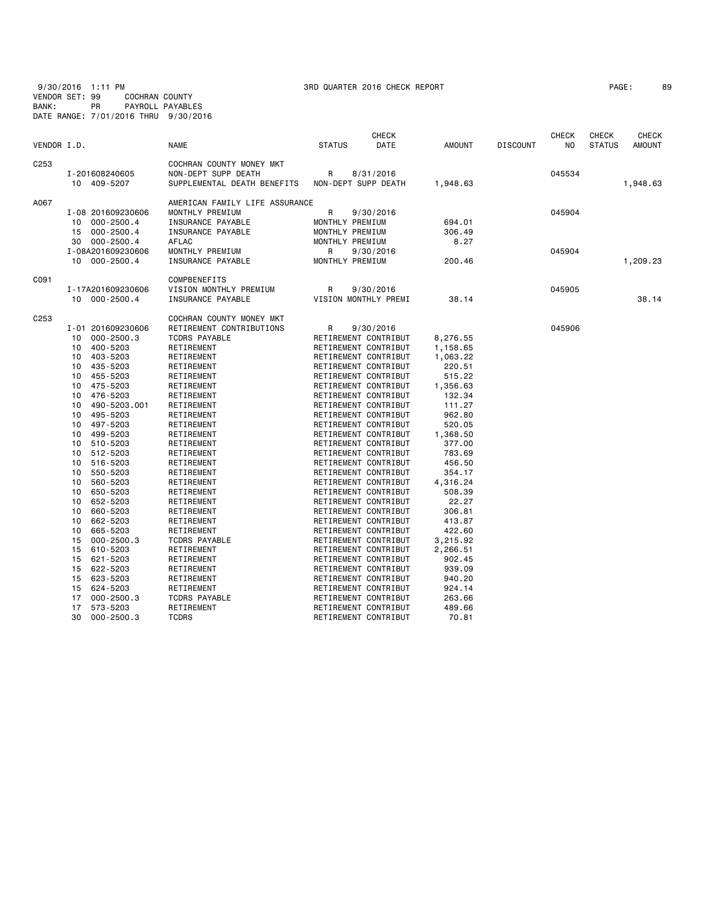9/30/2016 1:11 PM 3RD QUARTER 2016 CHECK REPORT

VENDOR SET: 99 COCHRAN COUNTY
BANK: PR PAYROLL PAYABLES
DATE RANGE: 7/01/2016 THRU 9/30/2016

| VENDOR I.D. | | NAME | STATUS | CHECK DATE | AMOUNT | DISCOUNT | CHECK NO | CHECK STATUS | CHECK AMOUNT |
|---|---|---|---|---|---|---|---|---|---|
| C253 | | COCHRAN COUNTY MONEY MKT | | | | | | | |
| | I-201608240605 | NON-DEPT SUPP DEATH | R | 8/31/2016 | | | 045534 | | |
| | 10 409-5207 | SUPPLEMENTAL DEATH BENEFITS | NON-DEPT SUPP DEATH | | 1,948.63 | | | | 1,948.63 |
| A067 | | AMERICAN FAMILY LIFE ASSURANCE | | | | | | | |
| | I-08 201609230606 | MONTHLY PREMIUM | R | 9/30/2016 | | | 045904 | | |
| | 10 000-2500.4 | INSURANCE PAYABLE | MONTHLY PREMIUM | | 694.01 | | | | |
| | 15 000-2500.4 | INSURANCE PAYABLE | MONTHLY PREMIUM | | 306.49 | | | | |
| | 30 000-2500.4 | AFLAC | MONTHLY PREMIUM | | 8.27 | | | | |
| | I-08A201609230606 | MONTHLY PREMIUM | R | 9/30/2016 | | | 045904 | | |
| | 10 000-2500.4 | INSURANCE PAYABLE | MONTHLY PREMIUM | | 200.46 | | | | 1,209.23 |
| C091 | | COMPBENEFITS | | | | | | | |
| | I-17A201609230606 | VISION MONTHLY PREMIUM | R | 9/30/2016 | | | 045905 | | |
| | 10 000-2500.4 | INSURANCE PAYABLE | VISION MONTHLY PREMI | | 38.14 | | | | 38.14 |
| C253 | | COCHRAN COUNTY MONEY MKT | | | | | | | |
| | I-01 201609230606 | RETIREMENT CONTRIBUTIONS | R | 9/30/2016 | | | 045906 | | |
| | 10 000-2500.3 | TCDRS PAYABLE | RETIREMENT CONTRIBUT | | 8,276.55 | | | | |
| | 10 400-5203 | RETIREMENT | RETIREMENT CONTRIBUT | | 1,158.65 | | | | |
| | 10 403-5203 | RETIREMENT | RETIREMENT CONTRIBUT | | 1,063.22 | | | | |
| | 10 435-5203 | RETIREMENT | RETIREMENT CONTRIBUT | | 220.51 | | | | |
| | 10 455-5203 | RETIREMENT | RETIREMENT CONTRIBUT | | 515.22 | | | | |
| | 10 475-5203 | RETIREMENT | RETIREMENT CONTRIBUT | | 1,356.63 | | | | |
| | 10 476-5203 | RETIREMENT | RETIREMENT CONTRIBUT | | 132.34 | | | | |
| | 10 490-5203.001 | RETIREMENT | RETIREMENT CONTRIBUT | | 111.27 | | | | |
| | 10 495-5203 | RETIREMENT | RETIREMENT CONTRIBUT | | 962.80 | | | | |
| | 10 497-5203 | RETIREMENT | RETIREMENT CONTRIBUT | | 520.05 | | | | |
| | 10 499-5203 | RETIREMENT | RETIREMENT CONTRIBUT | | 1,368.50 | | | | |
| | 10 510-5203 | RETIREMENT | RETIREMENT CONTRIBUT | | 377.00 | | | | |
| | 10 512-5203 | RETIREMENT | RETIREMENT CONTRIBUT | | 783.69 | | | | |
| | 10 516-5203 | RETIREMENT | RETIREMENT CONTRIBUT | | 456.50 | | | | |
| | 10 550-5203 | RETIREMENT | RETIREMENT CONTRIBUT | | 354.17 | | | | |
| | 10 560-5203 | RETIREMENT | RETIREMENT CONTRIBUT | | 4,316.24 | | | | |
| | 10 650-5203 | RETIREMENT | RETIREMENT CONTRIBUT | | 508.39 | | | | |
| | 10 652-5203 | RETIREMENT | RETIREMENT CONTRIBUT | | 22.27 | | | | |
| | 10 660-5203 | RETIREMENT | RETIREMENT CONTRIBUT | | 306.81 | | | | |
| | 10 662-5203 | RETIREMENT | RETIREMENT CONTRIBUT | | 413.87 | | | | |
| | 10 665-5203 | RETIREMENT | RETIREMENT CONTRIBUT | | 422.60 | | | | |
| | 15 000-2500.3 | TCDRS PAYABLE | RETIREMENT CONTRIBUT | | 3,215.92 | | | | |
| | 15 610-5203 | RETIREMENT | RETIREMENT CONTRIBUT | | 2,266.51 | | | | |
| | 15 621-5203 | RETIREMENT | RETIREMENT CONTRIBUT | | 902.45 | | | | |
| | 15 622-5203 | RETIREMENT | RETIREMENT CONTRIBUT | | 939.09 | | | | |
| | 15 623-5203 | RETIREMENT | RETIREMENT CONTRIBUT | | 940.20 | | | | |
| | 15 624-5203 | RETIREMENT | RETIREMENT CONTRIBUT | | 924.14 | | | | |
| | 17 000-2500.3 | TCDRS PAYABLE | RETIREMENT CONTRIBUT | | 263.66 | | | | |
| | 17 573-5203 | RETIREMENT | RETIREMENT CONTRIBUT | | 489.66 | | | | |
| | 30 000-2500.3 | TCDRS | RETIREMENT CONTRIBUT | | 70.81 | | | | |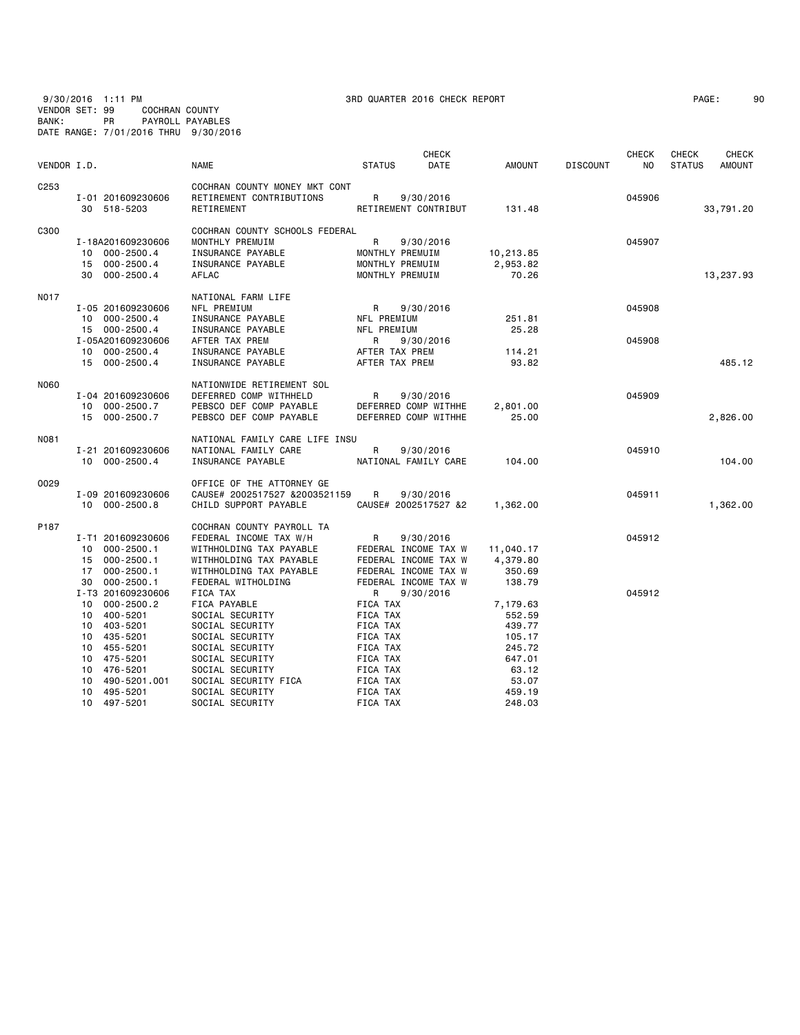9/30/2016 1:11 PM 3RD QUARTER 2016 CHECK REPORT

VENDOR SET: 99 COCHRAN COUNTY
BANK: PR PAYROLL PAYABLES
DATE RANGE: 7/01/2016 THRU 9/30/2016

| VENDOR I.D. | | NAME | STATUS | CHECK DATE | AMOUNT | DISCOUNT | CHECK NO | CHECK STATUS | CHECK AMOUNT |
|---|---|---|---|---|---|---|---|---|---|
| C253 | | COCHRAN COUNTY MONEY MKT CONT | | | | | | | |
| | I-01 201609230606 | RETIREMENT CONTRIBUTIONS | R | 9/30/2016 | | | 045906 | | |
| | 30 518-5203 | RETIREMENT | RETIREMENT CONTRIBUT | | 131.48 | | | | 33,791.20 |
| C300 | | COCHRAN COUNTY SCHOOLS FEDERAL | | | | | | | |
| | I-18A201609230606 | MONTHLY PREMUIM | R | 9/30/2016 | | | 045907 | | |
| | 10 000-2500.4 | INSURANCE PAYABLE | MONTHLY PREMUIM | | 10,213.85 | | | | |
| | 15 000-2500.4 | INSURANCE PAYABLE | MONTHLY PREMUIM | | 2,953.82 | | | | |
| | 30 000-2500.4 | AFLAC | MONTHLY PREMUIM | | 70.26 | | | | 13,237.93 |
| N017 | | NATIONAL FARM LIFE | | | | | | | |
| | I-05 201609230606 | NFL PREMIUM | R | 9/30/2016 | | | 045908 | | |
| | 10 000-2500.4 | INSURANCE PAYABLE | NFL PREMIUM | | 251.81 | | | | |
| | 15 000-2500.4 | INSURANCE PAYABLE | NFL PREMIUM | | 25.28 | | | | |
| | I-05A201609230606 | AFTER TAX PREM | R | 9/30/2016 | | | 045908 | | |
| | 10 000-2500.4 | INSURANCE PAYABLE | AFTER TAX PREM | | 114.21 | | | | |
| | 15 000-2500.4 | INSURANCE PAYABLE | AFTER TAX PREM | | 93.82 | | | | 485.12 |
| N060 | | NATIONWIDE RETIREMENT SOL | | | | | | | |
| | I-04 201609230606 | DEFERRED COMP WITHHELD | R | 9/30/2016 | | | 045909 | | |
| | 10 000-2500.7 | PEBSCO DEF COMP PAYABLE | DEFERRED COMP WITHHE | | 2,801.00 | | | | |
| | 15 000-2500.7 | PEBSCO DEF COMP PAYABLE | DEFERRED COMP WITHHE | | 25.00 | | | | 2,826.00 |
| N081 | | NATIONAL FAMILY CARE LIFE INSU | | | | | | | |
| | I-21 201609230606 | NATIONAL FAMILY CARE | R | 9/30/2016 | | | 045910 | | |
| | 10 000-2500.4 | INSURANCE PAYABLE | NATIONAL FAMILY CARE | | 104.00 | | | | 104.00 |
| O029 | | OFFICE OF THE ATTORNEY GE | | | | | | | |
| | I-09 201609230606 | CAUSE# 2002517527 &2003521159 | R | 9/30/2016 | | | 045911 | | |
| | 10 000-2500.8 | CHILD SUPPORT PAYABLE | CAUSE# 2002517527 &2 | | 1,362.00 | | | | 1,362.00 |
| P187 | | COCHRAN COUNTY PAYROLL TA | | | | | | | |
| | I-T1 201609230606 | FEDERAL INCOME TAX W/H | R | 9/30/2016 | | | 045912 | | |
| | 10 000-2500.1 | WITHHOLDING TAX PAYABLE | FEDERAL INCOME TAX W | | 11,040.17 | | | | |
| | 15 000-2500.1 | WITHHOLDING TAX PAYABLE | FEDERAL INCOME TAX W | | 4,379.80 | | | | |
| | 17 000-2500.1 | WITHHOLDING TAX PAYABLE | FEDERAL INCOME TAX W | | 350.69 | | | | |
| | 30 000-2500.1 | FEDERAL WITHOLDING | FEDERAL INCOME TAX W | | 138.79 | | | | |
| | I-T3 201609230606 | FICA TAX | R | 9/30/2016 | | | 045912 | | |
| | 10 000-2500.2 | FICA PAYABLE | FICA TAX | | 7,179.63 | | | | |
| | 10 400-5201 | SOCIAL SECURITY | FICA TAX | | 552.59 | | | | |
| | 10 403-5201 | SOCIAL SECURITY | FICA TAX | | 439.77 | | | | |
| | 10 435-5201 | SOCIAL SECURITY | FICA TAX | | 105.17 | | | | |
| | 10 455-5201 | SOCIAL SECURITY | FICA TAX | | 245.72 | | | | |
| | 10 475-5201 | SOCIAL SECURITY | FICA TAX | | 647.01 | | | | |
| | 10 476-5201 | SOCIAL SECURITY | FICA TAX | | 63.12 | | | | |
| | 10 490-5201.001 | SOCIAL SECURITY FICA | FICA TAX | | 53.07 | | | | |
| | 10 495-5201 | SOCIAL SECURITY | FICA TAX | | 459.19 | | | | |
| | 10 497-5201 | SOCIAL SECURITY | FICA TAX | | 248.03 | | | | |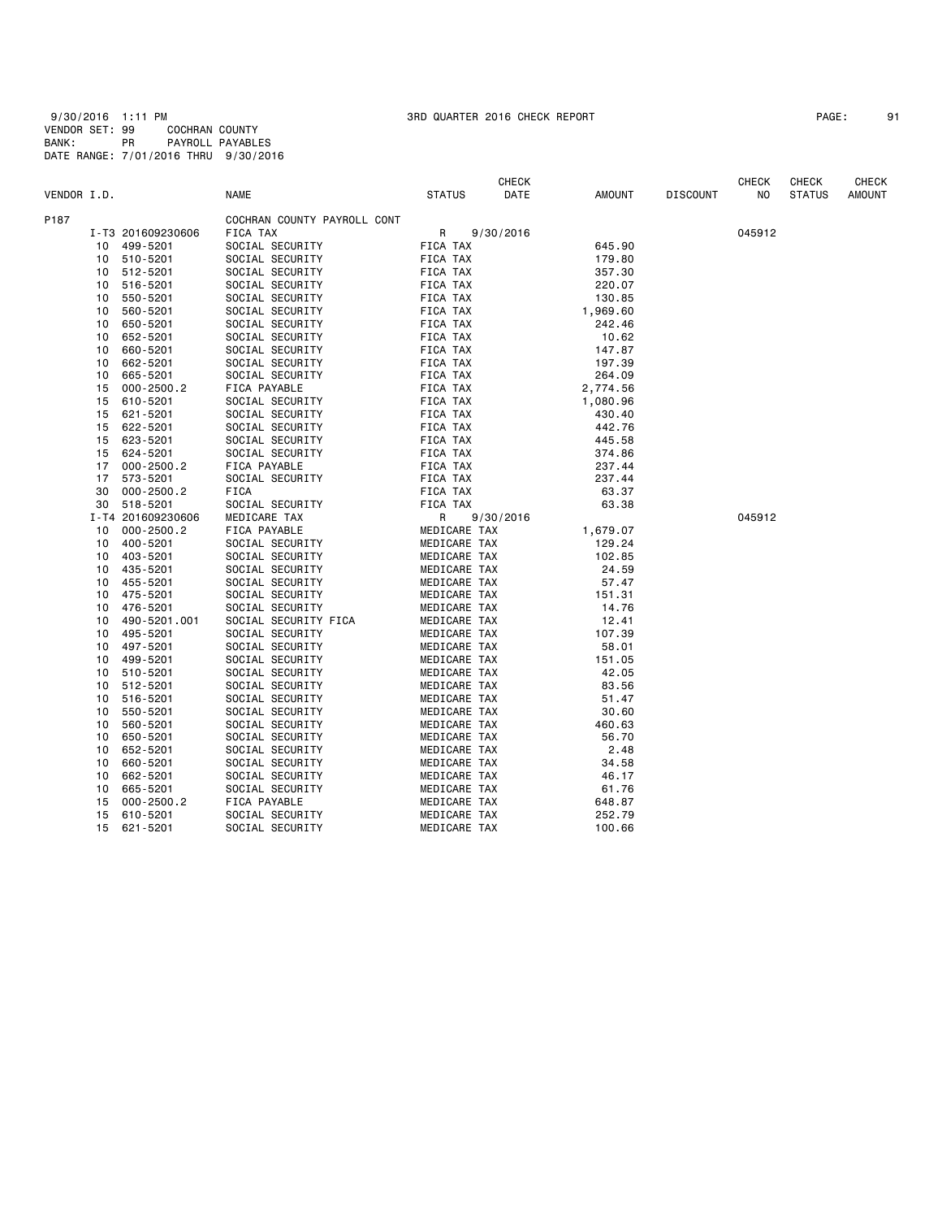9/30/2016 1:11 PM 3RD QUARTER 2016 CHECK REPORT

VENDOR SET: 99 COCHRAN COUNTY
BANK: PR PAYROLL PAYABLES
DATE RANGE: 7/01/2016 THRU 9/30/2016

| VENDOR I.D. | | NAME | STATUS | CHECK DATE | AMOUNT | DISCOUNT | CHECK NO | CHECK STATUS | CHECK AMOUNT |
|---|---|---|---|---|---|---|---|---|---|
| P187 | | COCHRAN COUNTY PAYROLL CONT | | | | | | | |
| | I-T3 201609230606 | FICA TAX | R | 9/30/2016 | | | 045912 | | |
| 10 | 499-5201 | SOCIAL SECURITY | FICA TAX | | 645.90 | | | | |
| 10 | 510-5201 | SOCIAL SECURITY | FICA TAX | | 179.80 | | | | |
| 10 | 512-5201 | SOCIAL SECURITY | FICA TAX | | 357.30 | | | | |
| 10 | 516-5201 | SOCIAL SECURITY | FICA TAX | | 220.07 | | | | |
| 10 | 550-5201 | SOCIAL SECURITY | FICA TAX | | 130.85 | | | | |
| 10 | 560-5201 | SOCIAL SECURITY | FICA TAX | | 1,969.60 | | | | |
| 10 | 650-5201 | SOCIAL SECURITY | FICA TAX | | 242.46 | | | | |
| 10 | 652-5201 | SOCIAL SECURITY | FICA TAX | | 10.62 | | | | |
| 10 | 660-5201 | SOCIAL SECURITY | FICA TAX | | 147.87 | | | | |
| 10 | 662-5201 | SOCIAL SECURITY | FICA TAX | | 197.39 | | | | |
| 10 | 665-5201 | SOCIAL SECURITY | FICA TAX | | 264.09 | | | | |
| 15 | 000-2500.2 | FICA PAYABLE | FICA TAX | | 2,774.56 | | | | |
| 15 | 610-5201 | SOCIAL SECURITY | FICA TAX | | 1,080.96 | | | | |
| 15 | 621-5201 | SOCIAL SECURITY | FICA TAX | | 430.40 | | | | |
| 15 | 622-5201 | SOCIAL SECURITY | FICA TAX | | 442.76 | | | | |
| 15 | 623-5201 | SOCIAL SECURITY | FICA TAX | | 445.58 | | | | |
| 15 | 624-5201 | SOCIAL SECURITY | FICA TAX | | 374.86 | | | | |
| 17 | 000-2500.2 | FICA PAYABLE | FICA TAX | | 237.44 | | | | |
| 17 | 573-5201 | SOCIAL SECURITY | FICA TAX | | 237.44 | | | | |
| 30 | 000-2500.2 | FICA | FICA TAX | | 63.37 | | | | |
| 30 | 518-5201 | SOCIAL SECURITY | FICA TAX | | 63.38 | | | | |
| | I-T4 201609230606 | MEDICARE TAX | R | 9/30/2016 | | | 045912 | | |
| 10 | 000-2500.2 | FICA PAYABLE | MEDICARE TAX | | 1,679.07 | | | | |
| 10 | 400-5201 | SOCIAL SECURITY | MEDICARE TAX | | 129.24 | | | | |
| 10 | 403-5201 | SOCIAL SECURITY | MEDICARE TAX | | 102.85 | | | | |
| 10 | 435-5201 | SOCIAL SECURITY | MEDICARE TAX | | 24.59 | | | | |
| 10 | 455-5201 | SOCIAL SECURITY | MEDICARE TAX | | 57.47 | | | | |
| 10 | 475-5201 | SOCIAL SECURITY | MEDICARE TAX | | 151.31 | | | | |
| 10 | 476-5201 | SOCIAL SECURITY | MEDICARE TAX | | 14.76 | | | | |
| 10 | 490-5201.001 | SOCIAL SECURITY FICA | MEDICARE TAX | | 12.41 | | | | |
| 10 | 495-5201 | SOCIAL SECURITY | MEDICARE TAX | | 107.39 | | | | |
| 10 | 497-5201 | SOCIAL SECURITY | MEDICARE TAX | | 58.01 | | | | |
| 10 | 499-5201 | SOCIAL SECURITY | MEDICARE TAX | | 151.05 | | | | |
| 10 | 510-5201 | SOCIAL SECURITY | MEDICARE TAX | | 42.05 | | | | |
| 10 | 512-5201 | SOCIAL SECURITY | MEDICARE TAX | | 83.56 | | | | |
| 10 | 516-5201 | SOCIAL SECURITY | MEDICARE TAX | | 51.47 | | | | |
| 10 | 550-5201 | SOCIAL SECURITY | MEDICARE TAX | | 30.60 | | | | |
| 10 | 560-5201 | SOCIAL SECURITY | MEDICARE TAX | | 460.63 | | | | |
| 10 | 650-5201 | SOCIAL SECURITY | MEDICARE TAX | | 56.70 | | | | |
| 10 | 652-5201 | SOCIAL SECURITY | MEDICARE TAX | | 2.48 | | | | |
| 10 | 660-5201 | SOCIAL SECURITY | MEDICARE TAX | | 34.58 | | | | |
| 10 | 662-5201 | SOCIAL SECURITY | MEDICARE TAX | | 46.17 | | | | |
| 10 | 665-5201 | SOCIAL SECURITY | MEDICARE TAX | | 61.76 | | | | |
| 15 | 000-2500.2 | FICA PAYABLE | MEDICARE TAX | | 648.87 | | | | |
| 15 | 610-5201 | SOCIAL SECURITY | MEDICARE TAX | | 252.79 | | | | |
| 15 | 621-5201 | SOCIAL SECURITY | MEDICARE TAX | | 100.66 | | | | |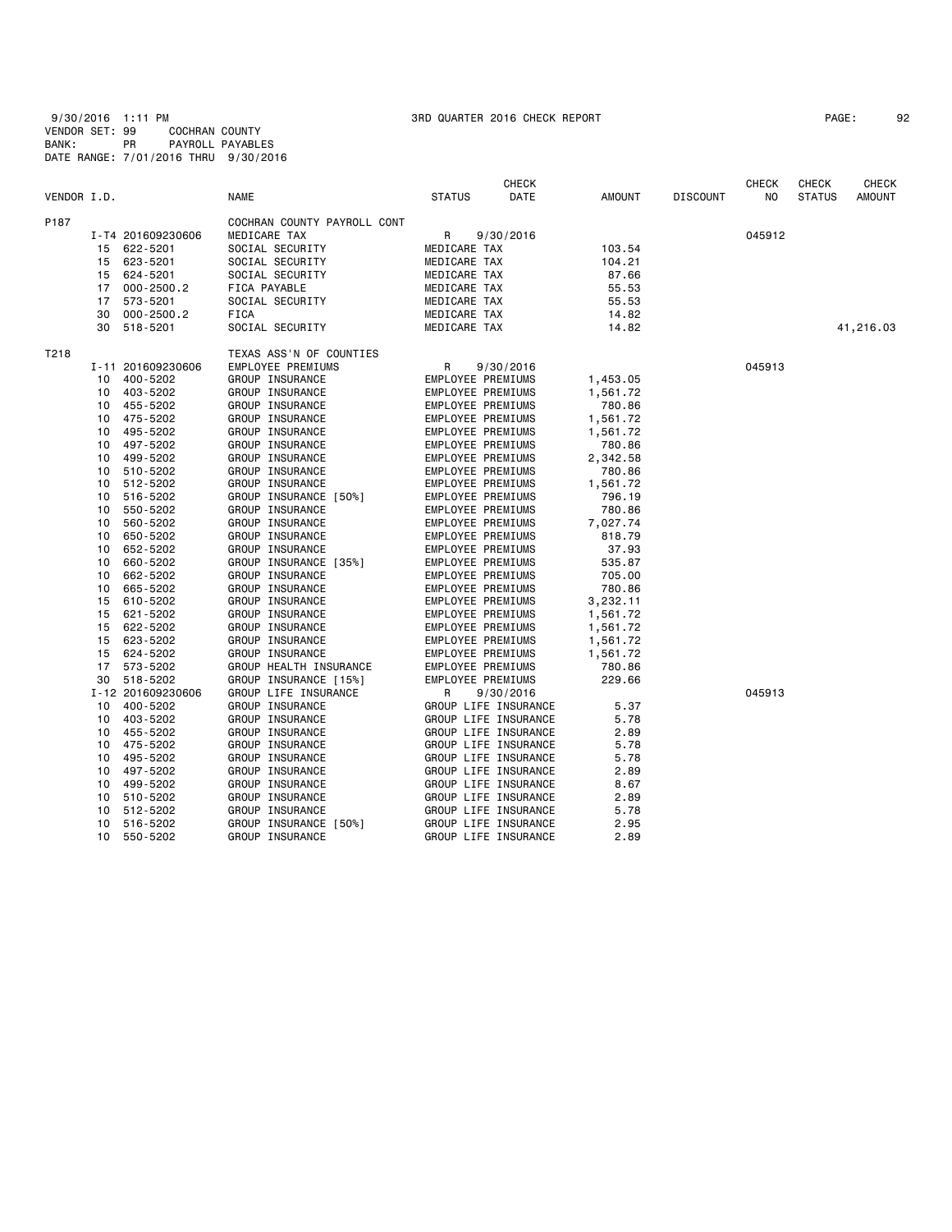9/30/2016 1:11 PM 3RD QUARTER 2016 CHECK REPORT PAGE: 92
VENDOR SET: 99 COCHRAN COUNTY
BANK: PR PAYROLL PAYABLES
DATE RANGE: 7/01/2016 THRU 9/30/2016

| VENDOR I.D. | | NAME | STATUS | CHECK DATE | AMOUNT | DISCOUNT | CHECK NO | CHECK STATUS | CHECK AMOUNT |
|---|---|---|---|---|---|---|---|---|---|
| P187 | | COCHRAN COUNTY PAYROLL CONT | | | | | | | |
| | I-T4 201609230606 | MEDICARE TAX | R | 9/30/2016 | | | 045912 | | |
| | 15 622-5201 | SOCIAL SECURITY | MEDICARE TAX | | 103.54 | | | | |
| | 15 623-5201 | SOCIAL SECURITY | MEDICARE TAX | | 104.21 | | | | |
| | 15 624-5201 | SOCIAL SECURITY | MEDICARE TAX | | 87.66 | | | | |
| | 17 000-2500.2 | FICA PAYABLE | MEDICARE TAX | | 55.53 | | | | |
| | 17 573-5201 | SOCIAL SECURITY | MEDICARE TAX | | 55.53 | | | | |
| | 30 000-2500.2 | FICA | MEDICARE TAX | | 14.82 | | | | |
| | 30 518-5201 | SOCIAL SECURITY | MEDICARE TAX | | 14.82 | | | | 41,216.03 |
| T218 | | TEXAS ASS'N OF COUNTIES | | | | | | | |
| | I-11 201609230606 | EMPLOYEE PREMIUMS | R | 9/30/2016 | | | 045913 | | |
| | 10 400-5202 | GROUP INSURANCE | EMPLOYEE PREMIUMS | | 1,453.05 | | | | |
| | 10 403-5202 | GROUP INSURANCE | EMPLOYEE PREMIUMS | | 1,561.72 | | | | |
| | 10 455-5202 | GROUP INSURANCE | EMPLOYEE PREMIUMS | | 780.86 | | | | |
| | 10 475-5202 | GROUP INSURANCE | EMPLOYEE PREMIUMS | | 1,561.72 | | | | |
| | 10 495-5202 | GROUP INSURANCE | EMPLOYEE PREMIUMS | | 1,561.72 | | | | |
| | 10 497-5202 | GROUP INSURANCE | EMPLOYEE PREMIUMS | | 780.86 | | | | |
| | 10 499-5202 | GROUP INSURANCE | EMPLOYEE PREMIUMS | | 2,342.58 | | | | |
| | 10 510-5202 | GROUP INSURANCE | EMPLOYEE PREMIUMS | | 780.86 | | | | |
| | 10 512-5202 | GROUP INSURANCE | EMPLOYEE PREMIUMS | | 1,561.72 | | | | |
| | 10 516-5202 | GROUP INSURANCE [50%] | EMPLOYEE PREMIUMS | | 796.19 | | | | |
| | 10 550-5202 | GROUP INSURANCE | EMPLOYEE PREMIUMS | | 780.86 | | | | |
| | 10 560-5202 | GROUP INSURANCE | EMPLOYEE PREMIUMS | | 7,027.74 | | | | |
| | 10 650-5202 | GROUP INSURANCE | EMPLOYEE PREMIUMS | | 818.79 | | | | |
| | 10 652-5202 | GROUP INSURANCE | EMPLOYEE PREMIUMS | | 37.93 | | | | |
| | 10 660-5202 | GROUP INSURANCE [35%] | EMPLOYEE PREMIUMS | | 535.87 | | | | |
| | 10 662-5202 | GROUP INSURANCE | EMPLOYEE PREMIUMS | | 705.00 | | | | |
| | 10 665-5202 | GROUP INSURANCE | EMPLOYEE PREMIUMS | | 780.86 | | | | |
| | 15 610-5202 | GROUP INSURANCE | EMPLOYEE PREMIUMS | | 3,232.11 | | | | |
| | 15 621-5202 | GROUP INSURANCE | EMPLOYEE PREMIUMS | | 1,561.72 | | | | |
| | 15 622-5202 | GROUP INSURANCE | EMPLOYEE PREMIUMS | | 1,561.72 | | | | |
| | 15 623-5202 | GROUP INSURANCE | EMPLOYEE PREMIUMS | | 1,561.72 | | | | |
| | 15 624-5202 | GROUP INSURANCE | EMPLOYEE PREMIUMS | | 1,561.72 | | | | |
| | 17 573-5202 | GROUP HEALTH INSURANCE | EMPLOYEE PREMIUMS | | 780.86 | | | | |
| | 30 518-5202 | GROUP INSURANCE [15%] | EMPLOYEE PREMIUMS | | 229.66 | | | | |
| | I-12 201609230606 | GROUP LIFE INSURANCE | R | 9/30/2016 | | | 045913 | | |
| | 10 400-5202 | GROUP INSURANCE | GROUP LIFE INSURANCE | | 5.37 | | | | |
| | 10 403-5202 | GROUP INSURANCE | GROUP LIFE INSURANCE | | 5.78 | | | | |
| | 10 455-5202 | GROUP INSURANCE | GROUP LIFE INSURANCE | | 2.89 | | | | |
| | 10 475-5202 | GROUP INSURANCE | GROUP LIFE INSURANCE | | 5.78 | | | | |
| | 10 495-5202 | GROUP INSURANCE | GROUP LIFE INSURANCE | | 5.78 | | | | |
| | 10 497-5202 | GROUP INSURANCE | GROUP LIFE INSURANCE | | 2.89 | | | | |
| | 10 499-5202 | GROUP INSURANCE | GROUP LIFE INSURANCE | | 8.67 | | | | |
| | 10 510-5202 | GROUP INSURANCE | GROUP LIFE INSURANCE | | 2.89 | | | | |
| | 10 512-5202 | GROUP INSURANCE | GROUP LIFE INSURANCE | | 5.78 | | | | |
| | 10 516-5202 | GROUP INSURANCE [50%] | GROUP LIFE INSURANCE | | 2.95 | | | | |
| | 10 550-5202 | GROUP INSURANCE | GROUP LIFE INSURANCE | | 2.89 | | | | |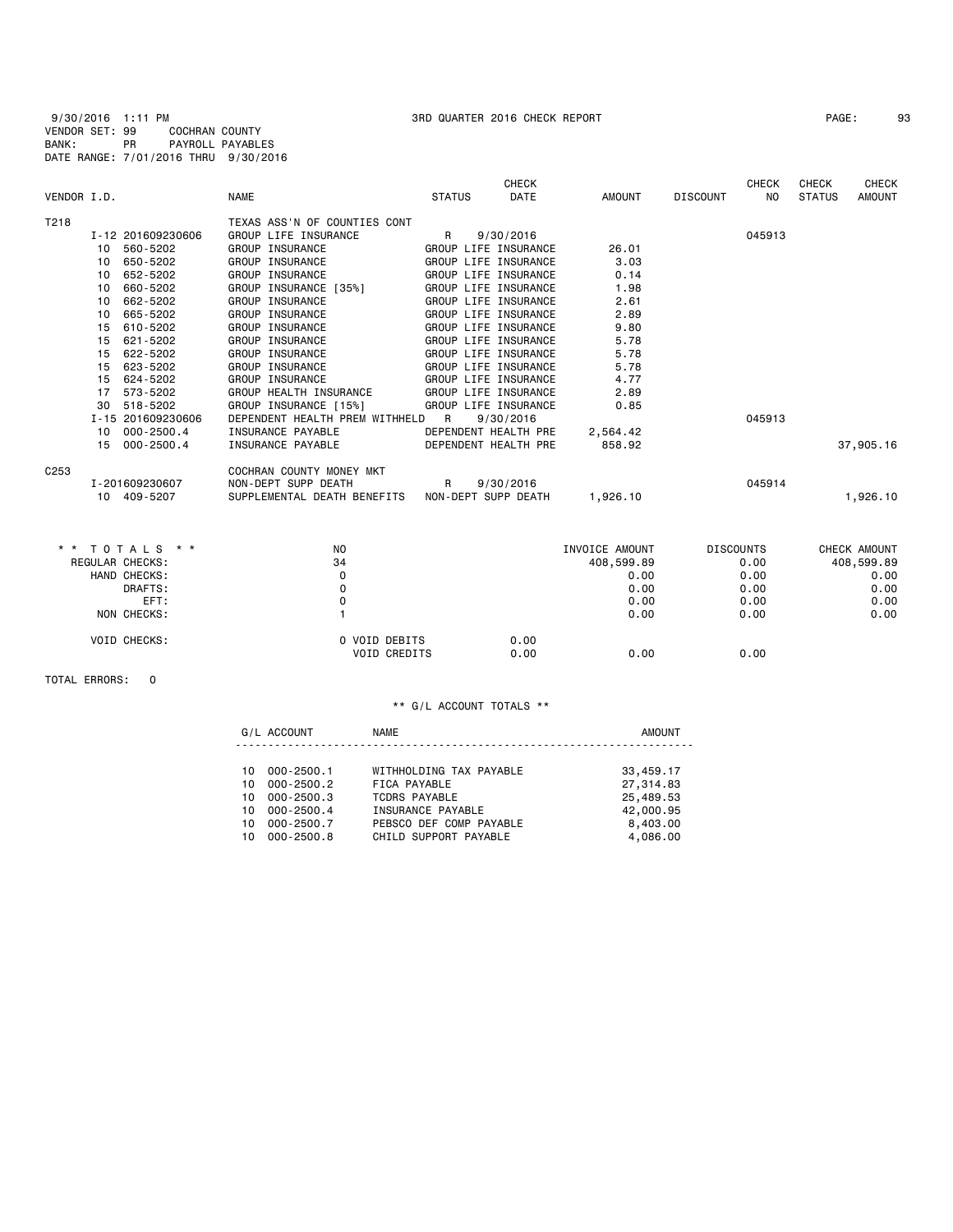9/30/2016 1:11 PM 3RD QUARTER 2016 CHECK REPORT
VENDOR SET: 99 COCHRAN COUNTY
BANK: PR PAYROLL PAYABLES
DATE RANGE: 7/01/2016 THRU 9/30/2016

| VENDOR I.D. | NAME | STATUS | CHECK DATE | AMOUNT | DISCOUNT | CHECK NO | CHECK STATUS | CHECK AMOUNT |
|---|---|---|---|---|---|---|---|---|
| T218 | TEXAS ASS'N OF COUNTIES CONT | | | | | | | |
| I-12 201609230606 | GROUP LIFE INSURANCE | R | 9/30/2016 | | | 045913 | | |
| 10 560-5202 | GROUP INSURANCE | GROUP LIFE INSURANCE | | 26.01 | | | | |
| 10 650-5202 | GROUP INSURANCE | GROUP LIFE INSURANCE | | 3.03 | | | | |
| 10 652-5202 | GROUP INSURANCE | GROUP LIFE INSURANCE | | 0.14 | | | | |
| 10 660-5202 | GROUP INSURANCE [35%] | GROUP LIFE INSURANCE | | 1.98 | | | | |
| 10 662-5202 | GROUP INSURANCE | GROUP LIFE INSURANCE | | 2.61 | | | | |
| 10 665-5202 | GROUP INSURANCE | GROUP LIFE INSURANCE | | 2.89 | | | | |
| 15 610-5202 | GROUP INSURANCE | GROUP LIFE INSURANCE | | 9.80 | | | | |
| 15 621-5202 | GROUP INSURANCE | GROUP LIFE INSURANCE | | 5.78 | | | | |
| 15 622-5202 | GROUP INSURANCE | GROUP LIFE INSURANCE | | 5.78 | | | | |
| 15 623-5202 | GROUP INSURANCE | GROUP LIFE INSURANCE | | 5.78 | | | | |
| 15 624-5202 | GROUP INSURANCE | GROUP LIFE INSURANCE | | 4.77 | | | | |
| 17 573-5202 | GROUP HEALTH INSURANCE | GROUP LIFE INSURANCE | | 2.89 | | | | |
| 30 518-5202 | GROUP INSURANCE [15%] | GROUP LIFE INSURANCE | | 0.85 | | | | |
| I-15 201609230606 | DEPENDENT HEALTH PREM WITHHELD | R | 9/30/2016 | | | 045913 | | |
| 10 000-2500.4 | INSURANCE PAYABLE | DEPENDENT HEALTH PRE | | 2,564.42 | | | | |
| 15 000-2500.4 | INSURANCE PAYABLE | DEPENDENT HEALTH PRE | | 858.92 | | | | 37,905.16 |
| C253 | COCHRAN COUNTY MONEY MKT | | | | | | | |
| I-201609230607 | NON-DEPT SUPP DEATH | R | 9/30/2016 | | | 045914 | | |
| 10 409-5207 | SUPPLEMENTAL DEATH BENEFITS | NON-DEPT SUPP DEATH | | 1,926.10 | | | | 1,926.10 |

| * * TOTALS * * | NO | | INVOICE AMOUNT | DISCOUNTS | CHECK AMOUNT |
|---|---|---|---|---|---|
| REGULAR CHECKS: | 34 | | 408,599.89 | 0.00 | 408,599.89 |
| HAND CHECKS: | 0 | | 0.00 | 0.00 | 0.00 |
| DRAFTS: | 0 | | 0.00 | 0.00 | 0.00 |
| EFT: | 0 | | 0.00 | 0.00 | 0.00 |
| NON CHECKS: | 1 | | 0.00 | 0.00 | 0.00 |
| VOID CHECKS: | 0 VOID DEBITS | 0.00 | | | |
| | VOID CREDITS | 0.00 | 0.00 | 0.00 | |

TOTAL ERRORS: 0

** G/L ACCOUNT TOTALS **

| G/L ACCOUNT | NAME | AMOUNT |
|---|---|---|
| 10 000-2500.1 | WITHHOLDING TAX PAYABLE | 33,459.17 |
| 10 000-2500.2 | FICA PAYABLE | 27,314.83 |
| 10 000-2500.3 | TCDRS PAYABLE | 25,489.53 |
| 10 000-2500.4 | INSURANCE PAYABLE | 42,000.95 |
| 10 000-2500.7 | PEBSCO DEF COMP PAYABLE | 8,403.00 |
| 10 000-2500.8 | CHILD SUPPORT PAYABLE | 4,086.00 |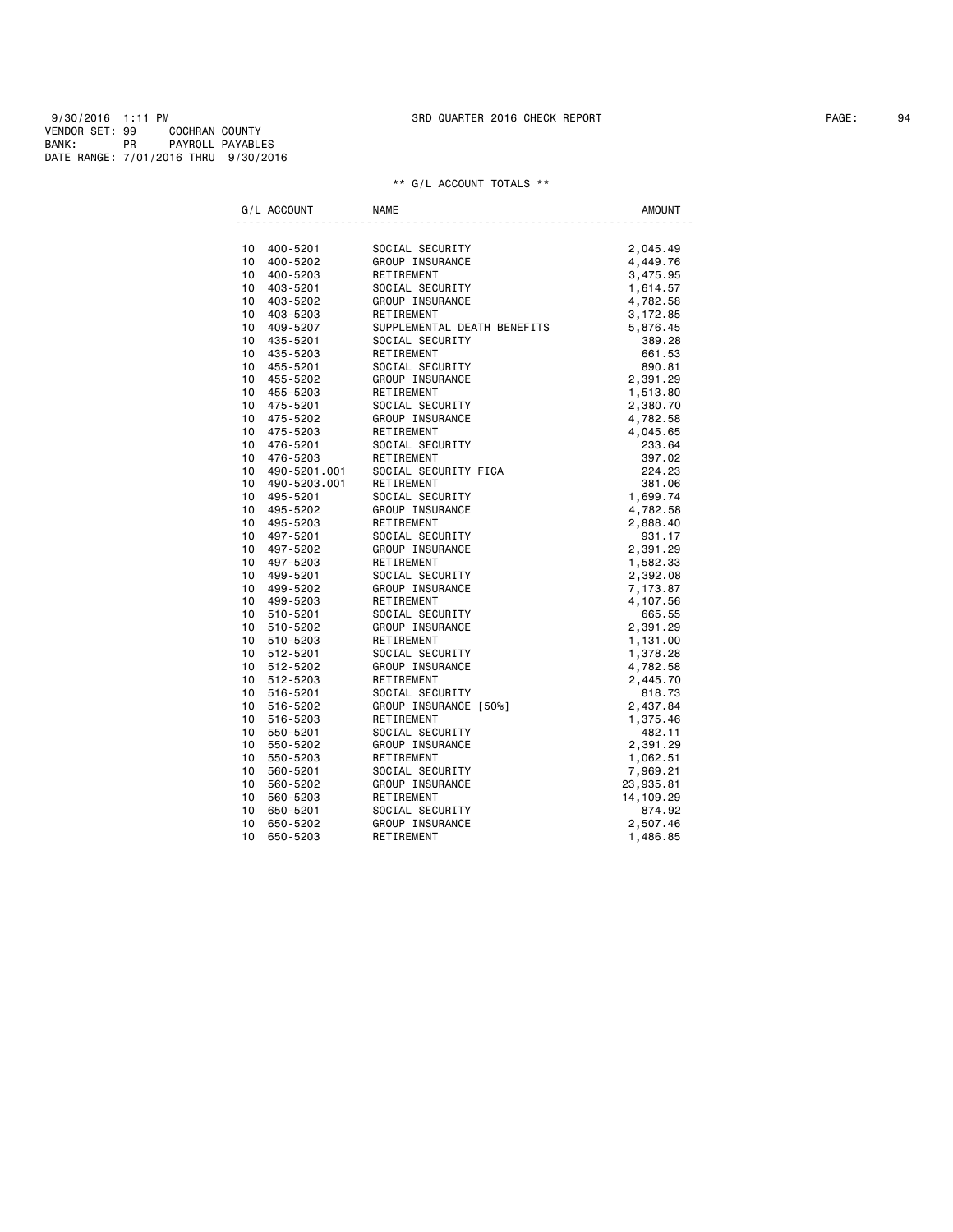9/30/2016 1:11 PM 3RD QUARTER 2016 CHECK REPORT

VENDOR SET: 99 COCHRAN COUNTY
BANK: PR PAYROLL PAYABLES
DATE RANGE: 7/01/2016 THRU 9/30/2016

** G/L ACCOUNT TOTALS **

| G/L ACCOUNT | | NAME | AMOUNT |
|---|---|---|---|
| 10 | 400-5201 | SOCIAL SECURITY | 2,045.49 |
| 10 | 400-5202 | GROUP INSURANCE | 4,449.76 |
| 10 | 400-5203 | RETIREMENT | 3,475.95 |
| 10 | 403-5201 | SOCIAL SECURITY | 1,614.57 |
| 10 | 403-5202 | GROUP INSURANCE | 4,782.58 |
| 10 | 403-5203 | RETIREMENT | 3,172.85 |
| 10 | 409-5207 | SUPPLEMENTAL DEATH BENEFITS | 5,876.45 |
| 10 | 435-5201 | SOCIAL SECURITY | 389.28 |
| 10 | 435-5203 | RETIREMENT | 661.53 |
| 10 | 455-5201 | SOCIAL SECURITY | 890.81 |
| 10 | 455-5202 | GROUP INSURANCE | 2,391.29 |
| 10 | 455-5203 | RETIREMENT | 1,513.80 |
| 10 | 475-5201 | SOCIAL SECURITY | 2,380.70 |
| 10 | 475-5202 | GROUP INSURANCE | 4,782.58 |
| 10 | 475-5203 | RETIREMENT | 4,045.65 |
| 10 | 476-5201 | SOCIAL SECURITY | 233.64 |
| 10 | 476-5203 | RETIREMENT | 397.02 |
| 10 | 490-5201.001 | SOCIAL SECURITY FICA | 224.23 |
| 10 | 490-5203.001 | RETIREMENT | 381.06 |
| 10 | 495-5201 | SOCIAL SECURITY | 1,699.74 |
| 10 | 495-5202 | GROUP INSURANCE | 4,782.58 |
| 10 | 495-5203 | RETIREMENT | 2,888.40 |
| 10 | 497-5201 | SOCIAL SECURITY | 931.17 |
| 10 | 497-5202 | GROUP INSURANCE | 2,391.29 |
| 10 | 497-5203 | RETIREMENT | 1,582.33 |
| 10 | 499-5201 | SOCIAL SECURITY | 2,392.08 |
| 10 | 499-5202 | GROUP INSURANCE | 7,173.87 |
| 10 | 499-5203 | RETIREMENT | 4,107.56 |
| 10 | 510-5201 | SOCIAL SECURITY | 665.55 |
| 10 | 510-5202 | GROUP INSURANCE | 2,391.29 |
| 10 | 510-5203 | RETIREMENT | 1,131.00 |
| 10 | 512-5201 | SOCIAL SECURITY | 1,378.28 |
| 10 | 512-5202 | GROUP INSURANCE | 4,782.58 |
| 10 | 512-5203 | RETIREMENT | 2,445.70 |
| 10 | 516-5201 | SOCIAL SECURITY | 818.73 |
| 10 | 516-5202 | GROUP INSURANCE [50%] | 2,437.84 |
| 10 | 516-5203 | RETIREMENT | 1,375.46 |
| 10 | 550-5201 | SOCIAL SECURITY | 482.11 |
| 10 | 550-5202 | GROUP INSURANCE | 2,391.29 |
| 10 | 550-5203 | RETIREMENT | 1,062.51 |
| 10 | 560-5201 | SOCIAL SECURITY | 7,969.21 |
| 10 | 560-5202 | GROUP INSURANCE | 23,935.81 |
| 10 | 560-5203 | RETIREMENT | 14,109.29 |
| 10 | 650-5201 | SOCIAL SECURITY | 874.92 |
| 10 | 650-5202 | GROUP INSURANCE | 2,507.46 |
| 10 | 650-5203 | RETIREMENT | 1,486.85 |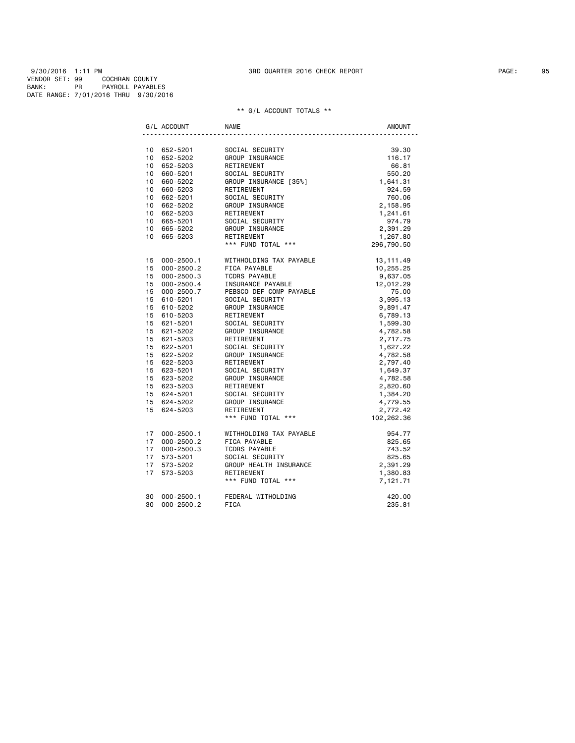9/30/2016 1:11 PM 3RD QUARTER 2016 CHECK REPORT
VENDOR SET: 99 COCHRAN COUNTY
BANK: PR PAYROLL PAYABLES
DATE RANGE: 7/01/2016 THRU 9/30/2016

** G/L ACCOUNT TOTALS **

| G/L ACCOUNT | | NAME | AMOUNT |
|---|---|---|---|
| 10 | 652-5201 | SOCIAL SECURITY | 39.30 |
| 10 | 652-5202 | GROUP INSURANCE | 116.17 |
| 10 | 652-5203 | RETIREMENT | 66.81 |
| 10 | 660-5201 | SOCIAL SECURITY | 550.20 |
| 10 | 660-5202 | GROUP INSURANCE [35%] | 1,641.31 |
| 10 | 660-5203 | RETIREMENT | 924.59 |
| 10 | 662-5201 | SOCIAL SECURITY | 760.06 |
| 10 | 662-5202 | GROUP INSURANCE | 2,158.95 |
| 10 | 662-5203 | RETIREMENT | 1,241.61 |
| 10 | 665-5201 | SOCIAL SECURITY | 974.79 |
| 10 | 665-5202 | GROUP INSURANCE | 2,391.29 |
| 10 | 665-5203 | RETIREMENT | 1,267.80 |
| | | *** FUND TOTAL *** | 296,790.50 |
| 15 | 000-2500.1 | WITHHOLDING TAX PAYABLE | 13,111.49 |
| 15 | 000-2500.2 | FICA PAYABLE | 10,255.25 |
| 15 | 000-2500.3 | TCDRS PAYABLE | 9,637.05 |
| 15 | 000-2500.4 | INSURANCE PAYABLE | 12,012.29 |
| 15 | 000-2500.7 | PEBSCO DEF COMP PAYABLE | 75.00 |
| 15 | 610-5201 | SOCIAL SECURITY | 3,995.13 |
| 15 | 610-5202 | GROUP INSURANCE | 9,891.47 |
| 15 | 610-5203 | RETIREMENT | 6,789.13 |
| 15 | 621-5201 | SOCIAL SECURITY | 1,599.30 |
| 15 | 621-5202 | GROUP INSURANCE | 4,782.58 |
| 15 | 621-5203 | RETIREMENT | 2,717.75 |
| 15 | 622-5201 | SOCIAL SECURITY | 1,627.22 |
| 15 | 622-5202 | GROUP INSURANCE | 4,782.58 |
| 15 | 622-5203 | RETIREMENT | 2,797.40 |
| 15 | 623-5201 | SOCIAL SECURITY | 1,649.37 |
| 15 | 623-5202 | GROUP INSURANCE | 4,782.58 |
| 15 | 623-5203 | RETIREMENT | 2,820.60 |
| 15 | 624-5201 | SOCIAL SECURITY | 1,384.20 |
| 15 | 624-5202 | GROUP INSURANCE | 4,779.55 |
| 15 | 624-5203 | RETIREMENT | 2,772.42 |
| | | *** FUND TOTAL *** | 102,262.36 |
| 17 | 000-2500.1 | WITHHOLDING TAX PAYABLE | 954.77 |
| 17 | 000-2500.2 | FICA PAYABLE | 825.65 |
| 17 | 000-2500.3 | TCDRS PAYABLE | 743.52 |
| 17 | 573-5201 | SOCIAL SECURITY | 825.65 |
| 17 | 573-5202 | GROUP HEALTH INSURANCE | 2,391.29 |
| 17 | 573-5203 | RETIREMENT | 1,380.83 |
| | | *** FUND TOTAL *** | 7,121.71 |
| 30 | 000-2500.1 | FEDERAL WITHOLDING | 420.00 |
| 30 | 000-2500.2 | FICA | 235.81 |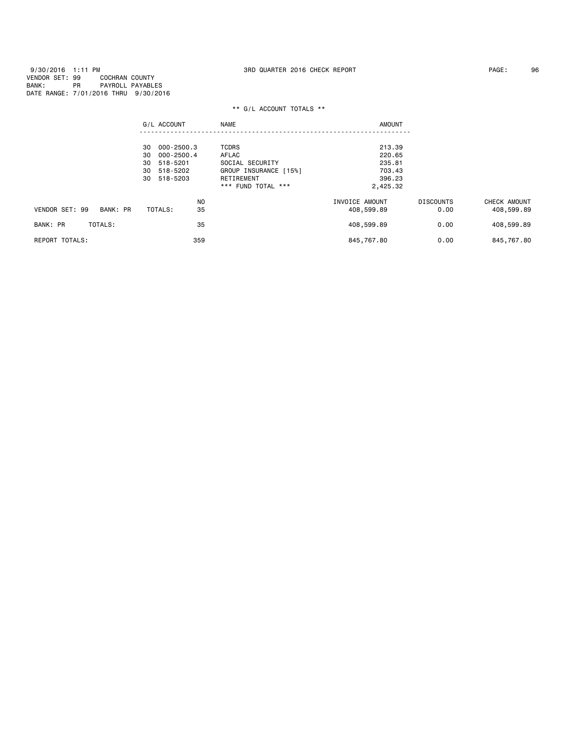9/30/2016 1:11 PM 3RD QUARTER 2016 CHECK REPORT PAGE: 96
VENDOR SET: 99 COCHRAN COUNTY
BANK: PR PAYROLL PAYABLES
DATE RANGE: 7/01/2016 THRU 9/30/2016

** G/L ACCOUNT TOTALS **

| G/L ACCOUNT | NAME | AMOUNT |
|---|---|---|
| 30 000-2500.3 | TCDRS | 213.39 |
| 30 000-2500.4 | AFLAC | 220.65 |
| 30 518-5201 | SOCIAL SECURITY | 235.81 |
| 30 518-5202 | GROUP INSURANCE [15%] | 703.43 |
| 30 518-5203 | RETIREMENT | 396.23 |
| | *** FUND TOTAL *** | 2,425.32 |

| | NO | INVOICE AMOUNT | DISCOUNTS | CHECK AMOUNT |
|---|---|---|---|---|
| VENDOR SET: 99 BANK: PR TOTALS: | 35 | 408,599.89 | 0.00 | 408,599.89 |
| BANK: PR TOTALS: | 35 | 408,599.89 | 0.00 | 408,599.89 |
| REPORT TOTALS: | 359 | 845,767.80 | 0.00 | 845,767.80 |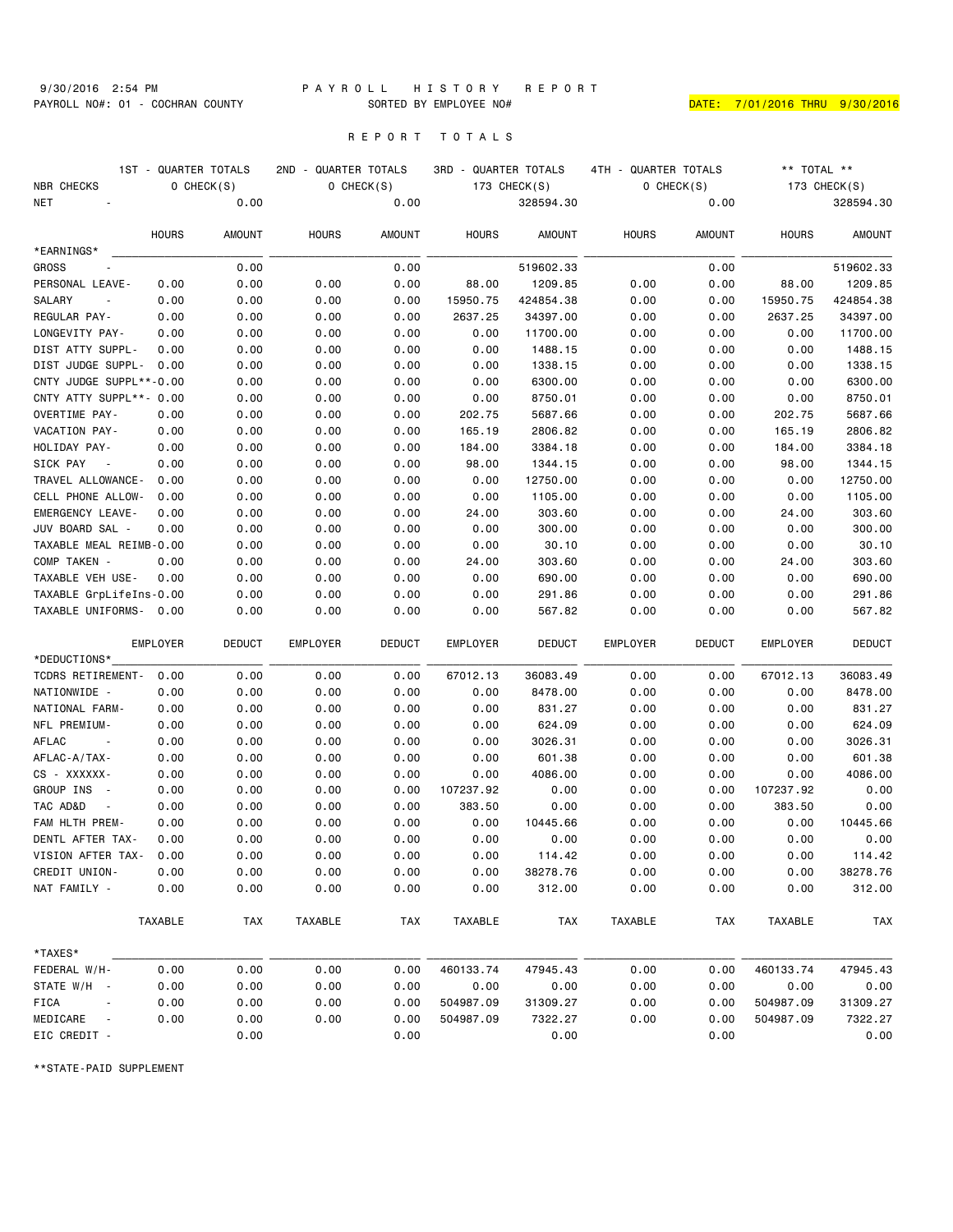9/30/2016 2:54 PM P A Y R O L L H I S T O R Y R E P O R T

PAYROLL NO#: 01 - COCHRAN COUNTY SORTED BY EMPLOYEE NO# DATE: 7/01/2016 THRU 9/30/2016

R E P O R T T O T A L S

| | 1ST - QUARTER TOTALS | | 2ND - QUARTER TOTALS | | 3RD - QUARTER TOTALS | | 4TH - QUARTER TOTALS | | ** TOTAL ** | |
|---|---|---|---|---|---|---|---|---|---|---|
| NBR CHECKS | 0 CHECK(S) | | 0 CHECK(S) | | 173 CHECK(S) | | 0 CHECK(S) | | 173 CHECK(S) | |
| NET - | | 0.00 | | 0.00 | | 328594.30 | | 0.00 | | 328594.30 |
| | HOURS | AMOUNT | HOURS | AMOUNT | HOURS | AMOUNT | HOURS | AMOUNT | HOURS | AMOUNT |
| *EARNINGS* | | | | | | | | | | |
| GROSS - | | 0.00 | | 0.00 | | 519602.33 | | 0.00 | | 519602.33 |
| PERSONAL LEAVE- | 0.00 | 0.00 | 0.00 | 0.00 | 88.00 | 1209.85 | 0.00 | 0.00 | 88.00 | 1209.85 |
| SALARY - | 0.00 | 0.00 | 0.00 | 0.00 | 15950.75 | 424854.38 | 0.00 | 0.00 | 15950.75 | 424854.38 |
| REGULAR PAY- | 0.00 | 0.00 | 0.00 | 0.00 | 2637.25 | 34397.00 | 0.00 | 0.00 | 2637.25 | 34397.00 |
| LONGEVITY PAY- | 0.00 | 0.00 | 0.00 | 0.00 | 0.00 | 11700.00 | 0.00 | 0.00 | 0.00 | 11700.00 |
| DIST ATTY SUPPL- | 0.00 | 0.00 | 0.00 | 0.00 | 0.00 | 1488.15 | 0.00 | 0.00 | 0.00 | 1488.15 |
| DIST JUDGE SUPPL- | 0.00 | 0.00 | 0.00 | 0.00 | 0.00 | 1338.15 | 0.00 | 0.00 | 0.00 | 1338.15 |
| CNTY JUDGE SUPPL**- | 0.00 | 0.00 | 0.00 | 0.00 | 0.00 | 6300.00 | 0.00 | 0.00 | 0.00 | 6300.00 |
| CNTY ATTY SUPPL**- | 0.00 | 0.00 | 0.00 | 0.00 | 0.00 | 8750.01 | 0.00 | 0.00 | 0.00 | 8750.01 |
| OVERTIME PAY- | 0.00 | 0.00 | 0.00 | 0.00 | 202.75 | 5687.66 | 0.00 | 0.00 | 202.75 | 5687.66 |
| VACATION PAY- | 0.00 | 0.00 | 0.00 | 0.00 | 165.19 | 2806.82 | 0.00 | 0.00 | 165.19 | 2806.82 |
| HOLIDAY PAY- | 0.00 | 0.00 | 0.00 | 0.00 | 184.00 | 3384.18 | 0.00 | 0.00 | 184.00 | 3384.18 |
| SICK PAY - | 0.00 | 0.00 | 0.00 | 0.00 | 98.00 | 1344.15 | 0.00 | 0.00 | 98.00 | 1344.15 |
| TRAVEL ALLOWANCE- | 0.00 | 0.00 | 0.00 | 0.00 | 0.00 | 12750.00 | 0.00 | 0.00 | 0.00 | 12750.00 |
| CELL PHONE ALLOW- | 0.00 | 0.00 | 0.00 | 0.00 | 0.00 | 1105.00 | 0.00 | 0.00 | 0.00 | 1105.00 |
| EMERGENCY LEAVE- | 0.00 | 0.00 | 0.00 | 0.00 | 24.00 | 303.60 | 0.00 | 0.00 | 24.00 | 303.60 |
| JUV BOARD SAL - | 0.00 | 0.00 | 0.00 | 0.00 | 0.00 | 300.00 | 0.00 | 0.00 | 0.00 | 300.00 |
| TAXABLE MEAL REIMB- | 0.00 | 0.00 | 0.00 | 0.00 | 0.00 | 30.10 | 0.00 | 0.00 | 0.00 | 30.10 |
| COMP TAKEN - | 0.00 | 0.00 | 0.00 | 0.00 | 24.00 | 303.60 | 0.00 | 0.00 | 24.00 | 303.60 |
| TAXABLE VEH USE- | 0.00 | 0.00 | 0.00 | 0.00 | 0.00 | 690.00 | 0.00 | 0.00 | 0.00 | 690.00 |
| TAXABLE GrpLifeIns- | 0.00 | 0.00 | 0.00 | 0.00 | 0.00 | 291.86 | 0.00 | 0.00 | 0.00 | 291.86 |
| TAXABLE UNIFORMS- | 0.00 | 0.00 | 0.00 | 0.00 | 0.00 | 567.82 | 0.00 | 0.00 | 0.00 | 567.82 |
| | EMPLOYER | DEDUCT | EMPLOYER | DEDUCT | EMPLOYER | DEDUCT | EMPLOYER | DEDUCT | EMPLOYER | DEDUCT |
| *DEDUCTIONS* | | | | | | | | | | |
| TCDRS RETIREMENT- | 0.00 | 0.00 | 0.00 | 0.00 | 67012.13 | 36083.49 | 0.00 | 0.00 | 67012.13 | 36083.49 |
| NATIONWIDE - | 0.00 | 0.00 | 0.00 | 0.00 | 0.00 | 8478.00 | 0.00 | 0.00 | 0.00 | 8478.00 |
| NATIONAL FARM- | 0.00 | 0.00 | 0.00 | 0.00 | 0.00 | 831.27 | 0.00 | 0.00 | 0.00 | 831.27 |
| NFL PREMIUM- | 0.00 | 0.00 | 0.00 | 0.00 | 0.00 | 624.09 | 0.00 | 0.00 | 0.00 | 624.09 |
| AFLAC - | 0.00 | 0.00 | 0.00 | 0.00 | 0.00 | 3026.31 | 0.00 | 0.00 | 0.00 | 3026.31 |
| AFLAC-A/TAX- | 0.00 | 0.00 | 0.00 | 0.00 | 0.00 | 601.38 | 0.00 | 0.00 | 0.00 | 601.38 |
| CS - XXXXXX- | 0.00 | 0.00 | 0.00 | 0.00 | 0.00 | 4086.00 | 0.00 | 0.00 | 0.00 | 4086.00 |
| GROUP INS - | 0.00 | 0.00 | 0.00 | 0.00 | 107237.92 | 0.00 | 0.00 | 0.00 | 107237.92 | 0.00 |
| TAC AD&D - | 0.00 | 0.00 | 0.00 | 0.00 | 383.50 | 0.00 | 0.00 | 0.00 | 383.50 | 0.00 |
| FAM HLTH PREM- | 0.00 | 0.00 | 0.00 | 0.00 | 0.00 | 10445.66 | 0.00 | 0.00 | 0.00 | 10445.66 |
| DENTL AFTER TAX- | 0.00 | 0.00 | 0.00 | 0.00 | 0.00 | 0.00 | 0.00 | 0.00 | 0.00 | 0.00 |
| VISION AFTER TAX- | 0.00 | 0.00 | 0.00 | 0.00 | 0.00 | 114.42 | 0.00 | 0.00 | 0.00 | 114.42 |
| CREDIT UNION- | 0.00 | 0.00 | 0.00 | 0.00 | 0.00 | 38278.76 | 0.00 | 0.00 | 0.00 | 38278.76 |
| NAT FAMILY - | 0.00 | 0.00 | 0.00 | 0.00 | 0.00 | 312.00 | 0.00 | 0.00 | 0.00 | 312.00 |
| | TAXABLE | TAX | TAXABLE | TAX | TAXABLE | TAX | TAXABLE | TAX | TAXABLE | TAX |
| *TAXES* | | | | | | | | | | |
| FEDERAL W/H- | 0.00 | 0.00 | 0.00 | 0.00 | 460133.74 | 47945.43 | 0.00 | 0.00 | 460133.74 | 47945.43 |
| STATE W/H - | 0.00 | 0.00 | 0.00 | 0.00 | 0.00 | 0.00 | 0.00 | 0.00 | 0.00 | 0.00 |
| FICA - | 0.00 | 0.00 | 0.00 | 0.00 | 504987.09 | 31309.27 | 0.00 | 0.00 | 504987.09 | 31309.27 |
| MEDICARE - | 0.00 | 0.00 | 0.00 | 0.00 | 504987.09 | 7322.27 | 0.00 | 0.00 | 504987.09 | 7322.27 |
| EIC CREDIT - | | 0.00 | | 0.00 | | 0.00 | | 0.00 | | 0.00 |

**STATE-PAID SUPPLEMENT